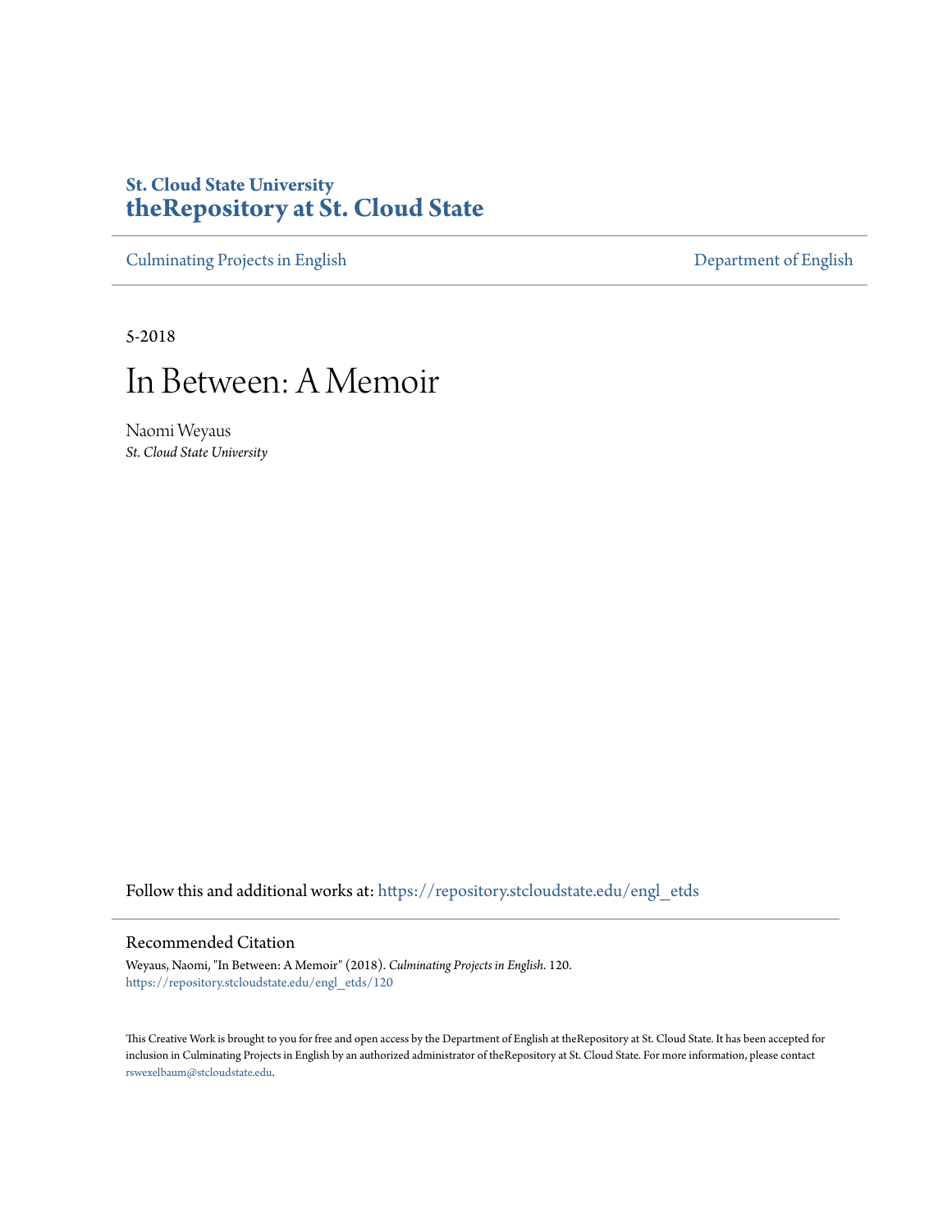St. Cloud State University
**theRepository at St. Cloud State**

Culminating Projects in English | Department of English

5-2018

# In Between: A Memoir

Naomi Weyaus
*St. Cloud State University*

Follow this and additional works at: https://repository.stcloudstate.edu/engl_etds

## Recommended Citation

Weyaus, Naomi, "In Between: A Memoir" (2018). *Culminating Projects in English*. 120.
https://repository.stcloudstate.edu/engl_etds/120

This Creative Work is brought to you for free and open access by the Department of English at theRepository at St. Cloud State. It has been accepted for inclusion in Culminating Projects in English by an authorized administrator of theRepository at St. Cloud State. For more information, please contact rswexelbaum@stcloudstate.edu.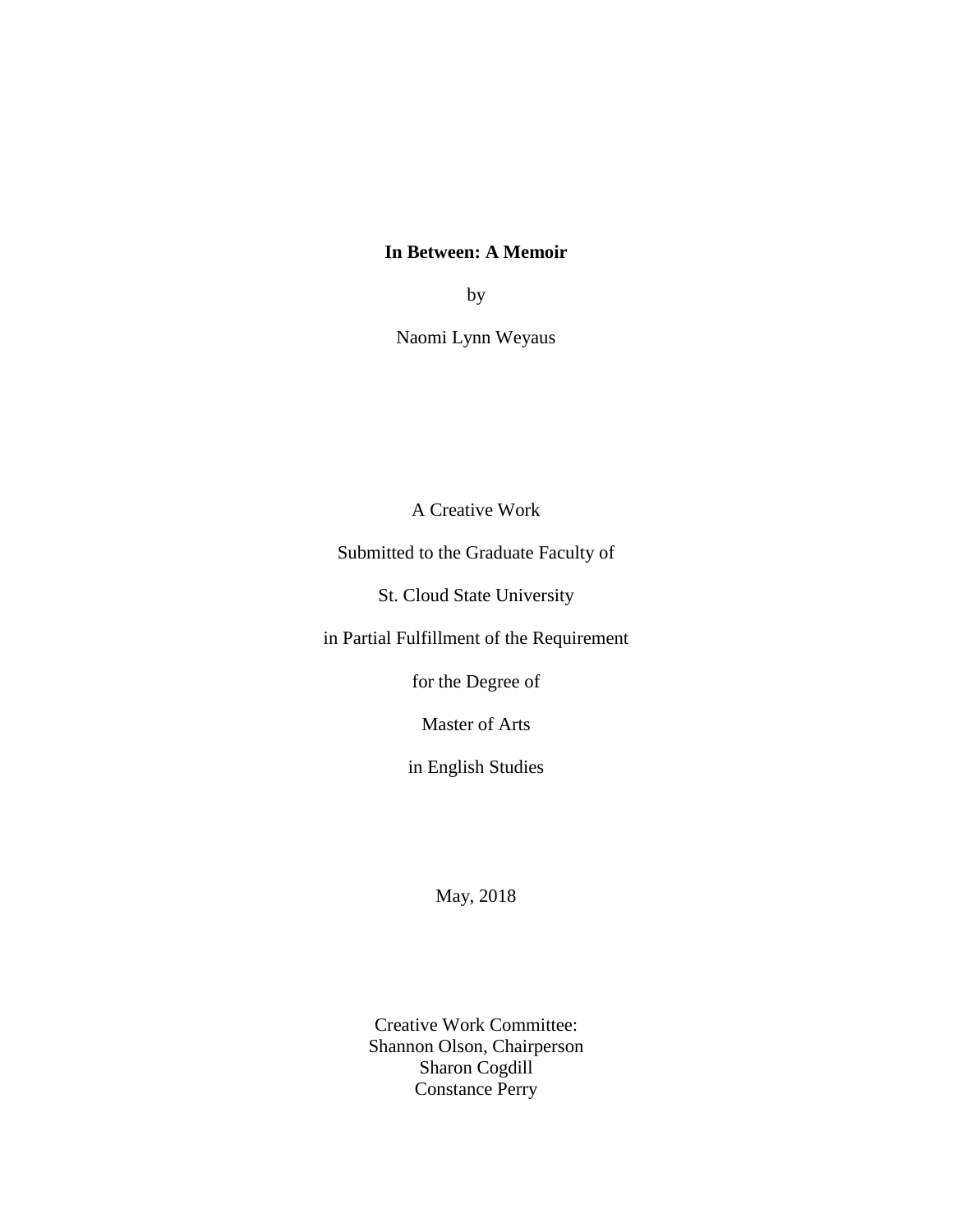**In Between: A Memoir**

by

Naomi Lynn Weyaus

A Creative Work

Submitted to the Graduate Faculty of

St. Cloud State University

in Partial Fulfillment of the Requirement

for the Degree of

Master of Arts

in English Studies

May, 2018

Creative Work Committee:
Shannon Olson, Chairperson
Sharon Cogdill
Constance Perry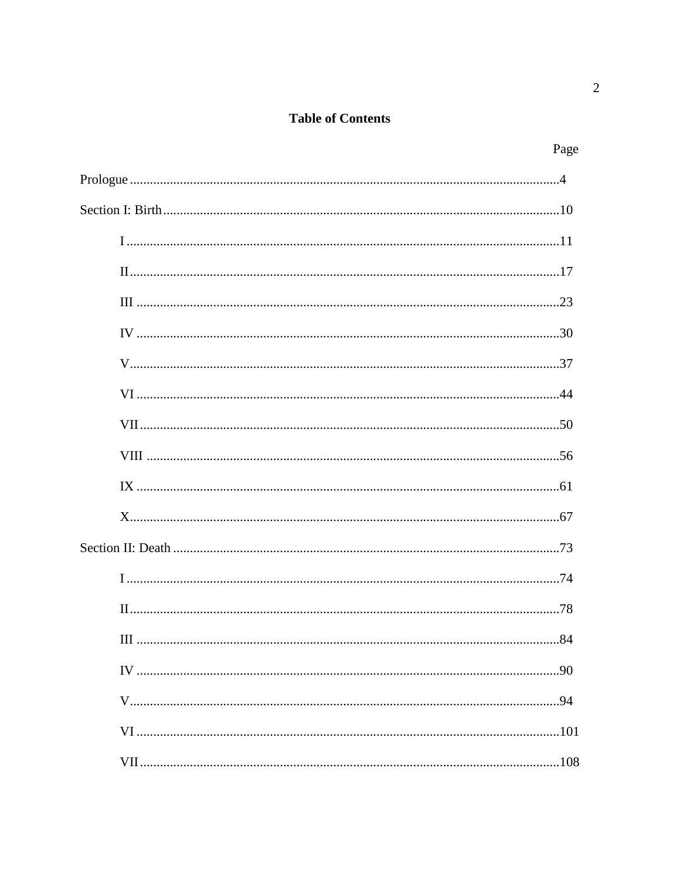## Table of Contents

Page

Prologue ........................................................................................................................4

Section I: Birth ..............................................................................................................10

- I ..............................................................................................................................11
- II .............................................................................................................................17
- III ............................................................................................................................23
- IV ............................................................................................................................30
- V .............................................................................................................................37
- VI ............................................................................................................................44
- VII ...........................................................................................................................50
- VIII ..........................................................................................................................56
- IX ............................................................................................................................61
- X .............................................................................................................................67

Section II: Death ............................................................................................................73

- I ..............................................................................................................................74
- II .............................................................................................................................78
- III ............................................................................................................................84
- IV ............................................................................................................................90
- V .............................................................................................................................94
- VI ............................................................................................................................101
- VII ...........................................................................................................................108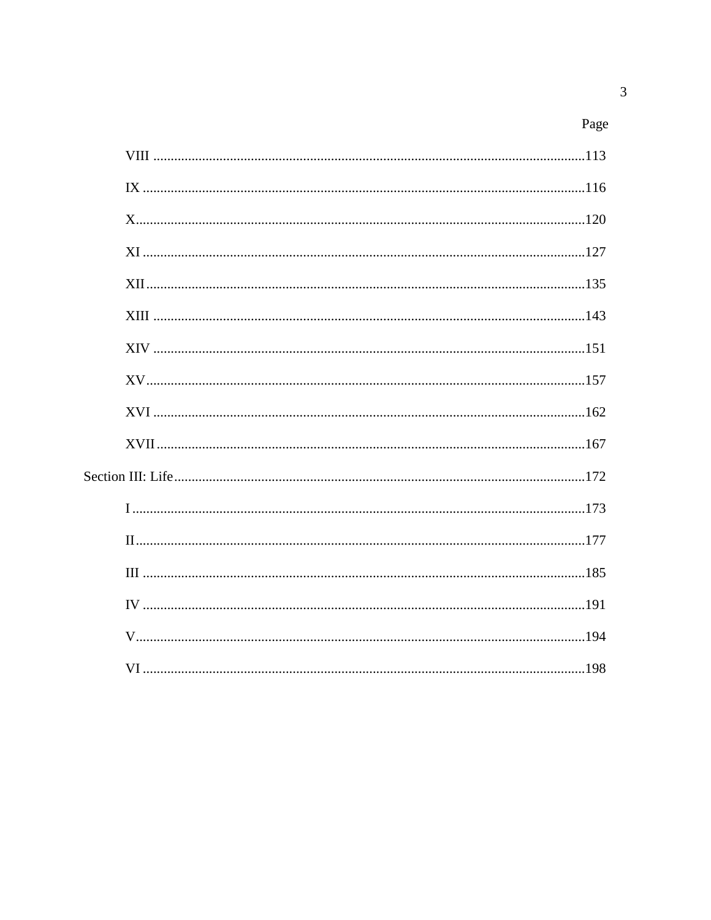Page

VIII .......... 113

IX .......... 116

X .......... 120

XI .......... 127

XII .......... 135

XIII .......... 143

XIV .......... 151

XV .......... 157

XVI .......... 162

XVII .......... 167

Section III: Life .......... 172

I .......... 173

II .......... 177

III .......... 185

IV .......... 191

V .......... 194

VI .......... 198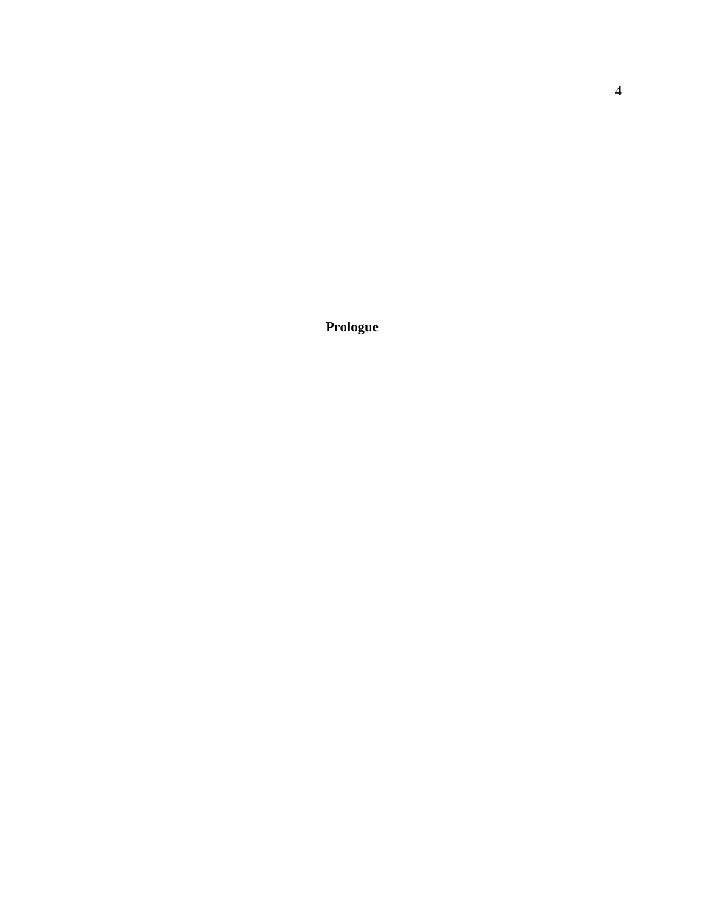# Prologue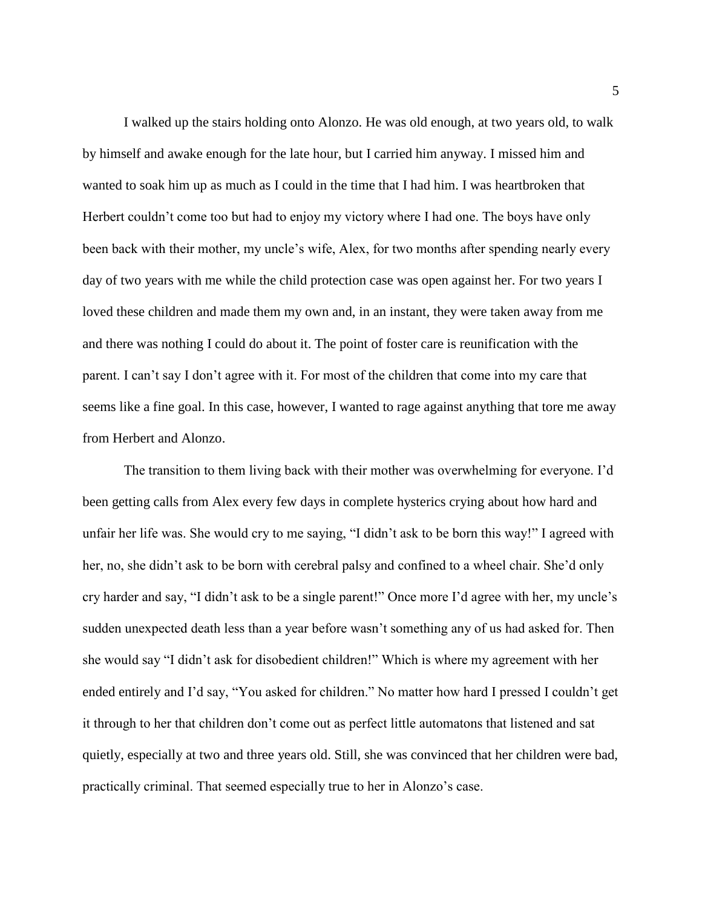I walked up the stairs holding onto Alonzo. He was old enough, at two years old, to walk by himself and awake enough for the late hour, but I carried him anyway. I missed him and wanted to soak him up as much as I could in the time that I had him. I was heartbroken that Herbert couldn't come too but had to enjoy my victory where I had one. The boys have only been back with their mother, my uncle's wife, Alex, for two months after spending nearly every day of two years with me while the child protection case was open against her. For two years I loved these children and made them my own and, in an instant, they were taken away from me and there was nothing I could do about it. The point of foster care is reunification with the parent. I can't say I don't agree with it. For most of the children that come into my care that seems like a fine goal. In this case, however, I wanted to rage against anything that tore me away from Herbert and Alonzo.

The transition to them living back with their mother was overwhelming for everyone. I'd been getting calls from Alex every few days in complete hysterics crying about how hard and unfair her life was. She would cry to me saying, "I didn't ask to be born this way!" I agreed with her, no, she didn't ask to be born with cerebral palsy and confined to a wheel chair. She'd only cry harder and say, "I didn't ask to be a single parent!" Once more I'd agree with her, my uncle's sudden unexpected death less than a year before wasn't something any of us had asked for. Then she would say "I didn't ask for disobedient children!" Which is where my agreement with her ended entirely and I'd say, "You asked for children." No matter how hard I pressed I couldn't get it through to her that children don't come out as perfect little automatons that listened and sat quietly, especially at two and three years old. Still, she was convinced that her children were bad, practically criminal. That seemed especially true to her in Alonzo's case.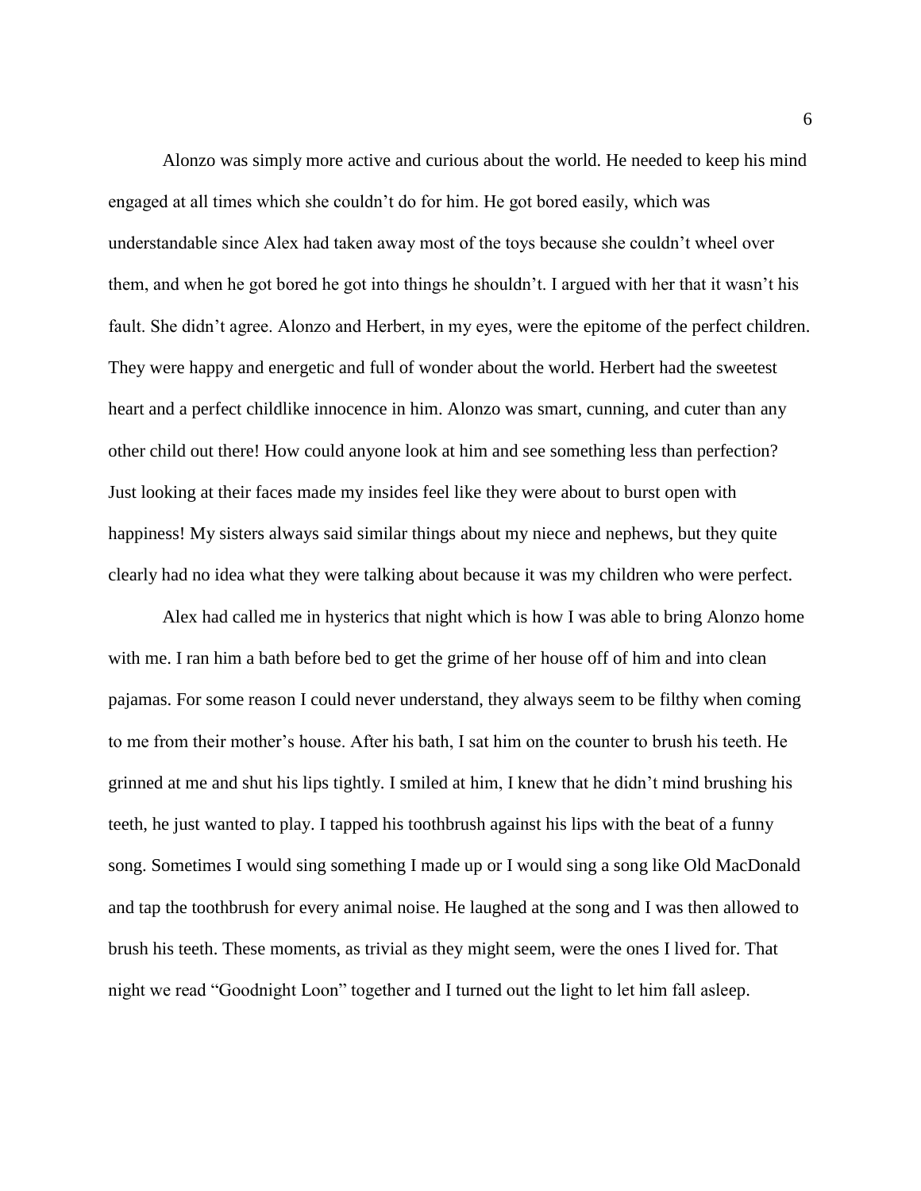Alonzo was simply more active and curious about the world. He needed to keep his mind engaged at all times which she couldn't do for him. He got bored easily, which was understandable since Alex had taken away most of the toys because she couldn't wheel over them, and when he got bored he got into things he shouldn't. I argued with her that it wasn't his fault. She didn't agree. Alonzo and Herbert, in my eyes, were the epitome of the perfect children. They were happy and energetic and full of wonder about the world. Herbert had the sweetest heart and a perfect childlike innocence in him. Alonzo was smart, cunning, and cuter than any other child out there! How could anyone look at him and see something less than perfection? Just looking at their faces made my insides feel like they were about to burst open with happiness! My sisters always said similar things about my niece and nephews, but they quite clearly had no idea what they were talking about because it was my children who were perfect.

Alex had called me in hysterics that night which is how I was able to bring Alonzo home with me. I ran him a bath before bed to get the grime of her house off of him and into clean pajamas. For some reason I could never understand, they always seem to be filthy when coming to me from their mother's house. After his bath, I sat him on the counter to brush his teeth. He grinned at me and shut his lips tightly. I smiled at him, I knew that he didn't mind brushing his teeth, he just wanted to play. I tapped his toothbrush against his lips with the beat of a funny song. Sometimes I would sing something I made up or I would sing a song like Old MacDonald and tap the toothbrush for every animal noise. He laughed at the song and I was then allowed to brush his teeth. These moments, as trivial as they might seem, were the ones I lived for. That night we read "Goodnight Loon" together and I turned out the light to let him fall asleep.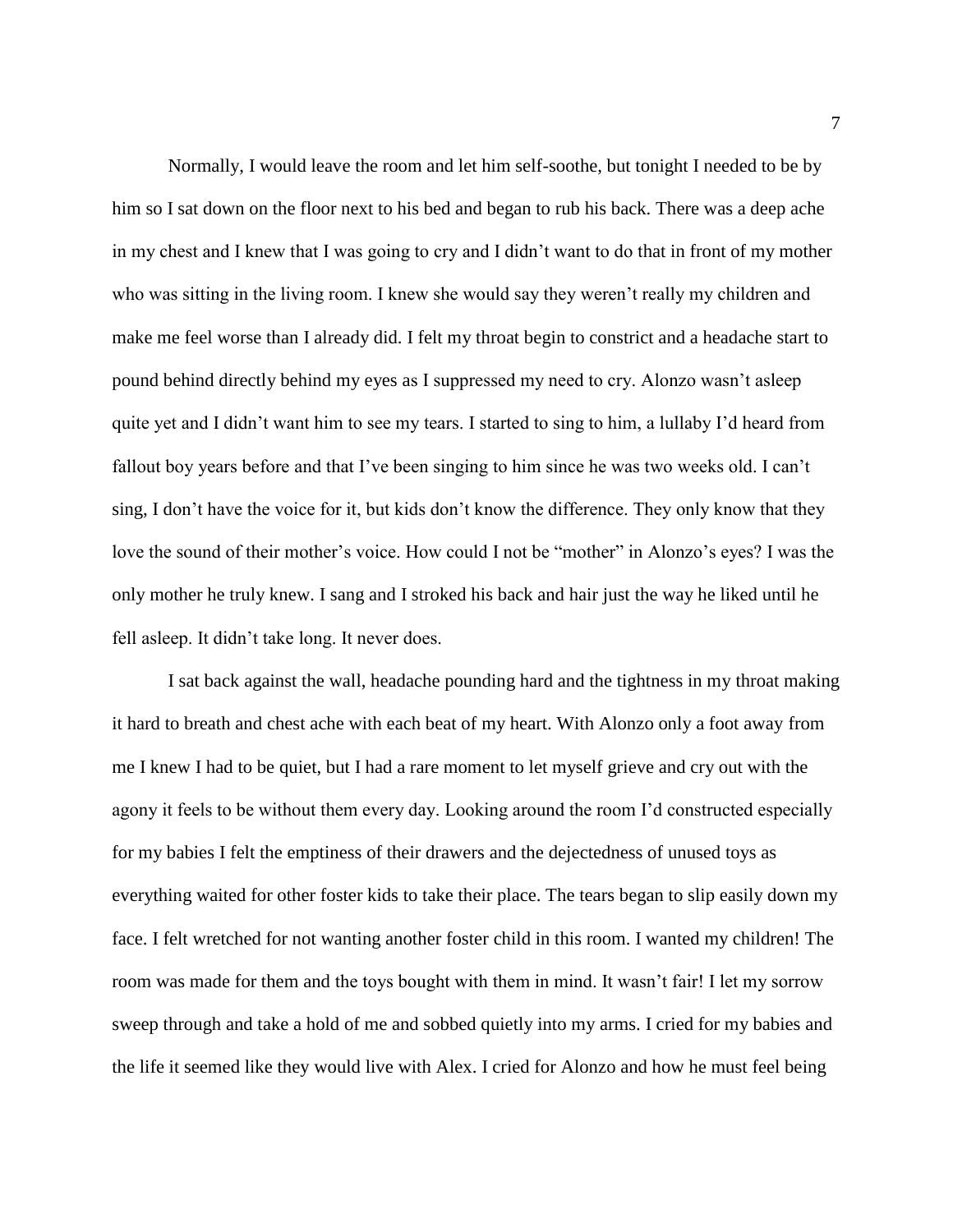Normally, I would leave the room and let him self-soothe, but tonight I needed to be by him so I sat down on the floor next to his bed and began to rub his back. There was a deep ache in my chest and I knew that I was going to cry and I didn't want to do that in front of my mother who was sitting in the living room. I knew she would say they weren't really my children and make me feel worse than I already did. I felt my throat begin to constrict and a headache start to pound behind directly behind my eyes as I suppressed my need to cry. Alonzo wasn't asleep quite yet and I didn't want him to see my tears. I started to sing to him, a lullaby I'd heard from fallout boy years before and that I've been singing to him since he was two weeks old. I can't sing, I don't have the voice for it, but kids don't know the difference. They only know that they love the sound of their mother's voice. How could I not be "mother" in Alonzo's eyes? I was the only mother he truly knew. I sang and I stroked his back and hair just the way he liked until he fell asleep. It didn't take long. It never does.

I sat back against the wall, headache pounding hard and the tightness in my throat making it hard to breath and chest ache with each beat of my heart. With Alonzo only a foot away from me I knew I had to be quiet, but I had a rare moment to let myself grieve and cry out with the agony it feels to be without them every day. Looking around the room I'd constructed especially for my babies I felt the emptiness of their drawers and the dejectedness of unused toys as everything waited for other foster kids to take their place. The tears began to slip easily down my face. I felt wretched for not wanting another foster child in this room. I wanted my children! The room was made for them and the toys bought with them in mind. It wasn't fair! I let my sorrow sweep through and take a hold of me and sobbed quietly into my arms. I cried for my babies and the life it seemed like they would live with Alex. I cried for Alonzo and how he must feel being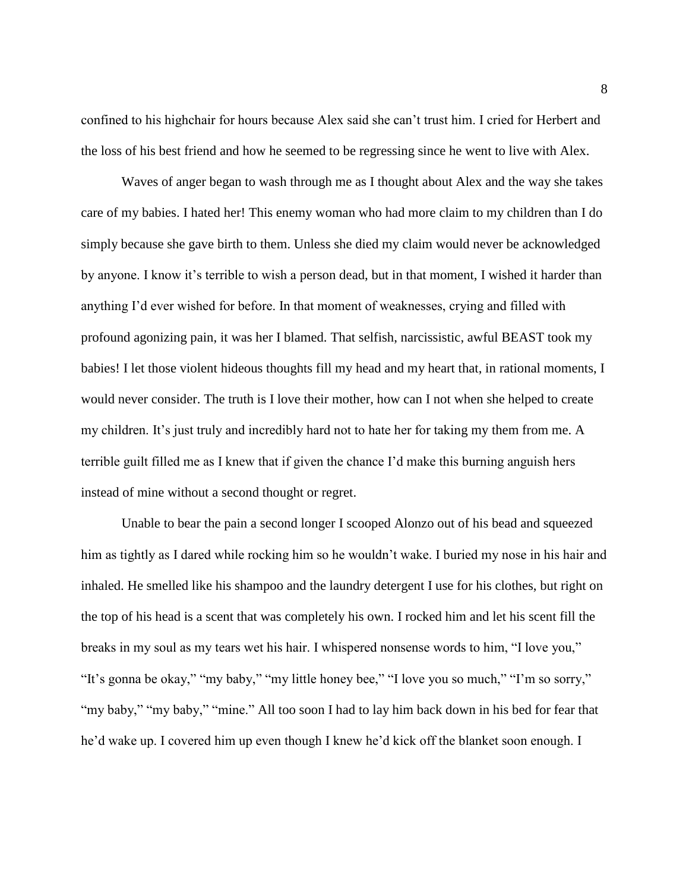confined to his highchair for hours because Alex said she can't trust him. I cried for Herbert and the loss of his best friend and how he seemed to be regressing since he went to live with Alex.

Waves of anger began to wash through me as I thought about Alex and the way she takes care of my babies. I hated her! This enemy woman who had more claim to my children than I do simply because she gave birth to them. Unless she died my claim would never be acknowledged by anyone. I know it's terrible to wish a person dead, but in that moment, I wished it harder than anything I'd ever wished for before. In that moment of weaknesses, crying and filled with profound agonizing pain, it was her I blamed. That selfish, narcissistic, awful BEAST took my babies! I let those violent hideous thoughts fill my head and my heart that, in rational moments, I would never consider. The truth is I love their mother, how can I not when she helped to create my children. It's just truly and incredibly hard not to hate her for taking my them from me. A terrible guilt filled me as I knew that if given the chance I'd make this burning anguish hers instead of mine without a second thought or regret.

Unable to bear the pain a second longer I scooped Alonzo out of his bead and squeezed him as tightly as I dared while rocking him so he wouldn't wake. I buried my nose in his hair and inhaled. He smelled like his shampoo and the laundry detergent I use for his clothes, but right on the top of his head is a scent that was completely his own. I rocked him and let his scent fill the breaks in my soul as my tears wet his hair. I whispered nonsense words to him, "I love you," "It's gonna be okay," "my baby," "my little honey bee," "I love you so much," "I'm so sorry," "my baby," "my baby," "mine." All too soon I had to lay him back down in his bed for fear that he'd wake up. I covered him up even though I knew he'd kick off the blanket soon enough. I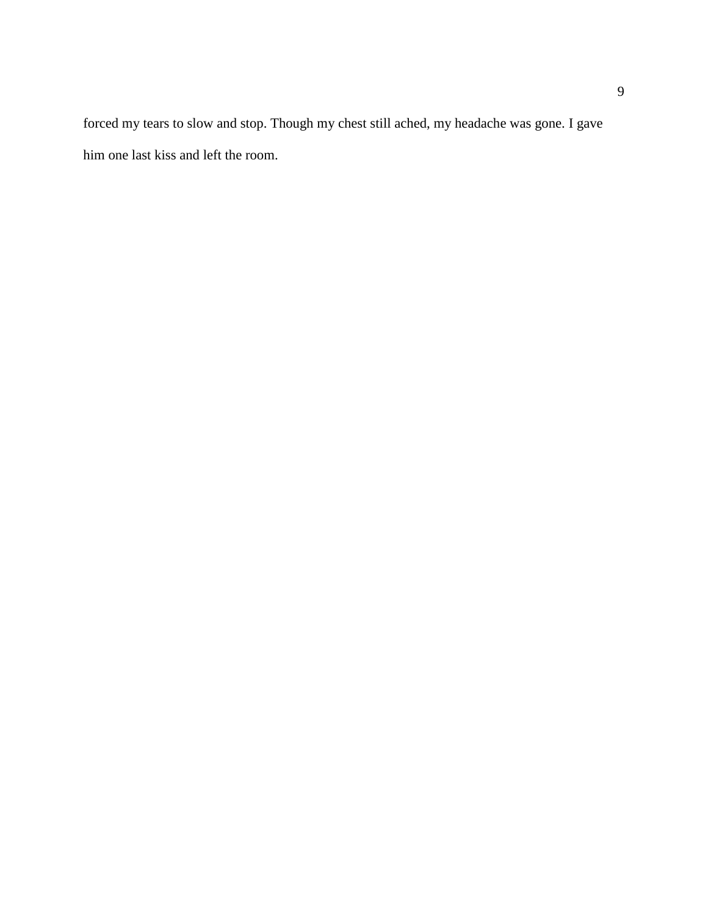forced my tears to slow and stop. Though my chest still ached, my headache was gone. I gave him one last kiss and left the room.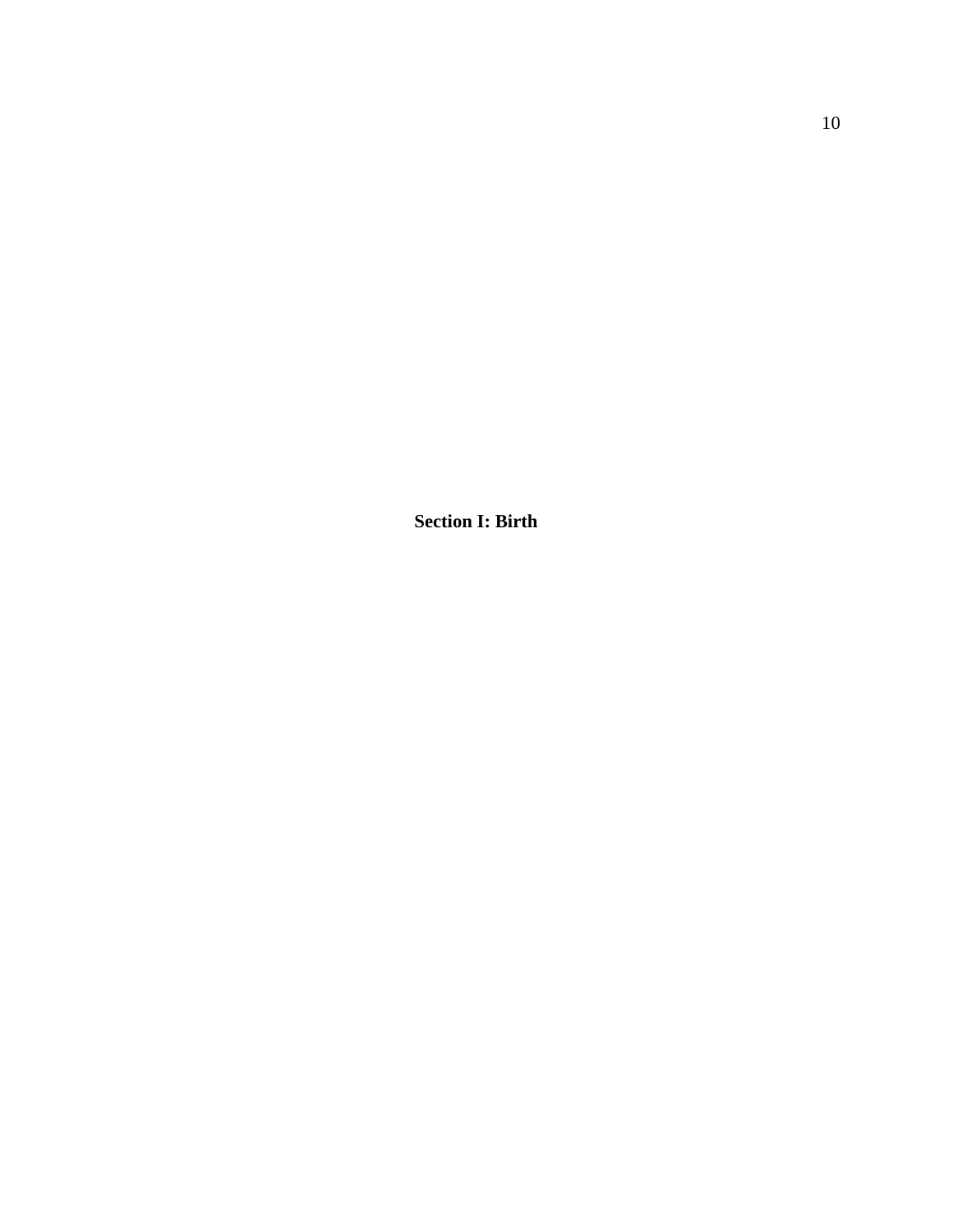# Section I: Birth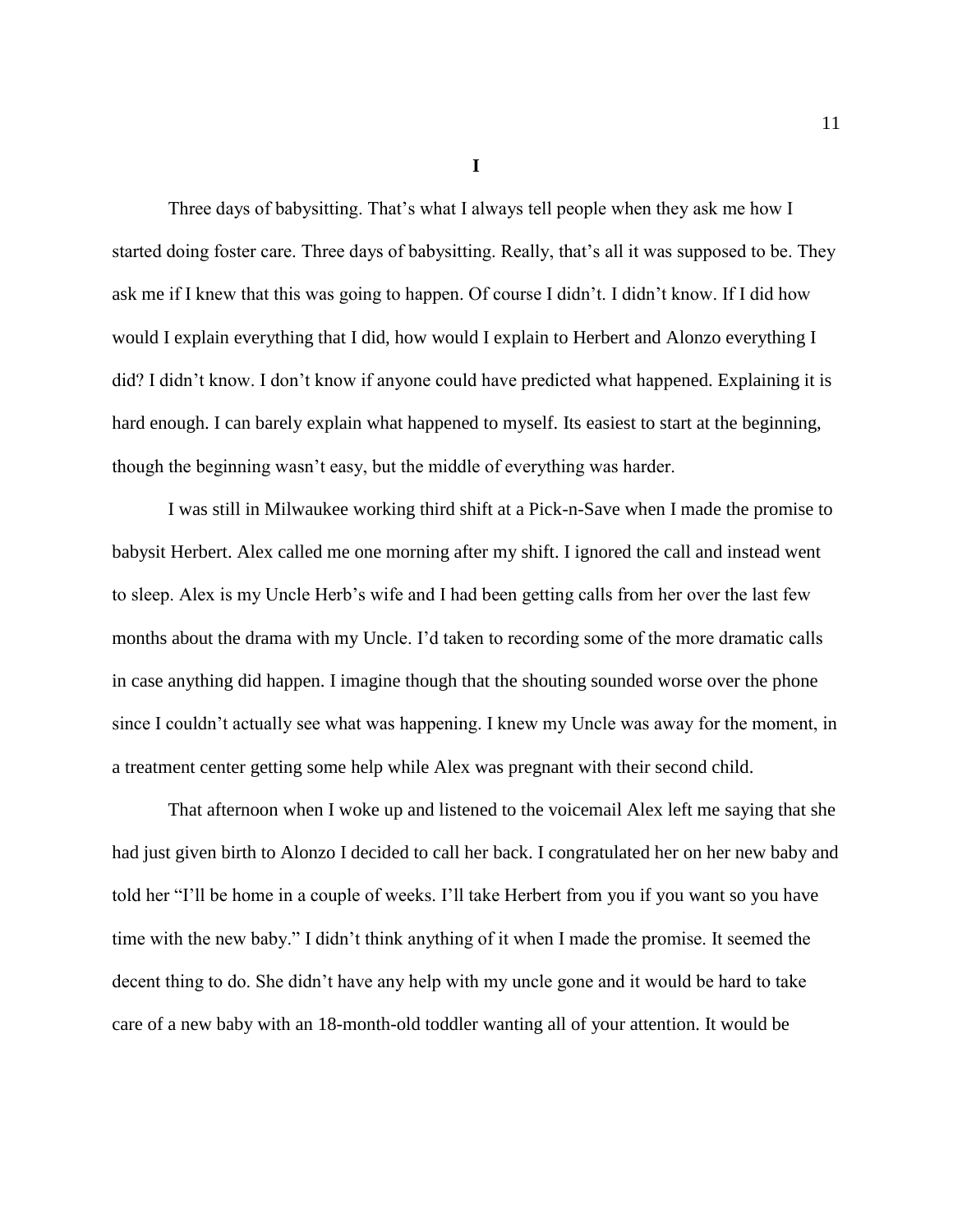# I

Three days of babysitting. That's what I always tell people when they ask me how I started doing foster care. Three days of babysitting. Really, that's all it was supposed to be. They ask me if I knew that this was going to happen. Of course I didn't. I didn't know. If I did how would I explain everything that I did, how would I explain to Herbert and Alonzo everything I did? I didn't know. I don't know if anyone could have predicted what happened. Explaining it is hard enough. I can barely explain what happened to myself. Its easiest to start at the beginning, though the beginning wasn't easy, but the middle of everything was harder.

I was still in Milwaukee working third shift at a Pick-n-Save when I made the promise to babysit Herbert. Alex called me one morning after my shift. I ignored the call and instead went to sleep. Alex is my Uncle Herb's wife and I had been getting calls from her over the last few months about the drama with my Uncle. I'd taken to recording some of the more dramatic calls in case anything did happen. I imagine though that the shouting sounded worse over the phone since I couldn't actually see what was happening. I knew my Uncle was away for the moment, in a treatment center getting some help while Alex was pregnant with their second child.

That afternoon when I woke up and listened to the voicemail Alex left me saying that she had just given birth to Alonzo I decided to call her back. I congratulated her on her new baby and told her "I'll be home in a couple of weeks. I'll take Herbert from you if you want so you have time with the new baby." I didn't think anything of it when I made the promise. It seemed the decent thing to do. She didn't have any help with my uncle gone and it would be hard to take care of a new baby with an 18-month-old toddler wanting all of your attention. It would be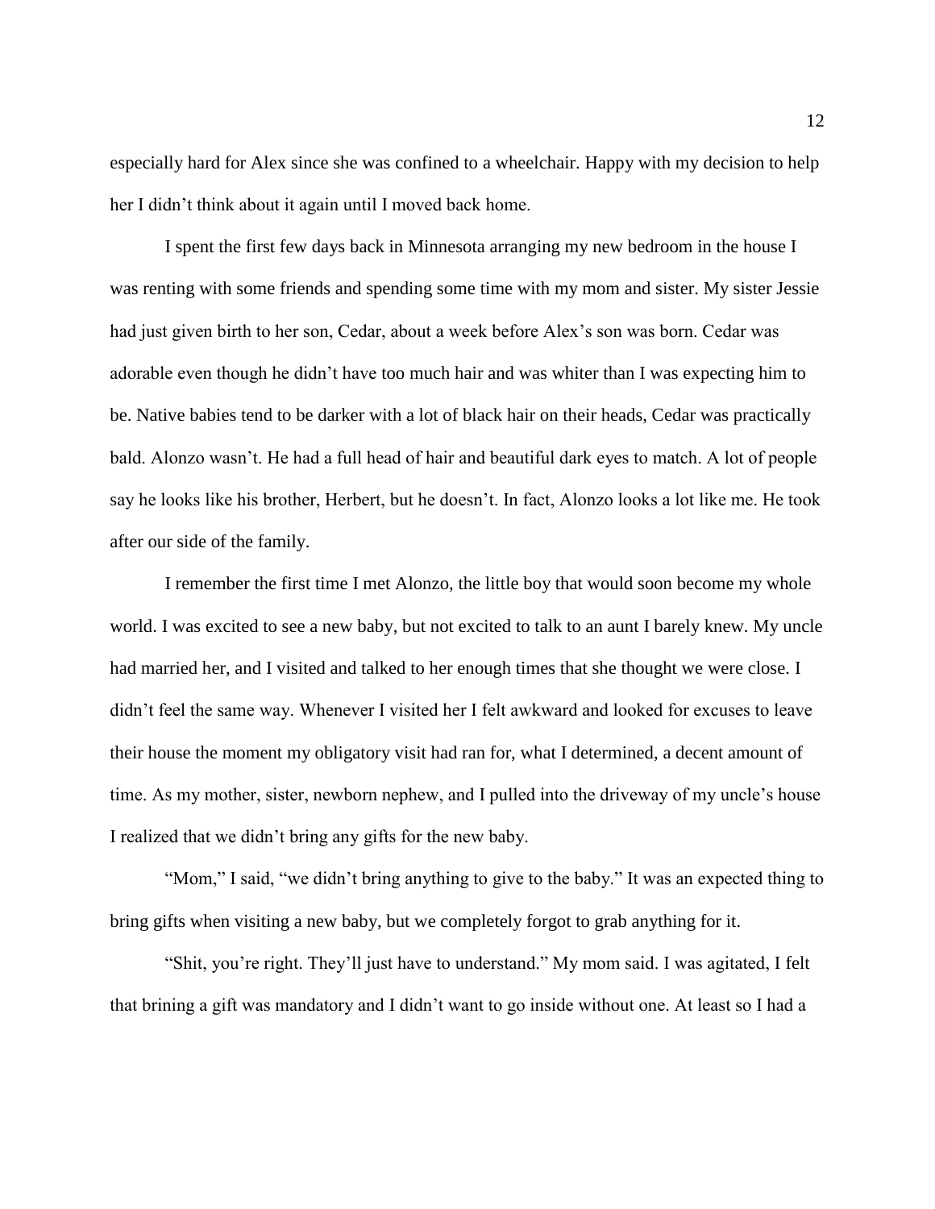especially hard for Alex since she was confined to a wheelchair. Happy with my decision to help her I didn't think about it again until I moved back home.

I spent the first few days back in Minnesota arranging my new bedroom in the house I was renting with some friends and spending some time with my mom and sister. My sister Jessie had just given birth to her son, Cedar, about a week before Alex's son was born. Cedar was adorable even though he didn't have too much hair and was whiter than I was expecting him to be. Native babies tend to be darker with a lot of black hair on their heads, Cedar was practically bald. Alonzo wasn't. He had a full head of hair and beautiful dark eyes to match. A lot of people say he looks like his brother, Herbert, but he doesn't. In fact, Alonzo looks a lot like me. He took after our side of the family.

I remember the first time I met Alonzo, the little boy that would soon become my whole world. I was excited to see a new baby, but not excited to talk to an aunt I barely knew. My uncle had married her, and I visited and talked to her enough times that she thought we were close. I didn't feel the same way. Whenever I visited her I felt awkward and looked for excuses to leave their house the moment my obligatory visit had ran for, what I determined, a decent amount of time. As my mother, sister, newborn nephew, and I pulled into the driveway of my uncle's house I realized that we didn't bring any gifts for the new baby.

"Mom," I said, "we didn't bring anything to give to the baby." It was an expected thing to bring gifts when visiting a new baby, but we completely forgot to grab anything for it.

"Shit, you're right. They'll just have to understand." My mom said. I was agitated, I felt that brining a gift was mandatory and I didn't want to go inside without one. At least so I had a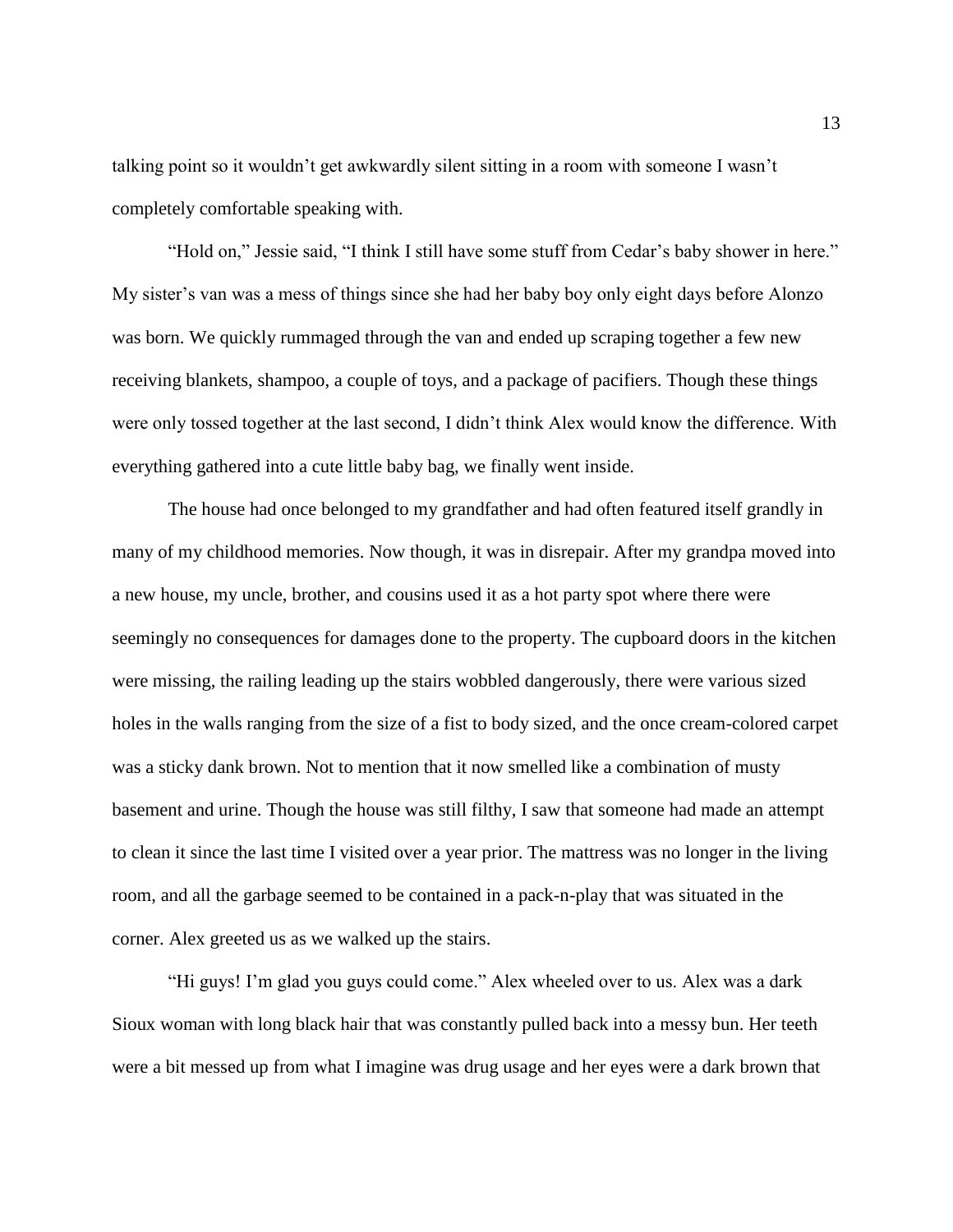talking point so it wouldn't get awkwardly silent sitting in a room with someone I wasn't completely comfortable speaking with.

"Hold on," Jessie said, "I think I still have some stuff from Cedar's baby shower in here." My sister's van was a mess of things since she had her baby boy only eight days before Alonzo was born. We quickly rummaged through the van and ended up scraping together a few new receiving blankets, shampoo, a couple of toys, and a package of pacifiers. Though these things were only tossed together at the last second, I didn't think Alex would know the difference. With everything gathered into a cute little baby bag, we finally went inside.

The house had once belonged to my grandfather and had often featured itself grandly in many of my childhood memories. Now though, it was in disrepair. After my grandpa moved into a new house, my uncle, brother, and cousins used it as a hot party spot where there were seemingly no consequences for damages done to the property. The cupboard doors in the kitchen were missing, the railing leading up the stairs wobbled dangerously, there were various sized holes in the walls ranging from the size of a fist to body sized, and the once cream-colored carpet was a sticky dank brown. Not to mention that it now smelled like a combination of musty basement and urine. Though the house was still filthy, I saw that someone had made an attempt to clean it since the last time I visited over a year prior. The mattress was no longer in the living room, and all the garbage seemed to be contained in a pack-n-play that was situated in the corner. Alex greeted us as we walked up the stairs.

"Hi guys! I'm glad you guys could come." Alex wheeled over to us. Alex was a dark Sioux woman with long black hair that was constantly pulled back into a messy bun. Her teeth were a bit messed up from what I imagine was drug usage and her eyes were a dark brown that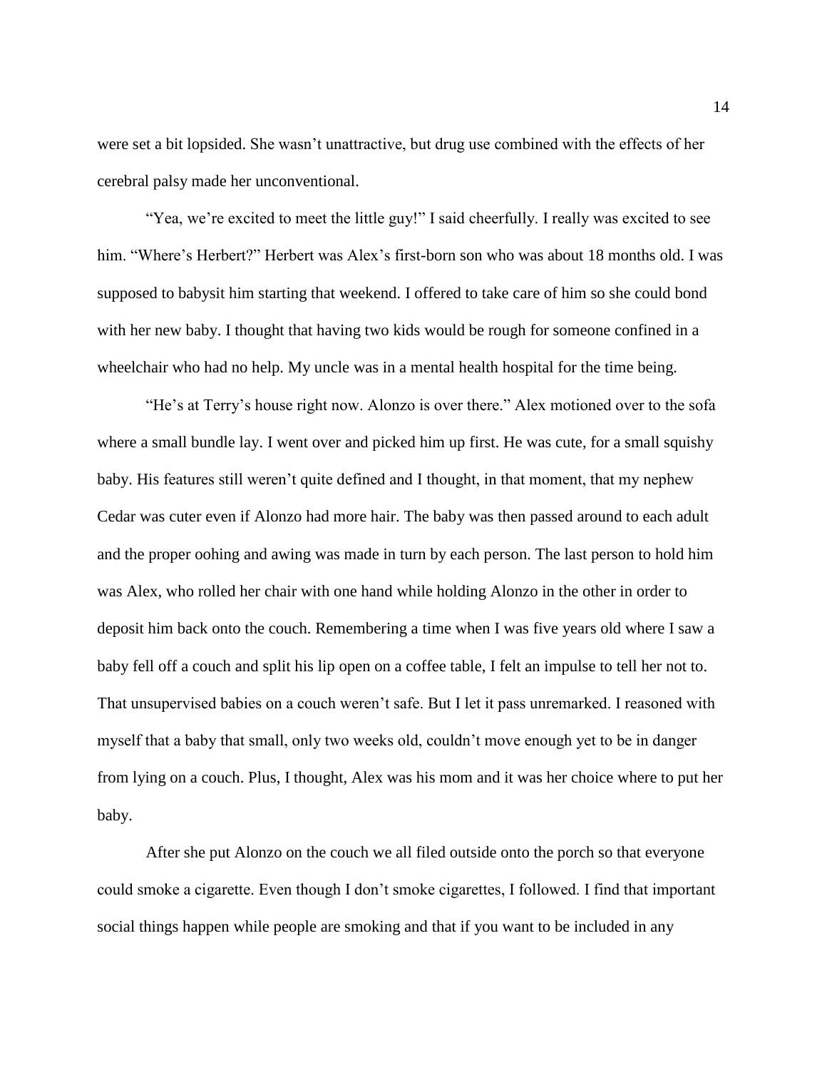were set a bit lopsided. She wasn't unattractive, but drug use combined with the effects of her cerebral palsy made her unconventional.

"Yea, we're excited to meet the little guy!" I said cheerfully. I really was excited to see him. "Where's Herbert?" Herbert was Alex's first-born son who was about 18 months old. I was supposed to babysit him starting that weekend. I offered to take care of him so she could bond with her new baby. I thought that having two kids would be rough for someone confined in a wheelchair who had no help. My uncle was in a mental health hospital for the time being.

"He's at Terry's house right now. Alonzo is over there." Alex motioned over to the sofa where a small bundle lay. I went over and picked him up first. He was cute, for a small squishy baby. His features still weren't quite defined and I thought, in that moment, that my nephew Cedar was cuter even if Alonzo had more hair. The baby was then passed around to each adult and the proper oohing and awing was made in turn by each person. The last person to hold him was Alex, who rolled her chair with one hand while holding Alonzo in the other in order to deposit him back onto the couch. Remembering a time when I was five years old where I saw a baby fell off a couch and split his lip open on a coffee table, I felt an impulse to tell her not to. That unsupervised babies on a couch weren't safe. But I let it pass unremarked. I reasoned with myself that a baby that small, only two weeks old, couldn't move enough yet to be in danger from lying on a couch. Plus, I thought, Alex was his mom and it was her choice where to put her baby.

After she put Alonzo on the couch we all filed outside onto the porch so that everyone could smoke a cigarette. Even though I don't smoke cigarettes, I followed. I find that important social things happen while people are smoking and that if you want to be included in any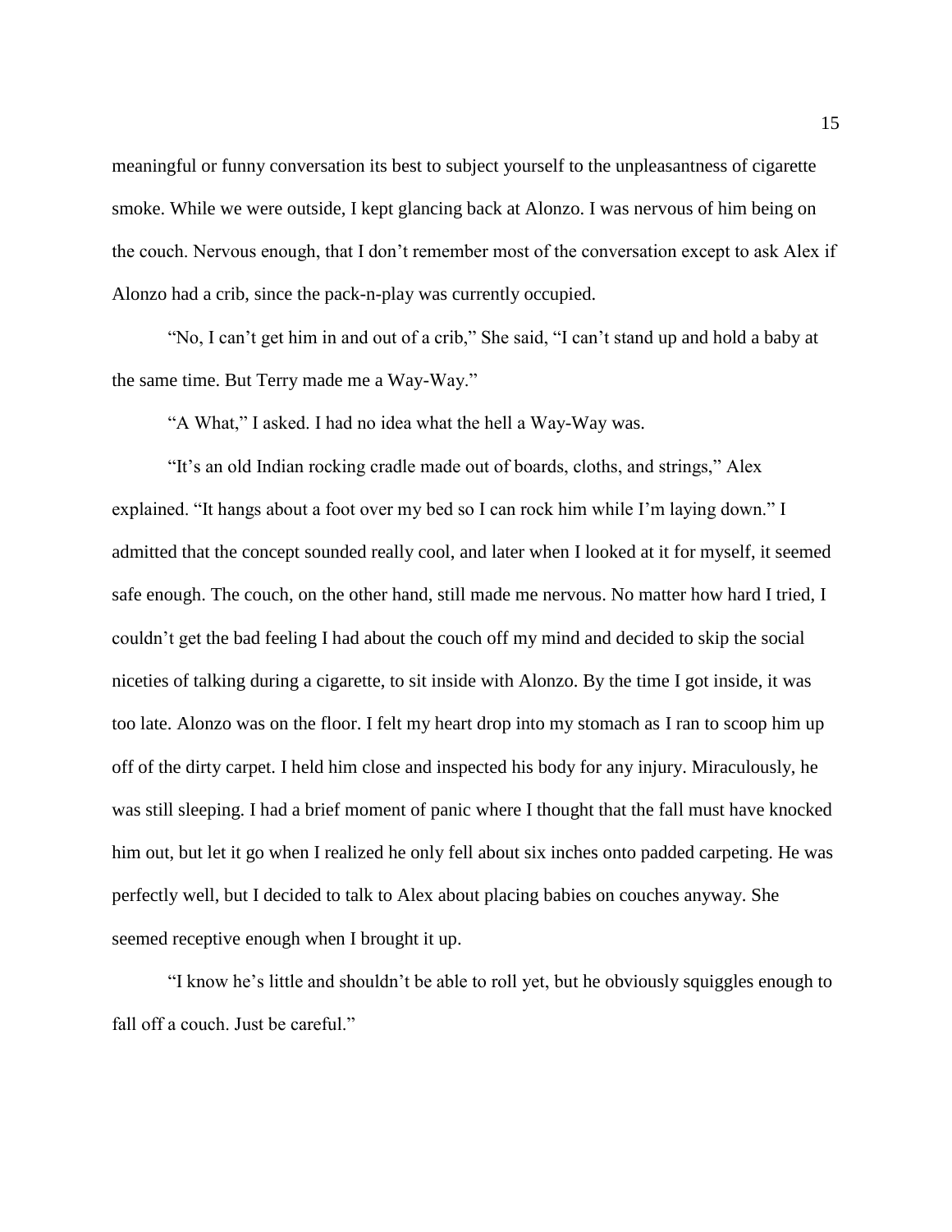meaningful or funny conversation its best to subject yourself to the unpleasantness of cigarette smoke. While we were outside, I kept glancing back at Alonzo. I was nervous of him being on the couch. Nervous enough, that I don't remember most of the conversation except to ask Alex if Alonzo had a crib, since the pack-n-play was currently occupied.

"No, I can't get him in and out of a crib," She said, "I can't stand up and hold a baby at the same time. But Terry made me a Way-Way."

"A What," I asked. I had no idea what the hell a Way-Way was.

"It's an old Indian rocking cradle made out of boards, cloths, and strings," Alex explained. "It hangs about a foot over my bed so I can rock him while I'm laying down." I admitted that the concept sounded really cool, and later when I looked at it for myself, it seemed safe enough. The couch, on the other hand, still made me nervous. No matter how hard I tried, I couldn't get the bad feeling I had about the couch off my mind and decided to skip the social niceties of talking during a cigarette, to sit inside with Alonzo. By the time I got inside, it was too late. Alonzo was on the floor. I felt my heart drop into my stomach as I ran to scoop him up off of the dirty carpet. I held him close and inspected his body for any injury. Miraculously, he was still sleeping. I had a brief moment of panic where I thought that the fall must have knocked him out, but let it go when I realized he only fell about six inches onto padded carpeting. He was perfectly well, but I decided to talk to Alex about placing babies on couches anyway. She seemed receptive enough when I brought it up.

"I know he's little and shouldn't be able to roll yet, but he obviously squiggles enough to fall off a couch. Just be careful."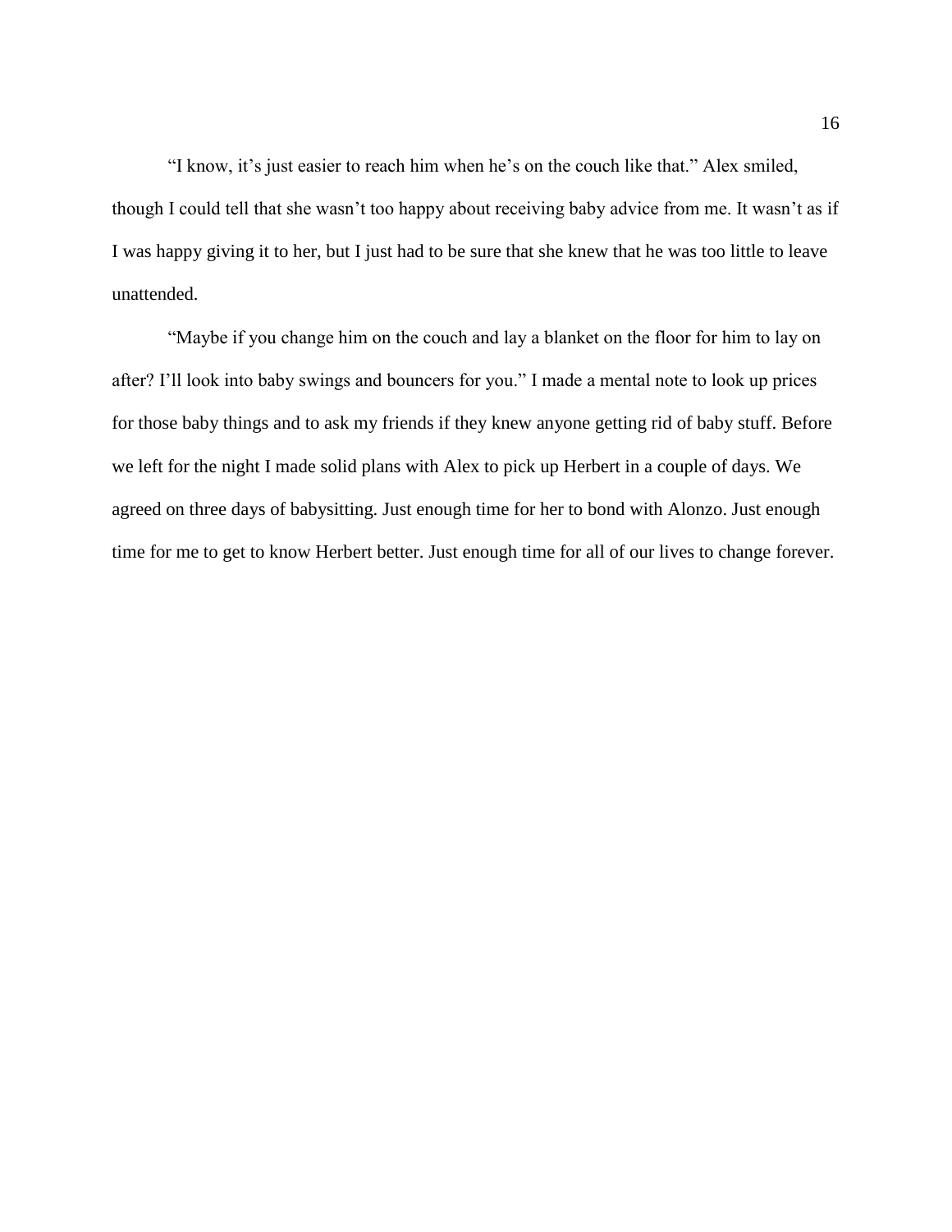"I know, it's just easier to reach him when he's on the couch like that." Alex smiled, though I could tell that she wasn't too happy about receiving baby advice from me. It wasn't as if I was happy giving it to her, but I just had to be sure that she knew that he was too little to leave unattended.

"Maybe if you change him on the couch and lay a blanket on the floor for him to lay on after? I'll look into baby swings and bouncers for you." I made a mental note to look up prices for those baby things and to ask my friends if they knew anyone getting rid of baby stuff. Before we left for the night I made solid plans with Alex to pick up Herbert in a couple of days. We agreed on three days of babysitting. Just enough time for her to bond with Alonzo. Just enough time for me to get to know Herbert better. Just enough time for all of our lives to change forever.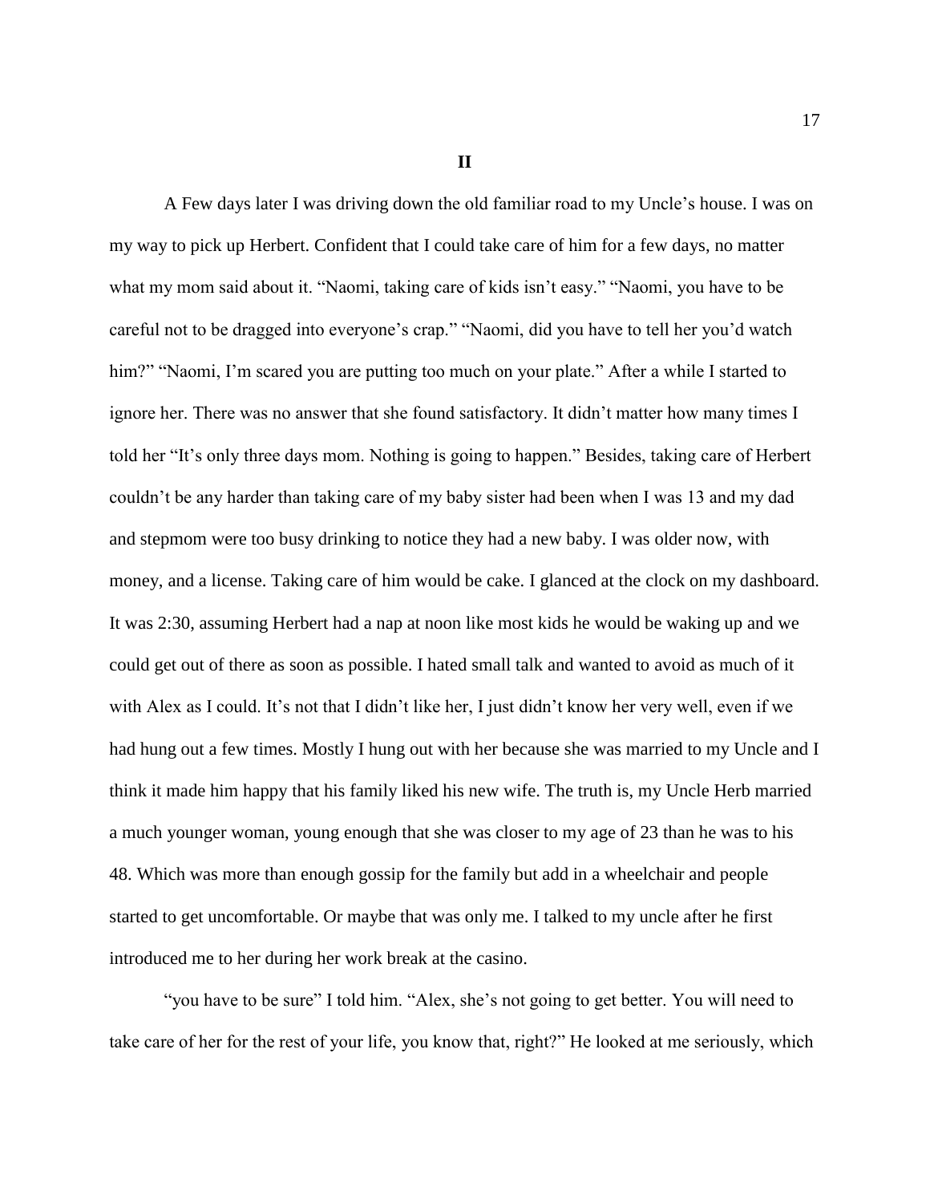## II

A Few days later I was driving down the old familiar road to my Uncle's house. I was on my way to pick up Herbert. Confident that I could take care of him for a few days, no matter what my mom said about it. "Naomi, taking care of kids isn't easy." "Naomi, you have to be careful not to be dragged into everyone's crap." "Naomi, did you have to tell her you'd watch him?" "Naomi, I'm scared you are putting too much on your plate." After a while I started to ignore her. There was no answer that she found satisfactory. It didn't matter how many times I told her "It's only three days mom. Nothing is going to happen." Besides, taking care of Herbert couldn't be any harder than taking care of my baby sister had been when I was 13 and my dad and stepmom were too busy drinking to notice they had a new baby. I was older now, with money, and a license. Taking care of him would be cake. I glanced at the clock on my dashboard. It was 2:30, assuming Herbert had a nap at noon like most kids he would be waking up and we could get out of there as soon as possible. I hated small talk and wanted to avoid as much of it with Alex as I could. It's not that I didn't like her, I just didn't know her very well, even if we had hung out a few times. Mostly I hung out with her because she was married to my Uncle and I think it made him happy that his family liked his new wife. The truth is, my Uncle Herb married a much younger woman, young enough that she was closer to my age of 23 than he was to his 48. Which was more than enough gossip for the family but add in a wheelchair and people started to get uncomfortable. Or maybe that was only me. I talked to my uncle after he first introduced me to her during her work break at the casino.

"you have to be sure" I told him. "Alex, she's not going to get better. You will need to take care of her for the rest of your life, you know that, right?" He looked at me seriously, which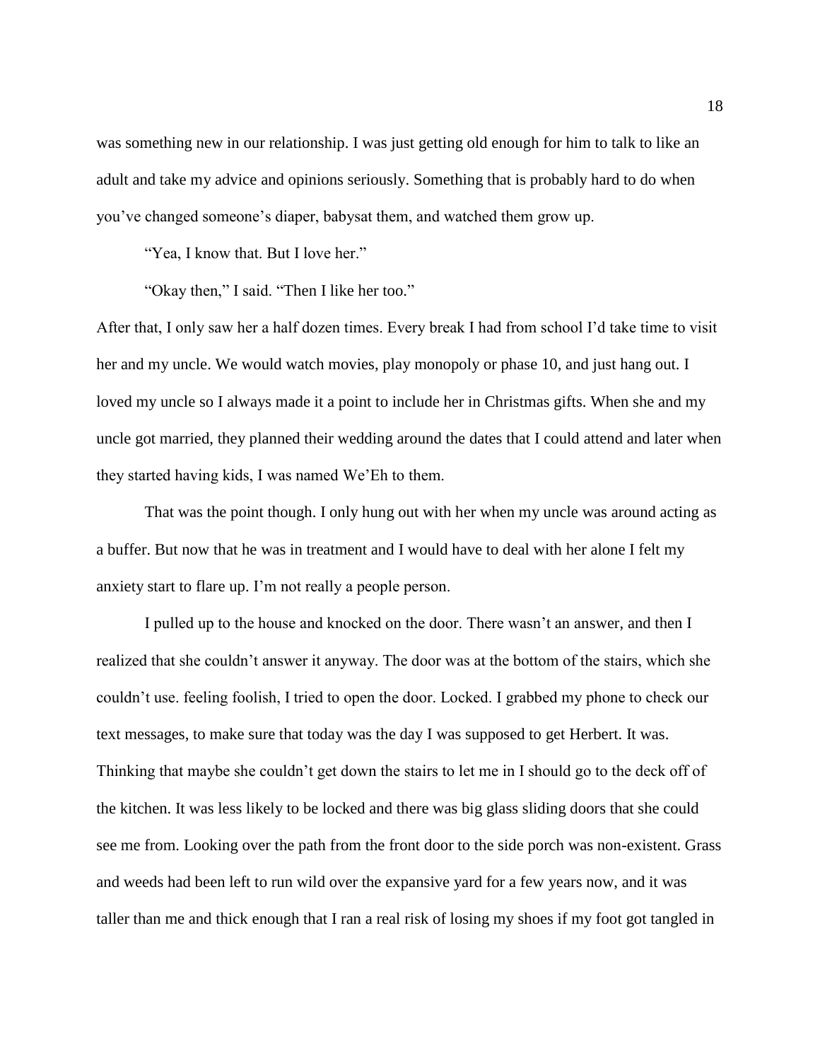was something new in our relationship. I was just getting old enough for him to talk to like an adult and take my advice and opinions seriously. Something that is probably hard to do when you've changed someone's diaper, babysat them, and watched them grow up.

"Yea, I know that. But I love her."

"Okay then," I said. "Then I like her too."

After that, I only saw her a half dozen times. Every break I had from school I'd take time to visit her and my uncle. We would watch movies, play monopoly or phase 10, and just hang out. I loved my uncle so I always made it a point to include her in Christmas gifts. When she and my uncle got married, they planned their wedding around the dates that I could attend and later when they started having kids, I was named We'Eh to them.

That was the point though. I only hung out with her when my uncle was around acting as a buffer. But now that he was in treatment and I would have to deal with her alone I felt my anxiety start to flare up. I'm not really a people person.

I pulled up to the house and knocked on the door. There wasn't an answer, and then I realized that she couldn't answer it anyway. The door was at the bottom of the stairs, which she couldn't use. feeling foolish, I tried to open the door. Locked. I grabbed my phone to check our text messages, to make sure that today was the day I was supposed to get Herbert. It was. Thinking that maybe she couldn't get down the stairs to let me in I should go to the deck off of the kitchen. It was less likely to be locked and there was big glass sliding doors that she could see me from. Looking over the path from the front door to the side porch was non-existent. Grass and weeds had been left to run wild over the expansive yard for a few years now, and it was taller than me and thick enough that I ran a real risk of losing my shoes if my foot got tangled in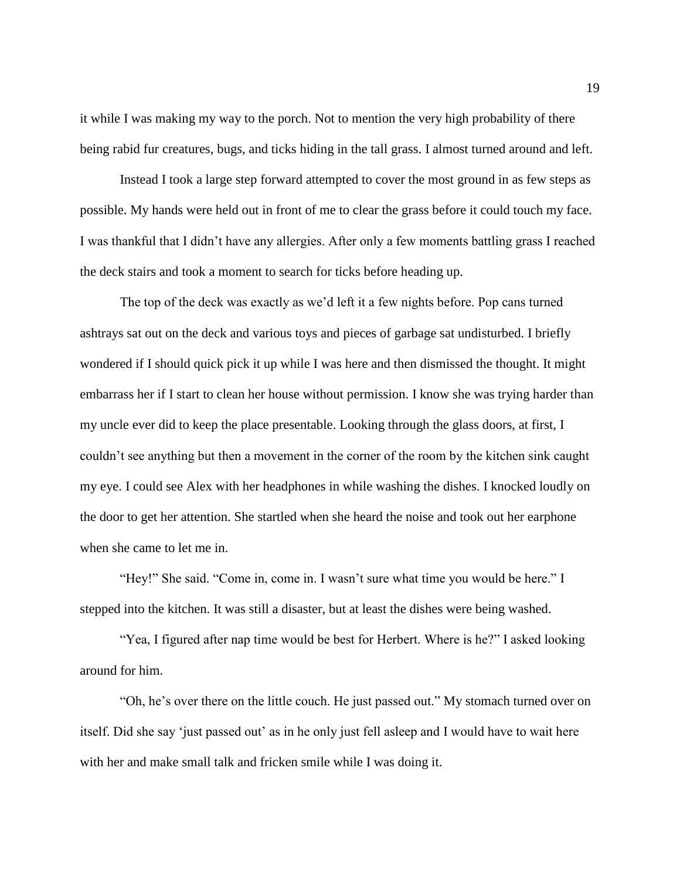it while I was making my way to the porch. Not to mention the very high probability of there being rabid fur creatures, bugs, and ticks hiding in the tall grass. I almost turned around and left.

Instead I took a large step forward attempted to cover the most ground in as few steps as possible. My hands were held out in front of me to clear the grass before it could touch my face. I was thankful that I didn't have any allergies. After only a few moments battling grass I reached the deck stairs and took a moment to search for ticks before heading up.

The top of the deck was exactly as we'd left it a few nights before. Pop cans turned ashtrays sat out on the deck and various toys and pieces of garbage sat undisturbed. I briefly wondered if I should quick pick it up while I was here and then dismissed the thought. It might embarrass her if I start to clean her house without permission. I know she was trying harder than my uncle ever did to keep the place presentable. Looking through the glass doors, at first, I couldn't see anything but then a movement in the corner of the room by the kitchen sink caught my eye. I could see Alex with her headphones in while washing the dishes. I knocked loudly on the door to get her attention. She startled when she heard the noise and took out her earphone when she came to let me in.

"Hey!" She said. "Come in, come in. I wasn't sure what time you would be here." I stepped into the kitchen. It was still a disaster, but at least the dishes were being washed.

"Yea, I figured after nap time would be best for Herbert. Where is he?" I asked looking around for him.

"Oh, he's over there on the little couch. He just passed out." My stomach turned over on itself. Did she say 'just passed out' as in he only just fell asleep and I would have to wait here with her and make small talk and fricken smile while I was doing it.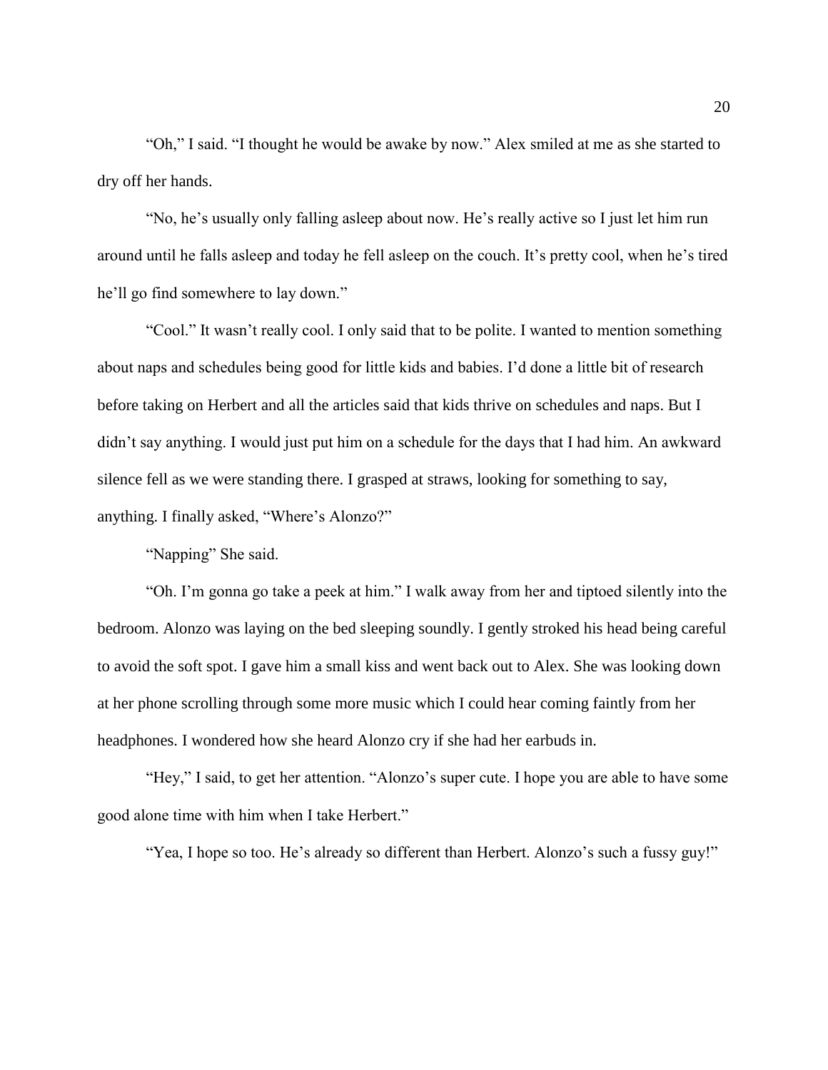"Oh," I said. "I thought he would be awake by now." Alex smiled at me as she started to dry off her hands.

"No, he's usually only falling asleep about now. He's really active so I just let him run around until he falls asleep and today he fell asleep on the couch. It's pretty cool, when he's tired he'll go find somewhere to lay down."

"Cool." It wasn't really cool. I only said that to be polite. I wanted to mention something about naps and schedules being good for little kids and babies. I'd done a little bit of research before taking on Herbert and all the articles said that kids thrive on schedules and naps. But I didn't say anything. I would just put him on a schedule for the days that I had him. An awkward silence fell as we were standing there. I grasped at straws, looking for something to say, anything. I finally asked, "Where's Alonzo?"

"Napping" She said.

"Oh. I'm gonna go take a peek at him." I walk away from her and tiptoed silently into the bedroom. Alonzo was laying on the bed sleeping soundly. I gently stroked his head being careful to avoid the soft spot. I gave him a small kiss and went back out to Alex. She was looking down at her phone scrolling through some more music which I could hear coming faintly from her headphones. I wondered how she heard Alonzo cry if she had her earbuds in.

"Hey," I said, to get her attention. "Alonzo's super cute. I hope you are able to have some good alone time with him when I take Herbert."

"Yea, I hope so too. He's already so different than Herbert. Alonzo's such a fussy guy!"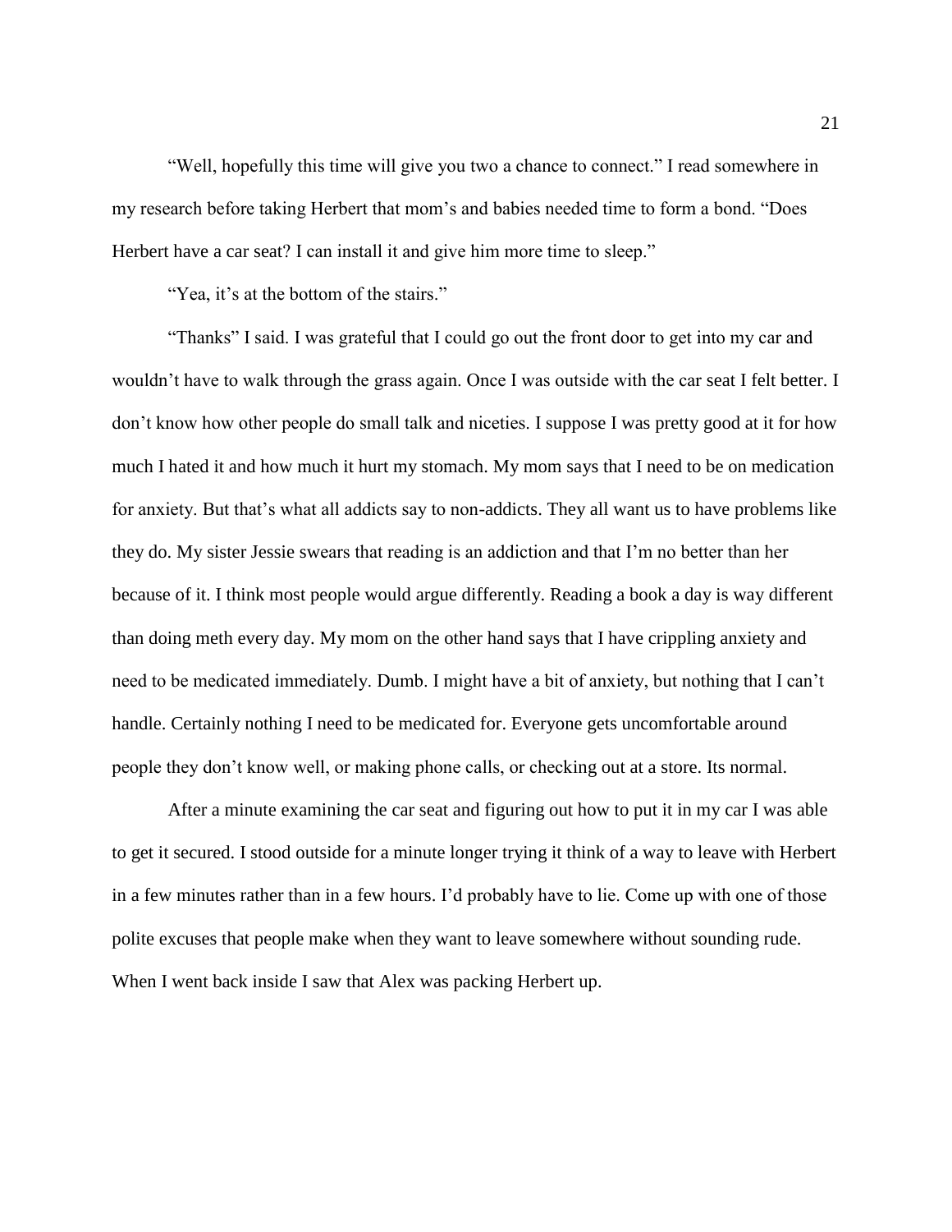"Well, hopefully this time will give you two a chance to connect." I read somewhere in my research before taking Herbert that mom's and babies needed time to form a bond. "Does Herbert have a car seat? I can install it and give him more time to sleep."

"Yea, it's at the bottom of the stairs."

"Thanks" I said. I was grateful that I could go out the front door to get into my car and wouldn't have to walk through the grass again. Once I was outside with the car seat I felt better. I don't know how other people do small talk and niceties. I suppose I was pretty good at it for how much I hated it and how much it hurt my stomach. My mom says that I need to be on medication for anxiety. But that's what all addicts say to non-addicts. They all want us to have problems like they do. My sister Jessie swears that reading is an addiction and that I'm no better than her because of it. I think most people would argue differently. Reading a book a day is way different than doing meth every day. My mom on the other hand says that I have crippling anxiety and need to be medicated immediately. Dumb. I might have a bit of anxiety, but nothing that I can't handle. Certainly nothing I need to be medicated for. Everyone gets uncomfortable around people they don't know well, or making phone calls, or checking out at a store. Its normal.

After a minute examining the car seat and figuring out how to put it in my car I was able to get it secured. I stood outside for a minute longer trying it think of a way to leave with Herbert in a few minutes rather than in a few hours. I'd probably have to lie. Come up with one of those polite excuses that people make when they want to leave somewhere without sounding rude. When I went back inside I saw that Alex was packing Herbert up.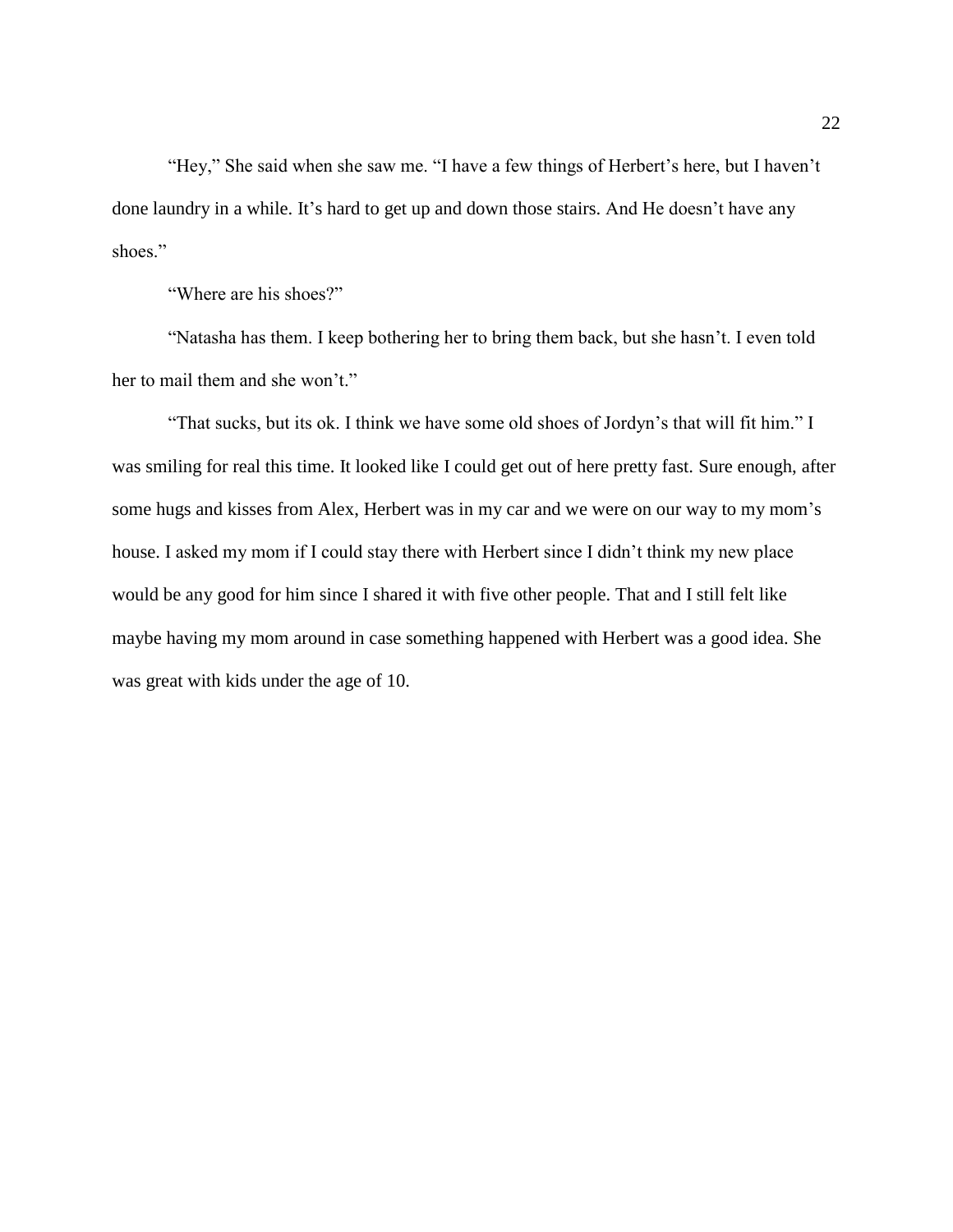“Hey,” She said when she saw me. “I have a few things of Herbert’s here, but I haven’t done laundry in a while. It’s hard to get up and down those stairs. And He doesn’t have any shoes.”

“Where are his shoes?”

“Natasha has them. I keep bothering her to bring them back, but she hasn’t. I even told her to mail them and she won’t.”

“That sucks, but its ok. I think we have some old shoes of Jordyn’s that will fit him.” I was smiling for real this time. It looked like I could get out of here pretty fast. Sure enough, after some hugs and kisses from Alex, Herbert was in my car and we were on our way to my mom’s house. I asked my mom if I could stay there with Herbert since I didn’t think my new place would be any good for him since I shared it with five other people. That and I still felt like maybe having my mom around in case something happened with Herbert was a good idea. She was great with kids under the age of 10.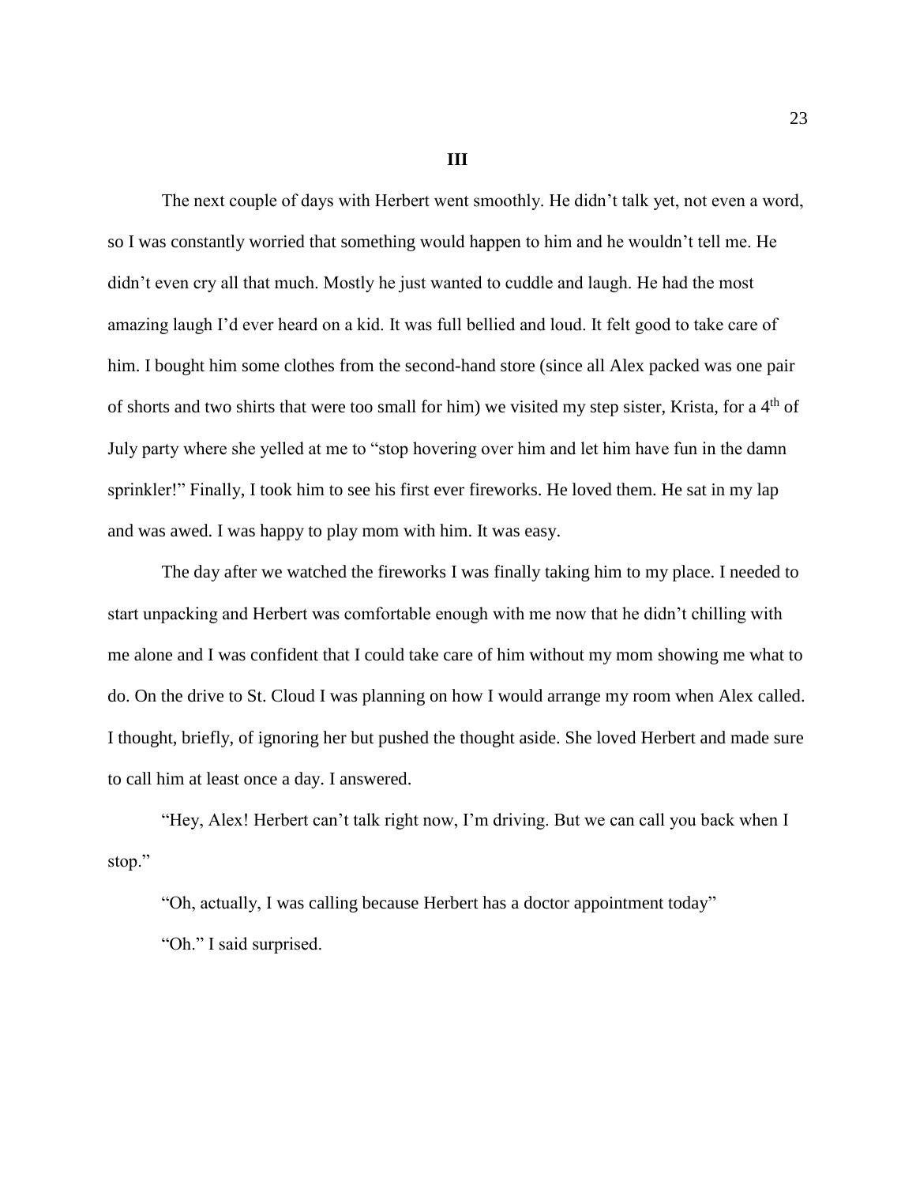## III

The next couple of days with Herbert went smoothly. He didn't talk yet, not even a word, so I was constantly worried that something would happen to him and he wouldn't tell me. He didn't even cry all that much. Mostly he just wanted to cuddle and laugh. He had the most amazing laugh I'd ever heard on a kid. It was full bellied and loud. It felt good to take care of him. I bought him some clothes from the second-hand store (since all Alex packed was one pair of shorts and two shirts that were too small for him) we visited my step sister, Krista, for a 4th of July party where she yelled at me to "stop hovering over him and let him have fun in the damn sprinkler!" Finally, I took him to see his first ever fireworks. He loved them. He sat in my lap and was awed. I was happy to play mom with him. It was easy.

The day after we watched the fireworks I was finally taking him to my place. I needed to start unpacking and Herbert was comfortable enough with me now that he didn't chilling with me alone and I was confident that I could take care of him without my mom showing me what to do. On the drive to St. Cloud I was planning on how I would arrange my room when Alex called. I thought, briefly, of ignoring her but pushed the thought aside. She loved Herbert and made sure to call him at least once a day. I answered.

"Hey, Alex! Herbert can't talk right now, I'm driving. But we can call you back when I stop."

"Oh, actually, I was calling because Herbert has a doctor appointment today"

"Oh." I said surprised.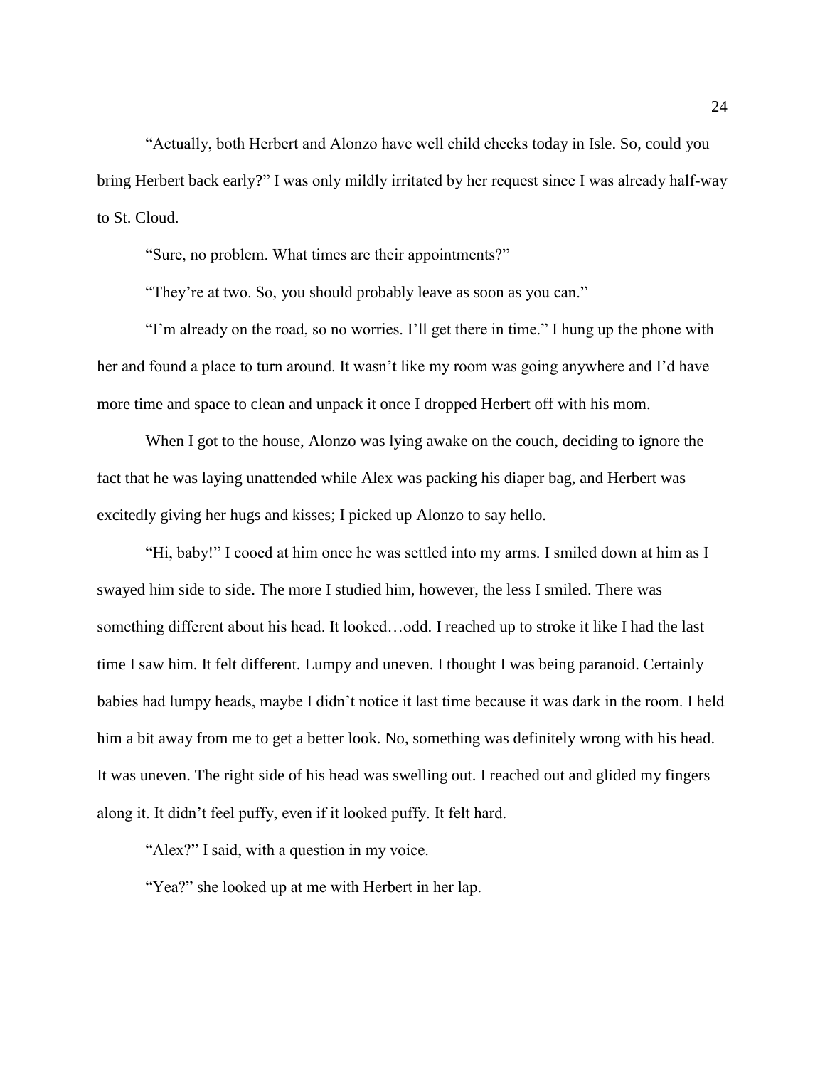"Actually, both Herbert and Alonzo have well child checks today in Isle. So, could you bring Herbert back early?" I was only mildly irritated by her request since I was already half-way to St. Cloud.

"Sure, no problem. What times are their appointments?"

"They're at two. So, you should probably leave as soon as you can."

"I'm already on the road, so no worries. I'll get there in time." I hung up the phone with her and found a place to turn around. It wasn't like my room was going anywhere and I'd have more time and space to clean and unpack it once I dropped Herbert off with his mom.

When I got to the house, Alonzo was lying awake on the couch, deciding to ignore the fact that he was laying unattended while Alex was packing his diaper bag, and Herbert was excitedly giving her hugs and kisses; I picked up Alonzo to say hello.

"Hi, baby!" I cooed at him once he was settled into my arms. I smiled down at him as I swayed him side to side. The more I studied him, however, the less I smiled. There was something different about his head. It looked…odd. I reached up to stroke it like I had the last time I saw him. It felt different. Lumpy and uneven. I thought I was being paranoid. Certainly babies had lumpy heads, maybe I didn't notice it last time because it was dark in the room. I held him a bit away from me to get a better look. No, something was definitely wrong with his head. It was uneven. The right side of his head was swelling out. I reached out and glided my fingers along it. It didn't feel puffy, even if it looked puffy. It felt hard.

"Alex?" I said, with a question in my voice.

"Yea?" she looked up at me with Herbert in her lap.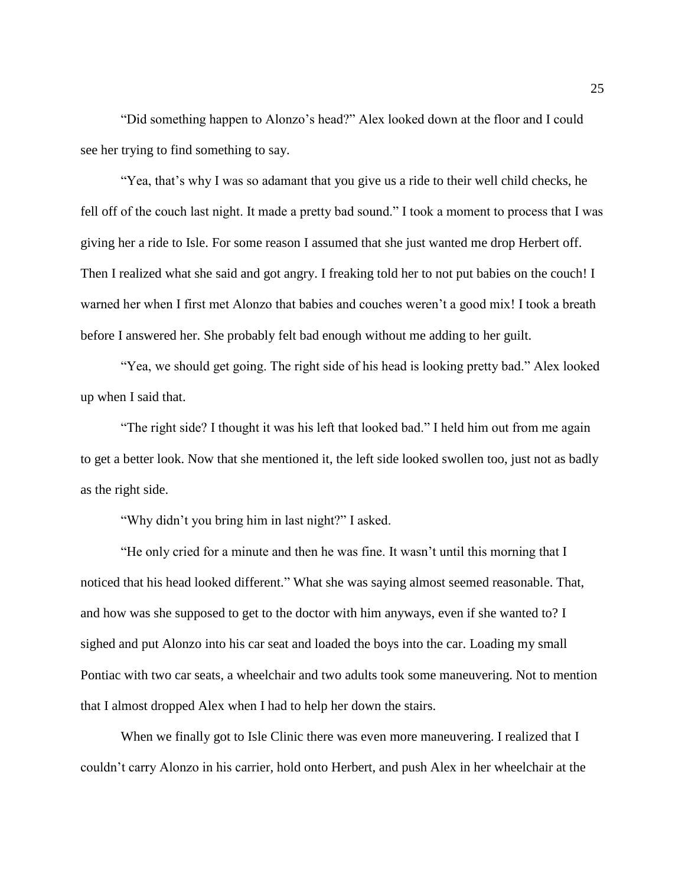"Did something happen to Alonzo's head?" Alex looked down at the floor and I could see her trying to find something to say.

"Yea, that's why I was so adamant that you give us a ride to their well child checks, he fell off of the couch last night. It made a pretty bad sound." I took a moment to process that I was giving her a ride to Isle. For some reason I assumed that she just wanted me drop Herbert off. Then I realized what she said and got angry. I freaking told her to not put babies on the couch! I warned her when I first met Alonzo that babies and couches weren't a good mix! I took a breath before I answered her. She probably felt bad enough without me adding to her guilt.

"Yea, we should get going. The right side of his head is looking pretty bad." Alex looked up when I said that.

"The right side? I thought it was his left that looked bad." I held him out from me again to get a better look. Now that she mentioned it, the left side looked swollen too, just not as badly as the right side.

"Why didn't you bring him in last night?" I asked.

"He only cried for a minute and then he was fine. It wasn't until this morning that I noticed that his head looked different." What she was saying almost seemed reasonable. That, and how was she supposed to get to the doctor with him anyways, even if she wanted to? I sighed and put Alonzo into his car seat and loaded the boys into the car. Loading my small Pontiac with two car seats, a wheelchair and two adults took some maneuvering. Not to mention that I almost dropped Alex when I had to help her down the stairs.

When we finally got to Isle Clinic there was even more maneuvering. I realized that I couldn't carry Alonzo in his carrier, hold onto Herbert, and push Alex in her wheelchair at the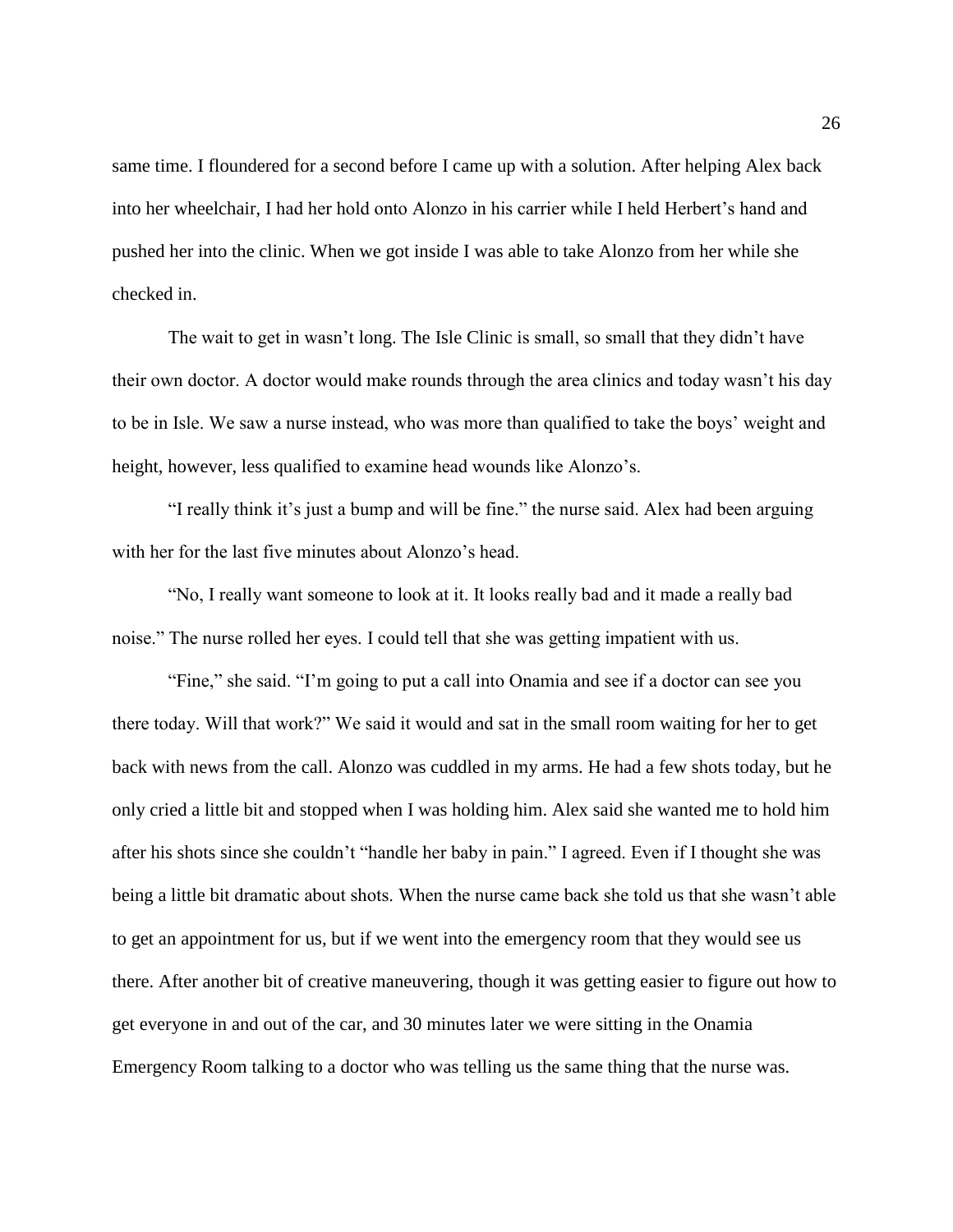same time. I floundered for a second before I came up with a solution. After helping Alex back into her wheelchair, I had her hold onto Alonzo in his carrier while I held Herbert's hand and pushed her into the clinic. When we got inside I was able to take Alonzo from her while she checked in.

The wait to get in wasn't long. The Isle Clinic is small, so small that they didn't have their own doctor. A doctor would make rounds through the area clinics and today wasn't his day to be in Isle. We saw a nurse instead, who was more than qualified to take the boys' weight and height, however, less qualified to examine head wounds like Alonzo's.

"I really think it's just a bump and will be fine." the nurse said. Alex had been arguing with her for the last five minutes about Alonzo's head.

"No, I really want someone to look at it. It looks really bad and it made a really bad noise." The nurse rolled her eyes. I could tell that she was getting impatient with us.

"Fine," she said. "I'm going to put a call into Onamia and see if a doctor can see you there today. Will that work?" We said it would and sat in the small room waiting for her to get back with news from the call. Alonzo was cuddled in my arms. He had a few shots today, but he only cried a little bit and stopped when I was holding him. Alex said she wanted me to hold him after his shots since she couldn't "handle her baby in pain." I agreed. Even if I thought she was being a little bit dramatic about shots. When the nurse came back she told us that she wasn't able to get an appointment for us, but if we went into the emergency room that they would see us there. After another bit of creative maneuvering, though it was getting easier to figure out how to get everyone in and out of the car, and 30 minutes later we were sitting in the Onamia Emergency Room talking to a doctor who was telling us the same thing that the nurse was.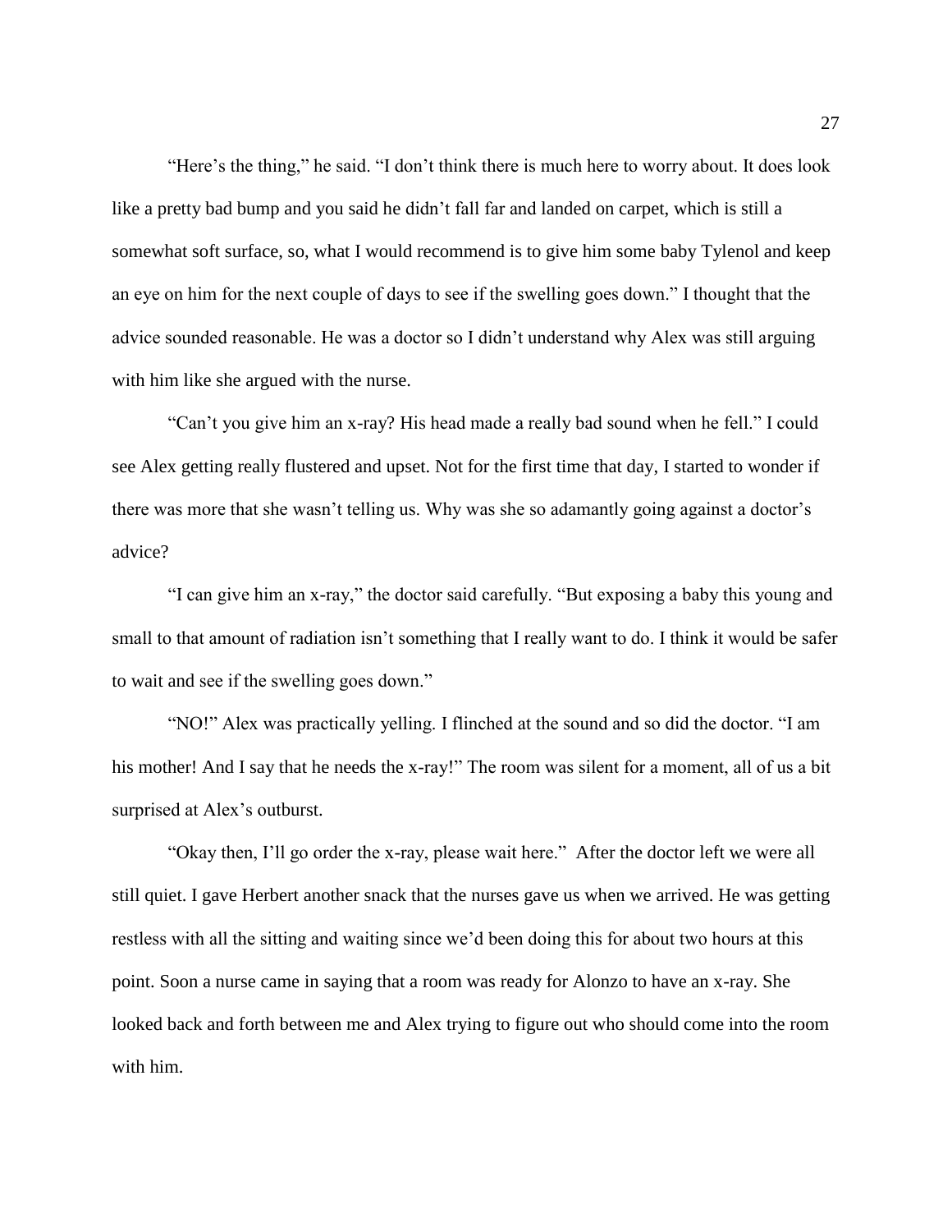"Here's the thing," he said. "I don't think there is much here to worry about. It does look like a pretty bad bump and you said he didn't fall far and landed on carpet, which is still a somewhat soft surface, so, what I would recommend is to give him some baby Tylenol and keep an eye on him for the next couple of days to see if the swelling goes down." I thought that the advice sounded reasonable. He was a doctor so I didn't understand why Alex was still arguing with him like she argued with the nurse.

"Can't you give him an x-ray? His head made a really bad sound when he fell." I could see Alex getting really flustered and upset. Not for the first time that day, I started to wonder if there was more that she wasn't telling us. Why was she so adamantly going against a doctor's advice?

"I can give him an x-ray," the doctor said carefully. "But exposing a baby this young and small to that amount of radiation isn't something that I really want to do. I think it would be safer to wait and see if the swelling goes down."

"NO!" Alex was practically yelling. I flinched at the sound and so did the doctor. "I am his mother! And I say that he needs the x-ray!" The room was silent for a moment, all of us a bit surprised at Alex's outburst.

"Okay then, I'll go order the x-ray, please wait here." After the doctor left we were all still quiet. I gave Herbert another snack that the nurses gave us when we arrived. He was getting restless with all the sitting and waiting since we'd been doing this for about two hours at this point. Soon a nurse came in saying that a room was ready for Alonzo to have an x-ray. She looked back and forth between me and Alex trying to figure out who should come into the room with him.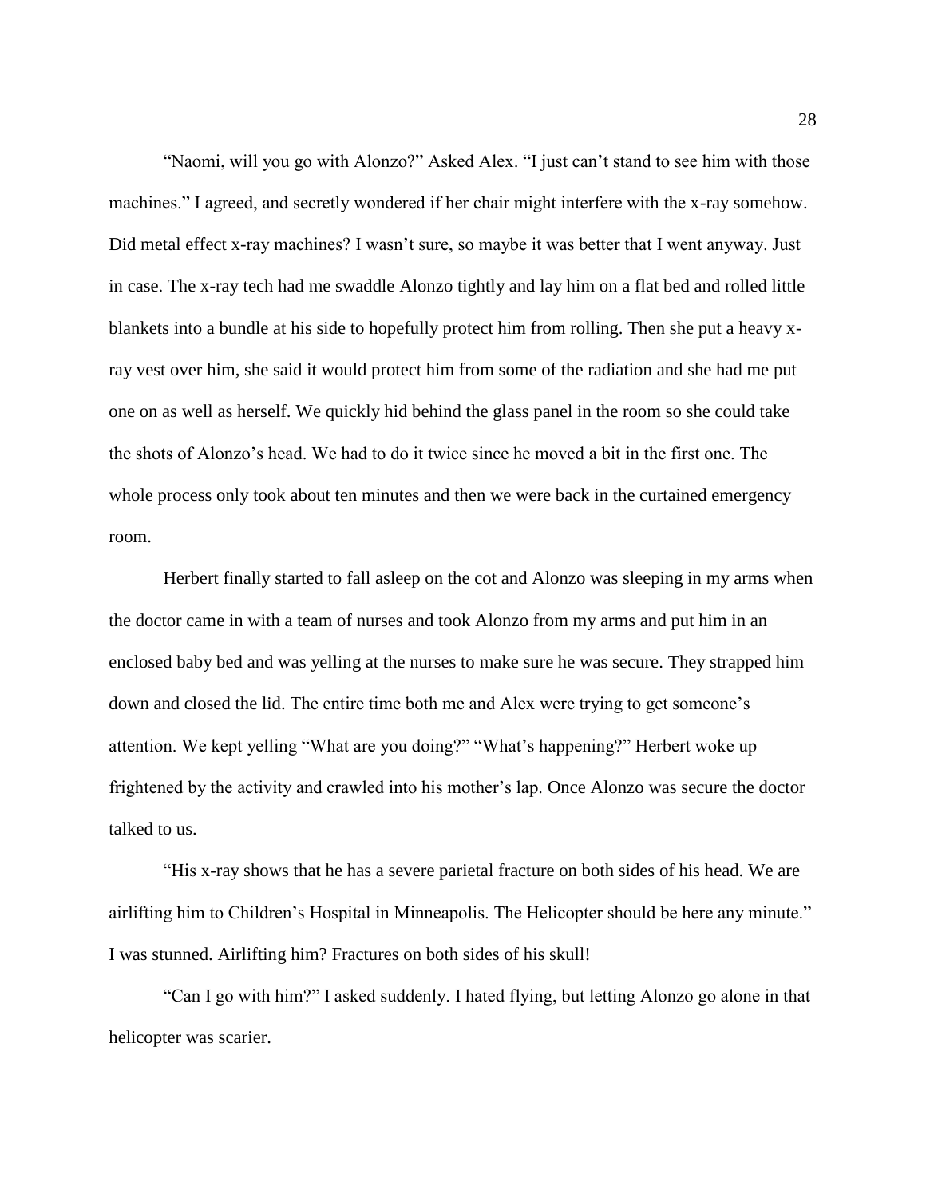"Naomi, will you go with Alonzo?" Asked Alex. "I just can't stand to see him with those machines." I agreed, and secretly wondered if her chair might interfere with the x-ray somehow. Did metal effect x-ray machines? I wasn't sure, so maybe it was better that I went anyway. Just in case. The x-ray tech had me swaddle Alonzo tightly and lay him on a flat bed and rolled little blankets into a bundle at his side to hopefully protect him from rolling. Then she put a heavy x-ray vest over him, she said it would protect him from some of the radiation and she had me put one on as well as herself. We quickly hid behind the glass panel in the room so she could take the shots of Alonzo's head. We had to do it twice since he moved a bit in the first one. The whole process only took about ten minutes and then we were back in the curtained emergency room.

Herbert finally started to fall asleep on the cot and Alonzo was sleeping in my arms when the doctor came in with a team of nurses and took Alonzo from my arms and put him in an enclosed baby bed and was yelling at the nurses to make sure he was secure. They strapped him down and closed the lid. The entire time both me and Alex were trying to get someone's attention. We kept yelling "What are you doing?" "What's happening?" Herbert woke up frightened by the activity and crawled into his mother's lap. Once Alonzo was secure the doctor talked to us.

"His x-ray shows that he has a severe parietal fracture on both sides of his head. We are airlifting him to Children's Hospital in Minneapolis. The Helicopter should be here any minute." I was stunned. Airlifting him? Fractures on both sides of his skull!

"Can I go with him?" I asked suddenly. I hated flying, but letting Alonzo go alone in that helicopter was scarier.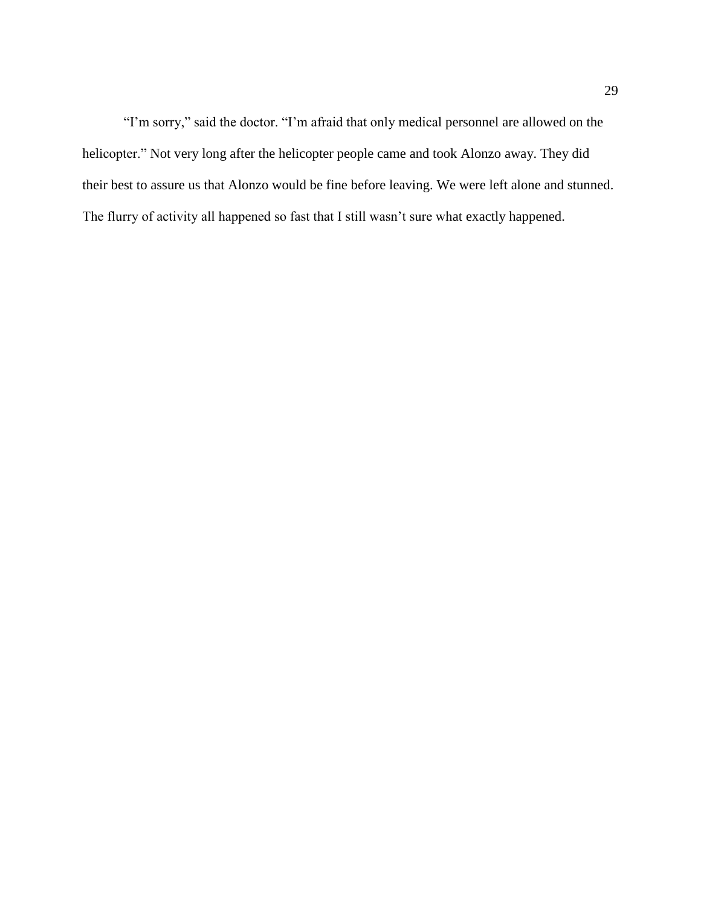"I'm sorry," said the doctor. "I'm afraid that only medical personnel are allowed on the helicopter." Not very long after the helicopter people came and took Alonzo away. They did their best to assure us that Alonzo would be fine before leaving. We were left alone and stunned. The flurry of activity all happened so fast that I still wasn't sure what exactly happened.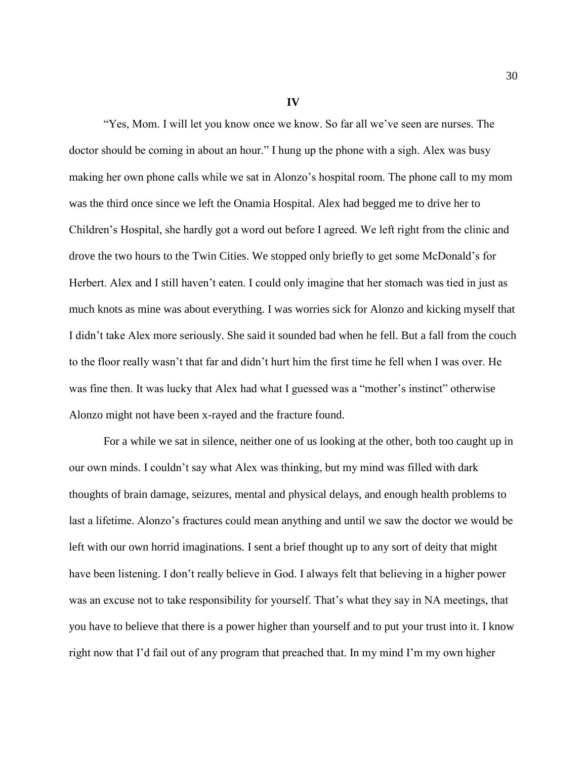**IV**

"Yes, Mom. I will let you know once we know. So far all we've seen are nurses. The doctor should be coming in about an hour." I hung up the phone with a sigh. Alex was busy making her own phone calls while we sat in Alonzo's hospital room. The phone call to my mom was the third once since we left the Onamia Hospital. Alex had begged me to drive her to Children's Hospital, she hardly got a word out before I agreed. We left right from the clinic and drove the two hours to the Twin Cities. We stopped only briefly to get some McDonald's for Herbert. Alex and I still haven't eaten. I could only imagine that her stomach was tied in just as much knots as mine was about everything. I was worries sick for Alonzo and kicking myself that I didn't take Alex more seriously. She said it sounded bad when he fell. But a fall from the couch to the floor really wasn't that far and didn't hurt him the first time he fell when I was over. He was fine then. It was lucky that Alex had what I guessed was a "mother's instinct" otherwise Alonzo might not have been x-rayed and the fracture found.

For a while we sat in silence, neither one of us looking at the other, both too caught up in our own minds. I couldn't say what Alex was thinking, but my mind was filled with dark thoughts of brain damage, seizures, mental and physical delays, and enough health problems to last a lifetime. Alonzo's fractures could mean anything and until we saw the doctor we would be left with our own horrid imaginations. I sent a brief thought up to any sort of deity that might have been listening. I don't really believe in God. I always felt that believing in a higher power was an excuse not to take responsibility for yourself. That's what they say in NA meetings, that you have to believe that there is a power higher than yourself and to put your trust into it. I know right now that I'd fail out of any program that preached that. In my mind I'm my own higher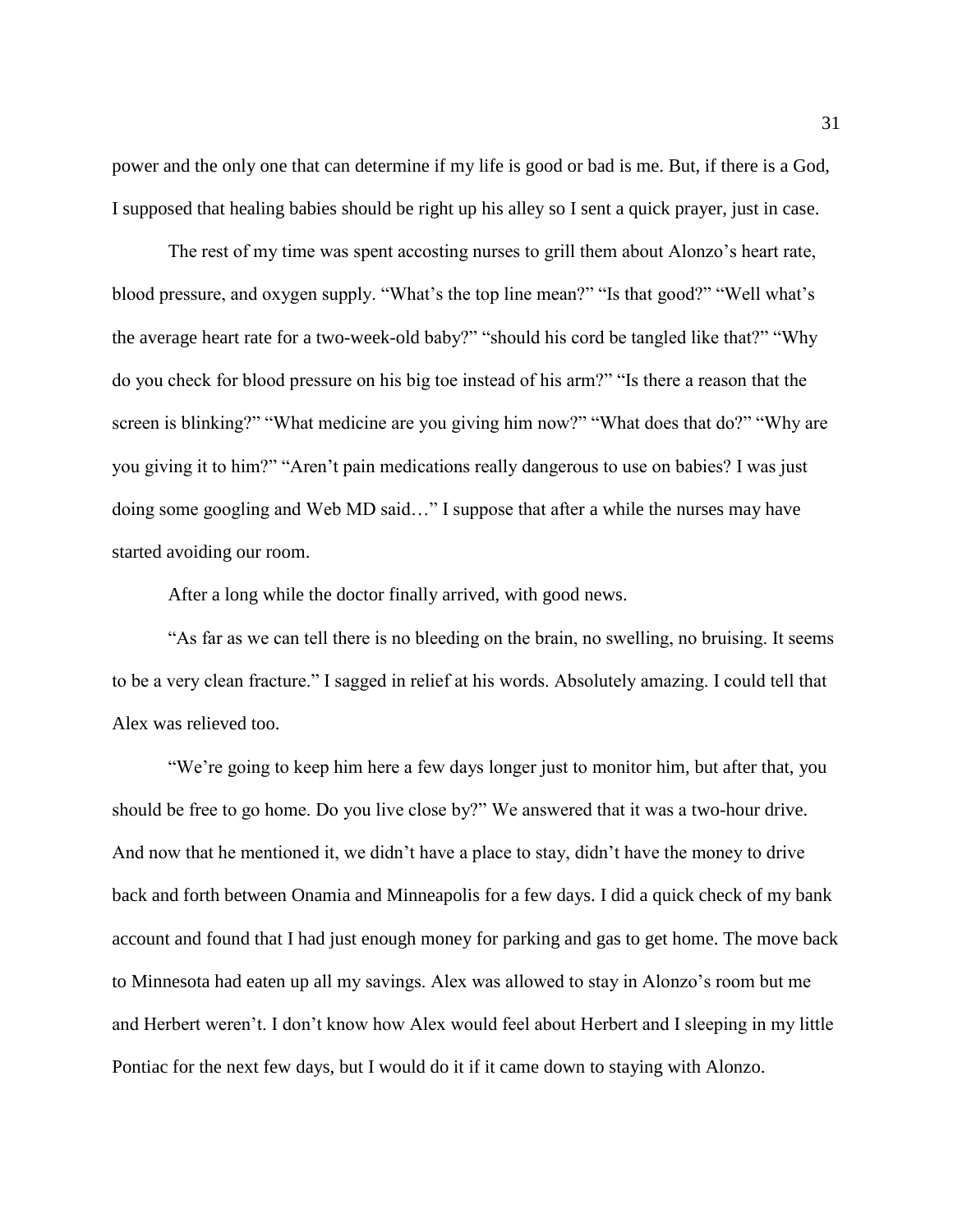power and the only one that can determine if my life is good or bad is me. But, if there is a God, I supposed that healing babies should be right up his alley so I sent a quick prayer, just in case.

The rest of my time was spent accosting nurses to grill them about Alonzo's heart rate, blood pressure, and oxygen supply. "What's the top line mean?" "Is that good?" "Well what's the average heart rate for a two-week-old baby?" "should his cord be tangled like that?" "Why do you check for blood pressure on his big toe instead of his arm?" "Is there a reason that the screen is blinking?" "What medicine are you giving him now?" "What does that do?" "Why are you giving it to him?" "Aren't pain medications really dangerous to use on babies? I was just doing some googling and Web MD said…" I suppose that after a while the nurses may have started avoiding our room.

After a long while the doctor finally arrived, with good news.

"As far as we can tell there is no bleeding on the brain, no swelling, no bruising. It seems to be a very clean fracture." I sagged in relief at his words. Absolutely amazing. I could tell that Alex was relieved too.

"We're going to keep him here a few days longer just to monitor him, but after that, you should be free to go home. Do you live close by?" We answered that it was a two-hour drive. And now that he mentioned it, we didn't have a place to stay, didn't have the money to drive back and forth between Onamia and Minneapolis for a few days. I did a quick check of my bank account and found that I had just enough money for parking and gas to get home. The move back to Minnesota had eaten up all my savings. Alex was allowed to stay in Alonzo's room but me and Herbert weren't. I don't know how Alex would feel about Herbert and I sleeping in my little Pontiac for the next few days, but I would do it if it came down to staying with Alonzo.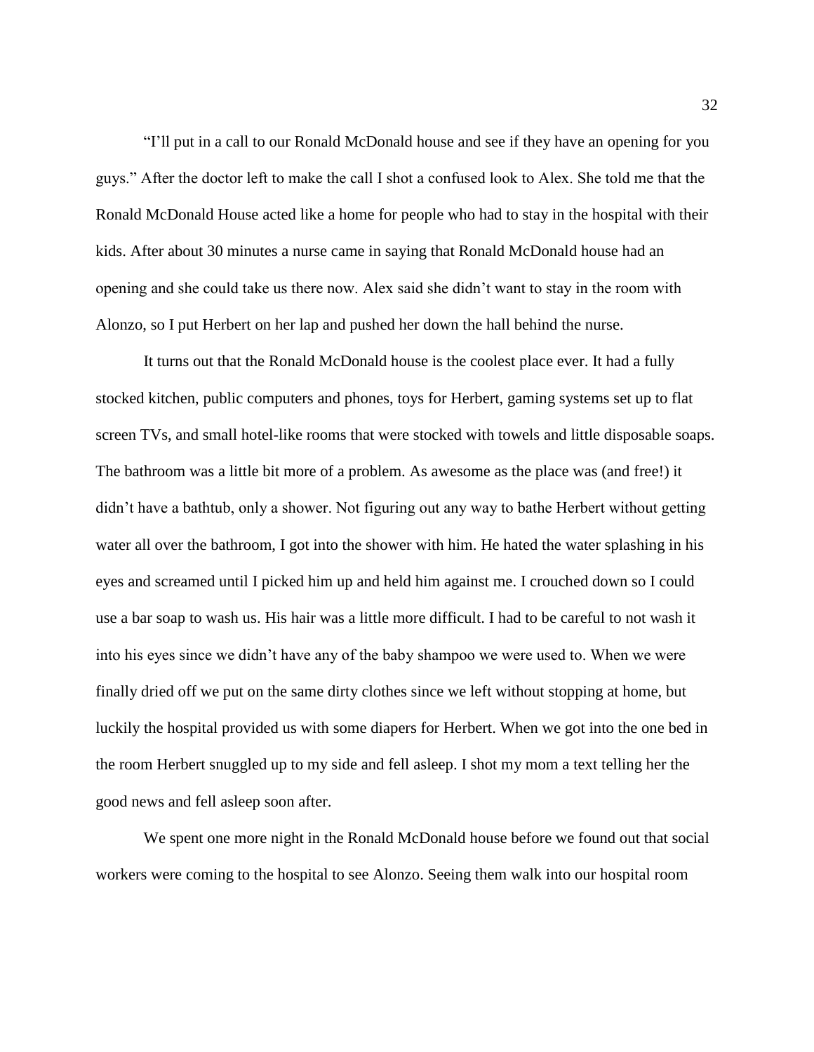"I'll put in a call to our Ronald McDonald house and see if they have an opening for you guys." After the doctor left to make the call I shot a confused look to Alex. She told me that the Ronald McDonald House acted like a home for people who had to stay in the hospital with their kids. After about 30 minutes a nurse came in saying that Ronald McDonald house had an opening and she could take us there now. Alex said she didn't want to stay in the room with Alonzo, so I put Herbert on her lap and pushed her down the hall behind the nurse.

It turns out that the Ronald McDonald house is the coolest place ever. It had a fully stocked kitchen, public computers and phones, toys for Herbert, gaming systems set up to flat screen TVs, and small hotel-like rooms that were stocked with towels and little disposable soaps. The bathroom was a little bit more of a problem. As awesome as the place was (and free!) it didn't have a bathtub, only a shower. Not figuring out any way to bathe Herbert without getting water all over the bathroom, I got into the shower with him. He hated the water splashing in his eyes and screamed until I picked him up and held him against me. I crouched down so I could use a bar soap to wash us. His hair was a little more difficult. I had to be careful to not wash it into his eyes since we didn't have any of the baby shampoo we were used to. When we were finally dried off we put on the same dirty clothes since we left without stopping at home, but luckily the hospital provided us with some diapers for Herbert. When we got into the one bed in the room Herbert snuggled up to my side and fell asleep. I shot my mom a text telling her the good news and fell asleep soon after.

We spent one more night in the Ronald McDonald house before we found out that social workers were coming to the hospital to see Alonzo. Seeing them walk into our hospital room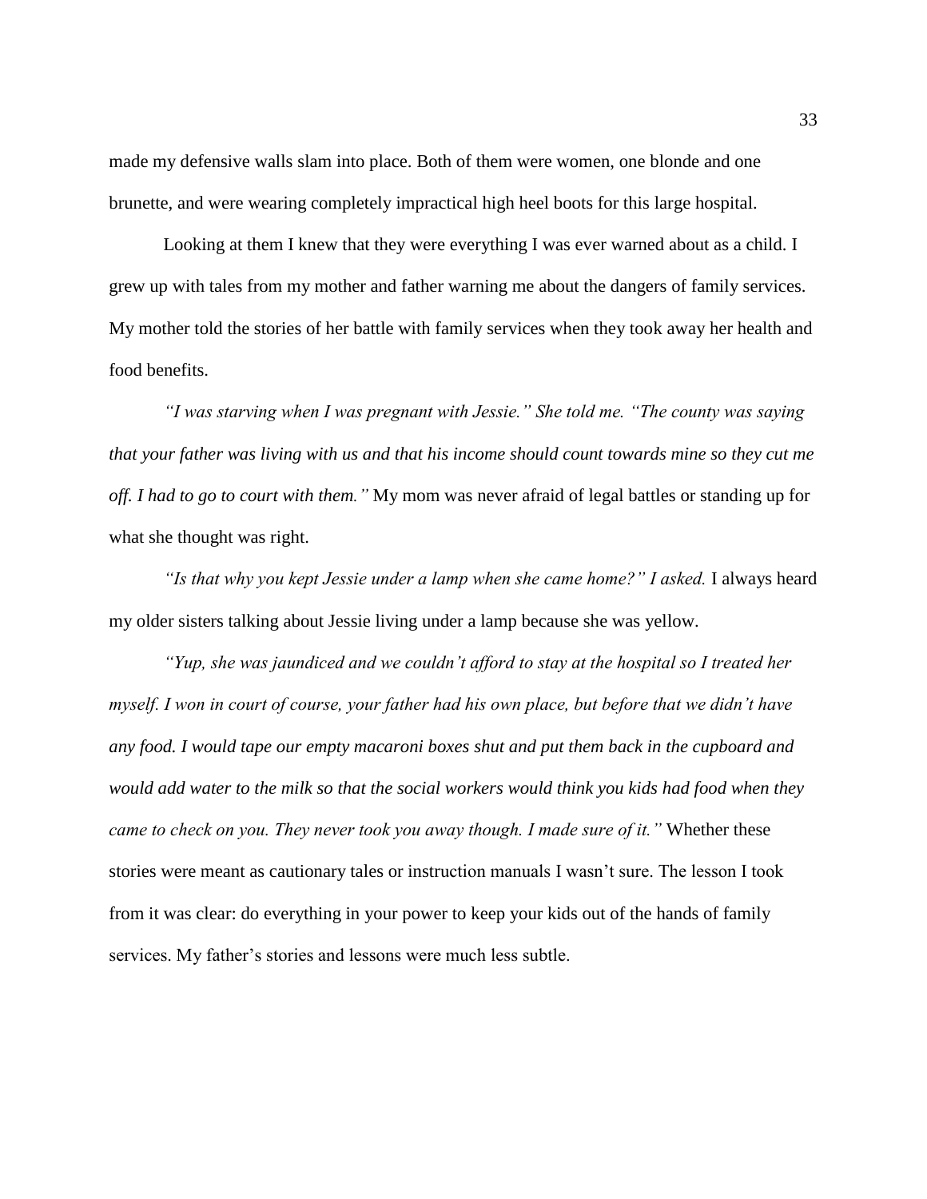made my defensive walls slam into place. Both of them were women, one blonde and one brunette, and were wearing completely impractical high heel boots for this large hospital.

Looking at them I knew that they were everything I was ever warned about as a child. I grew up with tales from my mother and father warning me about the dangers of family services. My mother told the stories of her battle with family services when they took away her health and food benefits.

*"I was starving when I was pregnant with Jessie." She told me. "The county was saying that your father was living with us and that his income should count towards mine so they cut me off. I had to go to court with them."* My mom was never afraid of legal battles or standing up for what she thought was right.

*"Is that why you kept Jessie under a lamp when she came home?" I asked.* I always heard my older sisters talking about Jessie living under a lamp because she was yellow.

*"Yup, she was jaundiced and we couldn't afford to stay at the hospital so I treated her myself. I won in court of course, your father had his own place, but before that we didn't have any food. I would tape our empty macaroni boxes shut and put them back in the cupboard and would add water to the milk so that the social workers would think you kids had food when they came to check on you. They never took you away though. I made sure of it."* Whether these stories were meant as cautionary tales or instruction manuals I wasn't sure. The lesson I took from it was clear: do everything in your power to keep your kids out of the hands of family services. My father's stories and lessons were much less subtle.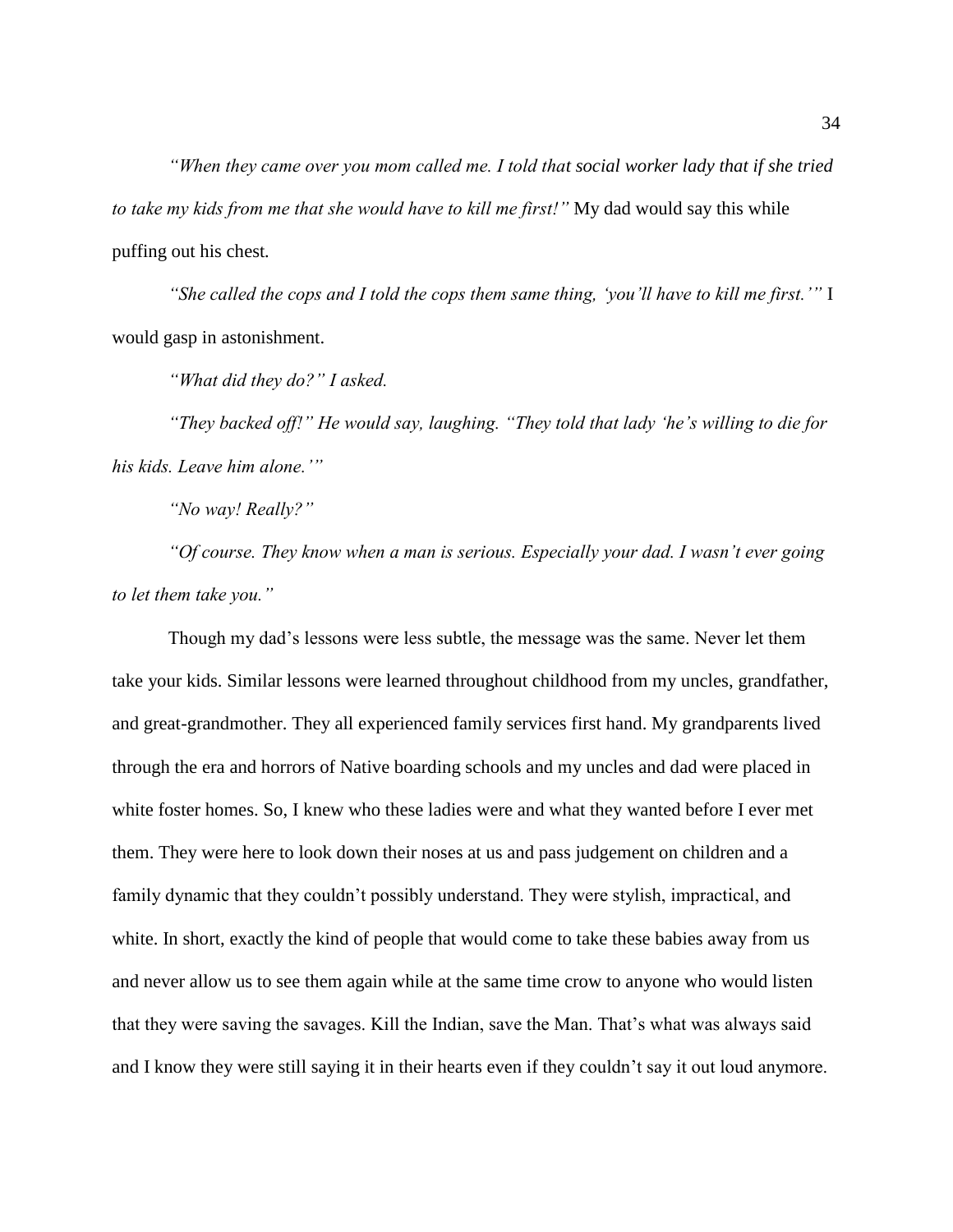*"When they came over you mom called me. I told that social worker lady that if she tried to take my kids from me that she would have to kill me first!"* My dad would say this while puffing out his chest.

*"She called the cops and I told the cops them same thing, 'you'll have to kill me first.'"* I would gasp in astonishment.

*"What did they do?" I asked.*

*"They backed off!" He would say, laughing. "They told that lady 'he's willing to die for his kids. Leave him alone.'"*

*"No way! Really?"*

*"Of course. They know when a man is serious. Especially your dad. I wasn't ever going to let them take you."*

Though my dad's lessons were less subtle, the message was the same. Never let them take your kids. Similar lessons were learned throughout childhood from my uncles, grandfather, and great-grandmother. They all experienced family services first hand. My grandparents lived through the era and horrors of Native boarding schools and my uncles and dad were placed in white foster homes. So, I knew who these ladies were and what they wanted before I ever met them. They were here to look down their noses at us and pass judgement on children and a family dynamic that they couldn't possibly understand. They were stylish, impractical, and white. In short, exactly the kind of people that would come to take these babies away from us and never allow us to see them again while at the same time crow to anyone who would listen that they were saving the savages. Kill the Indian, save the Man. That's what was always said and I know they were still saying it in their hearts even if they couldn't say it out loud anymore.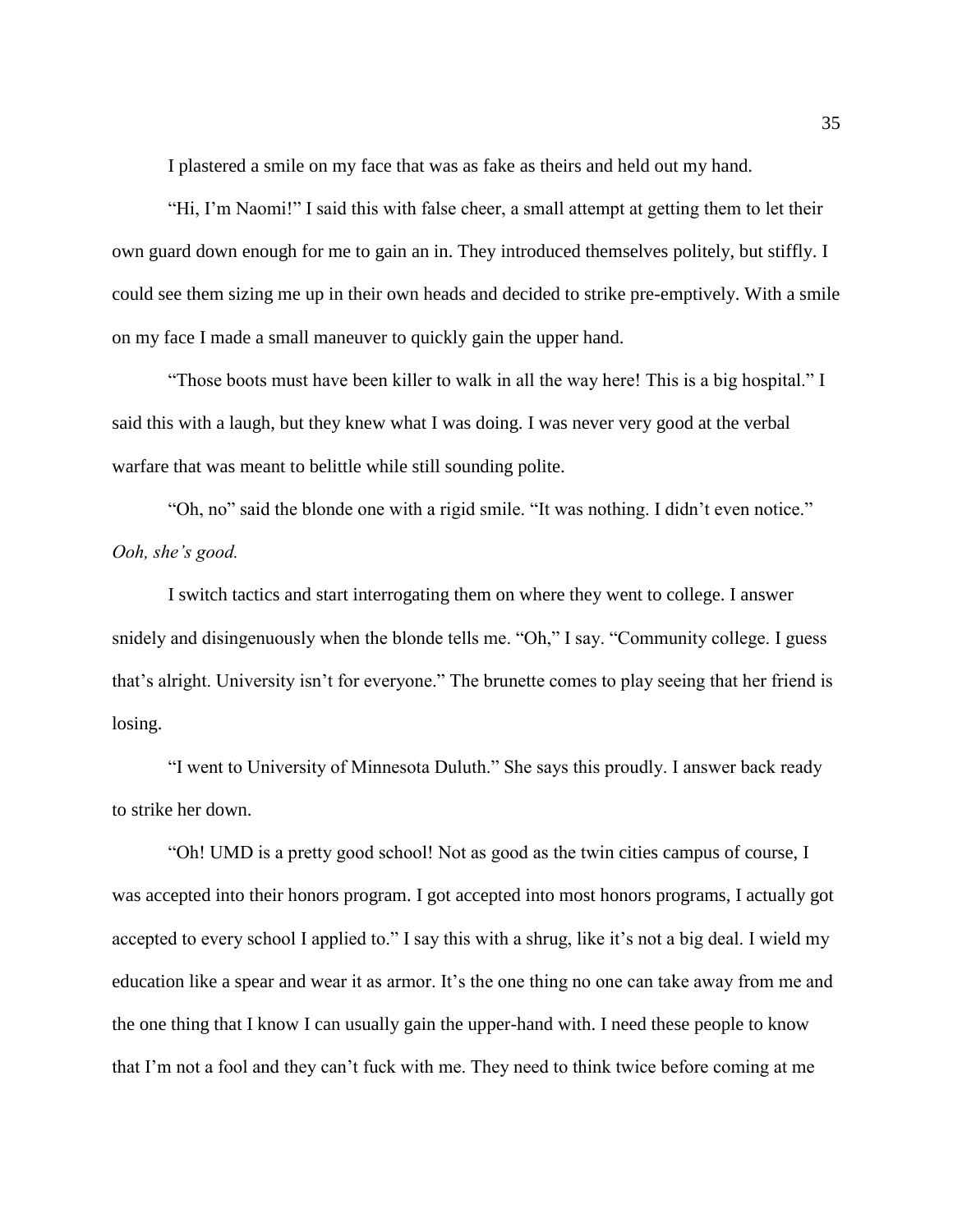I plastered a smile on my face that was as fake as theirs and held out my hand.

"Hi, I'm Naomi!" I said this with false cheer, a small attempt at getting them to let their own guard down enough for me to gain an in. They introduced themselves politely, but stiffly. I could see them sizing me up in their own heads and decided to strike pre-emptively. With a smile on my face I made a small maneuver to quickly gain the upper hand.

"Those boots must have been killer to walk in all the way here! This is a big hospital." I said this with a laugh, but they knew what I was doing. I was never very good at the verbal warfare that was meant to belittle while still sounding polite.

"Oh, no" said the blonde one with a rigid smile. "It was nothing. I didn't even notice." *Ooh, she's good.*

I switch tactics and start interrogating them on where they went to college. I answer snidely and disingenuously when the blonde tells me. "Oh," I say. "Community college. I guess that's alright. University isn't for everyone." The brunette comes to play seeing that her friend is losing.

"I went to University of Minnesota Duluth." She says this proudly. I answer back ready to strike her down.

"Oh! UMD is a pretty good school! Not as good as the twin cities campus of course, I was accepted into their honors program. I got accepted into most honors programs, I actually got accepted to every school I applied to." I say this with a shrug, like it's not a big deal. I wield my education like a spear and wear it as armor. It's the one thing no one can take away from me and the one thing that I know I can usually gain the upper-hand with. I need these people to know that I'm not a fool and they can't fuck with me. They need to think twice before coming at me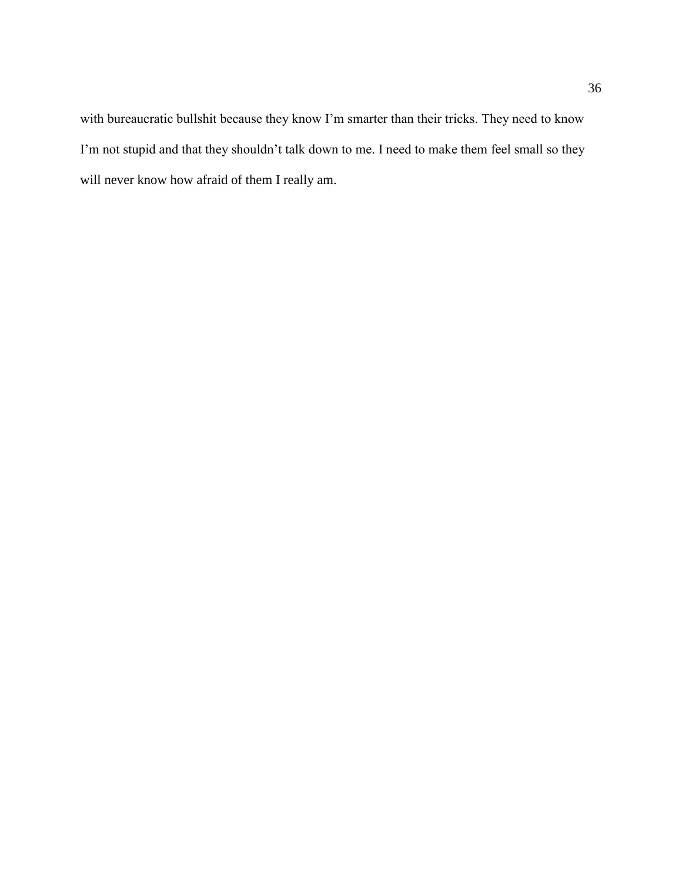with bureaucratic bullshit because they know I'm smarter than their tricks. They need to know I'm not stupid and that they shouldn't talk down to me. I need to make them feel small so they will never know how afraid of them I really am.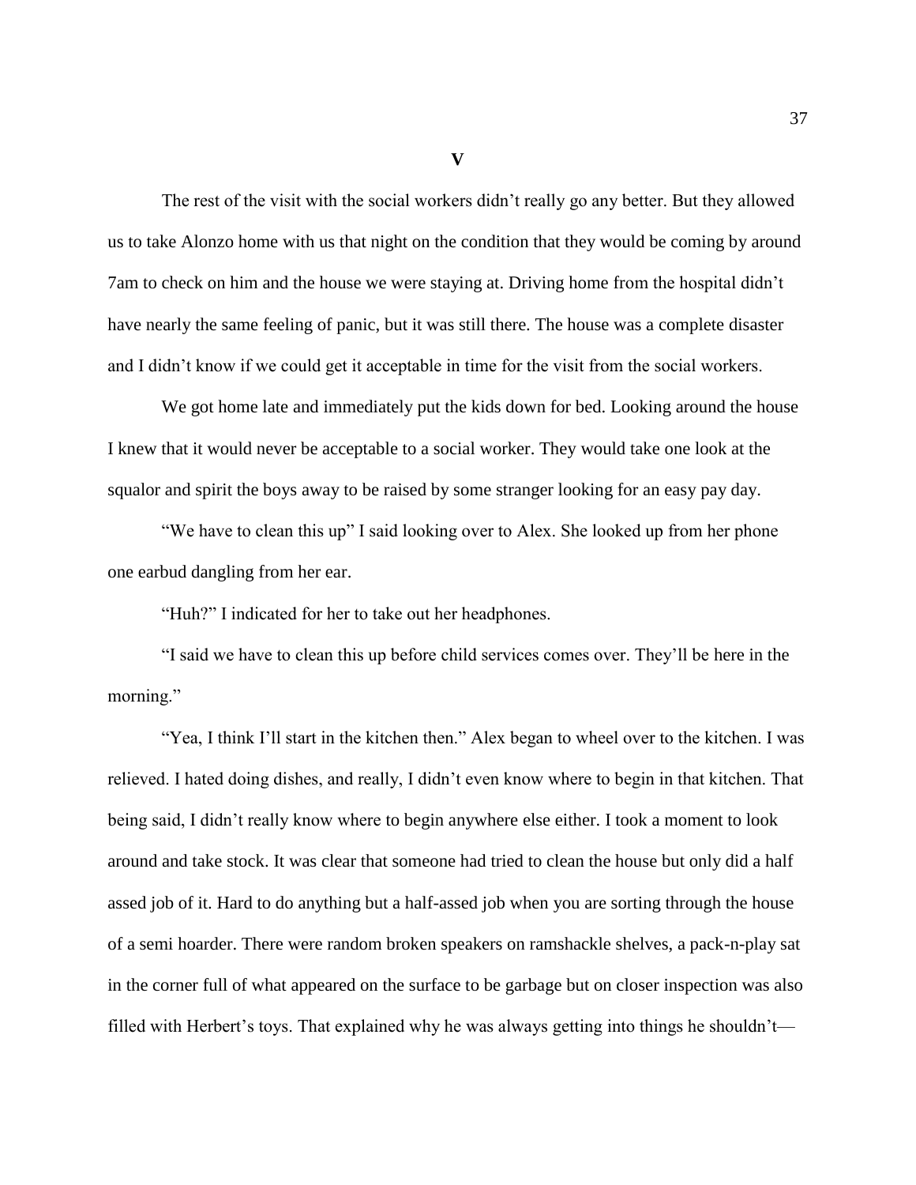## V

The rest of the visit with the social workers didn't really go any better. But they allowed us to take Alonzo home with us that night on the condition that they would be coming by around 7am to check on him and the house we were staying at. Driving home from the hospital didn't have nearly the same feeling of panic, but it was still there. The house was a complete disaster and I didn't know if we could get it acceptable in time for the visit from the social workers.

We got home late and immediately put the kids down for bed. Looking around the house I knew that it would never be acceptable to a social worker. They would take one look at the squalor and spirit the boys away to be raised by some stranger looking for an easy pay day.

"We have to clean this up" I said looking over to Alex. She looked up from her phone one earbud dangling from her ear.

"Huh?" I indicated for her to take out her headphones.

"I said we have to clean this up before child services comes over. They'll be here in the morning."

"Yea, I think I'll start in the kitchen then." Alex began to wheel over to the kitchen. I was relieved. I hated doing dishes, and really, I didn't even know where to begin in that kitchen. That being said, I didn't really know where to begin anywhere else either. I took a moment to look around and take stock. It was clear that someone had tried to clean the house but only did a half assed job of it. Hard to do anything but a half-assed job when you are sorting through the house of a semi hoarder. There were random broken speakers on ramshackle shelves, a pack-n-play sat in the corner full of what appeared on the surface to be garbage but on closer inspection was also filled with Herbert's toys. That explained why he was always getting into things he shouldn't—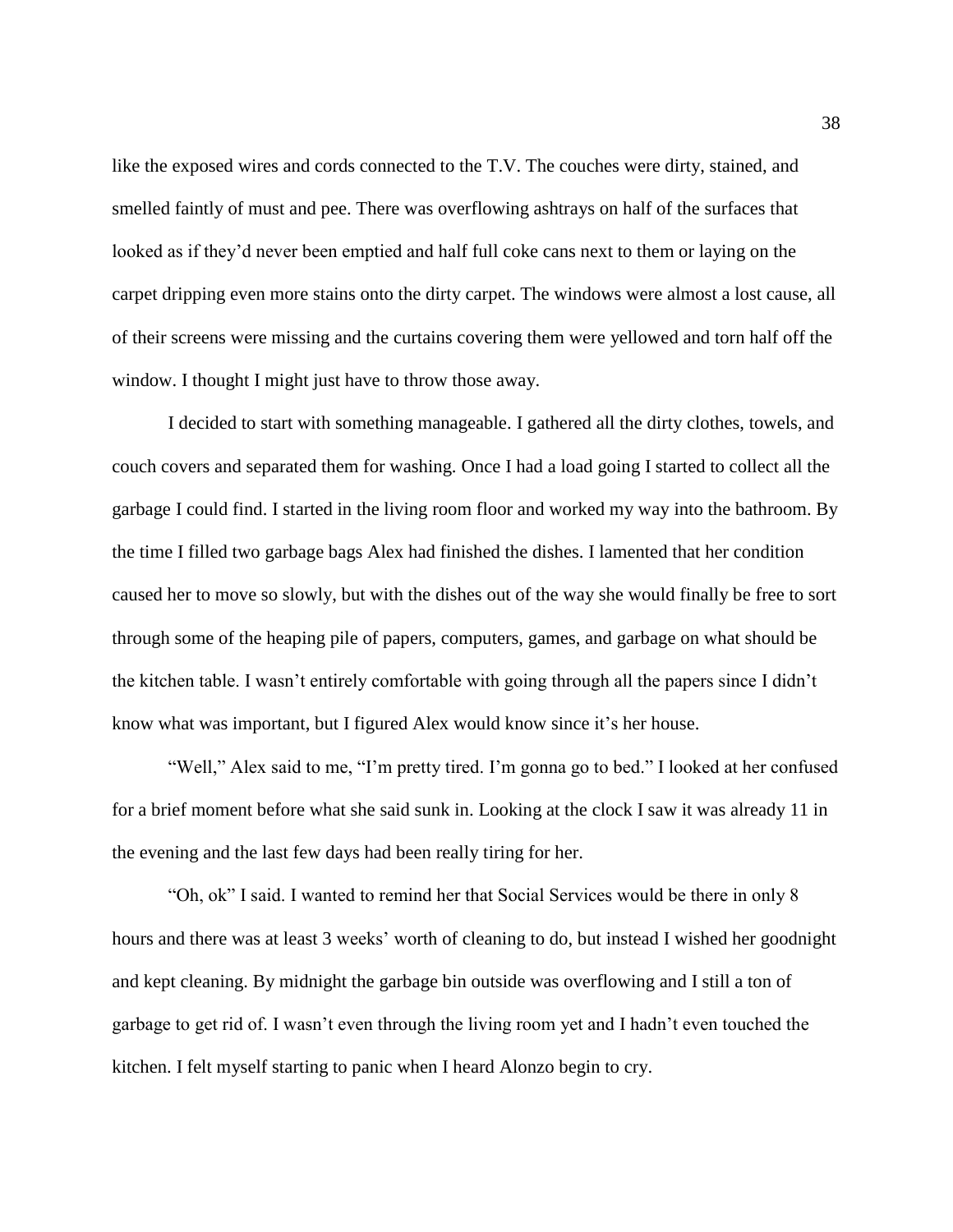like the exposed wires and cords connected to the T.V. The couches were dirty, stained, and smelled faintly of must and pee. There was overflowing ashtrays on half of the surfaces that looked as if they'd never been emptied and half full coke cans next to them or laying on the carpet dripping even more stains onto the dirty carpet. The windows were almost a lost cause, all of their screens were missing and the curtains covering them were yellowed and torn half off the window. I thought I might just have to throw those away.

I decided to start with something manageable. I gathered all the dirty clothes, towels, and couch covers and separated them for washing. Once I had a load going I started to collect all the garbage I could find. I started in the living room floor and worked my way into the bathroom. By the time I filled two garbage bags Alex had finished the dishes. I lamented that her condition caused her to move so slowly, but with the dishes out of the way she would finally be free to sort through some of the heaping pile of papers, computers, games, and garbage on what should be the kitchen table. I wasn't entirely comfortable with going through all the papers since I didn't know what was important, but I figured Alex would know since it's her house.

"Well," Alex said to me, "I'm pretty tired. I'm gonna go to bed." I looked at her confused for a brief moment before what she said sunk in. Looking at the clock I saw it was already 11 in the evening and the last few days had been really tiring for her.

"Oh, ok" I said. I wanted to remind her that Social Services would be there in only 8 hours and there was at least 3 weeks' worth of cleaning to do, but instead I wished her goodnight and kept cleaning. By midnight the garbage bin outside was overflowing and I still a ton of garbage to get rid of. I wasn't even through the living room yet and I hadn't even touched the kitchen. I felt myself starting to panic when I heard Alonzo begin to cry.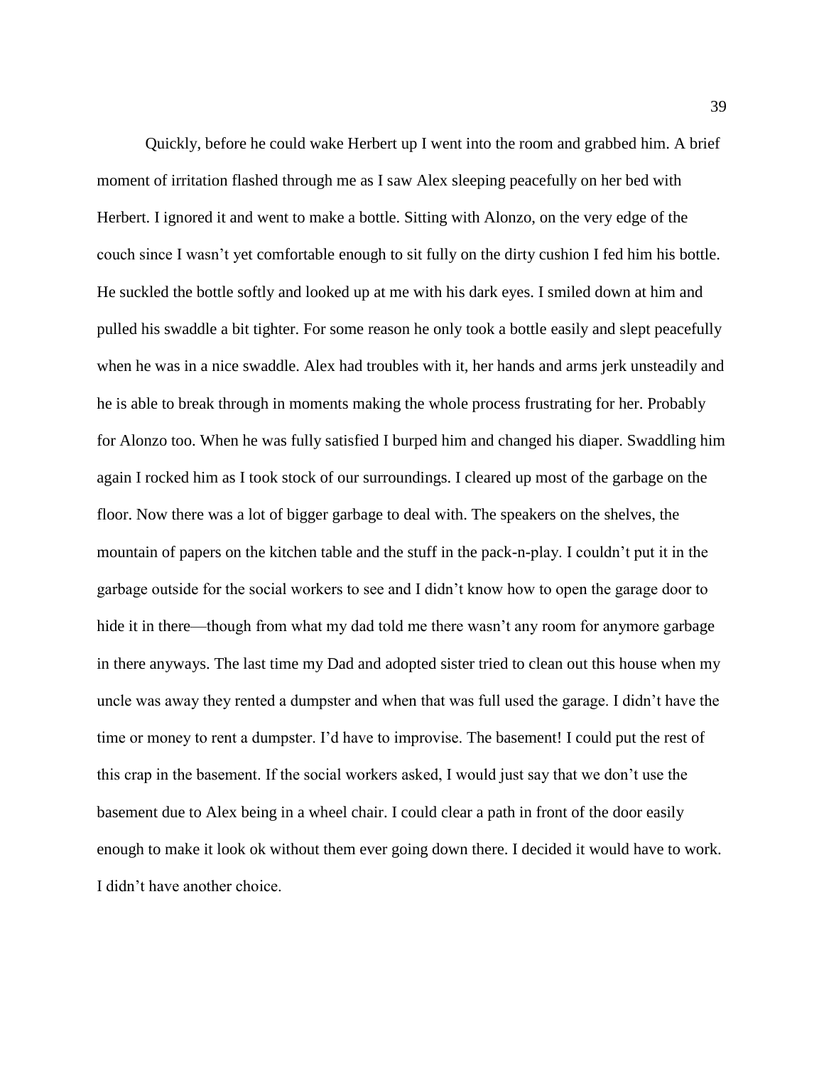Quickly, before he could wake Herbert up I went into the room and grabbed him. A brief moment of irritation flashed through me as I saw Alex sleeping peacefully on her bed with Herbert. I ignored it and went to make a bottle. Sitting with Alonzo, on the very edge of the couch since I wasn't yet comfortable enough to sit fully on the dirty cushion I fed him his bottle. He suckled the bottle softly and looked up at me with his dark eyes. I smiled down at him and pulled his swaddle a bit tighter. For some reason he only took a bottle easily and slept peacefully when he was in a nice swaddle. Alex had troubles with it, her hands and arms jerk unsteadily and he is able to break through in moments making the whole process frustrating for her. Probably for Alonzo too. When he was fully satisfied I burped him and changed his diaper. Swaddling him again I rocked him as I took stock of our surroundings. I cleared up most of the garbage on the floor. Now there was a lot of bigger garbage to deal with. The speakers on the shelves, the mountain of papers on the kitchen table and the stuff in the pack-n-play. I couldn't put it in the garbage outside for the social workers to see and I didn't know how to open the garage door to hide it in there—though from what my dad told me there wasn't any room for anymore garbage in there anyways. The last time my Dad and adopted sister tried to clean out this house when my uncle was away they rented a dumpster and when that was full used the garage. I didn't have the time or money to rent a dumpster. I'd have to improvise. The basement! I could put the rest of this crap in the basement. If the social workers asked, I would just say that we don't use the basement due to Alex being in a wheel chair. I could clear a path in front of the door easily enough to make it look ok without them ever going down there. I decided it would have to work. I didn't have another choice.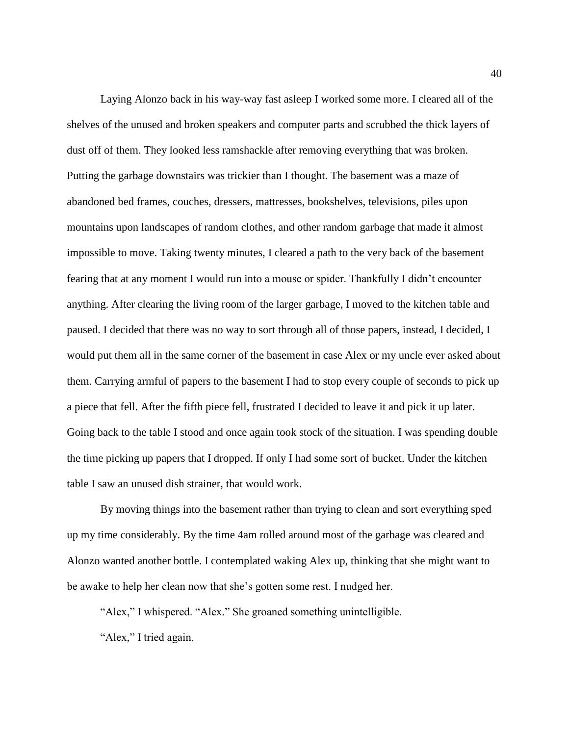Laying Alonzo back in his way-way fast asleep I worked some more. I cleared all of the shelves of the unused and broken speakers and computer parts and scrubbed the thick layers of dust off of them. They looked less ramshackle after removing everything that was broken. Putting the garbage downstairs was trickier than I thought. The basement was a maze of abandoned bed frames, couches, dressers, mattresses, bookshelves, televisions, piles upon mountains upon landscapes of random clothes, and other random garbage that made it almost impossible to move. Taking twenty minutes, I cleared a path to the very back of the basement fearing that at any moment I would run into a mouse or spider. Thankfully I didn't encounter anything. After clearing the living room of the larger garbage, I moved to the kitchen table and paused. I decided that there was no way to sort through all of those papers, instead, I decided, I would put them all in the same corner of the basement in case Alex or my uncle ever asked about them. Carrying armful of papers to the basement I had to stop every couple of seconds to pick up a piece that fell. After the fifth piece fell, frustrated I decided to leave it and pick it up later. Going back to the table I stood and once again took stock of the situation. I was spending double the time picking up papers that I dropped. If only I had some sort of bucket. Under the kitchen table I saw an unused dish strainer, that would work.

By moving things into the basement rather than trying to clean and sort everything sped up my time considerably. By the time 4am rolled around most of the garbage was cleared and Alonzo wanted another bottle. I contemplated waking Alex up, thinking that she might want to be awake to help her clean now that she's gotten some rest. I nudged her.

"Alex," I whispered. "Alex." She groaned something unintelligible.

"Alex," I tried again.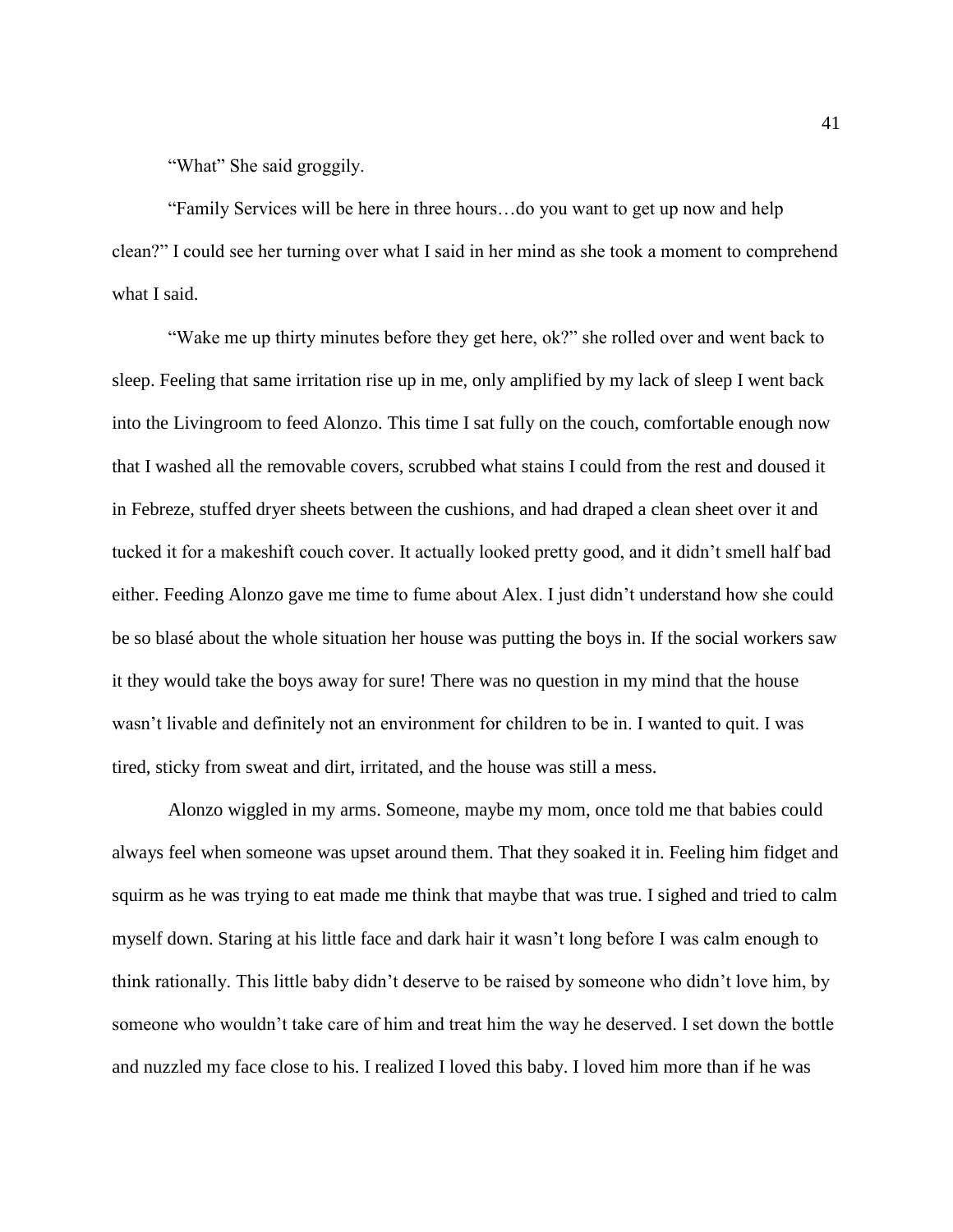"What" She said groggily.

"Family Services will be here in three hours…do you want to get up now and help clean?" I could see her turning over what I said in her mind as she took a moment to comprehend what I said.

"Wake me up thirty minutes before they get here, ok?" she rolled over and went back to sleep. Feeling that same irritation rise up in me, only amplified by my lack of sleep I went back into the Livingroom to feed Alonzo. This time I sat fully on the couch, comfortable enough now that I washed all the removable covers, scrubbed what stains I could from the rest and doused it in Febreze, stuffed dryer sheets between the cushions, and had draped a clean sheet over it and tucked it for a makeshift couch cover. It actually looked pretty good, and it didn't smell half bad either. Feeding Alonzo gave me time to fume about Alex. I just didn't understand how she could be so blasé about the whole situation her house was putting the boys in. If the social workers saw it they would take the boys away for sure! There was no question in my mind that the house wasn't livable and definitely not an environment for children to be in. I wanted to quit. I was tired, sticky from sweat and dirt, irritated, and the house was still a mess.

Alonzo wiggled in my arms. Someone, maybe my mom, once told me that babies could always feel when someone was upset around them. That they soaked it in. Feeling him fidget and squirm as he was trying to eat made me think that maybe that was true. I sighed and tried to calm myself down. Staring at his little face and dark hair it wasn't long before I was calm enough to think rationally. This little baby didn't deserve to be raised by someone who didn't love him, by someone who wouldn't take care of him and treat him the way he deserved. I set down the bottle and nuzzled my face close to his. I realized I loved this baby. I loved him more than if he was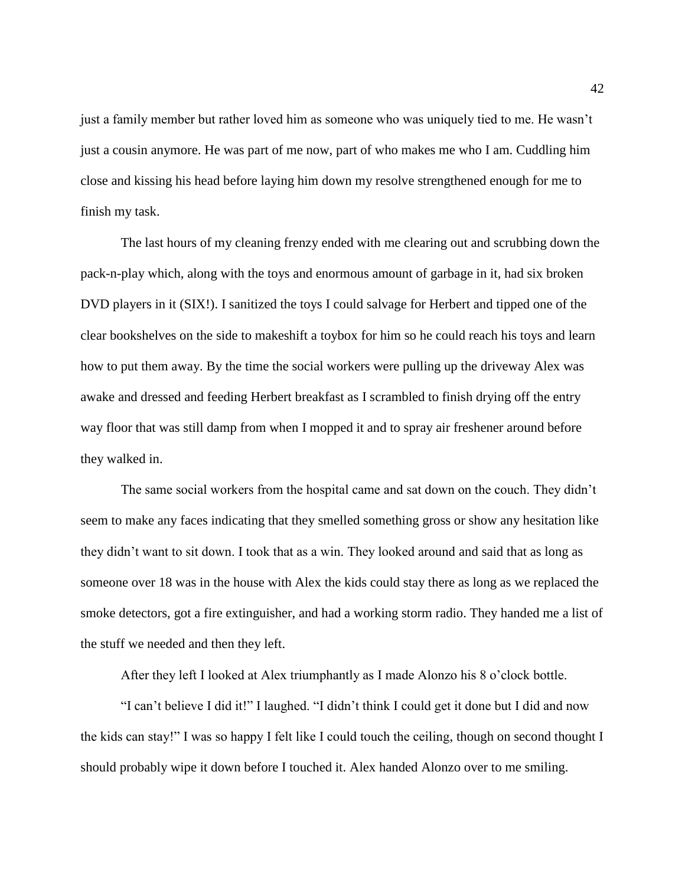just a family member but rather loved him as someone who was uniquely tied to me. He wasn't just a cousin anymore. He was part of me now, part of who makes me who I am. Cuddling him close and kissing his head before laying him down my resolve strengthened enough for me to finish my task.

The last hours of my cleaning frenzy ended with me clearing out and scrubbing down the pack-n-play which, along with the toys and enormous amount of garbage in it, had six broken DVD players in it (SIX!). I sanitized the toys I could salvage for Herbert and tipped one of the clear bookshelves on the side to makeshift a toybox for him so he could reach his toys and learn how to put them away. By the time the social workers were pulling up the driveway Alex was awake and dressed and feeding Herbert breakfast as I scrambled to finish drying off the entry way floor that was still damp from when I mopped it and to spray air freshener around before they walked in.

The same social workers from the hospital came and sat down on the couch. They didn't seem to make any faces indicating that they smelled something gross or show any hesitation like they didn't want to sit down. I took that as a win. They looked around and said that as long as someone over 18 was in the house with Alex the kids could stay there as long as we replaced the smoke detectors, got a fire extinguisher, and had a working storm radio. They handed me a list of the stuff we needed and then they left.

After they left I looked at Alex triumphantly as I made Alonzo his 8 o'clock bottle.

"I can't believe I did it!" I laughed. "I didn't think I could get it done but I did and now the kids can stay!" I was so happy I felt like I could touch the ceiling, though on second thought I should probably wipe it down before I touched it. Alex handed Alonzo over to me smiling.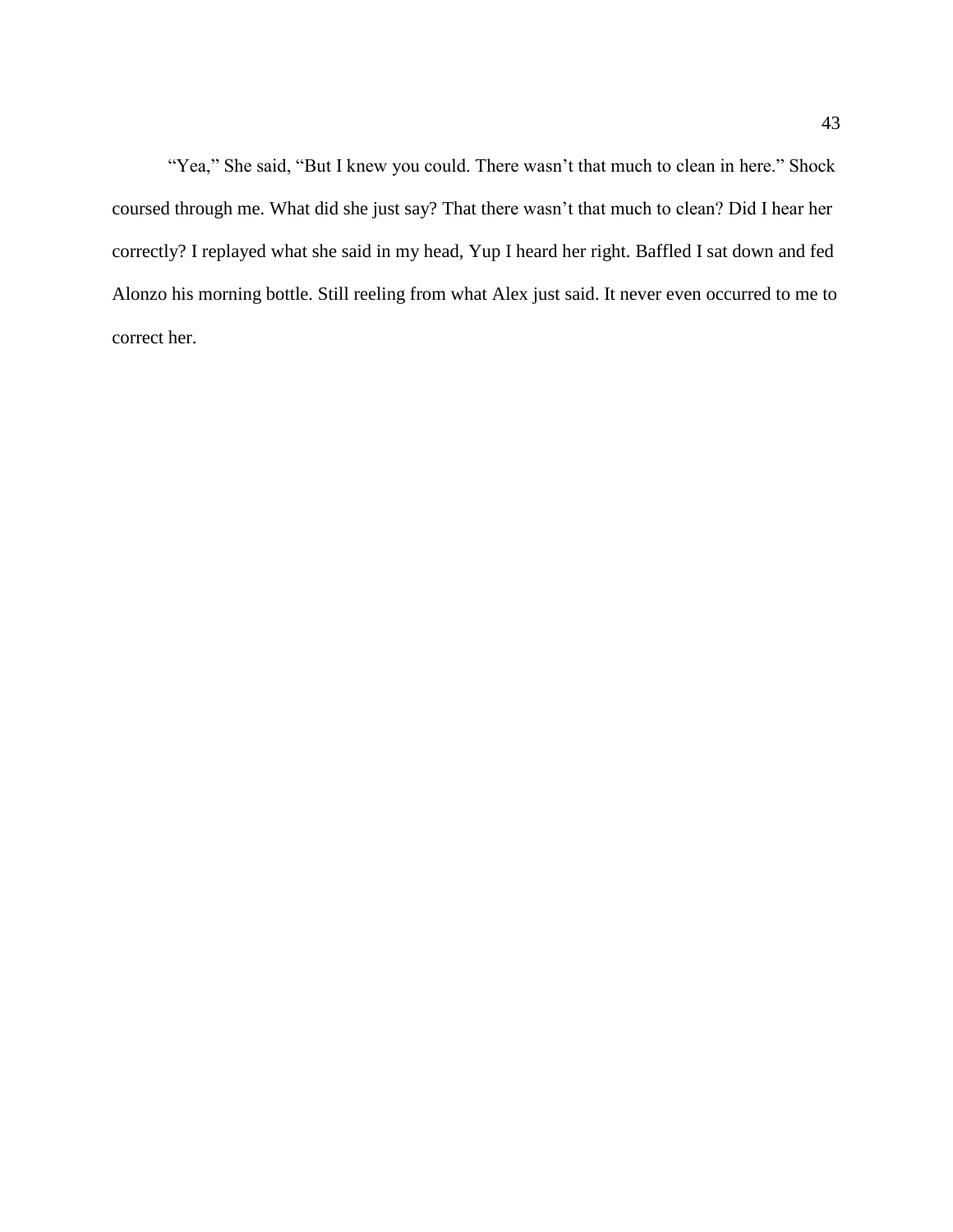"Yea," She said, "But I knew you could. There wasn't that much to clean in here." Shock coursed through me. What did she just say? That there wasn't that much to clean? Did I hear her correctly? I replayed what she said in my head, Yup I heard her right. Baffled I sat down and fed Alonzo his morning bottle. Still reeling from what Alex just said. It never even occurred to me to correct her.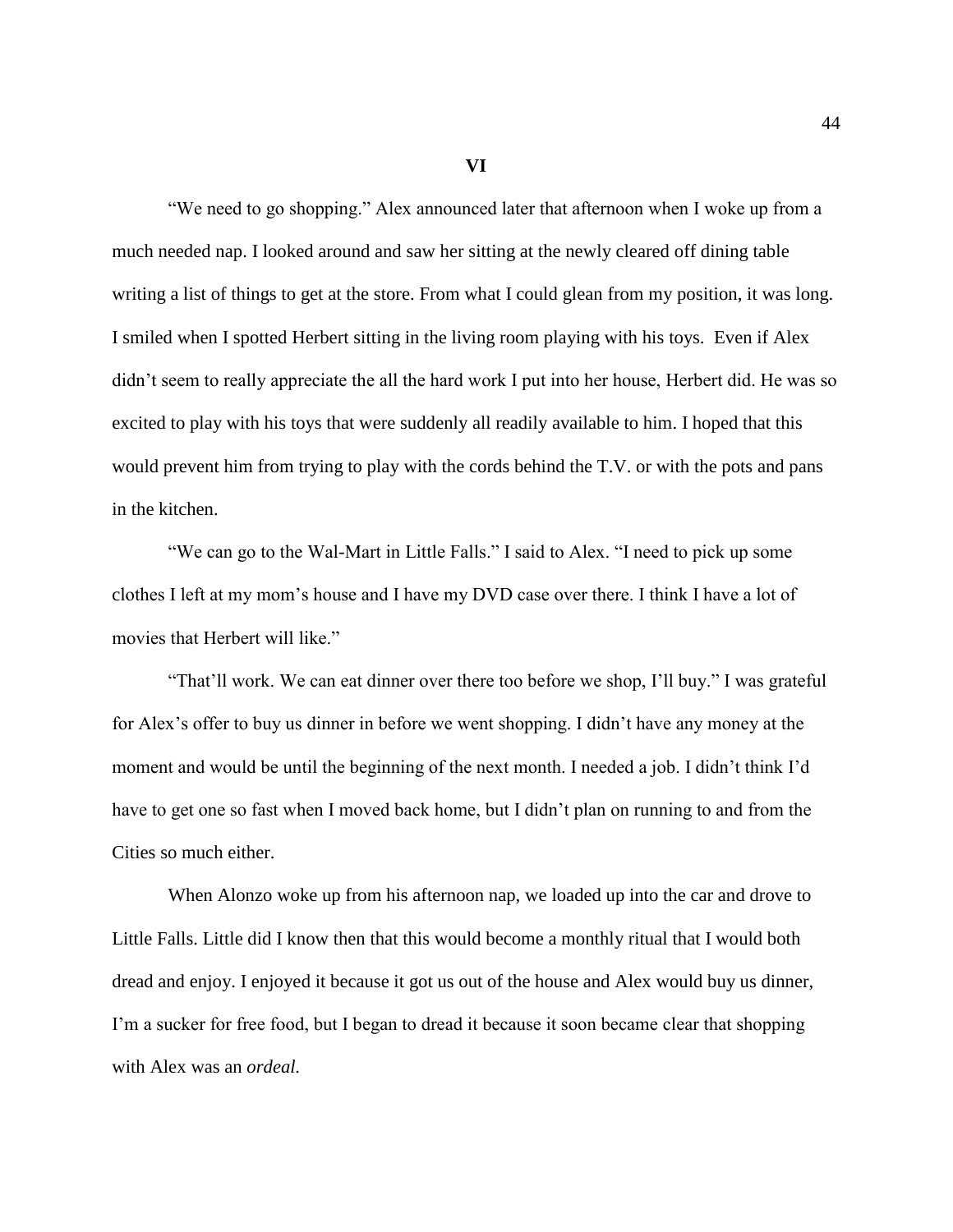# VI

"We need to go shopping." Alex announced later that afternoon when I woke up from a much needed nap. I looked around and saw her sitting at the newly cleared off dining table writing a list of things to get at the store. From what I could glean from my position, it was long. I smiled when I spotted Herbert sitting in the living room playing with his toys. Even if Alex didn't seem to really appreciate the all the hard work I put into her house, Herbert did. He was so excited to play with his toys that were suddenly all readily available to him. I hoped that this would prevent him from trying to play with the cords behind the T.V. or with the pots and pans in the kitchen.

"We can go to the Wal-Mart in Little Falls." I said to Alex. "I need to pick up some clothes I left at my mom's house and I have my DVD case over there. I think I have a lot of movies that Herbert will like."

"That'll work. We can eat dinner over there too before we shop, I'll buy." I was grateful for Alex's offer to buy us dinner in before we went shopping. I didn't have any money at the moment and would be until the beginning of the next month. I needed a job. I didn't think I'd have to get one so fast when I moved back home, but I didn't plan on running to and from the Cities so much either.

When Alonzo woke up from his afternoon nap, we loaded up into the car and drove to Little Falls. Little did I know then that this would become a monthly ritual that I would both dread and enjoy. I enjoyed it because it got us out of the house and Alex would buy us dinner, I'm a sucker for free food, but I began to dread it because it soon became clear that shopping with Alex was an *ordeal.*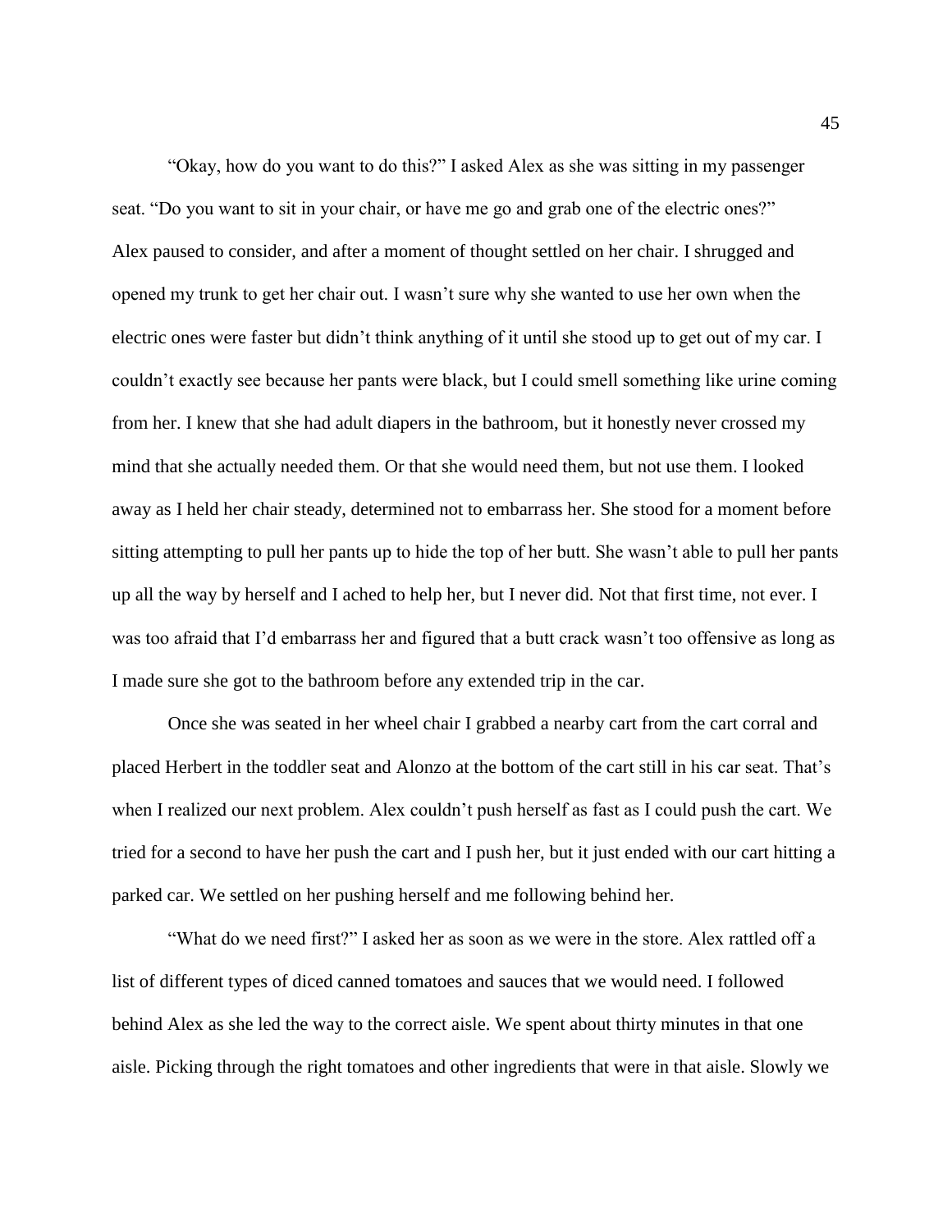"Okay, how do you want to do this?" I asked Alex as she was sitting in my passenger seat. "Do you want to sit in your chair, or have me go and grab one of the electric ones?" Alex paused to consider, and after a moment of thought settled on her chair. I shrugged and opened my trunk to get her chair out. I wasn't sure why she wanted to use her own when the electric ones were faster but didn't think anything of it until she stood up to get out of my car. I couldn't exactly see because her pants were black, but I could smell something like urine coming from her. I knew that she had adult diapers in the bathroom, but it honestly never crossed my mind that she actually needed them. Or that she would need them, but not use them. I looked away as I held her chair steady, determined not to embarrass her. She stood for a moment before sitting attempting to pull her pants up to hide the top of her butt. She wasn't able to pull her pants up all the way by herself and I ached to help her, but I never did. Not that first time, not ever. I was too afraid that I'd embarrass her and figured that a butt crack wasn't too offensive as long as I made sure she got to the bathroom before any extended trip in the car.

Once she was seated in her wheel chair I grabbed a nearby cart from the cart corral and placed Herbert in the toddler seat and Alonzo at the bottom of the cart still in his car seat. That's when I realized our next problem. Alex couldn't push herself as fast as I could push the cart. We tried for a second to have her push the cart and I push her, but it just ended with our cart hitting a parked car. We settled on her pushing herself and me following behind her.

"What do we need first?" I asked her as soon as we were in the store. Alex rattled off a list of different types of diced canned tomatoes and sauces that we would need. I followed behind Alex as she led the way to the correct aisle. We spent about thirty minutes in that one aisle. Picking through the right tomatoes and other ingredients that were in that aisle. Slowly we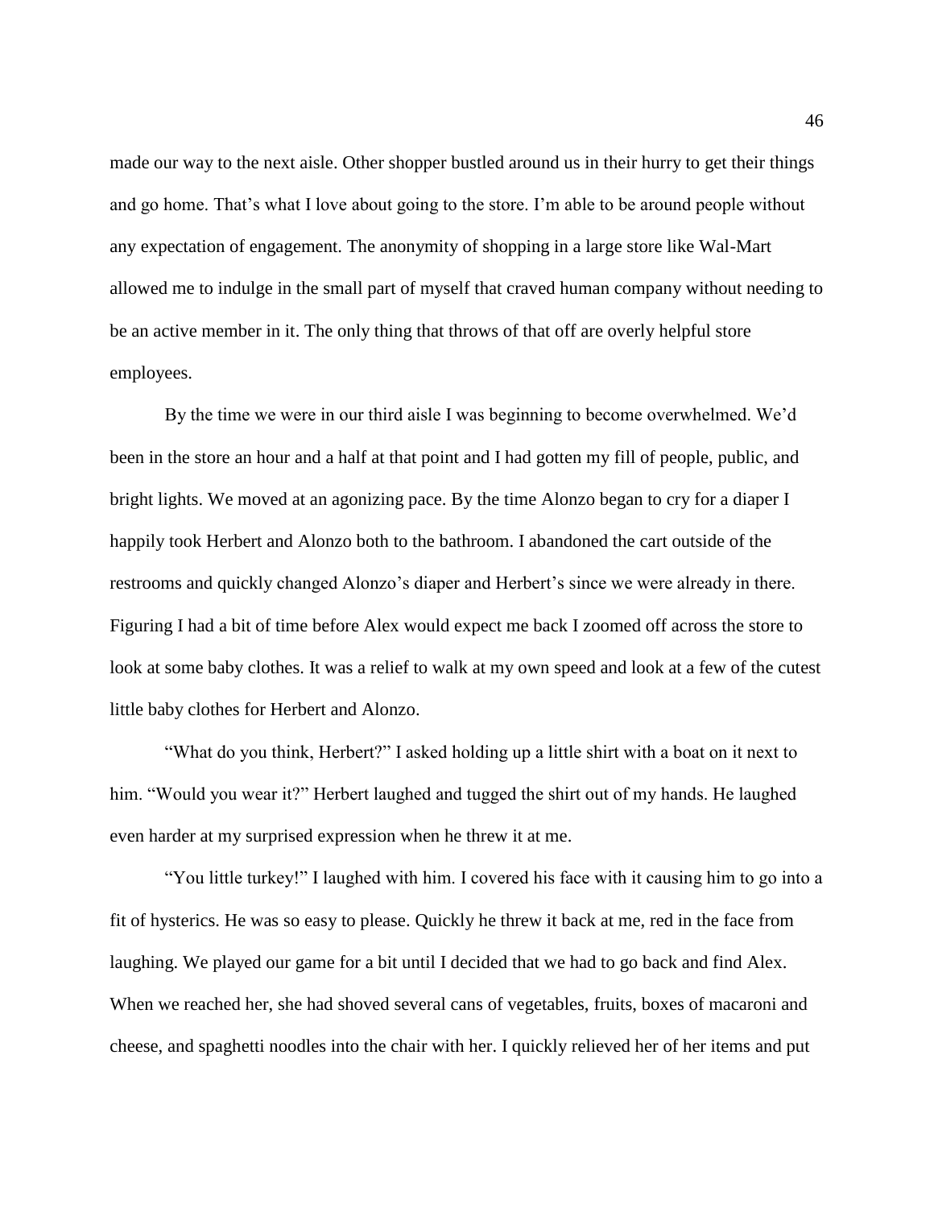made our way to the next aisle. Other shopper bustled around us in their hurry to get their things and go home. That's what I love about going to the store. I'm able to be around people without any expectation of engagement. The anonymity of shopping in a large store like Wal-Mart allowed me to indulge in the small part of myself that craved human company without needing to be an active member in it. The only thing that throws of that off are overly helpful store employees.

By the time we were in our third aisle I was beginning to become overwhelmed. We'd been in the store an hour and a half at that point and I had gotten my fill of people, public, and bright lights. We moved at an agonizing pace. By the time Alonzo began to cry for a diaper I happily took Herbert and Alonzo both to the bathroom. I abandoned the cart outside of the restrooms and quickly changed Alonzo's diaper and Herbert's since we were already in there. Figuring I had a bit of time before Alex would expect me back I zoomed off across the store to look at some baby clothes. It was a relief to walk at my own speed and look at a few of the cutest little baby clothes for Herbert and Alonzo.

"What do you think, Herbert?" I asked holding up a little shirt with a boat on it next to him. "Would you wear it?" Herbert laughed and tugged the shirt out of my hands. He laughed even harder at my surprised expression when he threw it at me.

"You little turkey!" I laughed with him. I covered his face with it causing him to go into a fit of hysterics. He was so easy to please. Quickly he threw it back at me, red in the face from laughing. We played our game for a bit until I decided that we had to go back and find Alex. When we reached her, she had shoved several cans of vegetables, fruits, boxes of macaroni and cheese, and spaghetti noodles into the chair with her. I quickly relieved her of her items and put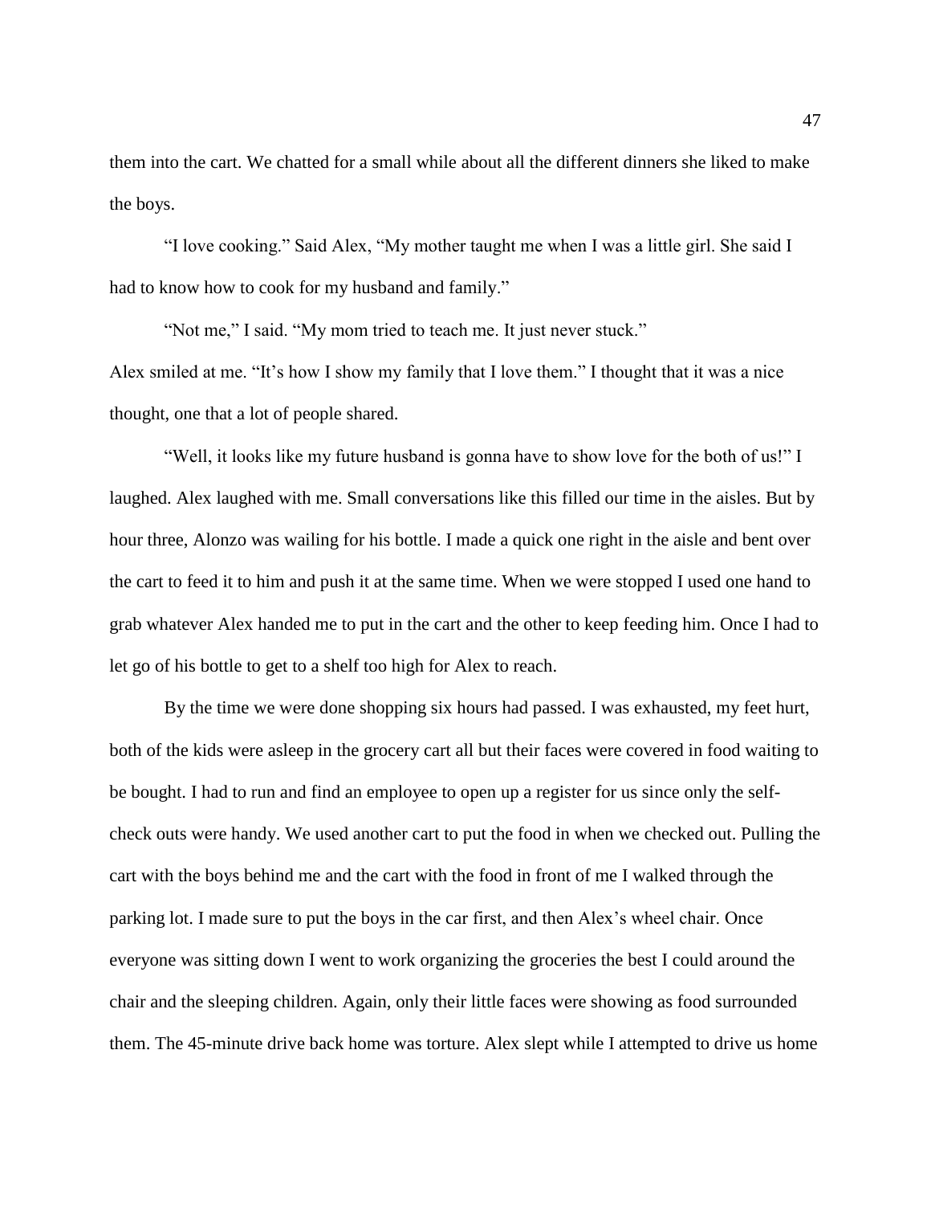them into the cart. We chatted for a small while about all the different dinners she liked to make the boys.

"I love cooking." Said Alex, "My mother taught me when I was a little girl. She said I had to know how to cook for my husband and family."

"Not me," I said. "My mom tried to teach me. It just never stuck."

Alex smiled at me. "It's how I show my family that I love them." I thought that it was a nice thought, one that a lot of people shared.

"Well, it looks like my future husband is gonna have to show love for the both of us!" I laughed. Alex laughed with me. Small conversations like this filled our time in the aisles. But by hour three, Alonzo was wailing for his bottle. I made a quick one right in the aisle and bent over the cart to feed it to him and push it at the same time. When we were stopped I used one hand to grab whatever Alex handed me to put in the cart and the other to keep feeding him. Once I had to let go of his bottle to get to a shelf too high for Alex to reach.

By the time we were done shopping six hours had passed. I was exhausted, my feet hurt, both of the kids were asleep in the grocery cart all but their faces were covered in food waiting to be bought. I had to run and find an employee to open up a register for us since only the self-check outs were handy. We used another cart to put the food in when we checked out. Pulling the cart with the boys behind me and the cart with the food in front of me I walked through the parking lot. I made sure to put the boys in the car first, and then Alex's wheel chair. Once everyone was sitting down I went to work organizing the groceries the best I could around the chair and the sleeping children. Again, only their little faces were showing as food surrounded them. The 45-minute drive back home was torture. Alex slept while I attempted to drive us home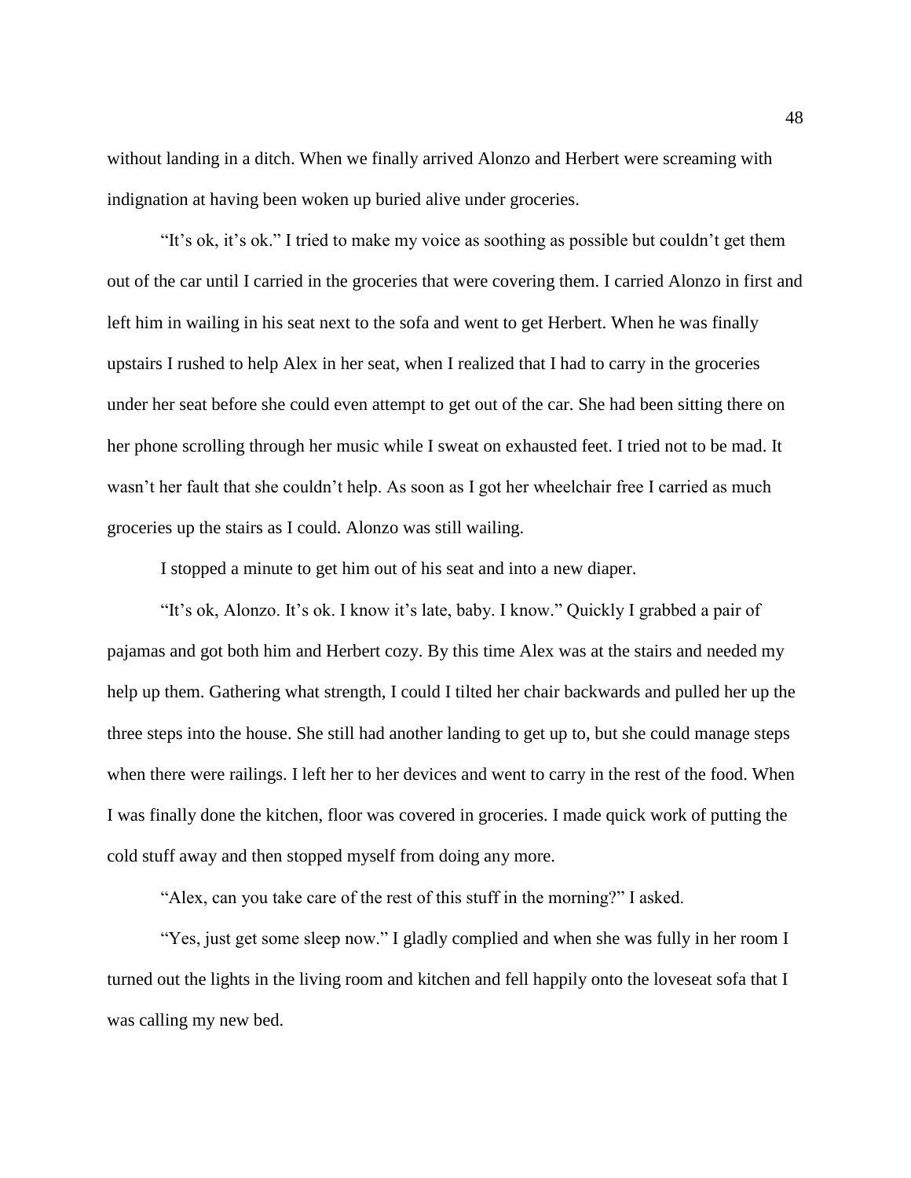without landing in a ditch. When we finally arrived Alonzo and Herbert were screaming with indignation at having been woken up buried alive under groceries.

"It's ok, it's ok." I tried to make my voice as soothing as possible but couldn't get them out of the car until I carried in the groceries that were covering them. I carried Alonzo in first and left him in wailing in his seat next to the sofa and went to get Herbert. When he was finally upstairs I rushed to help Alex in her seat, when I realized that I had to carry in the groceries under her seat before she could even attempt to get out of the car. She had been sitting there on her phone scrolling through her music while I sweat on exhausted feet. I tried not to be mad. It wasn't her fault that she couldn't help. As soon as I got her wheelchair free I carried as much groceries up the stairs as I could. Alonzo was still wailing.

I stopped a minute to get him out of his seat and into a new diaper.

"It's ok, Alonzo. It's ok. I know it's late, baby. I know." Quickly I grabbed a pair of pajamas and got both him and Herbert cozy. By this time Alex was at the stairs and needed my help up them. Gathering what strength, I could I tilted her chair backwards and pulled her up the three steps into the house. She still had another landing to get up to, but she could manage steps when there were railings. I left her to her devices and went to carry in the rest of the food. When I was finally done the kitchen, floor was covered in groceries. I made quick work of putting the cold stuff away and then stopped myself from doing any more.

"Alex, can you take care of the rest of this stuff in the morning?" I asked.

"Yes, just get some sleep now." I gladly complied and when she was fully in her room I turned out the lights in the living room and kitchen and fell happily onto the loveseat sofa that I was calling my new bed.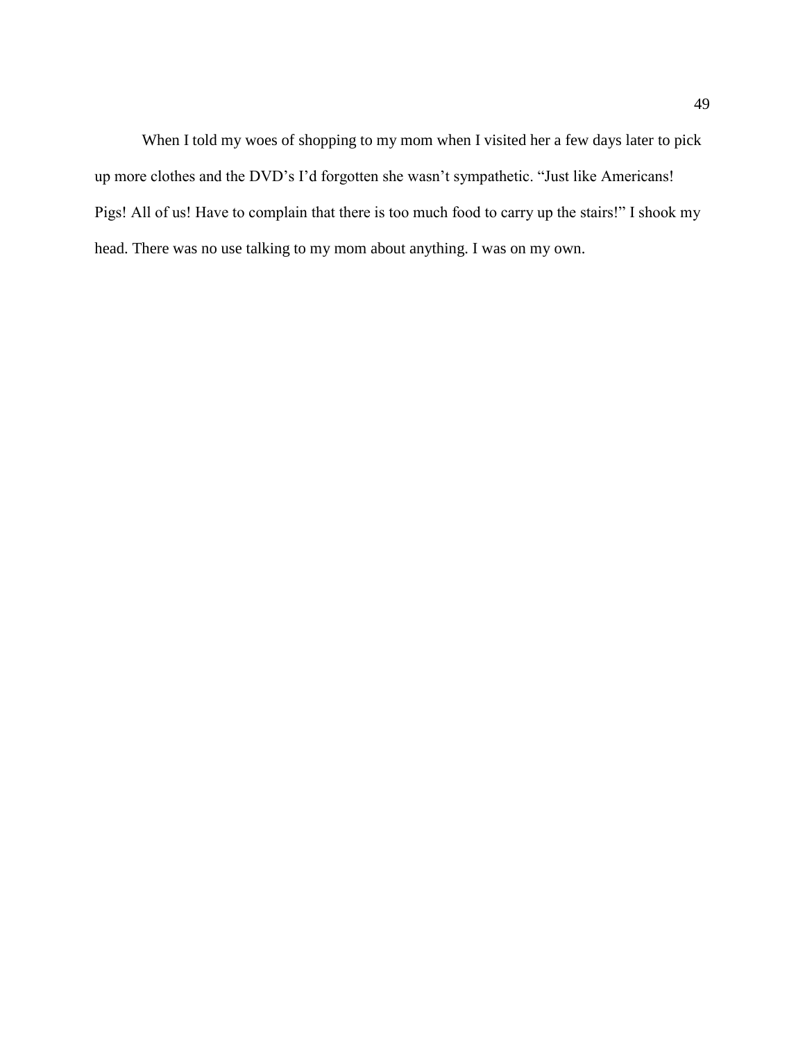When I told my woes of shopping to my mom when I visited her a few days later to pick up more clothes and the DVD's I'd forgotten she wasn't sympathetic. "Just like Americans! Pigs! All of us! Have to complain that there is too much food to carry up the stairs!" I shook my head. There was no use talking to my mom about anything. I was on my own.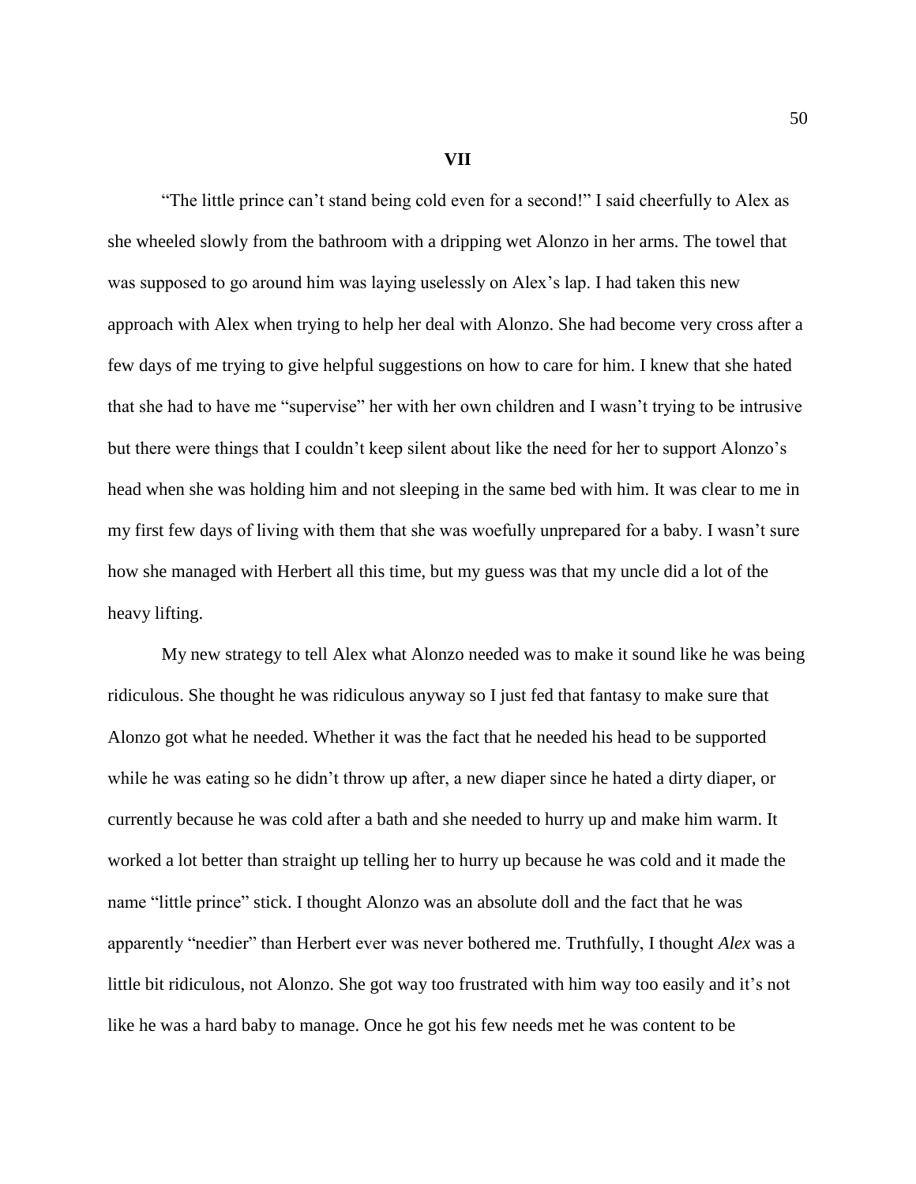## VII

"The little prince can't stand being cold even for a second!" I said cheerfully to Alex as she wheeled slowly from the bathroom with a dripping wet Alonzo in her arms. The towel that was supposed to go around him was laying uselessly on Alex's lap. I had taken this new approach with Alex when trying to help her deal with Alonzo. She had become very cross after a few days of me trying to give helpful suggestions on how to care for him. I knew that she hated that she had to have me "supervise" her with her own children and I wasn't trying to be intrusive but there were things that I couldn't keep silent about like the need for her to support Alonzo's head when she was holding him and not sleeping in the same bed with him. It was clear to me in my first few days of living with them that she was woefully unprepared for a baby. I wasn't sure how she managed with Herbert all this time, but my guess was that my uncle did a lot of the heavy lifting.

My new strategy to tell Alex what Alonzo needed was to make it sound like he was being ridiculous. She thought he was ridiculous anyway so I just fed that fantasy to make sure that Alonzo got what he needed. Whether it was the fact that he needed his head to be supported while he was eating so he didn't throw up after, a new diaper since he hated a dirty diaper, or currently because he was cold after a bath and she needed to hurry up and make him warm. It worked a lot better than straight up telling her to hurry up because he was cold and it made the name "little prince" stick. I thought Alonzo was an absolute doll and the fact that he was apparently "needier" than Herbert ever was never bothered me. Truthfully, I thought *Alex* was a little bit ridiculous, not Alonzo. She got way too frustrated with him way too easily and it's not like he was a hard baby to manage. Once he got his few needs met he was content to be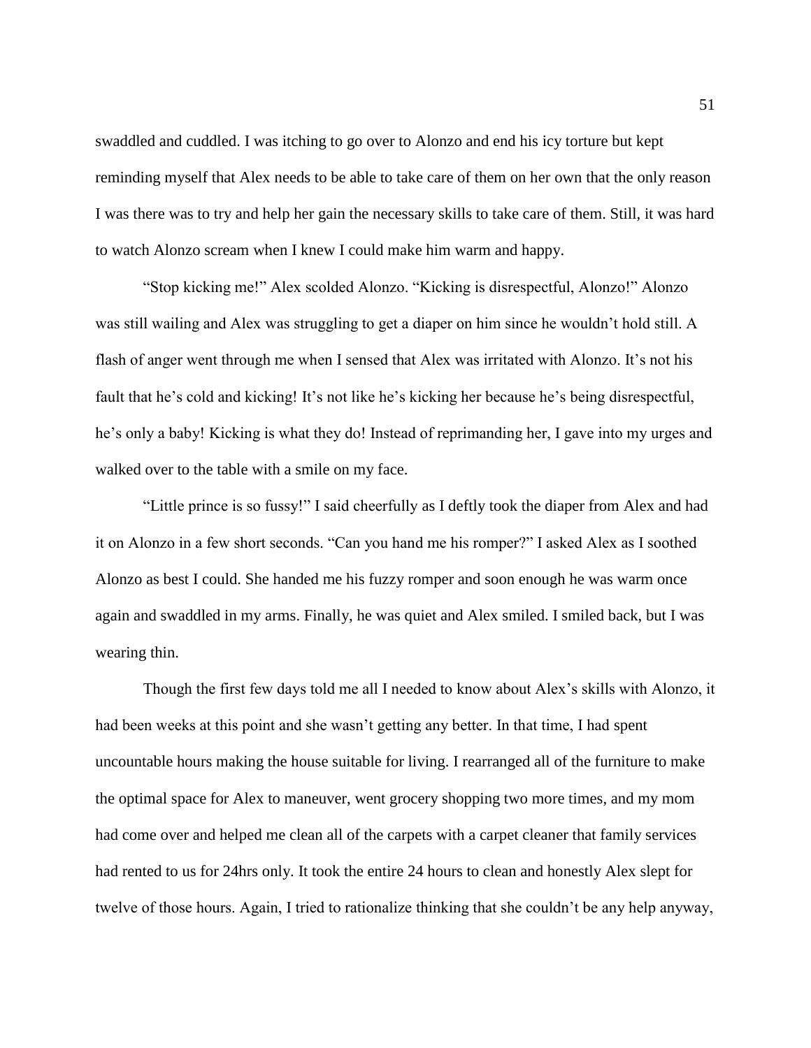swaddled and cuddled. I was itching to go over to Alonzo and end his icy torture but kept reminding myself that Alex needs to be able to take care of them on her own that the only reason I was there was to try and help her gain the necessary skills to take care of them. Still, it was hard to watch Alonzo scream when I knew I could make him warm and happy.

"Stop kicking me!" Alex scolded Alonzo. "Kicking is disrespectful, Alonzo!" Alonzo was still wailing and Alex was struggling to get a diaper on him since he wouldn't hold still. A flash of anger went through me when I sensed that Alex was irritated with Alonzo. It's not his fault that he's cold and kicking! It's not like he's kicking her because he's being disrespectful, he's only a baby! Kicking is what they do! Instead of reprimanding her, I gave into my urges and walked over to the table with a smile on my face.

"Little prince is so fussy!" I said cheerfully as I deftly took the diaper from Alex and had it on Alonzo in a few short seconds. "Can you hand me his romper?" I asked Alex as I soothed Alonzo as best I could. She handed me his fuzzy romper and soon enough he was warm once again and swaddled in my arms. Finally, he was quiet and Alex smiled. I smiled back, but I was wearing thin.

Though the first few days told me all I needed to know about Alex's skills with Alonzo, it had been weeks at this point and she wasn't getting any better. In that time, I had spent uncountable hours making the house suitable for living. I rearranged all of the furniture to make the optimal space for Alex to maneuver, went grocery shopping two more times, and my mom had come over and helped me clean all of the carpets with a carpet cleaner that family services had rented to us for 24hrs only. It took the entire 24 hours to clean and honestly Alex slept for twelve of those hours. Again, I tried to rationalize thinking that she couldn't be any help anyway,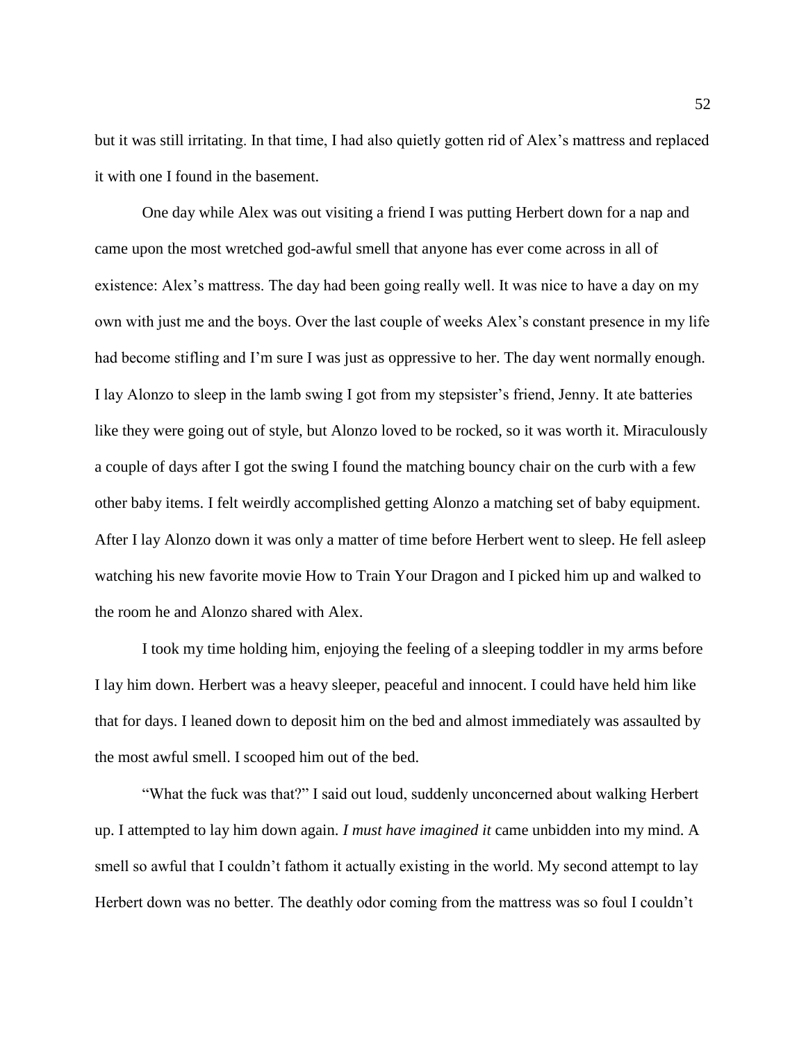but it was still irritating. In that time, I had also quietly gotten rid of Alex's mattress and replaced it with one I found in the basement.

One day while Alex was out visiting a friend I was putting Herbert down for a nap and came upon the most wretched god-awful smell that anyone has ever come across in all of existence: Alex's mattress. The day had been going really well. It was nice to have a day on my own with just me and the boys. Over the last couple of weeks Alex's constant presence in my life had become stifling and I'm sure I was just as oppressive to her. The day went normally enough. I lay Alonzo to sleep in the lamb swing I got from my stepsister's friend, Jenny. It ate batteries like they were going out of style, but Alonzo loved to be rocked, so it was worth it. Miraculously a couple of days after I got the swing I found the matching bouncy chair on the curb with a few other baby items. I felt weirdly accomplished getting Alonzo a matching set of baby equipment. After I lay Alonzo down it was only a matter of time before Herbert went to sleep. He fell asleep watching his new favorite movie How to Train Your Dragon and I picked him up and walked to the room he and Alonzo shared with Alex.

I took my time holding him, enjoying the feeling of a sleeping toddler in my arms before I lay him down. Herbert was a heavy sleeper, peaceful and innocent. I could have held him like that for days. I leaned down to deposit him on the bed and almost immediately was assaulted by the most awful smell. I scooped him out of the bed.

"What the fuck was that?" I said out loud, suddenly unconcerned about walking Herbert up. I attempted to lay him down again. *I must have imagined it* came unbidden into my mind. A smell so awful that I couldn't fathom it actually existing in the world. My second attempt to lay Herbert down was no better. The deathly odor coming from the mattress was so foul I couldn't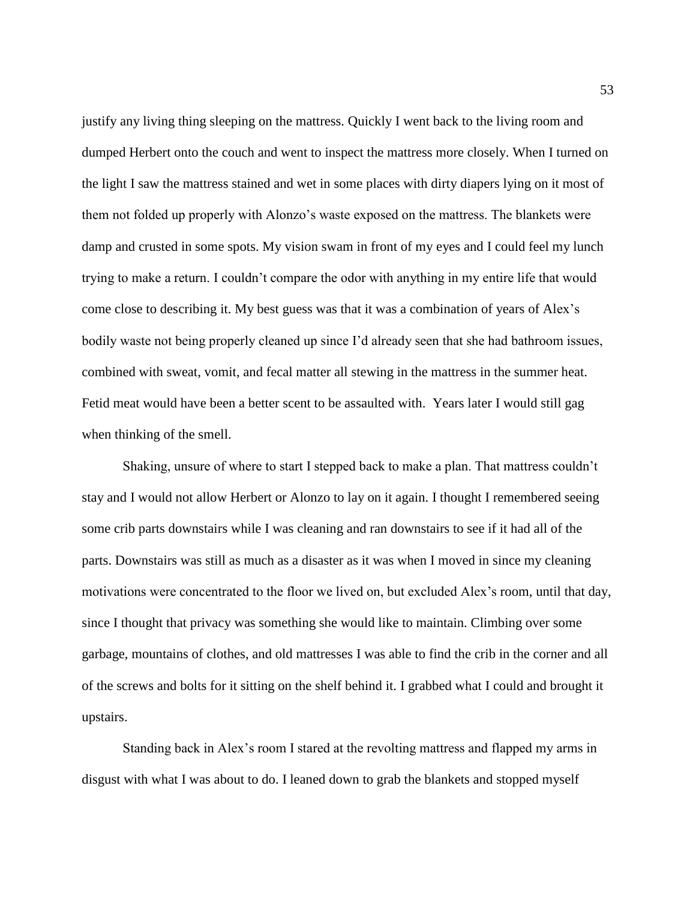justify any living thing sleeping on the mattress. Quickly I went back to the living room and dumped Herbert onto the couch and went to inspect the mattress more closely. When I turned on the light I saw the mattress stained and wet in some places with dirty diapers lying on it most of them not folded up properly with Alonzo's waste exposed on the mattress. The blankets were damp and crusted in some spots. My vision swam in front of my eyes and I could feel my lunch trying to make a return. I couldn't compare the odor with anything in my entire life that would come close to describing it. My best guess was that it was a combination of years of Alex's bodily waste not being properly cleaned up since I'd already seen that she had bathroom issues, combined with sweat, vomit, and fecal matter all stewing in the mattress in the summer heat. Fetid meat would have been a better scent to be assaulted with.  Years later I would still gag when thinking of the smell.

Shaking, unsure of where to start I stepped back to make a plan. That mattress couldn't stay and I would not allow Herbert or Alonzo to lay on it again. I thought I remembered seeing some crib parts downstairs while I was cleaning and ran downstairs to see if it had all of the parts. Downstairs was still as much as a disaster as it was when I moved in since my cleaning motivations were concentrated to the floor we lived on, but excluded Alex's room, until that day, since I thought that privacy was something she would like to maintain. Climbing over some garbage, mountains of clothes, and old mattresses I was able to find the crib in the corner and all of the screws and bolts for it sitting on the shelf behind it. I grabbed what I could and brought it upstairs.

Standing back in Alex's room I stared at the revolting mattress and flapped my arms in disgust with what I was about to do. I leaned down to grab the blankets and stopped myself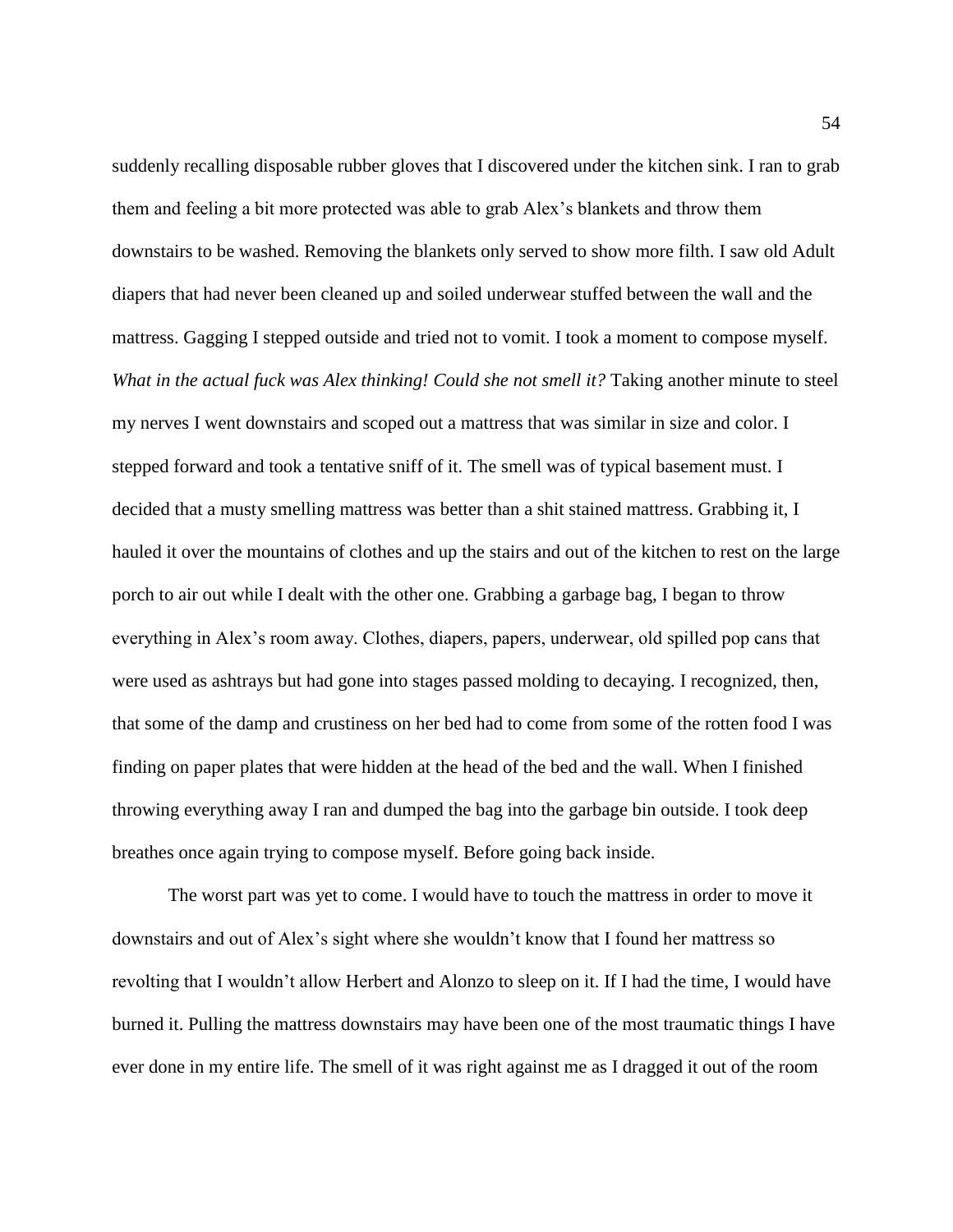suddenly recalling disposable rubber gloves that I discovered under the kitchen sink. I ran to grab them and feeling a bit more protected was able to grab Alex's blankets and throw them downstairs to be washed. Removing the blankets only served to show more filth. I saw old Adult diapers that had never been cleaned up and soiled underwear stuffed between the wall and the mattress. Gagging I stepped outside and tried not to vomit. I took a moment to compose myself. *What in the actual fuck was Alex thinking! Could she not smell it?* Taking another minute to steel my nerves I went downstairs and scoped out a mattress that was similar in size and color. I stepped forward and took a tentative sniff of it. The smell was of typical basement must. I decided that a musty smelling mattress was better than a shit stained mattress. Grabbing it, I hauled it over the mountains of clothes and up the stairs and out of the kitchen to rest on the large porch to air out while I dealt with the other one. Grabbing a garbage bag, I began to throw everything in Alex's room away. Clothes, diapers, papers, underwear, old spilled pop cans that were used as ashtrays but had gone into stages passed molding to decaying. I recognized, then, that some of the damp and crustiness on her bed had to come from some of the rotten food I was finding on paper plates that were hidden at the head of the bed and the wall. When I finished throwing everything away I ran and dumped the bag into the garbage bin outside. I took deep breathes once again trying to compose myself. Before going back inside.

The worst part was yet to come. I would have to touch the mattress in order to move it downstairs and out of Alex's sight where she wouldn't know that I found her mattress so revolting that I wouldn't allow Herbert and Alonzo to sleep on it. If I had the time, I would have burned it. Pulling the mattress downstairs may have been one of the most traumatic things I have ever done in my entire life. The smell of it was right against me as I dragged it out of the room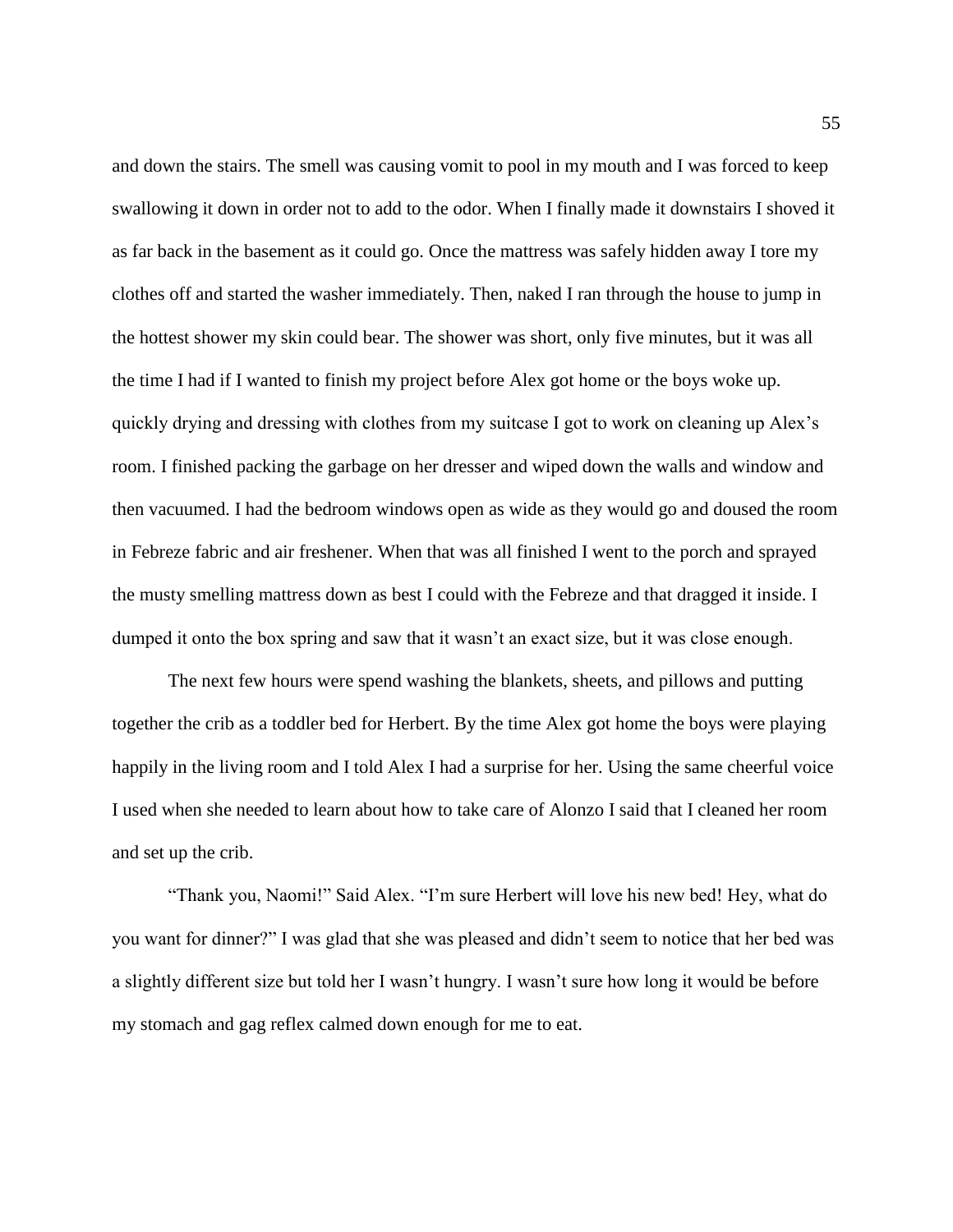and down the stairs. The smell was causing vomit to pool in my mouth and I was forced to keep swallowing it down in order not to add to the odor. When I finally made it downstairs I shoved it as far back in the basement as it could go. Once the mattress was safely hidden away I tore my clothes off and started the washer immediately. Then, naked I ran through the house to jump in the hottest shower my skin could bear. The shower was short, only five minutes, but it was all the time I had if I wanted to finish my project before Alex got home or the boys woke up. quickly drying and dressing with clothes from my suitcase I got to work on cleaning up Alex's room. I finished packing the garbage on her dresser and wiped down the walls and window and then vacuumed. I had the bedroom windows open as wide as they would go and doused the room in Febreze fabric and air freshener. When that was all finished I went to the porch and sprayed the musty smelling mattress down as best I could with the Febreze and that dragged it inside. I dumped it onto the box spring and saw that it wasn't an exact size, but it was close enough.

The next few hours were spend washing the blankets, sheets, and pillows and putting together the crib as a toddler bed for Herbert. By the time Alex got home the boys were playing happily in the living room and I told Alex I had a surprise for her. Using the same cheerful voice I used when she needed to learn about how to take care of Alonzo I said that I cleaned her room and set up the crib.

"Thank you, Naomi!" Said Alex. "I'm sure Herbert will love his new bed! Hey, what do you want for dinner?" I was glad that she was pleased and didn't seem to notice that her bed was a slightly different size but told her I wasn't hungry. I wasn't sure how long it would be before my stomach and gag reflex calmed down enough for me to eat.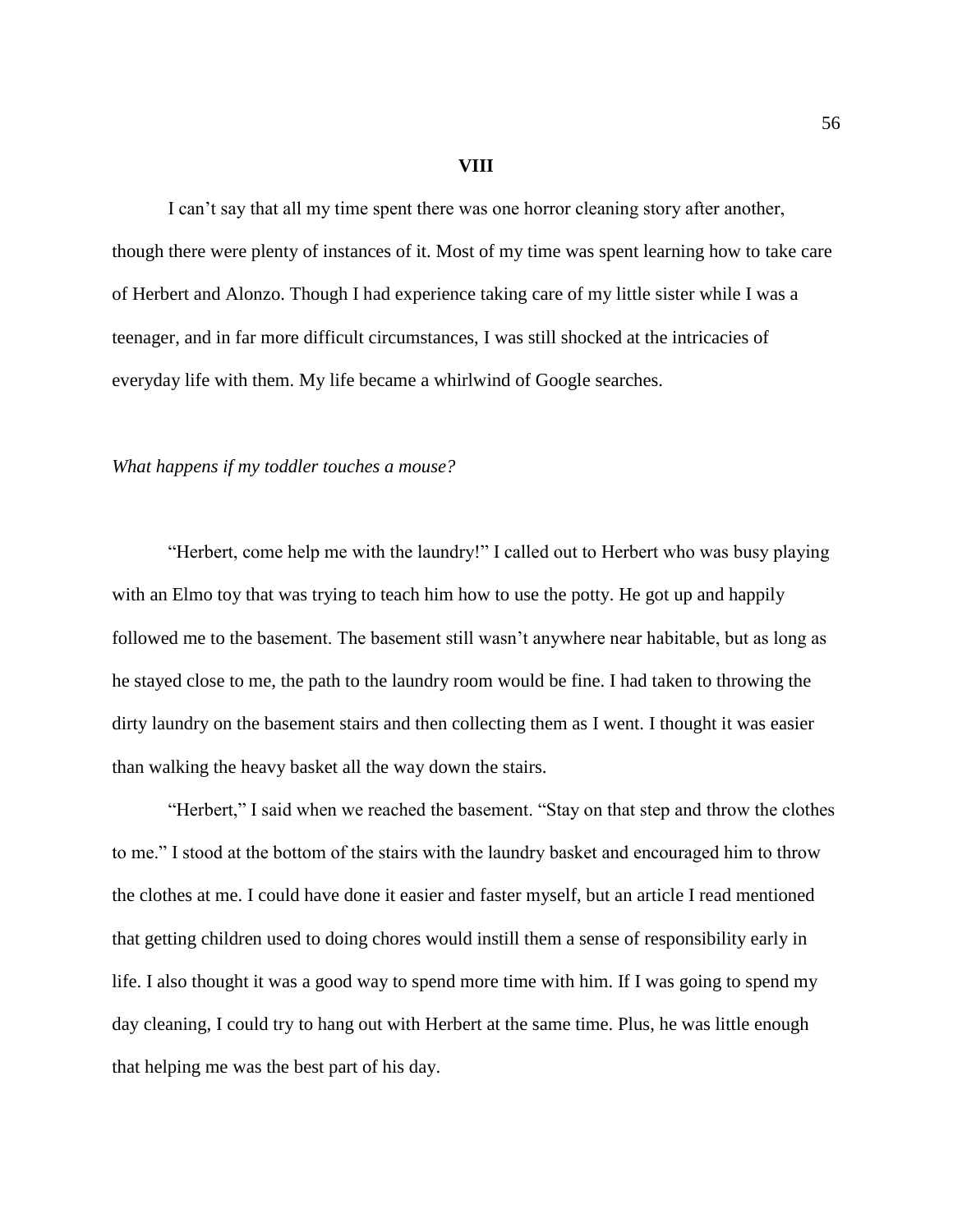# VIII

I can't say that all my time spent there was one horror cleaning story after another, though there were plenty of instances of it. Most of my time was spent learning how to take care of Herbert and Alonzo. Though I had experience taking care of my little sister while I was a teenager, and in far more difficult circumstances, I was still shocked at the intricacies of everyday life with them. My life became a whirlwind of Google searches.

*What happens if my toddler touches a mouse?*

"Herbert, come help me with the laundry!" I called out to Herbert who was busy playing with an Elmo toy that was trying to teach him how to use the potty. He got up and happily followed me to the basement. The basement still wasn't anywhere near habitable, but as long as he stayed close to me, the path to the laundry room would be fine. I had taken to throwing the dirty laundry on the basement stairs and then collecting them as I went. I thought it was easier than walking the heavy basket all the way down the stairs.

"Herbert," I said when we reached the basement. "Stay on that step and throw the clothes to me." I stood at the bottom of the stairs with the laundry basket and encouraged him to throw the clothes at me. I could have done it easier and faster myself, but an article I read mentioned that getting children used to doing chores would instill them a sense of responsibility early in life. I also thought it was a good way to spend more time with him. If I was going to spend my day cleaning, I could try to hang out with Herbert at the same time. Plus, he was little enough that helping me was the best part of his day.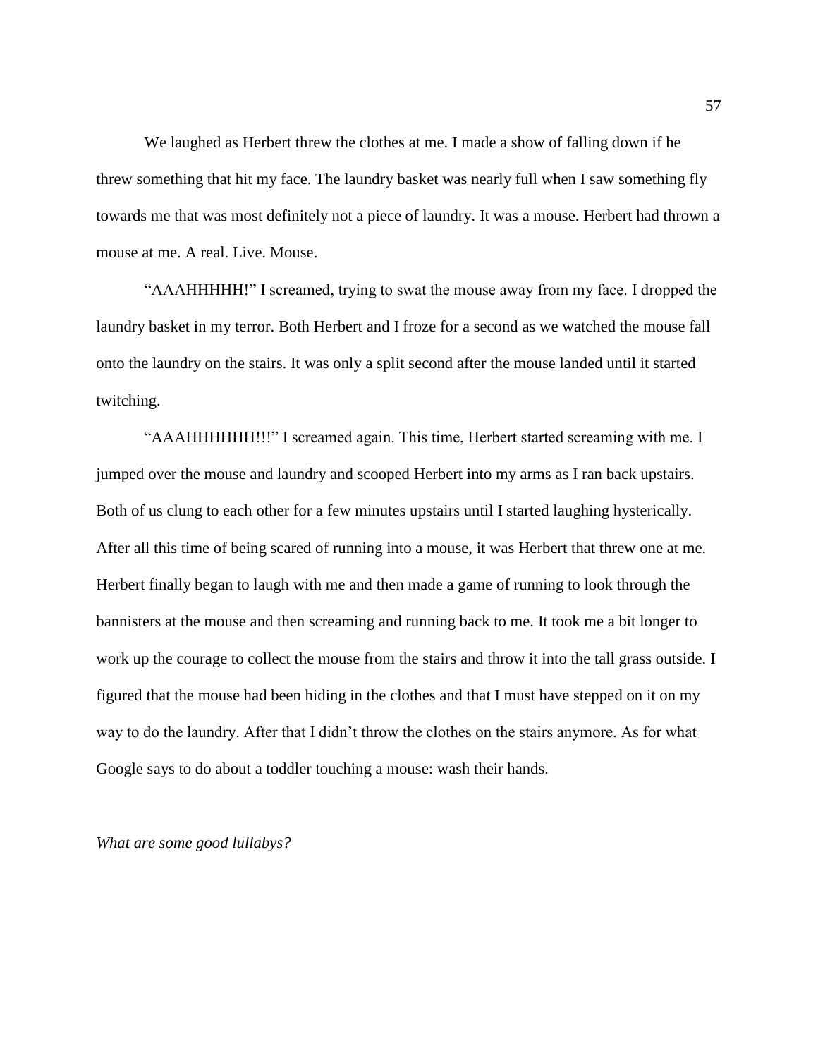We laughed as Herbert threw the clothes at me. I made a show of falling down if he threw something that hit my face. The laundry basket was nearly full when I saw something fly towards me that was most definitely not a piece of laundry. It was a mouse. Herbert had thrown a mouse at me. A real. Live. Mouse.

"AAAHHHHH!" I screamed, trying to swat the mouse away from my face. I dropped the laundry basket in my terror. Both Herbert and I froze for a second as we watched the mouse fall onto the laundry on the stairs. It was only a split second after the mouse landed until it started twitching.

"AAAHHHHHH!!!" I screamed again. This time, Herbert started screaming with me. I jumped over the mouse and laundry and scooped Herbert into my arms as I ran back upstairs. Both of us clung to each other for a few minutes upstairs until I started laughing hysterically. After all this time of being scared of running into a mouse, it was Herbert that threw one at me. Herbert finally began to laugh with me and then made a game of running to look through the bannisters at the mouse and then screaming and running back to me. It took me a bit longer to work up the courage to collect the mouse from the stairs and throw it into the tall grass outside. I figured that the mouse had been hiding in the clothes and that I must have stepped on it on my way to do the laundry. After that I didn't throw the clothes on the stairs anymore. As for what Google says to do about a toddler touching a mouse: wash their hands.

*What are some good lullabys?*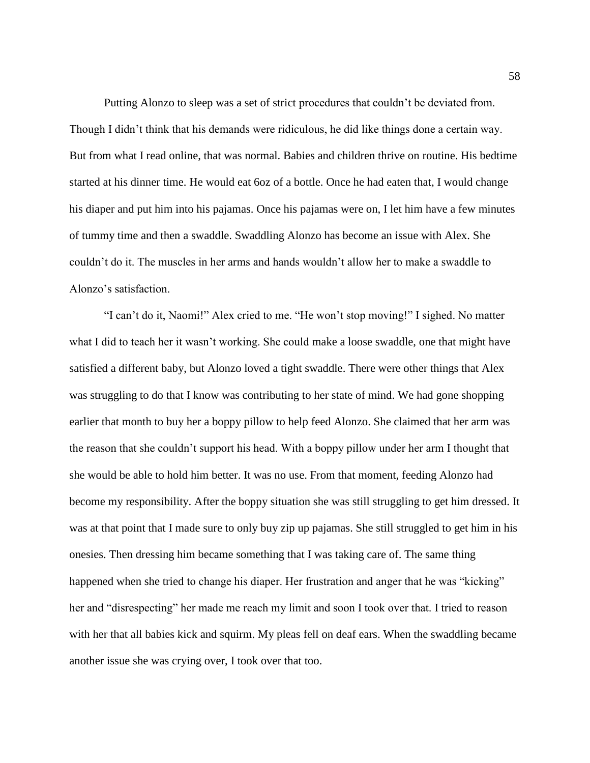Putting Alonzo to sleep was a set of strict procedures that couldn't be deviated from. Though I didn't think that his demands were ridiculous, he did like things done a certain way. But from what I read online, that was normal. Babies and children thrive on routine. His bedtime started at his dinner time. He would eat 6oz of a bottle. Once he had eaten that, I would change his diaper and put him into his pajamas. Once his pajamas were on, I let him have a few minutes of tummy time and then a swaddle. Swaddling Alonzo has become an issue with Alex. She couldn't do it. The muscles in her arms and hands wouldn't allow her to make a swaddle to Alonzo's satisfaction.

"I can't do it, Naomi!" Alex cried to me. "He won't stop moving!" I sighed. No matter what I did to teach her it wasn't working. She could make a loose swaddle, one that might have satisfied a different baby, but Alonzo loved a tight swaddle. There were other things that Alex was struggling to do that I know was contributing to her state of mind. We had gone shopping earlier that month to buy her a boppy pillow to help feed Alonzo. She claimed that her arm was the reason that she couldn't support his head. With a boppy pillow under her arm I thought that she would be able to hold him better. It was no use. From that moment, feeding Alonzo had become my responsibility. After the boppy situation she was still struggling to get him dressed. It was at that point that I made sure to only buy zip up pajamas. She still struggled to get him in his onesies. Then dressing him became something that I was taking care of. The same thing happened when she tried to change his diaper. Her frustration and anger that he was "kicking" her and "disrespecting" her made me reach my limit and soon I took over that. I tried to reason with her that all babies kick and squirm. My pleas fell on deaf ears. When the swaddling became another issue she was crying over, I took over that too.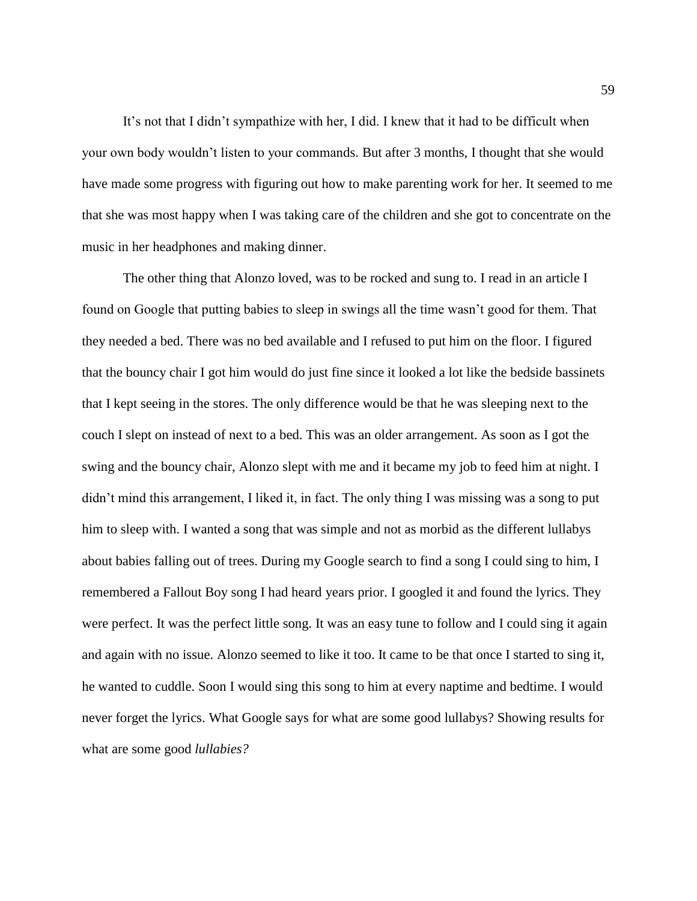It's not that I didn't sympathize with her, I did. I knew that it had to be difficult when your own body wouldn't listen to your commands. But after 3 months, I thought that she would have made some progress with figuring out how to make parenting work for her. It seemed to me that she was most happy when I was taking care of the children and she got to concentrate on the music in her headphones and making dinner.

The other thing that Alonzo loved, was to be rocked and sung to. I read in an article I found on Google that putting babies to sleep in swings all the time wasn't good for them. That they needed a bed. There was no bed available and I refused to put him on the floor. I figured that the bouncy chair I got him would do just fine since it looked a lot like the bedside bassinets that I kept seeing in the stores. The only difference would be that he was sleeping next to the couch I slept on instead of next to a bed. This was an older arrangement. As soon as I got the swing and the bouncy chair, Alonzo slept with me and it became my job to feed him at night. I didn't mind this arrangement, I liked it, in fact. The only thing I was missing was a song to put him to sleep with. I wanted a song that was simple and not as morbid as the different lullabys about babies falling out of trees. During my Google search to find a song I could sing to him, I remembered a Fallout Boy song I had heard years prior. I googled it and found the lyrics. They were perfect. It was the perfect little song. It was an easy tune to follow and I could sing it again and again with no issue. Alonzo seemed to like it too. It came to be that once I started to sing it, he wanted to cuddle. Soon I would sing this song to him at every naptime and bedtime. I would never forget the lyrics. What Google says for what are some good lullabys? Showing results for what are some good *lullabies?*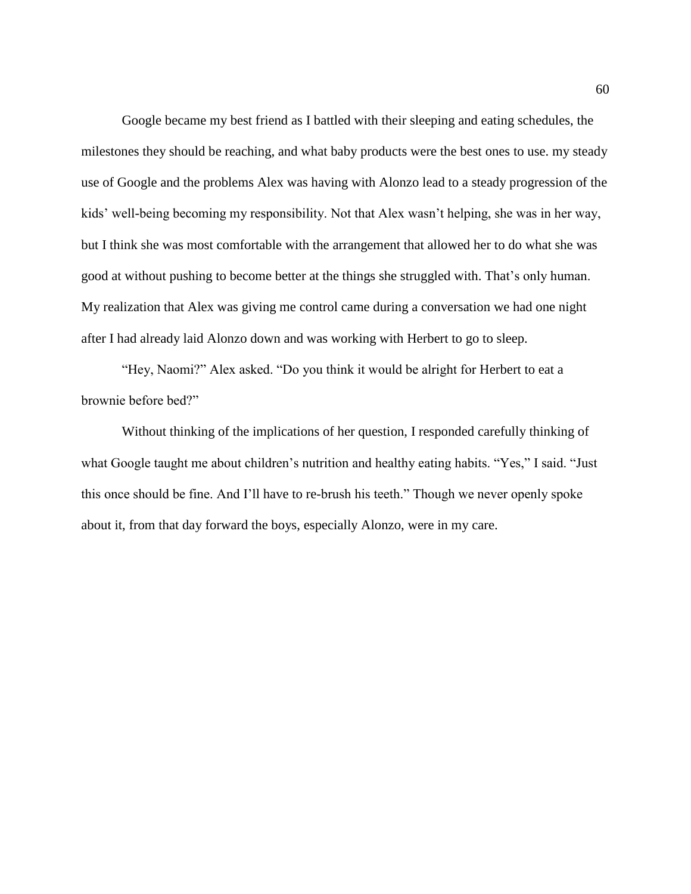Google became my best friend as I battled with their sleeping and eating schedules, the milestones they should be reaching, and what baby products were the best ones to use. my steady use of Google and the problems Alex was having with Alonzo lead to a steady progression of the kids' well-being becoming my responsibility. Not that Alex wasn't helping, she was in her way, but I think she was most comfortable with the arrangement that allowed her to do what she was good at without pushing to become better at the things she struggled with. That's only human. My realization that Alex was giving me control came during a conversation we had one night after I had already laid Alonzo down and was working with Herbert to go to sleep.

"Hey, Naomi?" Alex asked. "Do you think it would be alright for Herbert to eat a brownie before bed?"

Without thinking of the implications of her question, I responded carefully thinking of what Google taught me about children's nutrition and healthy eating habits. "Yes," I said. "Just this once should be fine. And I'll have to re-brush his teeth." Though we never openly spoke about it, from that day forward the boys, especially Alonzo, were in my care.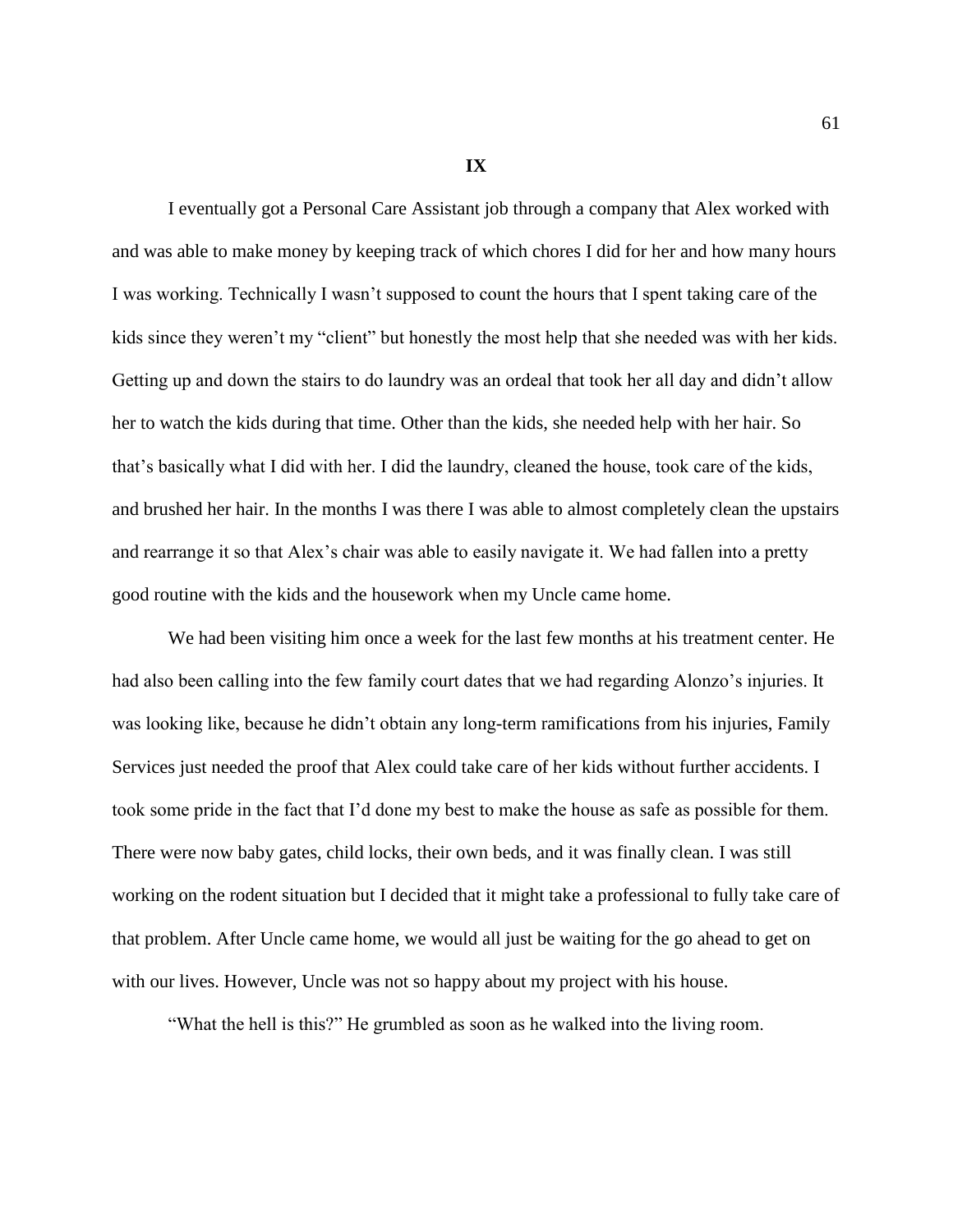# IX

I eventually got a Personal Care Assistant job through a company that Alex worked with and was able to make money by keeping track of which chores I did for her and how many hours I was working. Technically I wasn't supposed to count the hours that I spent taking care of the kids since they weren't my "client" but honestly the most help that she needed was with her kids. Getting up and down the stairs to do laundry was an ordeal that took her all day and didn't allow her to watch the kids during that time. Other than the kids, she needed help with her hair. So that's basically what I did with her. I did the laundry, cleaned the house, took care of the kids, and brushed her hair. In the months I was there I was able to almost completely clean the upstairs and rearrange it so that Alex's chair was able to easily navigate it. We had fallen into a pretty good routine with the kids and the housework when my Uncle came home.

We had been visiting him once a week for the last few months at his treatment center. He had also been calling into the few family court dates that we had regarding Alonzo's injuries. It was looking like, because he didn't obtain any long-term ramifications from his injuries, Family Services just needed the proof that Alex could take care of her kids without further accidents. I took some pride in the fact that I'd done my best to make the house as safe as possible for them. There were now baby gates, child locks, their own beds, and it was finally clean. I was still working on the rodent situation but I decided that it might take a professional to fully take care of that problem. After Uncle came home, we would all just be waiting for the go ahead to get on with our lives. However, Uncle was not so happy about my project with his house.

"What the hell is this?" He grumbled as soon as he walked into the living room.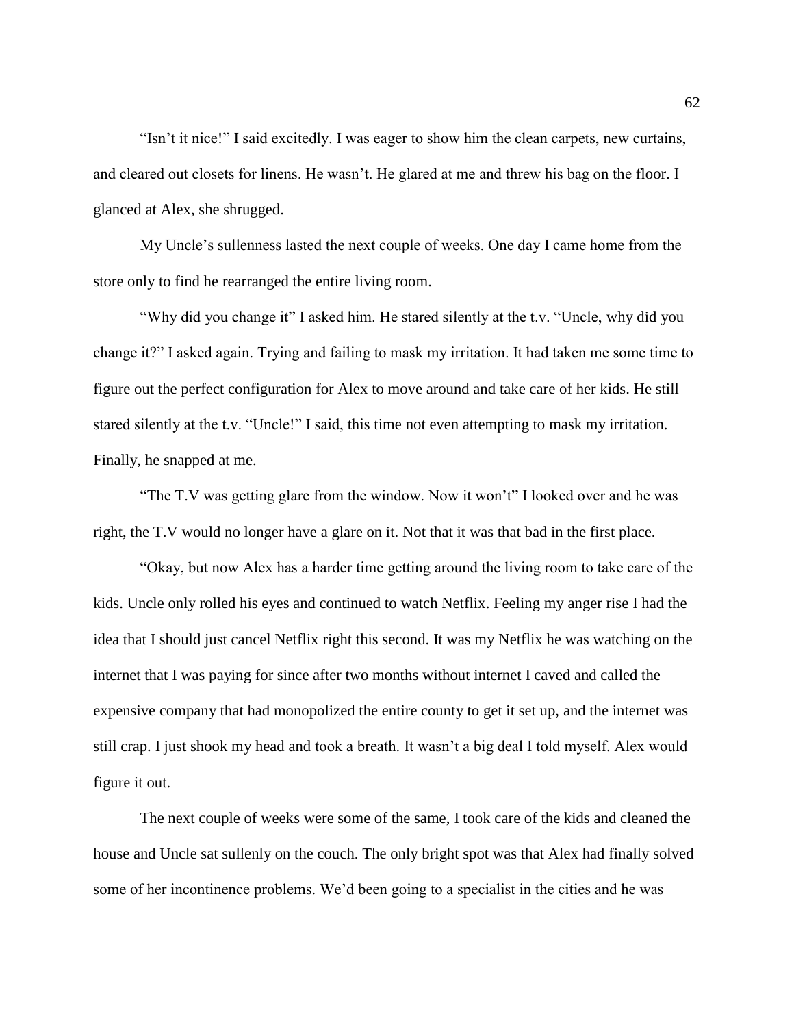"Isn't it nice!" I said excitedly. I was eager to show him the clean carpets, new curtains, and cleared out closets for linens. He wasn't. He glared at me and threw his bag on the floor. I glanced at Alex, she shrugged.

My Uncle's sullenness lasted the next couple of weeks. One day I came home from the store only to find he rearranged the entire living room.

"Why did you change it" I asked him. He stared silently at the t.v. "Uncle, why did you change it?" I asked again. Trying and failing to mask my irritation. It had taken me some time to figure out the perfect configuration for Alex to move around and take care of her kids. He still stared silently at the t.v. "Uncle!" I said, this time not even attempting to mask my irritation. Finally, he snapped at me.

"The T.V was getting glare from the window. Now it won't" I looked over and he was right, the T.V would no longer have a glare on it. Not that it was that bad in the first place.

"Okay, but now Alex has a harder time getting around the living room to take care of the kids. Uncle only rolled his eyes and continued to watch Netflix. Feeling my anger rise I had the idea that I should just cancel Netflix right this second. It was my Netflix he was watching on the internet that I was paying for since after two months without internet I caved and called the expensive company that had monopolized the entire county to get it set up, and the internet was still crap. I just shook my head and took a breath. It wasn't a big deal I told myself. Alex would figure it out.

The next couple of weeks were some of the same, I took care of the kids and cleaned the house and Uncle sat sullenly on the couch. The only bright spot was that Alex had finally solved some of her incontinence problems. We'd been going to a specialist in the cities and he was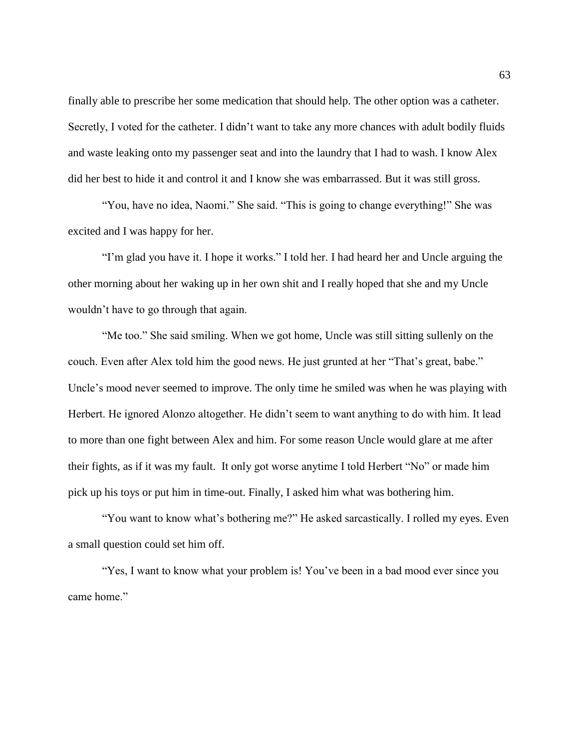finally able to prescribe her some medication that should help. The other option was a catheter. Secretly, I voted for the catheter. I didn't want to take any more chances with adult bodily fluids and waste leaking onto my passenger seat and into the laundry that I had to wash. I know Alex did her best to hide it and control it and I know she was embarrassed. But it was still gross.

"You, have no idea, Naomi." She said. "This is going to change everything!" She was excited and I was happy for her.

"I'm glad you have it. I hope it works." I told her. I had heard her and Uncle arguing the other morning about her waking up in her own shit and I really hoped that she and my Uncle wouldn't have to go through that again.

"Me too." She said smiling. When we got home, Uncle was still sitting sullenly on the couch. Even after Alex told him the good news. He just grunted at her "That's great, babe." Uncle's mood never seemed to improve. The only time he smiled was when he was playing with Herbert. He ignored Alonzo altogether. He didn't seem to want anything to do with him. It lead to more than one fight between Alex and him. For some reason Uncle would glare at me after their fights, as if it was my fault. It only got worse anytime I told Herbert "No" or made him pick up his toys or put him in time-out. Finally, I asked him what was bothering him.

"You want to know what's bothering me?" He asked sarcastically. I rolled my eyes. Even a small question could set him off.

"Yes, I want to know what your problem is! You've been in a bad mood ever since you came home."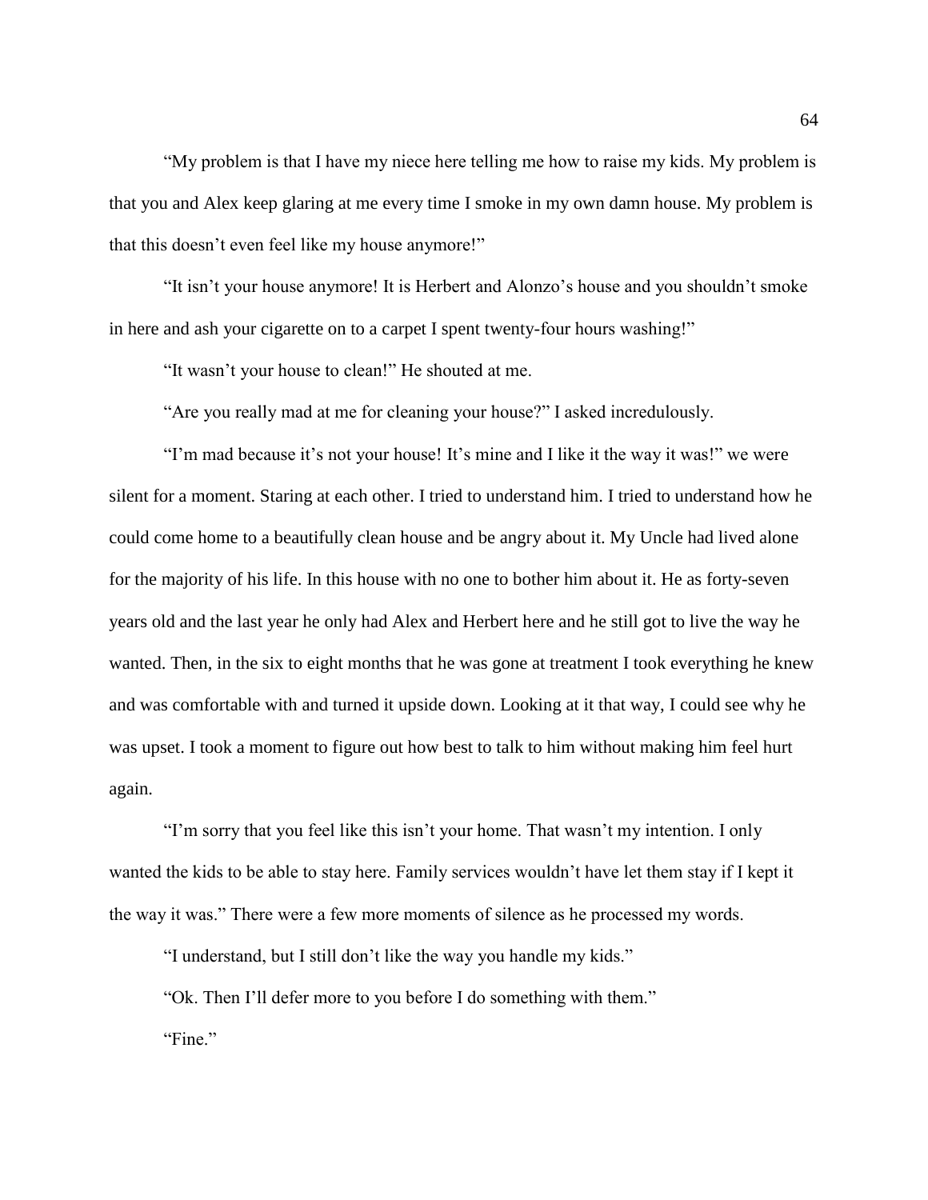"My problem is that I have my niece here telling me how to raise my kids. My problem is that you and Alex keep glaring at me every time I smoke in my own damn house. My problem is that this doesn't even feel like my house anymore!"

"It isn't your house anymore! It is Herbert and Alonzo's house and you shouldn't smoke in here and ash your cigarette on to a carpet I spent twenty-four hours washing!"

"It wasn't your house to clean!" He shouted at me.

"Are you really mad at me for cleaning your house?" I asked incredulously.

"I'm mad because it's not your house! It's mine and I like it the way it was!" we were silent for a moment. Staring at each other. I tried to understand him. I tried to understand how he could come home to a beautifully clean house and be angry about it. My Uncle had lived alone for the majority of his life. In this house with no one to bother him about it. He as forty-seven years old and the last year he only had Alex and Herbert here and he still got to live the way he wanted. Then, in the six to eight months that he was gone at treatment I took everything he knew and was comfortable with and turned it upside down. Looking at it that way, I could see why he was upset. I took a moment to figure out how best to talk to him without making him feel hurt again.

"I'm sorry that you feel like this isn't your home. That wasn't my intention. I only wanted the kids to be able to stay here. Family services wouldn't have let them stay if I kept it the way it was." There were a few more moments of silence as he processed my words.

"I understand, but I still don't like the way you handle my kids."

"Ok. Then I'll defer more to you before I do something with them."

"Fine."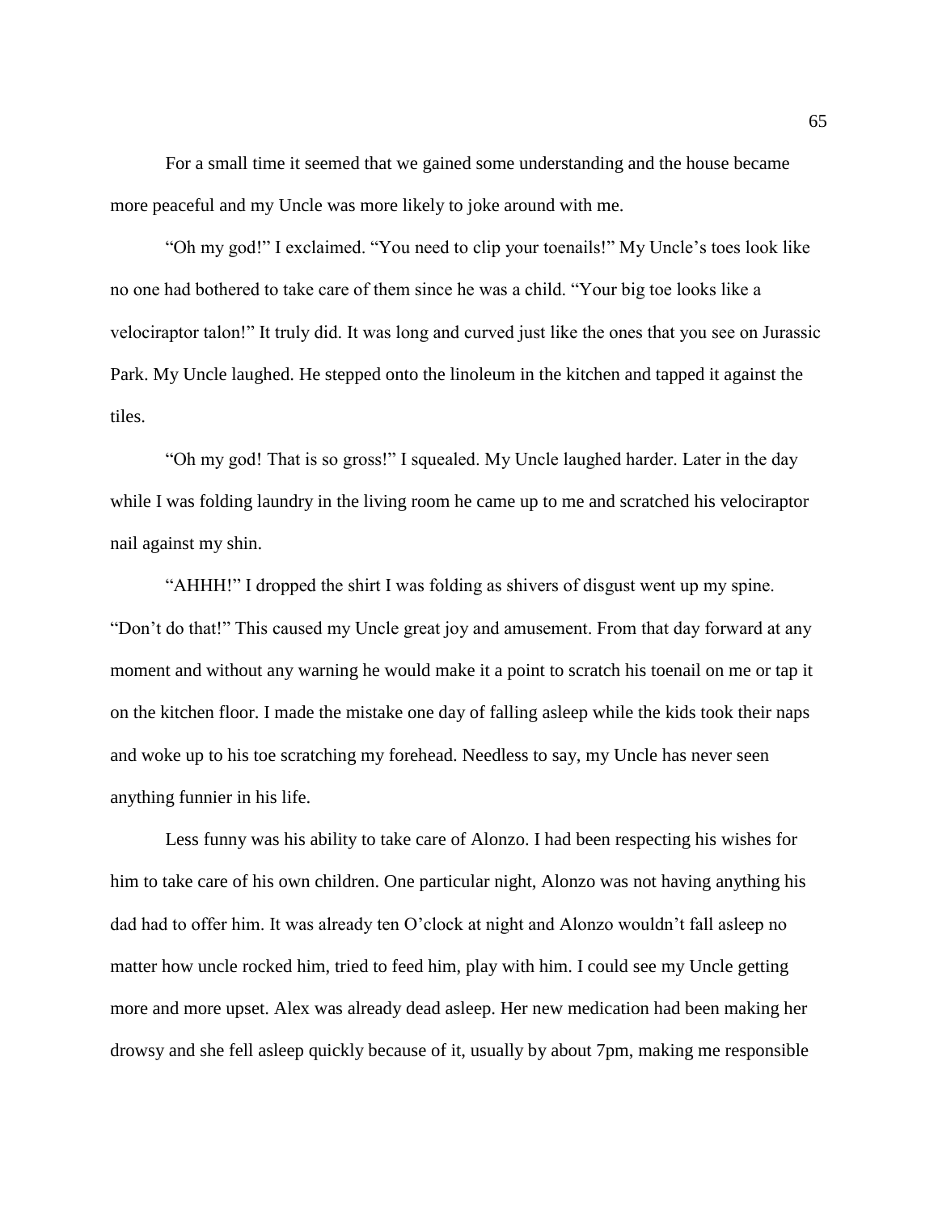For a small time it seemed that we gained some understanding and the house became more peaceful and my Uncle was more likely to joke around with me.

"Oh my god!" I exclaimed. "You need to clip your toenails!" My Uncle's toes look like no one had bothered to take care of them since he was a child. "Your big toe looks like a velociraptor talon!" It truly did. It was long and curved just like the ones that you see on Jurassic Park. My Uncle laughed. He stepped onto the linoleum in the kitchen and tapped it against the tiles.

"Oh my god! That is so gross!" I squealed. My Uncle laughed harder. Later in the day while I was folding laundry in the living room he came up to me and scratched his velociraptor nail against my shin.

"AHHH!" I dropped the shirt I was folding as shivers of disgust went up my spine. "Don't do that!" This caused my Uncle great joy and amusement. From that day forward at any moment and without any warning he would make it a point to scratch his toenail on me or tap it on the kitchen floor. I made the mistake one day of falling asleep while the kids took their naps and woke up to his toe scratching my forehead. Needless to say, my Uncle has never seen anything funnier in his life.

Less funny was his ability to take care of Alonzo. I had been respecting his wishes for him to take care of his own children. One particular night, Alonzo was not having anything his dad had to offer him. It was already ten O'clock at night and Alonzo wouldn't fall asleep no matter how uncle rocked him, tried to feed him, play with him. I could see my Uncle getting more and more upset. Alex was already dead asleep. Her new medication had been making her drowsy and she fell asleep quickly because of it, usually by about 7pm, making me responsible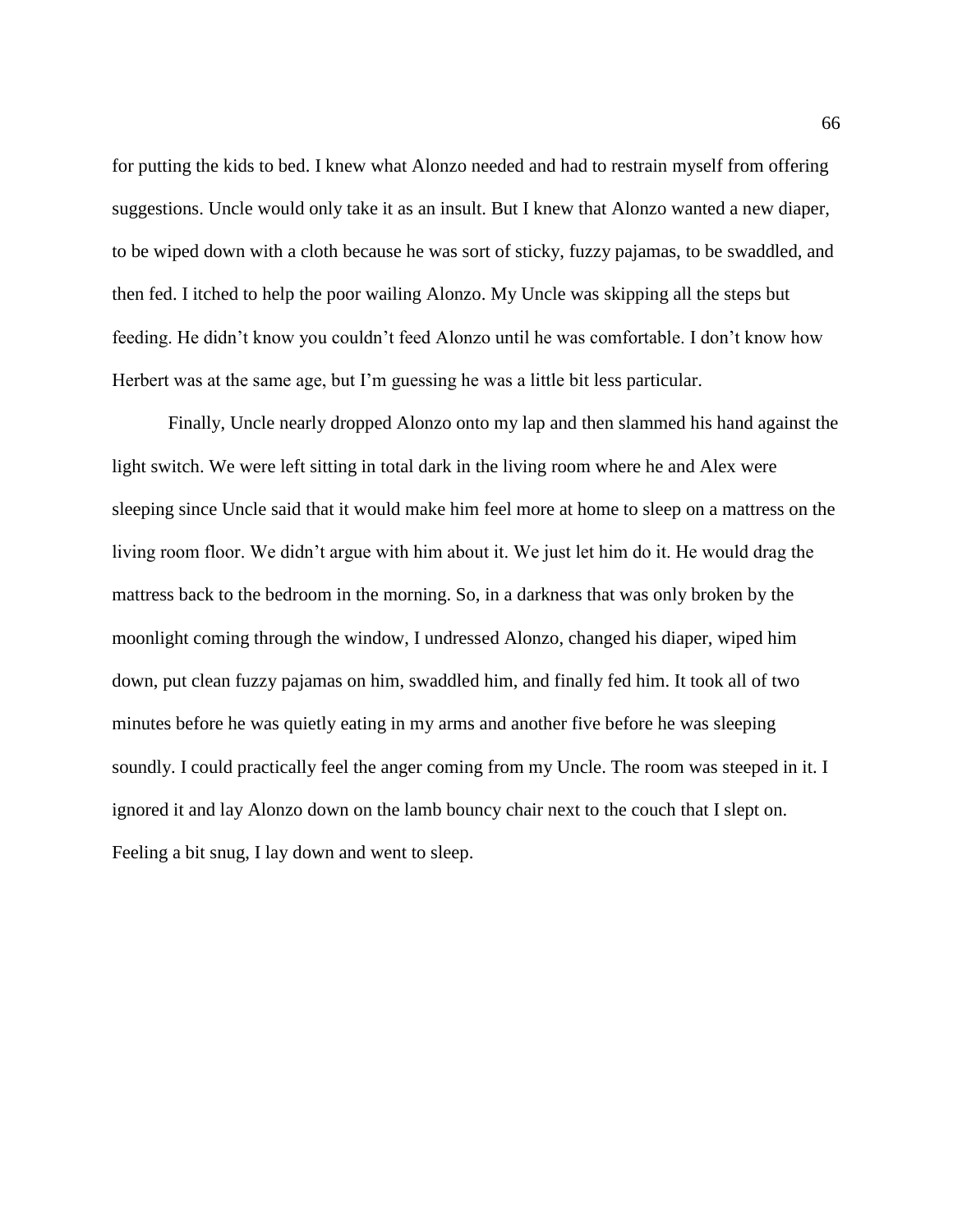for putting the kids to bed. I knew what Alonzo needed and had to restrain myself from offering suggestions. Uncle would only take it as an insult. But I knew that Alonzo wanted a new diaper, to be wiped down with a cloth because he was sort of sticky, fuzzy pajamas, to be swaddled, and then fed. I itched to help the poor wailing Alonzo. My Uncle was skipping all the steps but feeding. He didn't know you couldn't feed Alonzo until he was comfortable. I don't know how Herbert was at the same age, but I'm guessing he was a little bit less particular.

Finally, Uncle nearly dropped Alonzo onto my lap and then slammed his hand against the light switch. We were left sitting in total dark in the living room where he and Alex were sleeping since Uncle said that it would make him feel more at home to sleep on a mattress on the living room floor. We didn't argue with him about it. We just let him do it. He would drag the mattress back to the bedroom in the morning. So, in a darkness that was only broken by the moonlight coming through the window, I undressed Alonzo, changed his diaper, wiped him down, put clean fuzzy pajamas on him, swaddled him, and finally fed him. It took all of two minutes before he was quietly eating in my arms and another five before he was sleeping soundly. I could practically feel the anger coming from my Uncle. The room was steeped in it. I ignored it and lay Alonzo down on the lamb bouncy chair next to the couch that I slept on. Feeling a bit snug, I lay down and went to sleep.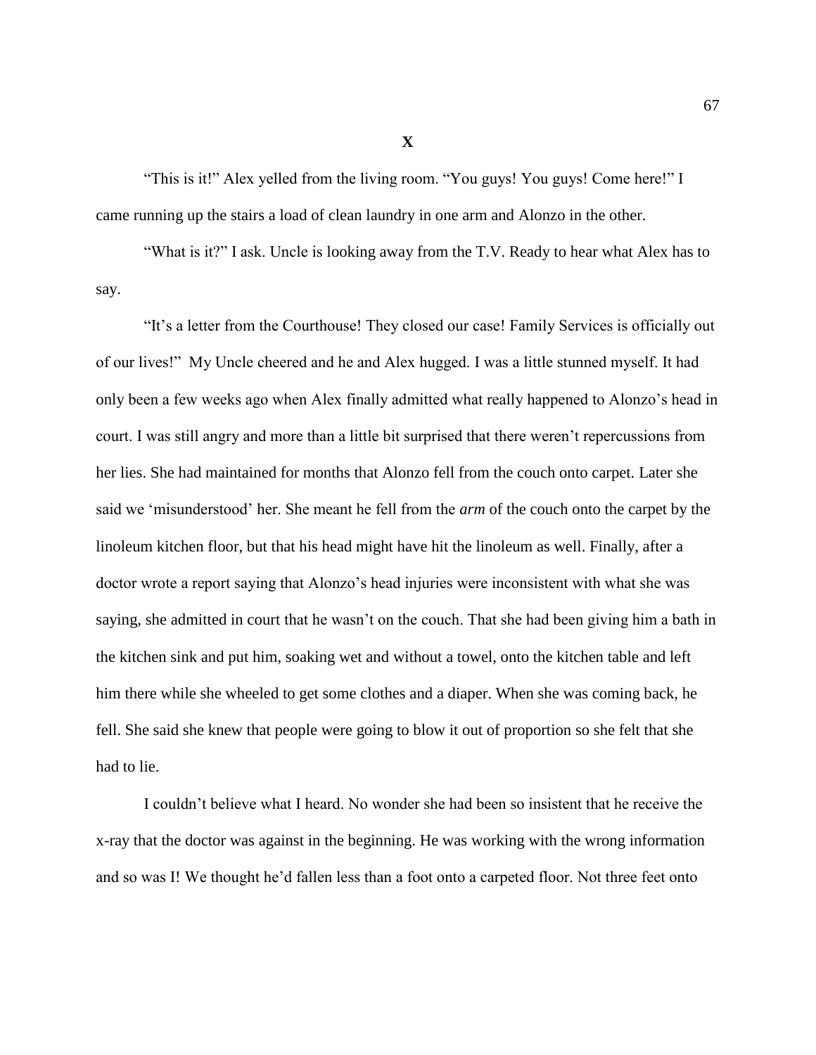# X

"This is it!" Alex yelled from the living room. "You guys! You guys! Come here!" I came running up the stairs a load of clean laundry in one arm and Alonzo in the other.

"What is it?" I ask. Uncle is looking away from the T.V. Ready to hear what Alex has to say.

"It's a letter from the Courthouse! They closed our case! Family Services is officially out of our lives!" My Uncle cheered and he and Alex hugged. I was a little stunned myself. It had only been a few weeks ago when Alex finally admitted what really happened to Alonzo's head in court. I was still angry and more than a little bit surprised that there weren't repercussions from her lies. She had maintained for months that Alonzo fell from the couch onto carpet. Later she said we 'misunderstood' her. She meant he fell from the *arm* of the couch onto the carpet by the linoleum kitchen floor, but that his head might have hit the linoleum as well. Finally, after a doctor wrote a report saying that Alonzo's head injuries were inconsistent with what she was saying, she admitted in court that he wasn't on the couch. That she had been giving him a bath in the kitchen sink and put him, soaking wet and without a towel, onto the kitchen table and left him there while she wheeled to get some clothes and a diaper. When she was coming back, he fell. She said she knew that people were going to blow it out of proportion so she felt that she had to lie.

I couldn't believe what I heard. No wonder she had been so insistent that he receive the x-ray that the doctor was against in the beginning. He was working with the wrong information and so was I! We thought he'd fallen less than a foot onto a carpeted floor. Not three feet onto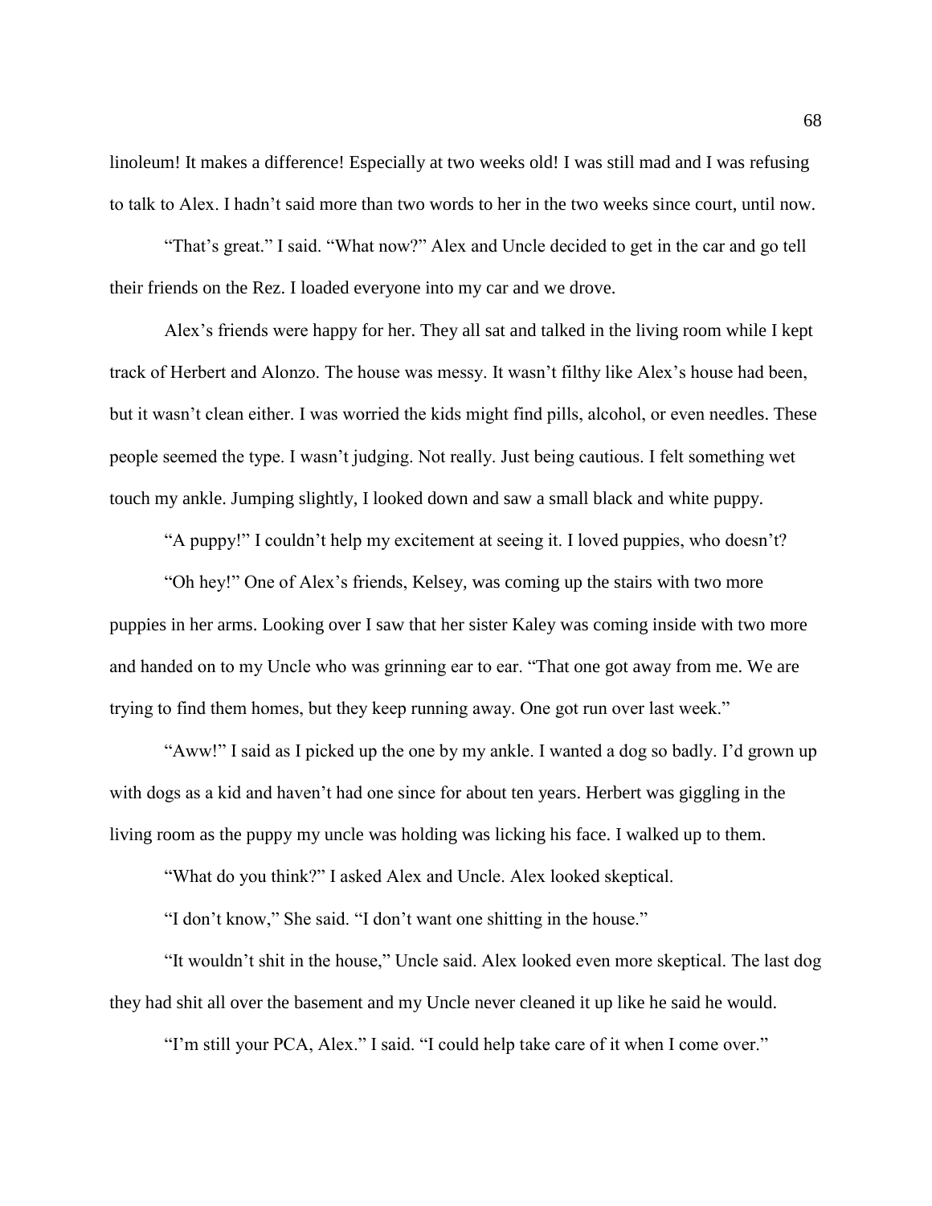linoleum! It makes a difference! Especially at two weeks old! I was still mad and I was refusing to talk to Alex. I hadn't said more than two words to her in the two weeks since court, until now.

"That's great." I said. "What now?" Alex and Uncle decided to get in the car and go tell their friends on the Rez. I loaded everyone into my car and we drove.

Alex's friends were happy for her. They all sat and talked in the living room while I kept track of Herbert and Alonzo. The house was messy. It wasn't filthy like Alex's house had been, but it wasn't clean either. I was worried the kids might find pills, alcohol, or even needles. These people seemed the type. I wasn't judging. Not really. Just being cautious. I felt something wet touch my ankle. Jumping slightly, I looked down and saw a small black and white puppy.

"A puppy!" I couldn't help my excitement at seeing it. I loved puppies, who doesn't?

"Oh hey!" One of Alex's friends, Kelsey, was coming up the stairs with two more puppies in her arms. Looking over I saw that her sister Kaley was coming inside with two more and handed on to my Uncle who was grinning ear to ear. "That one got away from me. We are trying to find them homes, but they keep running away. One got run over last week."

"Aww!" I said as I picked up the one by my ankle. I wanted a dog so badly. I'd grown up with dogs as a kid and haven't had one since for about ten years. Herbert was giggling in the living room as the puppy my uncle was holding was licking his face. I walked up to them.

"What do you think?" I asked Alex and Uncle. Alex looked skeptical.

"I don't know," She said. "I don't want one shitting in the house."

"It wouldn't shit in the house," Uncle said. Alex looked even more skeptical. The last dog they had shit all over the basement and my Uncle never cleaned it up like he said he would.

"I'm still your PCA, Alex." I said. "I could help take care of it when I come over."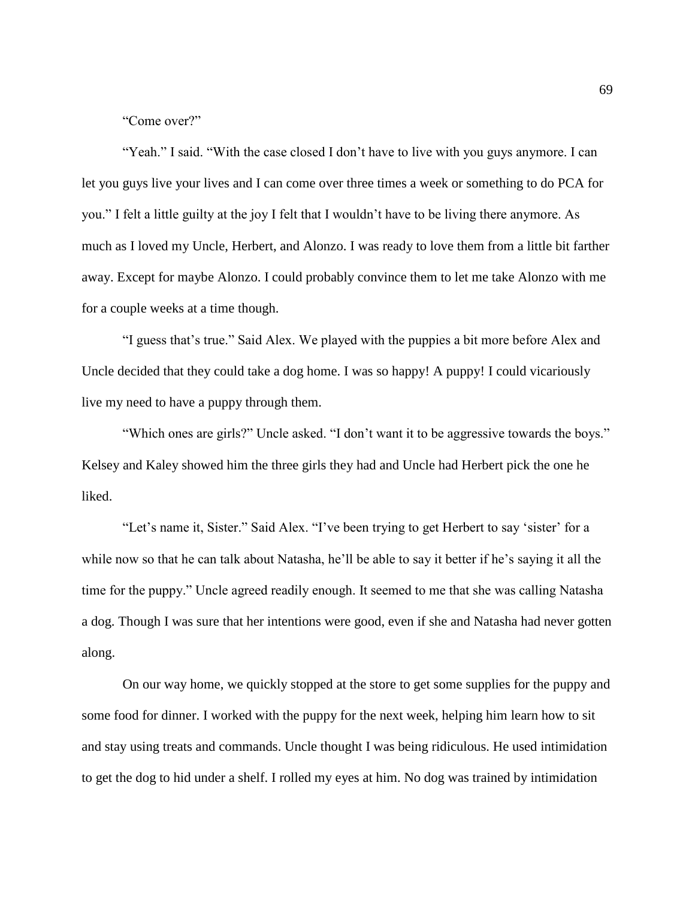"Come over?"

"Yeah." I said. "With the case closed I don't have to live with you guys anymore. I can let you guys live your lives and I can come over three times a week or something to do PCA for you." I felt a little guilty at the joy I felt that I wouldn't have to be living there anymore. As much as I loved my Uncle, Herbert, and Alonzo. I was ready to love them from a little bit farther away. Except for maybe Alonzo. I could probably convince them to let me take Alonzo with me for a couple weeks at a time though.

"I guess that's true." Said Alex. We played with the puppies a bit more before Alex and Uncle decided that they could take a dog home. I was so happy! A puppy! I could vicariously live my need to have a puppy through them.

"Which ones are girls?" Uncle asked. "I don't want it to be aggressive towards the boys." Kelsey and Kaley showed him the three girls they had and Uncle had Herbert pick the one he liked.

"Let's name it, Sister." Said Alex. "I've been trying to get Herbert to say 'sister' for a while now so that he can talk about Natasha, he'll be able to say it better if he's saying it all the time for the puppy." Uncle agreed readily enough. It seemed to me that she was calling Natasha a dog. Though I was sure that her intentions were good, even if she and Natasha had never gotten along.

On our way home, we quickly stopped at the store to get some supplies for the puppy and some food for dinner. I worked with the puppy for the next week, helping him learn how to sit and stay using treats and commands. Uncle thought I was being ridiculous. He used intimidation to get the dog to hid under a shelf. I rolled my eyes at him. No dog was trained by intimidation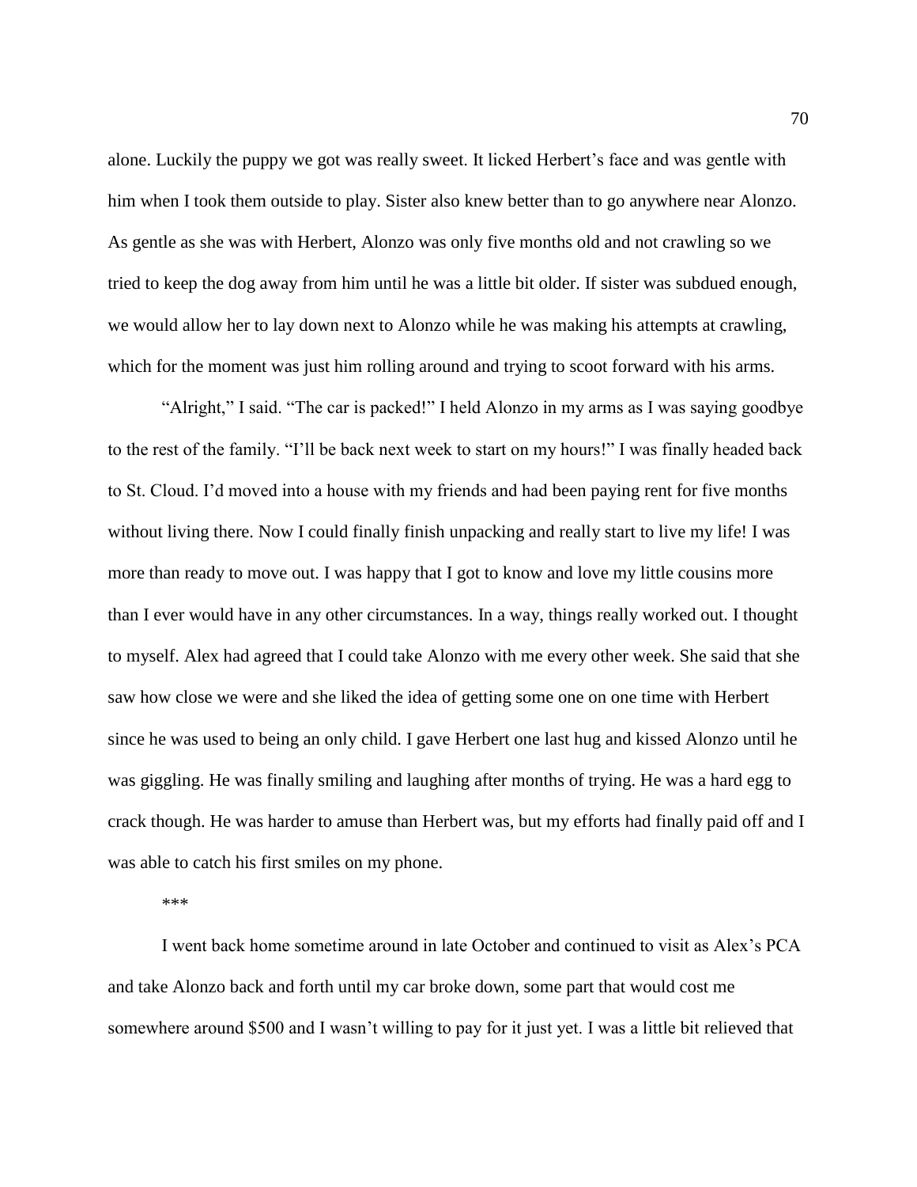alone. Luckily the puppy we got was really sweet. It licked Herbert's face and was gentle with him when I took them outside to play. Sister also knew better than to go anywhere near Alonzo. As gentle as she was with Herbert, Alonzo was only five months old and not crawling so we tried to keep the dog away from him until he was a little bit older. If sister was subdued enough, we would allow her to lay down next to Alonzo while he was making his attempts at crawling, which for the moment was just him rolling around and trying to scoot forward with his arms.

"Alright," I said. "The car is packed!" I held Alonzo in my arms as I was saying goodbye to the rest of the family. "I'll be back next week to start on my hours!" I was finally headed back to St. Cloud. I'd moved into a house with my friends and had been paying rent for five months without living there. Now I could finally finish unpacking and really start to live my life! I was more than ready to move out. I was happy that I got to know and love my little cousins more than I ever would have in any other circumstances. In a way, things really worked out. I thought to myself. Alex had agreed that I could take Alonzo with me every other week. She said that she saw how close we were and she liked the idea of getting some one on one time with Herbert since he was used to being an only child. I gave Herbert one last hug and kissed Alonzo until he was giggling. He was finally smiling and laughing after months of trying. He was a hard egg to crack though. He was harder to amuse than Herbert was, but my efforts had finally paid off and I was able to catch his first smiles on my phone.

***

I went back home sometime around in late October and continued to visit as Alex's PCA and take Alonzo back and forth until my car broke down, some part that would cost me somewhere around $500 and I wasn't willing to pay for it just yet. I was a little bit relieved that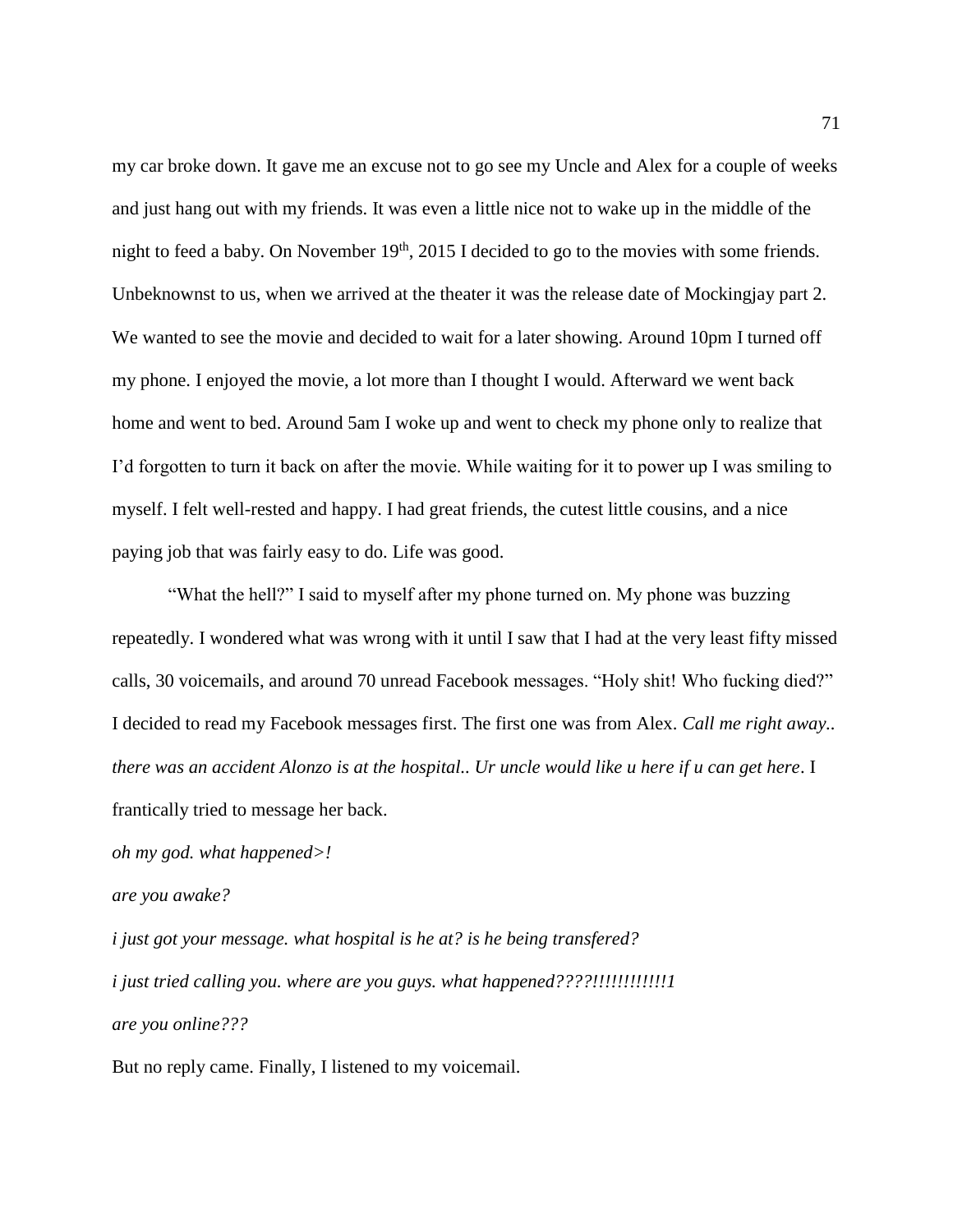my car broke down. It gave me an excuse not to go see my Uncle and Alex for a couple of weeks and just hang out with my friends. It was even a little nice not to wake up in the middle of the night to feed a baby. On November 19th, 2015 I decided to go to the movies with some friends. Unbeknownst to us, when we arrived at the theater it was the release date of Mockingjay part 2. We wanted to see the movie and decided to wait for a later showing. Around 10pm I turned off my phone. I enjoyed the movie, a lot more than I thought I would. Afterward we went back home and went to bed. Around 5am I woke up and went to check my phone only to realize that I'd forgotten to turn it back on after the movie. While waiting for it to power up I was smiling to myself. I felt well-rested and happy. I had great friends, the cutest little cousins, and a nice paying job that was fairly easy to do. Life was good.

"What the hell?" I said to myself after my phone turned on. My phone was buzzing repeatedly. I wondered what was wrong with it until I saw that I had at the very least fifty missed calls, 30 voicemails, and around 70 unread Facebook messages. "Holy shit! Who fucking died?" I decided to read my Facebook messages first. The first one was from Alex. *Call me right away.. there was an accident Alonzo is at the hospital.. Ur uncle would like u here if u can get here*. I frantically tried to message her back.

*oh my god. what happened>!*

*are you awake?*

*i just got your message. what hospital is he at? is he being transfered?*

*i just tried calling you. where are you guys. what happened????!!!!!!!!!!!!1*

*are you online???*

But no reply came. Finally, I listened to my voicemail.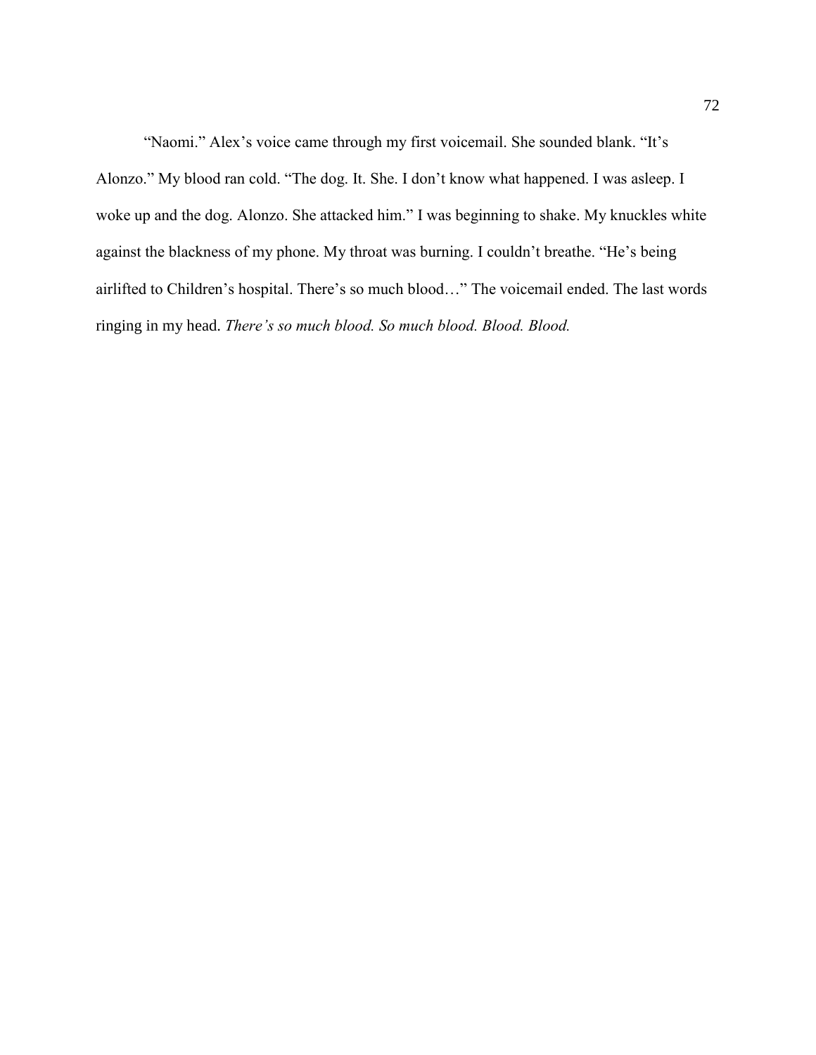"Naomi." Alex's voice came through my first voicemail. She sounded blank. "It's Alonzo." My blood ran cold. "The dog. It. She. I don't know what happened. I was asleep. I woke up and the dog. Alonzo. She attacked him." I was beginning to shake. My knuckles white against the blackness of my phone. My throat was burning. I couldn't breathe. "He's being airlifted to Children's hospital. There's so much blood…" The voicemail ended. The last words ringing in my head. *There's so much blood. So much blood. Blood. Blood.*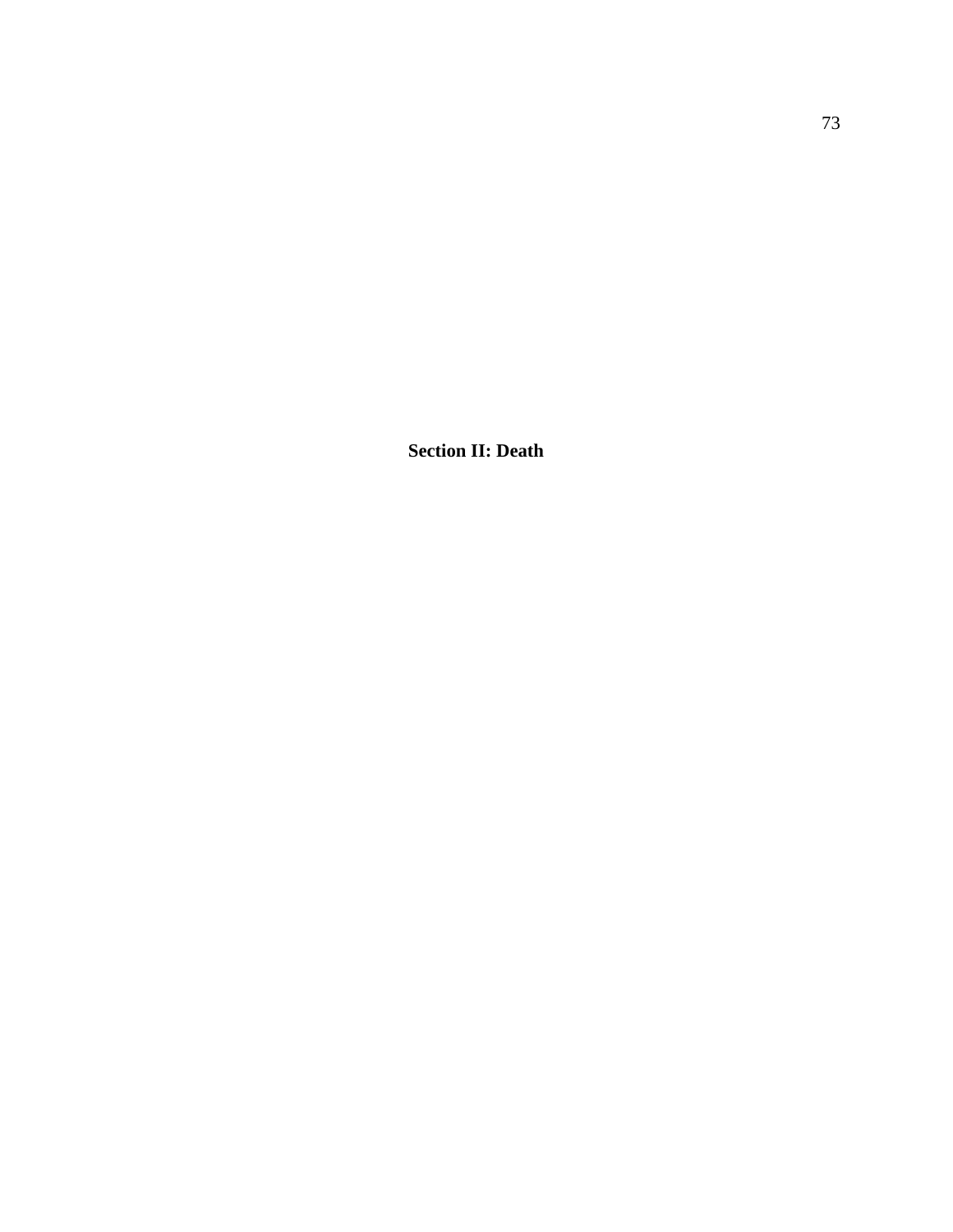# Section II: Death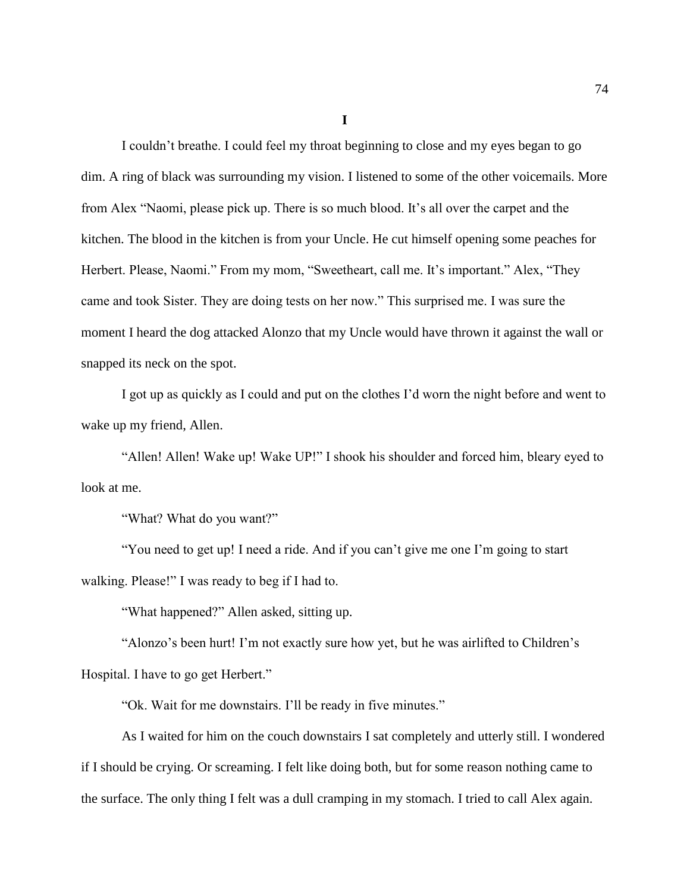**I**

I couldn't breathe. I could feel my throat beginning to close and my eyes began to go dim. A ring of black was surrounding my vision. I listened to some of the other voicemails. More from Alex "Naomi, please pick up. There is so much blood. It's all over the carpet and the kitchen. The blood in the kitchen is from your Uncle. He cut himself opening some peaches for Herbert. Please, Naomi." From my mom, "Sweetheart, call me. It's important." Alex, "They came and took Sister. They are doing tests on her now." This surprised me. I was sure the moment I heard the dog attacked Alonzo that my Uncle would have thrown it against the wall or snapped its neck on the spot.

I got up as quickly as I could and put on the clothes I'd worn the night before and went to wake up my friend, Allen.

"Allen! Allen! Wake up! Wake UP!" I shook his shoulder and forced him, bleary eyed to look at me.

"What? What do you want?"

"You need to get up! I need a ride. And if you can't give me one I'm going to start walking. Please!" I was ready to beg if I had to.

"What happened?" Allen asked, sitting up.

"Alonzo's been hurt! I'm not exactly sure how yet, but he was airlifted to Children's Hospital. I have to go get Herbert."

"Ok. Wait for me downstairs. I'll be ready in five minutes."

As I waited for him on the couch downstairs I sat completely and utterly still. I wondered if I should be crying. Or screaming. I felt like doing both, but for some reason nothing came to the surface. The only thing I felt was a dull cramping in my stomach. I tried to call Alex again.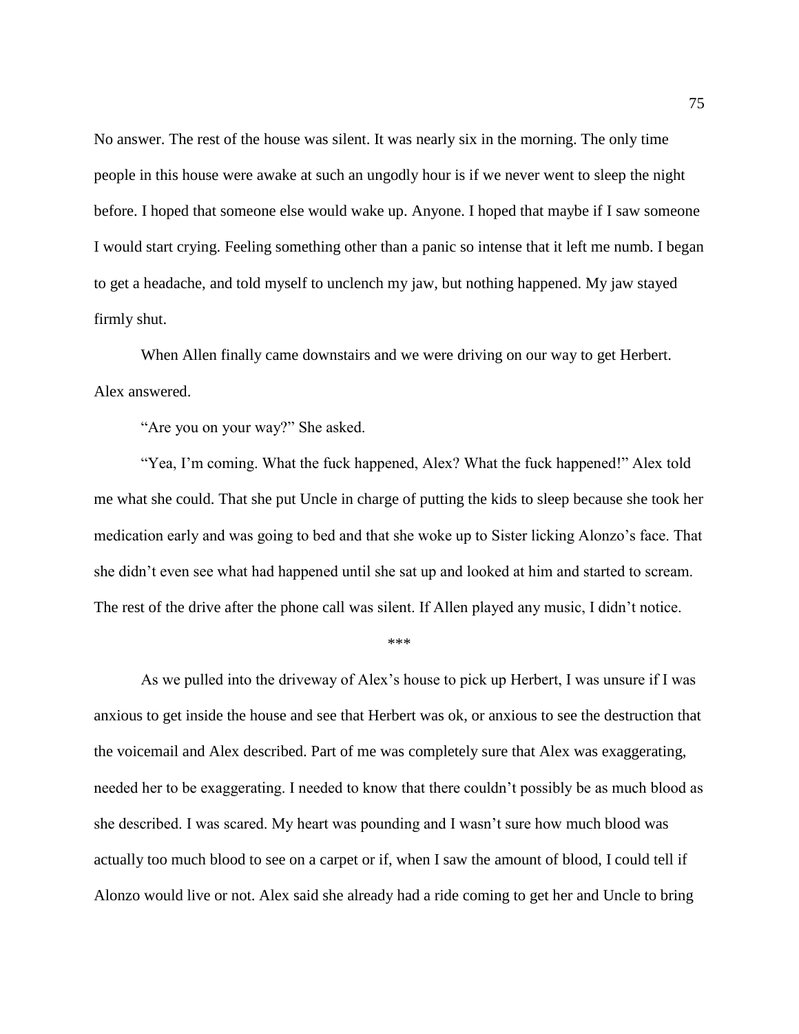No answer. The rest of the house was silent. It was nearly six in the morning. The only time people in this house were awake at such an ungodly hour is if we never went to sleep the night before. I hoped that someone else would wake up. Anyone. I hoped that maybe if I saw someone I would start crying. Feeling something other than a panic so intense that it left me numb. I began to get a headache, and told myself to unclench my jaw, but nothing happened. My jaw stayed firmly shut.

When Allen finally came downstairs and we were driving on our way to get Herbert. Alex answered.

"Are you on your way?" She asked.

"Yea, I'm coming. What the fuck happened, Alex? What the fuck happened!" Alex told me what she could. That she put Uncle in charge of putting the kids to sleep because she took her medication early and was going to bed and that she woke up to Sister licking Alonzo's face. That she didn't even see what had happened until she sat up and looked at him and started to scream. The rest of the drive after the phone call was silent. If Allen played any music, I didn't notice.

\*\*\*

As we pulled into the driveway of Alex's house to pick up Herbert, I was unsure if I was anxious to get inside the house and see that Herbert was ok, or anxious to see the destruction that the voicemail and Alex described. Part of me was completely sure that Alex was exaggerating, needed her to be exaggerating. I needed to know that there couldn't possibly be as much blood as she described. I was scared. My heart was pounding and I wasn't sure how much blood was actually too much blood to see on a carpet or if, when I saw the amount of blood, I could tell if Alonzo would live or not. Alex said she already had a ride coming to get her and Uncle to bring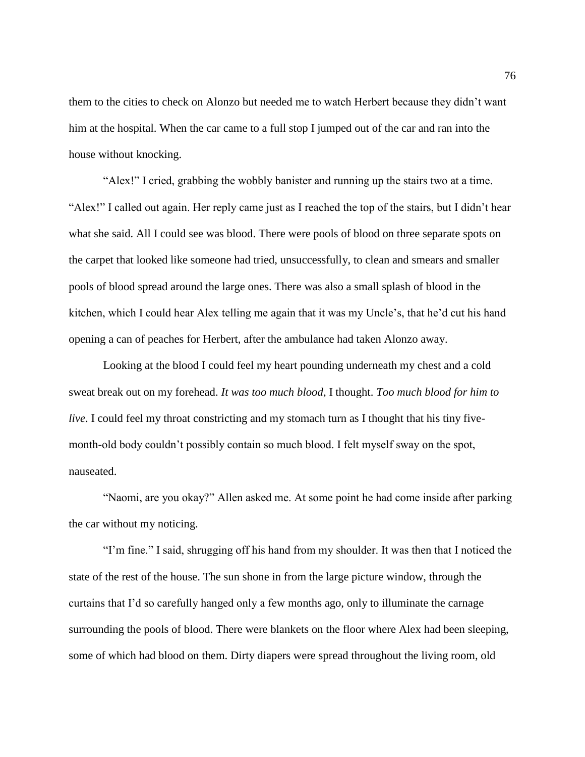them to the cities to check on Alonzo but needed me to watch Herbert because they didn't want him at the hospital. When the car came to a full stop I jumped out of the car and ran into the house without knocking.

"Alex!" I cried, grabbing the wobbly banister and running up the stairs two at a time. "Alex!" I called out again. Her reply came just as I reached the top of the stairs, but I didn't hear what she said. All I could see was blood. There were pools of blood on three separate spots on the carpet that looked like someone had tried, unsuccessfully, to clean and smears and smaller pools of blood spread around the large ones. There was also a small splash of blood in the kitchen, which I could hear Alex telling me again that it was my Uncle's, that he'd cut his hand opening a can of peaches for Herbert, after the ambulance had taken Alonzo away.

Looking at the blood I could feel my heart pounding underneath my chest and a cold sweat break out on my forehead. *It was too much blood*, I thought. *Too much blood for him to live*. I could feel my throat constricting and my stomach turn as I thought that his tiny five-month-old body couldn't possibly contain so much blood. I felt myself sway on the spot, nauseated.

"Naomi, are you okay?" Allen asked me. At some point he had come inside after parking the car without my noticing.

"I'm fine." I said, shrugging off his hand from my shoulder. It was then that I noticed the state of the rest of the house. The sun shone in from the large picture window, through the curtains that I'd so carefully hanged only a few months ago, only to illuminate the carnage surrounding the pools of blood. There were blankets on the floor where Alex had been sleeping, some of which had blood on them. Dirty diapers were spread throughout the living room, old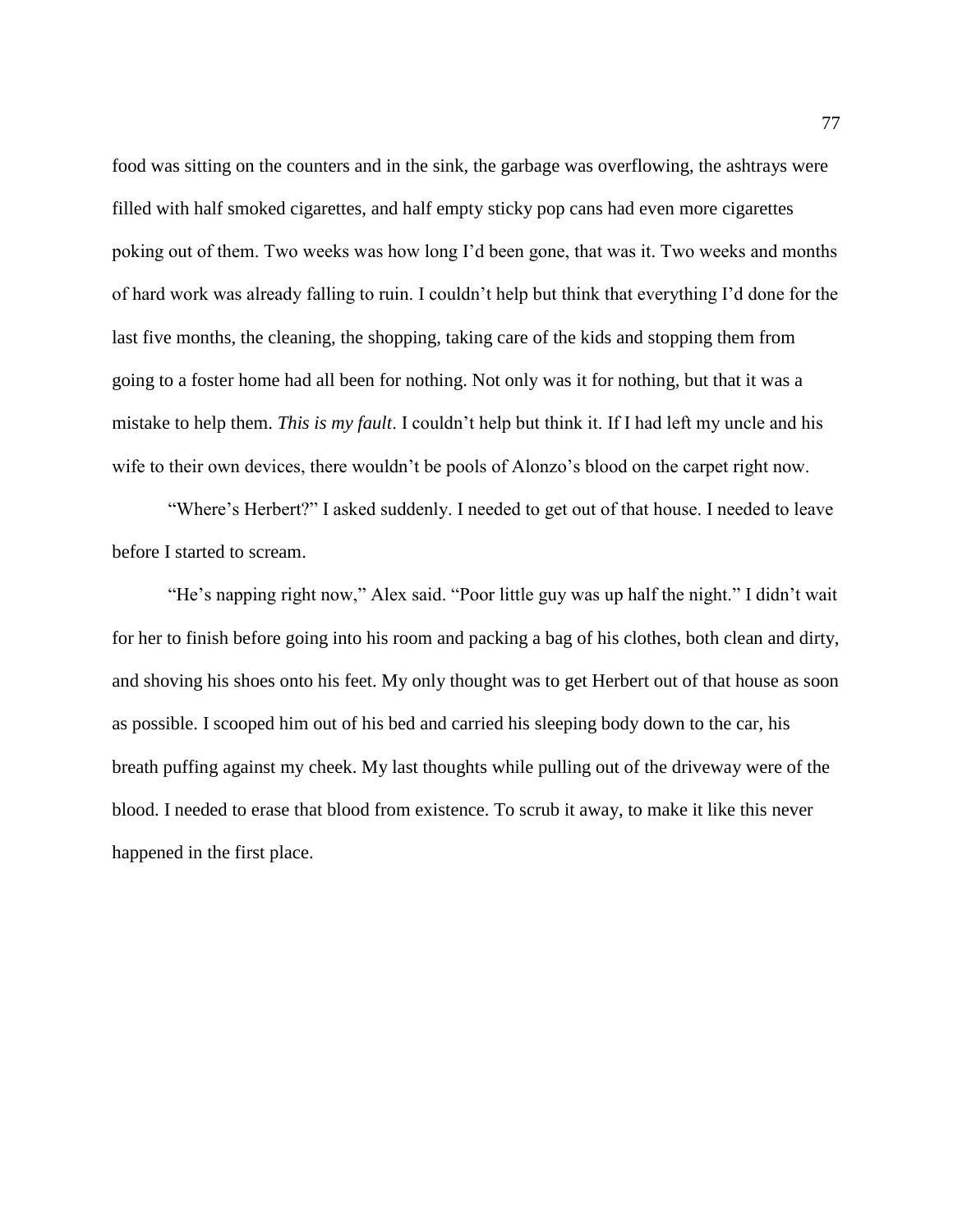food was sitting on the counters and in the sink, the garbage was overflowing, the ashtrays were filled with half smoked cigarettes, and half empty sticky pop cans had even more cigarettes poking out of them. Two weeks was how long I'd been gone, that was it. Two weeks and months of hard work was already falling to ruin. I couldn't help but think that everything I'd done for the last five months, the cleaning, the shopping, taking care of the kids and stopping them from going to a foster home had all been for nothing. Not only was it for nothing, but that it was a mistake to help them. *This is my fault*. I couldn't help but think it. If I had left my uncle and his wife to their own devices, there wouldn't be pools of Alonzo's blood on the carpet right now.

"Where's Herbert?" I asked suddenly. I needed to get out of that house. I needed to leave before I started to scream.

"He's napping right now," Alex said. "Poor little guy was up half the night." I didn't wait for her to finish before going into his room and packing a bag of his clothes, both clean and dirty, and shoving his shoes onto his feet. My only thought was to get Herbert out of that house as soon as possible. I scooped him out of his bed and carried his sleeping body down to the car, his breath puffing against my cheek. My last thoughts while pulling out of the driveway were of the blood. I needed to erase that blood from existence. To scrub it away, to make it like this never happened in the first place.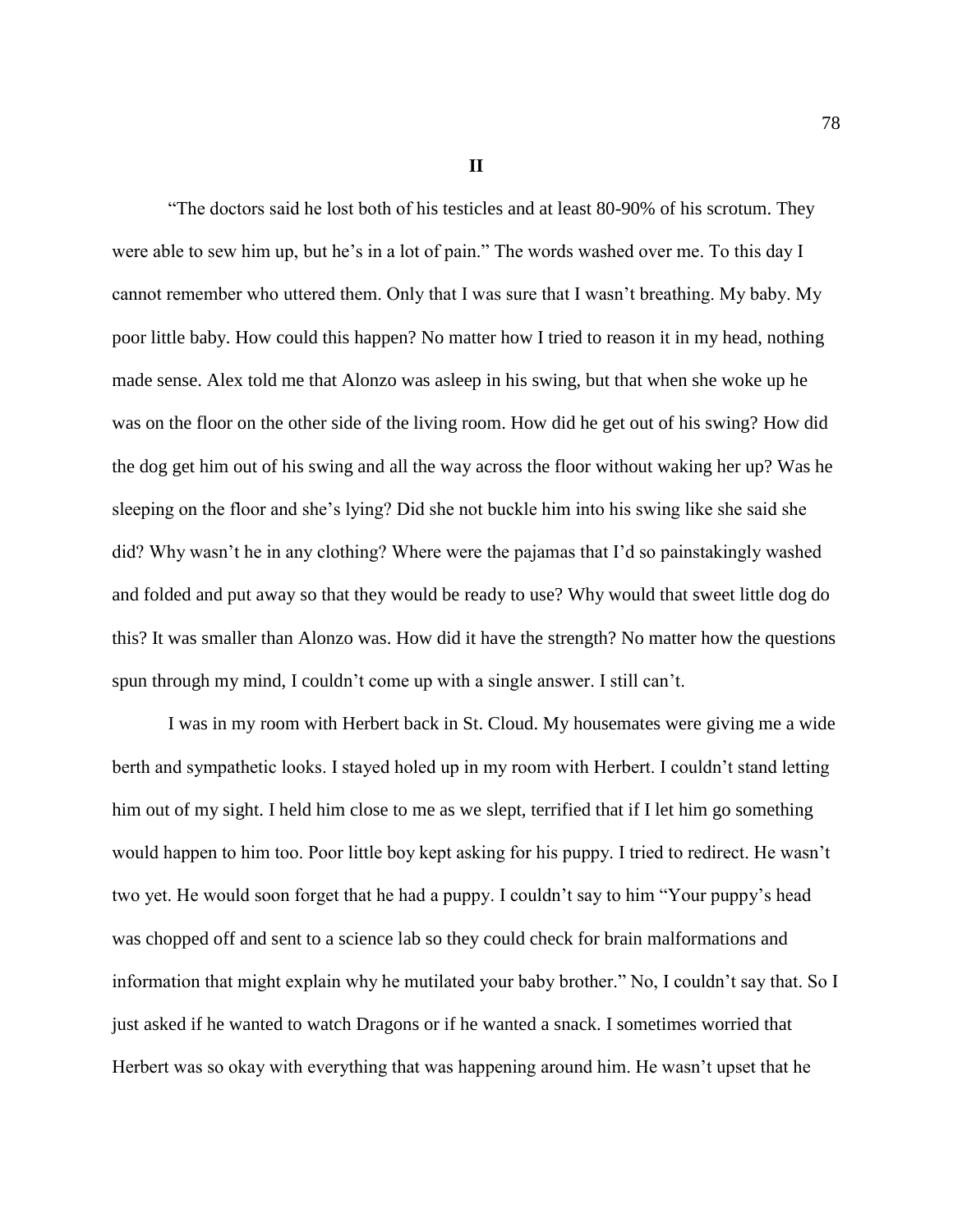**II**

"The doctors said he lost both of his testicles and at least 80-90% of his scrotum. They were able to sew him up, but he's in a lot of pain." The words washed over me. To this day I cannot remember who uttered them. Only that I was sure that I wasn't breathing. My baby. My poor little baby. How could this happen? No matter how I tried to reason it in my head, nothing made sense. Alex told me that Alonzo was asleep in his swing, but that when she woke up he was on the floor on the other side of the living room. How did he get out of his swing? How did the dog get him out of his swing and all the way across the floor without waking her up? Was he sleeping on the floor and she's lying? Did she not buckle him into his swing like she said she did? Why wasn't he in any clothing? Where were the pajamas that I'd so painstakingly washed and folded and put away so that they would be ready to use? Why would that sweet little dog do this? It was smaller than Alonzo was. How did it have the strength? No matter how the questions spun through my mind, I couldn't come up with a single answer. I still can't.

I was in my room with Herbert back in St. Cloud. My housemates were giving me a wide berth and sympathetic looks. I stayed holed up in my room with Herbert. I couldn't stand letting him out of my sight. I held him close to me as we slept, terrified that if I let him go something would happen to him too. Poor little boy kept asking for his puppy. I tried to redirect. He wasn't two yet. He would soon forget that he had a puppy. I couldn't say to him "Your puppy's head was chopped off and sent to a science lab so they could check for brain malformations and information that might explain why he mutilated your baby brother." No, I couldn't say that. So I just asked if he wanted to watch Dragons or if he wanted a snack. I sometimes worried that Herbert was so okay with everything that was happening around him. He wasn't upset that he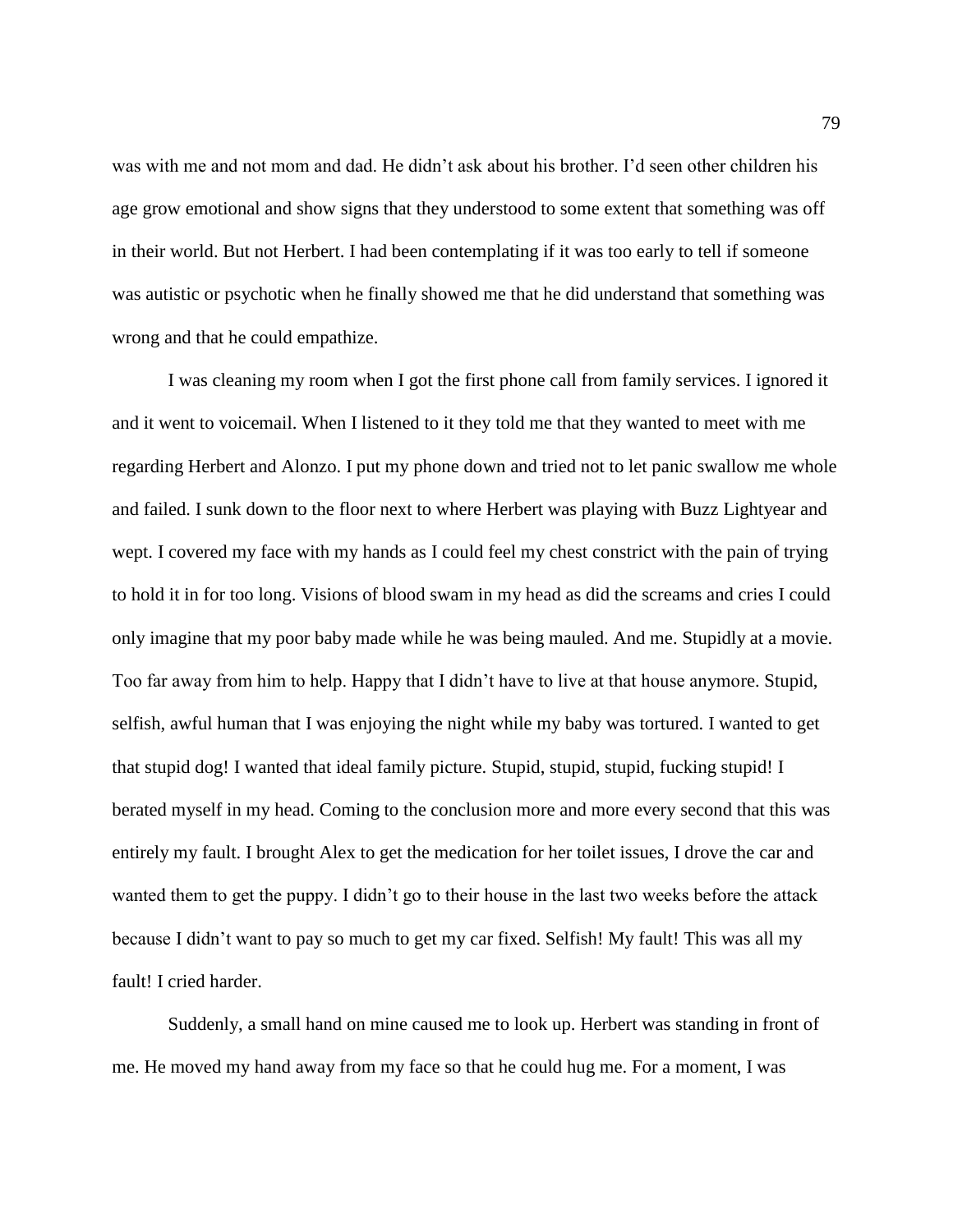was with me and not mom and dad. He didn't ask about his brother. I'd seen other children his age grow emotional and show signs that they understood to some extent that something was off in their world. But not Herbert. I had been contemplating if it was too early to tell if someone was autistic or psychotic when he finally showed me that he did understand that something was wrong and that he could empathize.

I was cleaning my room when I got the first phone call from family services. I ignored it and it went to voicemail. When I listened to it they told me that they wanted to meet with me regarding Herbert and Alonzo. I put my phone down and tried not to let panic swallow me whole and failed. I sunk down to the floor next to where Herbert was playing with Buzz Lightyear and wept. I covered my face with my hands as I could feel my chest constrict with the pain of trying to hold it in for too long. Visions of blood swam in my head as did the screams and cries I could only imagine that my poor baby made while he was being mauled. And me. Stupidly at a movie. Too far away from him to help. Happy that I didn't have to live at that house anymore. Stupid, selfish, awful human that I was enjoying the night while my baby was tortured. I wanted to get that stupid dog! I wanted that ideal family picture. Stupid, stupid, stupid, fucking stupid! I berated myself in my head. Coming to the conclusion more and more every second that this was entirely my fault. I brought Alex to get the medication for her toilet issues, I drove the car and wanted them to get the puppy. I didn't go to their house in the last two weeks before the attack because I didn't want to pay so much to get my car fixed. Selfish! My fault! This was all my fault! I cried harder.

Suddenly, a small hand on mine caused me to look up. Herbert was standing in front of me. He moved my hand away from my face so that he could hug me. For a moment, I was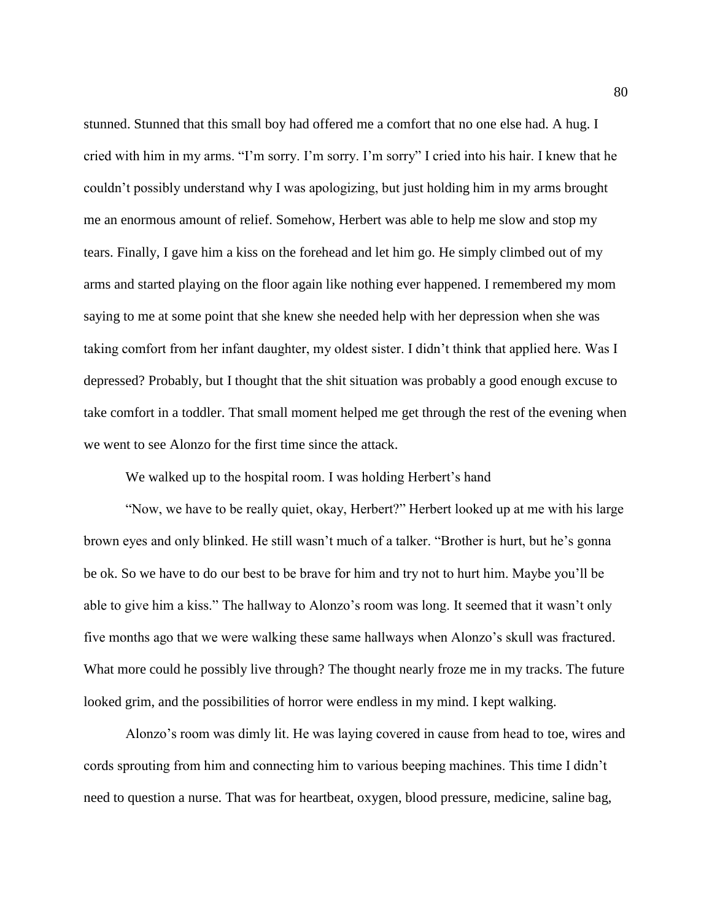stunned. Stunned that this small boy had offered me a comfort that no one else had. A hug. I cried with him in my arms. "I'm sorry. I'm sorry. I'm sorry" I cried into his hair. I knew that he couldn't possibly understand why I was apologizing, but just holding him in my arms brought me an enormous amount of relief. Somehow, Herbert was able to help me slow and stop my tears. Finally, I gave him a kiss on the forehead and let him go. He simply climbed out of my arms and started playing on the floor again like nothing ever happened. I remembered my mom saying to me at some point that she knew she needed help with her depression when she was taking comfort from her infant daughter, my oldest sister. I didn't think that applied here. Was I depressed? Probably, but I thought that the shit situation was probably a good enough excuse to take comfort in a toddler. That small moment helped me get through the rest of the evening when we went to see Alonzo for the first time since the attack.

We walked up to the hospital room. I was holding Herbert's hand

"Now, we have to be really quiet, okay, Herbert?" Herbert looked up at me with his large brown eyes and only blinked. He still wasn't much of a talker. "Brother is hurt, but he's gonna be ok. So we have to do our best to be brave for him and try not to hurt him. Maybe you'll be able to give him a kiss." The hallway to Alonzo's room was long. It seemed that it wasn't only five months ago that we were walking these same hallways when Alonzo's skull was fractured. What more could he possibly live through? The thought nearly froze me in my tracks. The future looked grim, and the possibilities of horror were endless in my mind. I kept walking.

Alonzo's room was dimly lit. He was laying covered in cause from head to toe, wires and cords sprouting from him and connecting him to various beeping machines. This time I didn't need to question a nurse. That was for heartbeat, oxygen, blood pressure, medicine, saline bag,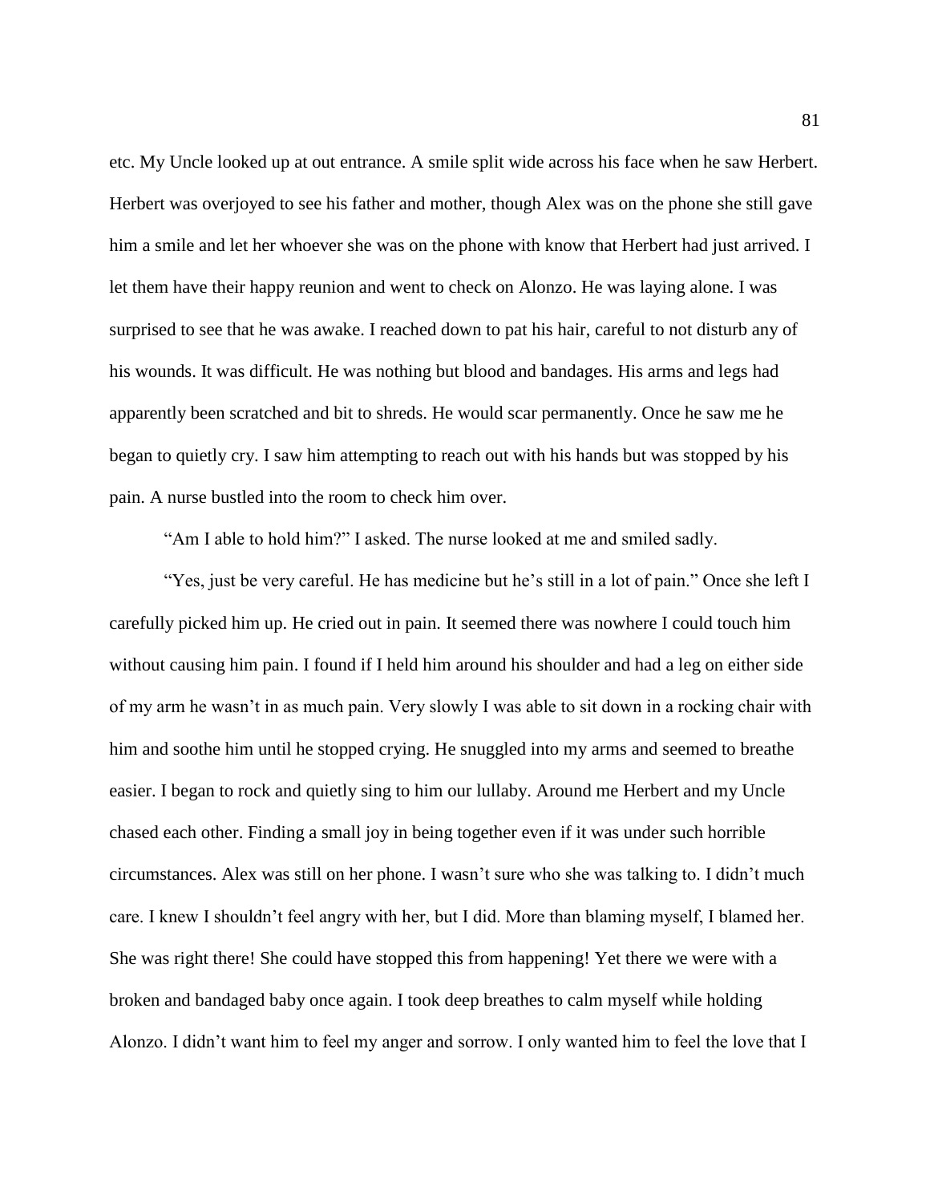etc. My Uncle looked up at out entrance. A smile split wide across his face when he saw Herbert. Herbert was overjoyed to see his father and mother, though Alex was on the phone she still gave him a smile and let her whoever she was on the phone with know that Herbert had just arrived. I let them have their happy reunion and went to check on Alonzo. He was laying alone. I was surprised to see that he was awake. I reached down to pat his hair, careful to not disturb any of his wounds. It was difficult. He was nothing but blood and bandages. His arms and legs had apparently been scratched and bit to shreds. He would scar permanently. Once he saw me he began to quietly cry. I saw him attempting to reach out with his hands but was stopped by his pain. A nurse bustled into the room to check him over.

"Am I able to hold him?" I asked. The nurse looked at me and smiled sadly.

"Yes, just be very careful. He has medicine but he's still in a lot of pain." Once she left I carefully picked him up. He cried out in pain. It seemed there was nowhere I could touch him without causing him pain. I found if I held him around his shoulder and had a leg on either side of my arm he wasn't in as much pain. Very slowly I was able to sit down in a rocking chair with him and soothe him until he stopped crying. He snuggled into my arms and seemed to breathe easier. I began to rock and quietly sing to him our lullaby. Around me Herbert and my Uncle chased each other. Finding a small joy in being together even if it was under such horrible circumstances. Alex was still on her phone. I wasn't sure who she was talking to. I didn't much care. I knew I shouldn't feel angry with her, but I did. More than blaming myself, I blamed her. She was right there! She could have stopped this from happening! Yet there we were with a broken and bandaged baby once again. I took deep breathes to calm myself while holding Alonzo. I didn't want him to feel my anger and sorrow. I only wanted him to feel the love that I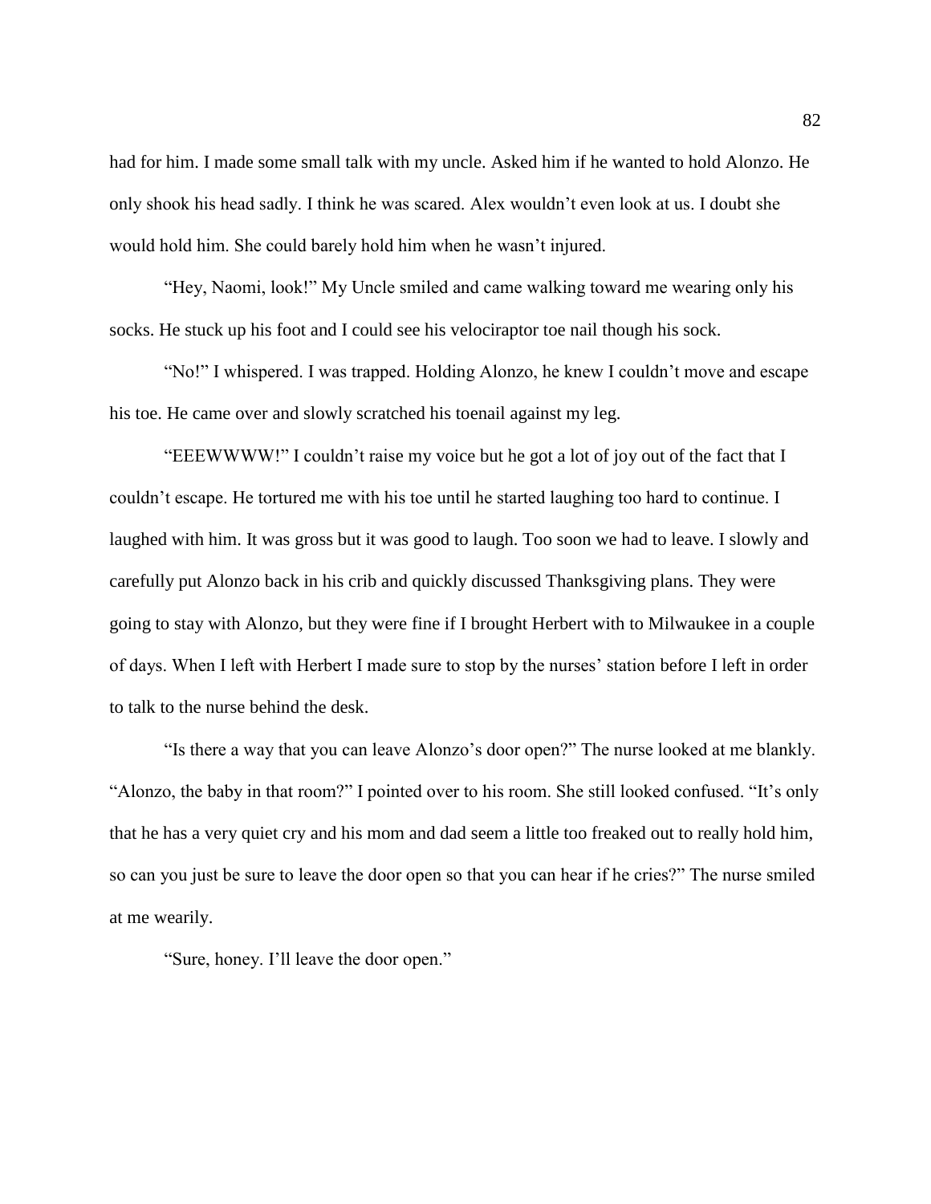had for him. I made some small talk with my uncle. Asked him if he wanted to hold Alonzo. He only shook his head sadly. I think he was scared. Alex wouldn't even look at us. I doubt she would hold him. She could barely hold him when he wasn't injured.

"Hey, Naomi, look!" My Uncle smiled and came walking toward me wearing only his socks. He stuck up his foot and I could see his velociraptor toe nail though his sock.

"No!" I whispered. I was trapped. Holding Alonzo, he knew I couldn't move and escape his toe. He came over and slowly scratched his toenail against my leg.

"EEEWWWW!" I couldn't raise my voice but he got a lot of joy out of the fact that I couldn't escape. He tortured me with his toe until he started laughing too hard to continue. I laughed with him. It was gross but it was good to laugh. Too soon we had to leave. I slowly and carefully put Alonzo back in his crib and quickly discussed Thanksgiving plans. They were going to stay with Alonzo, but they were fine if I brought Herbert with to Milwaukee in a couple of days. When I left with Herbert I made sure to stop by the nurses' station before I left in order to talk to the nurse behind the desk.

"Is there a way that you can leave Alonzo's door open?" The nurse looked at me blankly. "Alonzo, the baby in that room?" I pointed over to his room. She still looked confused. "It's only that he has a very quiet cry and his mom and dad seem a little too freaked out to really hold him, so can you just be sure to leave the door open so that you can hear if he cries?" The nurse smiled at me wearily.

"Sure, honey. I'll leave the door open."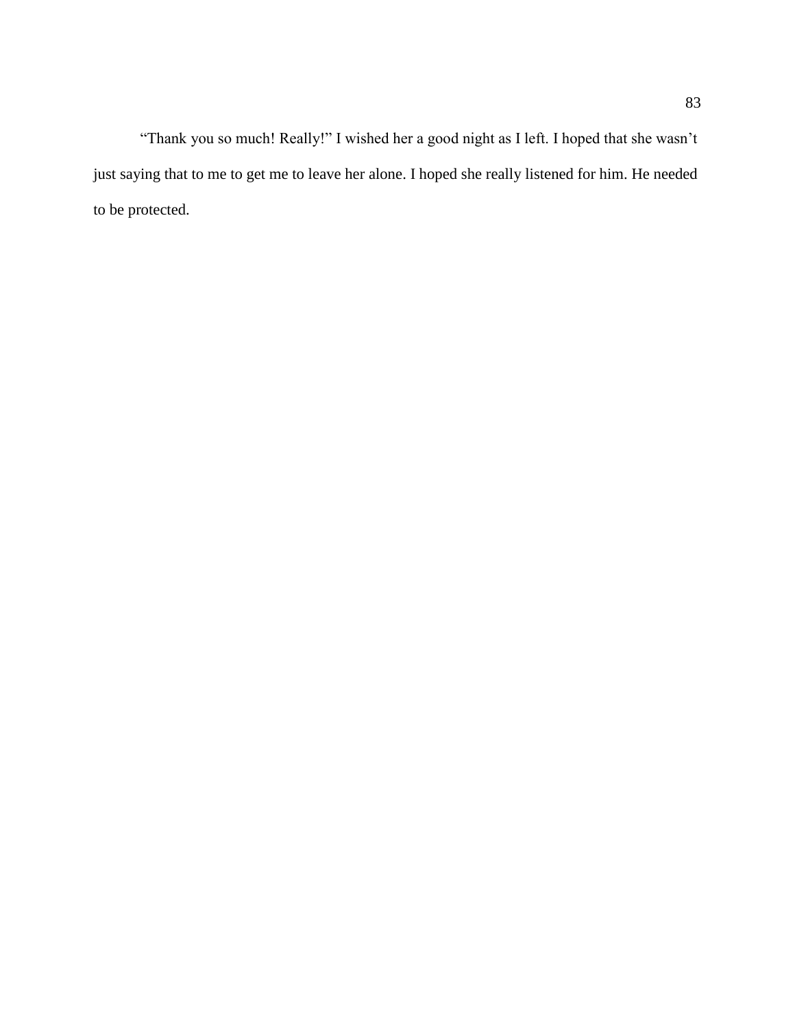"Thank you so much! Really!" I wished her a good night as I left. I hoped that she wasn't just saying that to me to get me to leave her alone. I hoped she really listened for him. He needed to be protected.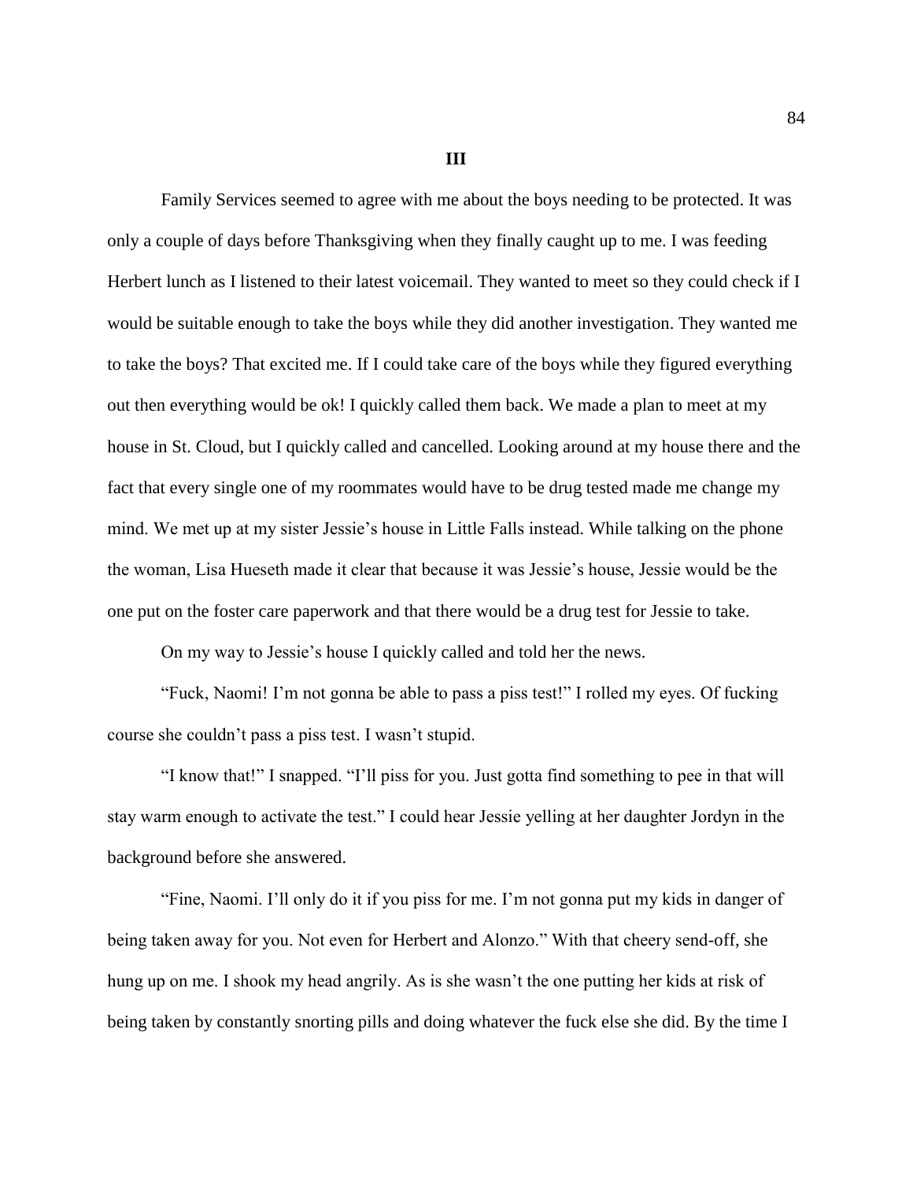### III

Family Services seemed to agree with me about the boys needing to be protected. It was only a couple of days before Thanksgiving when they finally caught up to me. I was feeding Herbert lunch as I listened to their latest voicemail. They wanted to meet so they could check if I would be suitable enough to take the boys while they did another investigation. They wanted me to take the boys? That excited me. If I could take care of the boys while they figured everything out then everything would be ok! I quickly called them back. We made a plan to meet at my house in St. Cloud, but I quickly called and cancelled. Looking around at my house there and the fact that every single one of my roommates would have to be drug tested made me change my mind. We met up at my sister Jessie's house in Little Falls instead. While talking on the phone the woman, Lisa Hueseth made it clear that because it was Jessie's house, Jessie would be the one put on the foster care paperwork and that there would be a drug test for Jessie to take.

On my way to Jessie's house I quickly called and told her the news.

"Fuck, Naomi! I'm not gonna be able to pass a piss test!" I rolled my eyes. Of fucking course she couldn't pass a piss test. I wasn't stupid.

"I know that!" I snapped. "I'll piss for you. Just gotta find something to pee in that will stay warm enough to activate the test." I could hear Jessie yelling at her daughter Jordyn in the background before she answered.

"Fine, Naomi. I'll only do it if you piss for me. I'm not gonna put my kids in danger of being taken away for you. Not even for Herbert and Alonzo." With that cheery send-off, she hung up on me. I shook my head angrily. As is she wasn't the one putting her kids at risk of being taken by constantly snorting pills and doing whatever the fuck else she did. By the time I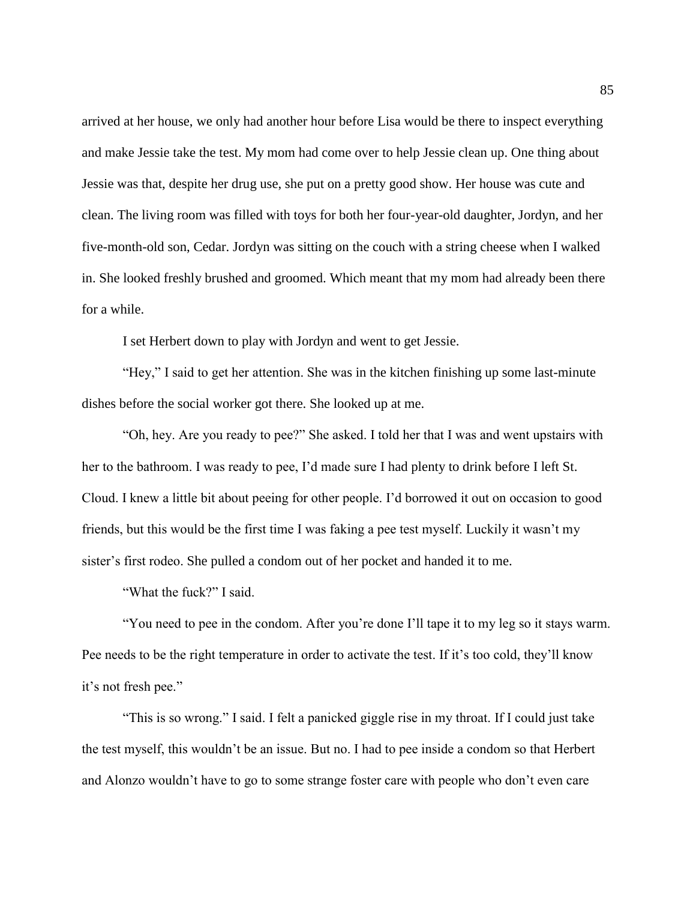arrived at her house, we only had another hour before Lisa would be there to inspect everything and make Jessie take the test. My mom had come over to help Jessie clean up. One thing about Jessie was that, despite her drug use, she put on a pretty good show. Her house was cute and clean. The living room was filled with toys for both her four-year-old daughter, Jordyn, and her five-month-old son, Cedar. Jordyn was sitting on the couch with a string cheese when I walked in. She looked freshly brushed and groomed. Which meant that my mom had already been there for a while.

I set Herbert down to play with Jordyn and went to get Jessie.

"Hey," I said to get her attention. She was in the kitchen finishing up some last-minute dishes before the social worker got there. She looked up at me.

"Oh, hey. Are you ready to pee?" She asked. I told her that I was and went upstairs with her to the bathroom. I was ready to pee, I'd made sure I had plenty to drink before I left St. Cloud. I knew a little bit about peeing for other people. I'd borrowed it out on occasion to good friends, but this would be the first time I was faking a pee test myself. Luckily it wasn't my sister's first rodeo. She pulled a condom out of her pocket and handed it to me.

"What the fuck?" I said.

"You need to pee in the condom. After you're done I'll tape it to my leg so it stays warm. Pee needs to be the right temperature in order to activate the test. If it's too cold, they'll know it's not fresh pee."

"This is so wrong." I said. I felt a panicked giggle rise in my throat. If I could just take the test myself, this wouldn't be an issue. But no. I had to pee inside a condom so that Herbert and Alonzo wouldn't have to go to some strange foster care with people who don't even care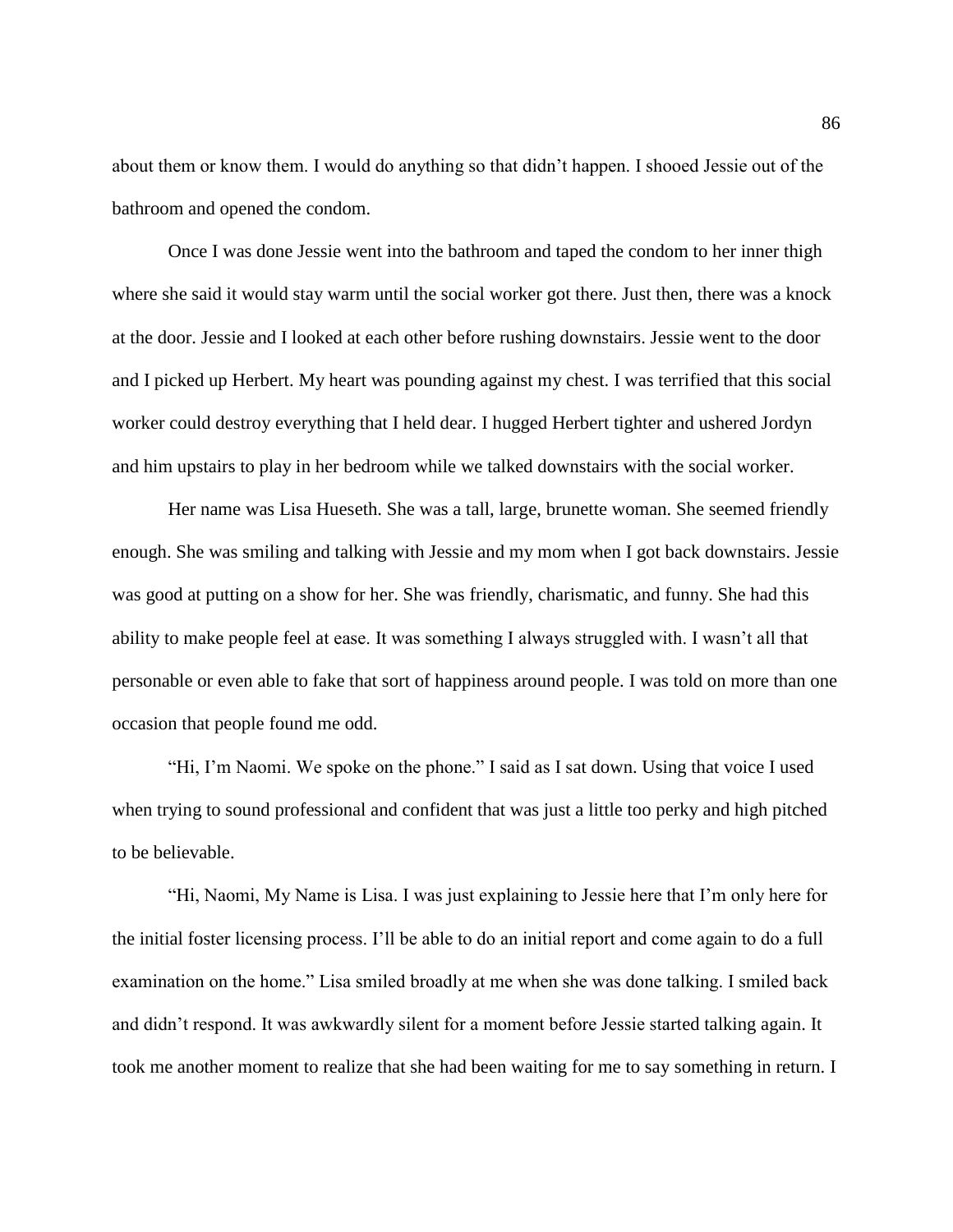about them or know them. I would do anything so that didn't happen. I shooed Jessie out of the bathroom and opened the condom.

Once I was done Jessie went into the bathroom and taped the condom to her inner thigh where she said it would stay warm until the social worker got there. Just then, there was a knock at the door. Jessie and I looked at each other before rushing downstairs. Jessie went to the door and I picked up Herbert. My heart was pounding against my chest. I was terrified that this social worker could destroy everything that I held dear. I hugged Herbert tighter and ushered Jordyn and him upstairs to play in her bedroom while we talked downstairs with the social worker.

Her name was Lisa Hueseth. She was a tall, large, brunette woman. She seemed friendly enough. She was smiling and talking with Jessie and my mom when I got back downstairs. Jessie was good at putting on a show for her. She was friendly, charismatic, and funny. She had this ability to make people feel at ease. It was something I always struggled with. I wasn't all that personable or even able to fake that sort of happiness around people. I was told on more than one occasion that people found me odd.

"Hi, I'm Naomi. We spoke on the phone." I said as I sat down. Using that voice I used when trying to sound professional and confident that was just a little too perky and high pitched to be believable.

"Hi, Naomi, My Name is Lisa. I was just explaining to Jessie here that I'm only here for the initial foster licensing process. I'll be able to do an initial report and come again to do a full examination on the home." Lisa smiled broadly at me when she was done talking. I smiled back and didn't respond. It was awkwardly silent for a moment before Jessie started talking again. It took me another moment to realize that she had been waiting for me to say something in return. I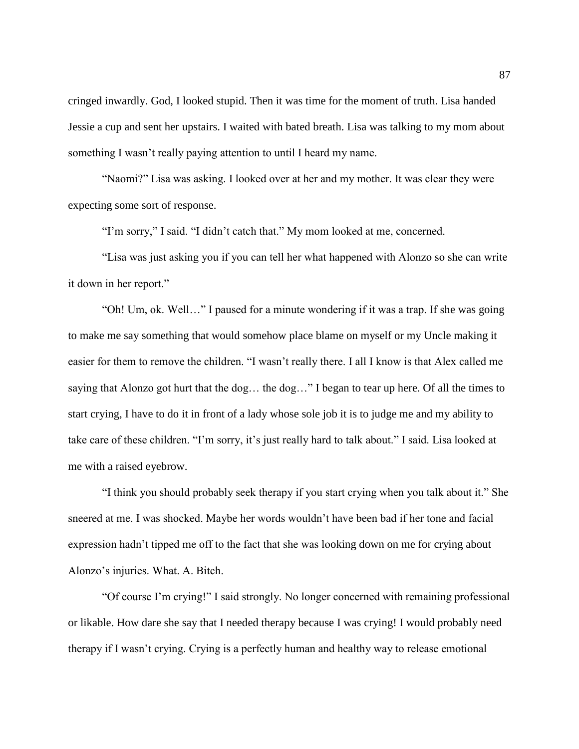cringed inwardly. God, I looked stupid. Then it was time for the moment of truth. Lisa handed Jessie a cup and sent her upstairs. I waited with bated breath. Lisa was talking to my mom about something I wasn't really paying attention to until I heard my name.

"Naomi?" Lisa was asking. I looked over at her and my mother. It was clear they were expecting some sort of response.

"I'm sorry," I said. "I didn't catch that." My mom looked at me, concerned.

"Lisa was just asking you if you can tell her what happened with Alonzo so she can write it down in her report."

"Oh! Um, ok. Well…" I paused for a minute wondering if it was a trap. If she was going to make me say something that would somehow place blame on myself or my Uncle making it easier for them to remove the children. "I wasn't really there. I all I know is that Alex called me saying that Alonzo got hurt that the dog… the dog…" I began to tear up here. Of all the times to start crying, I have to do it in front of a lady whose sole job it is to judge me and my ability to take care of these children. "I'm sorry, it's just really hard to talk about." I said. Lisa looked at me with a raised eyebrow.

"I think you should probably seek therapy if you start crying when you talk about it." She sneered at me. I was shocked. Maybe her words wouldn't have been bad if her tone and facial expression hadn't tipped me off to the fact that she was looking down on me for crying about Alonzo's injuries. What. A. Bitch.

"Of course I'm crying!" I said strongly. No longer concerned with remaining professional or likable. How dare she say that I needed therapy because I was crying! I would probably need therapy if I wasn't crying. Crying is a perfectly human and healthy way to release emotional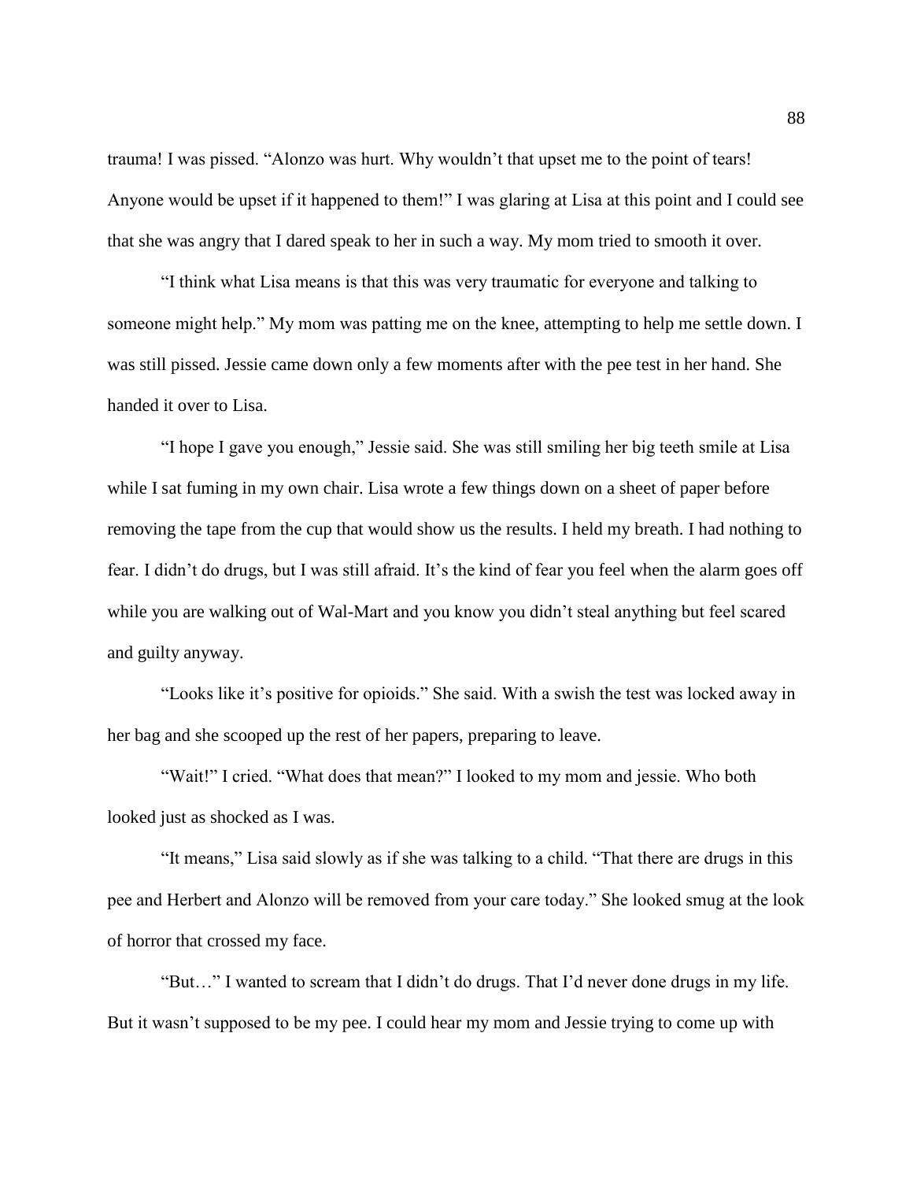trauma! I was pissed. "Alonzo was hurt. Why wouldn't that upset me to the point of tears! Anyone would be upset if it happened to them!" I was glaring at Lisa at this point and I could see that she was angry that I dared speak to her in such a way. My mom tried to smooth it over.

"I think what Lisa means is that this was very traumatic for everyone and talking to someone might help." My mom was patting me on the knee, attempting to help me settle down. I was still pissed. Jessie came down only a few moments after with the pee test in her hand. She handed it over to Lisa.

"I hope I gave you enough," Jessie said. She was still smiling her big teeth smile at Lisa while I sat fuming in my own chair. Lisa wrote a few things down on a sheet of paper before removing the tape from the cup that would show us the results. I held my breath. I had nothing to fear. I didn't do drugs, but I was still afraid. It's the kind of fear you feel when the alarm goes off while you are walking out of Wal-Mart and you know you didn't steal anything but feel scared and guilty anyway.

"Looks like it's positive for opioids." She said. With a swish the test was locked away in her bag and she scooped up the rest of her papers, preparing to leave.

"Wait!" I cried. "What does that mean?" I looked to my mom and jessie. Who both looked just as shocked as I was.

"It means," Lisa said slowly as if she was talking to a child. "That there are drugs in this pee and Herbert and Alonzo will be removed from your care today." She looked smug at the look of horror that crossed my face.

"But…" I wanted to scream that I didn't do drugs. That I'd never done drugs in my life. But it wasn't supposed to be my pee. I could hear my mom and Jessie trying to come up with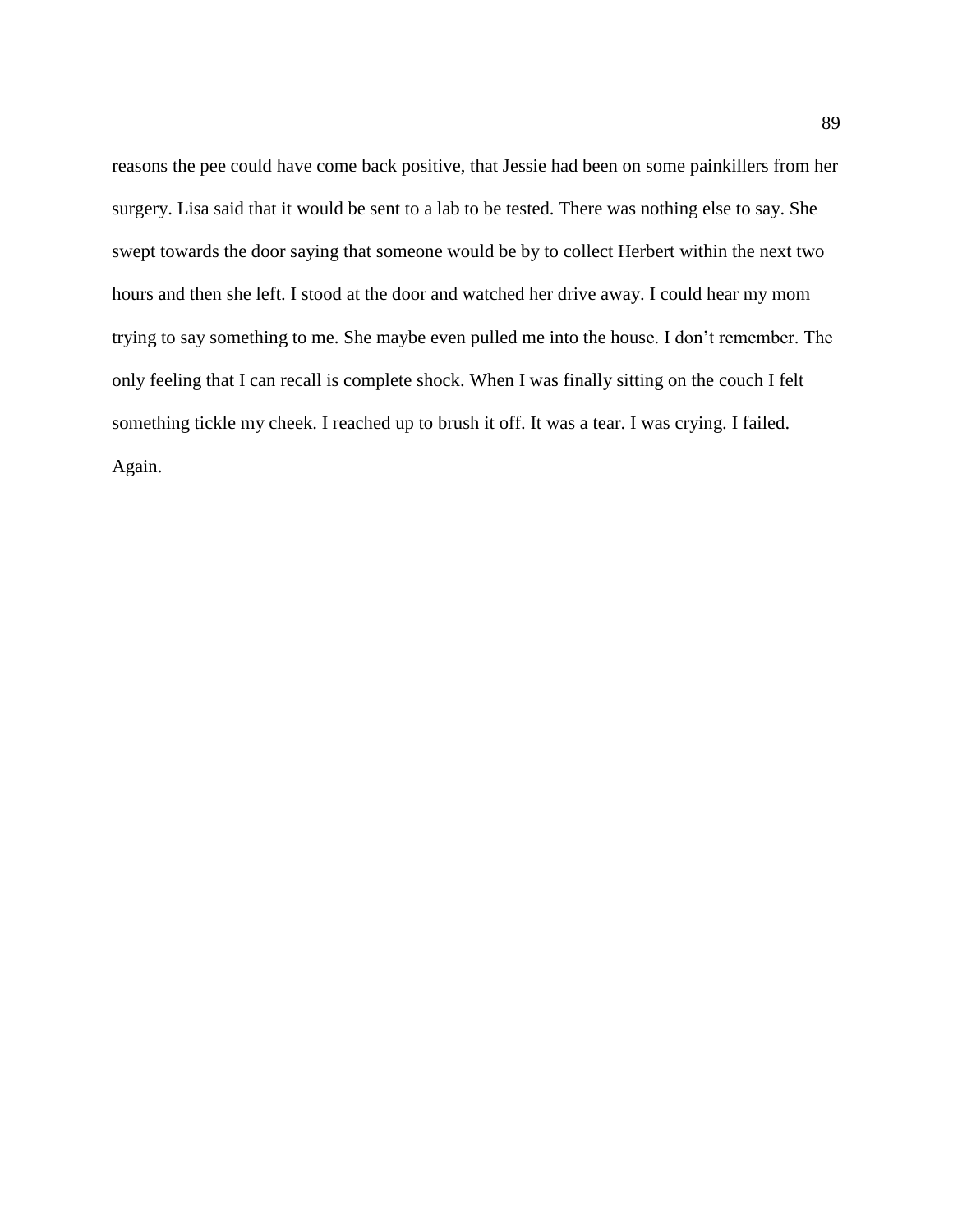reasons the pee could have come back positive, that Jessie had been on some painkillers from her surgery. Lisa said that it would be sent to a lab to be tested. There was nothing else to say. She swept towards the door saying that someone would be by to collect Herbert within the next two hours and then she left. I stood at the door and watched her drive away. I could hear my mom trying to say something to me. She maybe even pulled me into the house. I don't remember. The only feeling that I can recall is complete shock. When I was finally sitting on the couch I felt something tickle my cheek. I reached up to brush it off. It was a tear. I was crying. I failed. Again.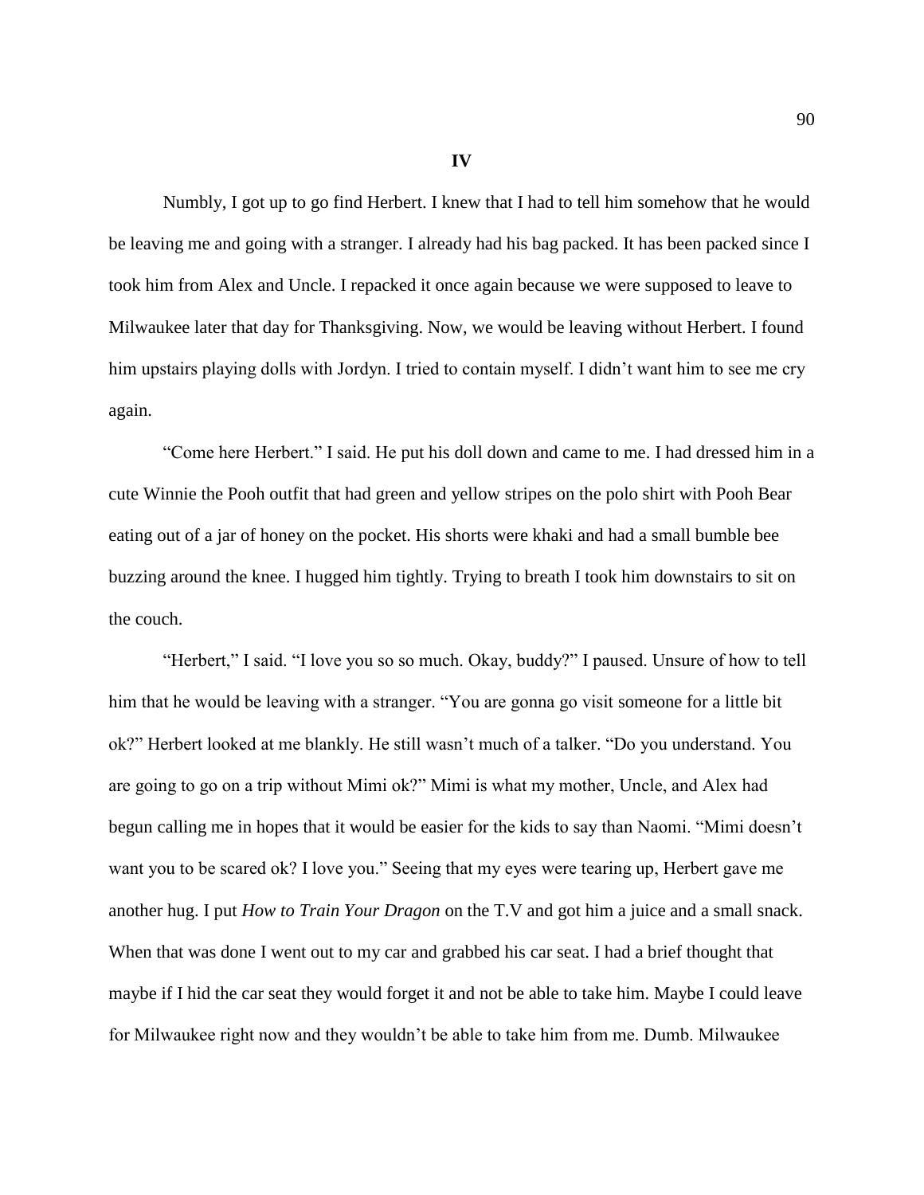**IV**

Numbly, I got up to go find Herbert. I knew that I had to tell him somehow that he would be leaving me and going with a stranger. I already had his bag packed. It has been packed since I took him from Alex and Uncle. I repacked it once again because we were supposed to leave to Milwaukee later that day for Thanksgiving. Now, we would be leaving without Herbert. I found him upstairs playing dolls with Jordyn. I tried to contain myself. I didn't want him to see me cry again.

"Come here Herbert." I said. He put his doll down and came to me. I had dressed him in a cute Winnie the Pooh outfit that had green and yellow stripes on the polo shirt with Pooh Bear eating out of a jar of honey on the pocket. His shorts were khaki and had a small bumble bee buzzing around the knee. I hugged him tightly. Trying to breath I took him downstairs to sit on the couch.

"Herbert," I said. "I love you so so much. Okay, buddy?" I paused. Unsure of how to tell him that he would be leaving with a stranger. "You are gonna go visit someone for a little bit ok?" Herbert looked at me blankly. He still wasn't much of a talker. "Do you understand. You are going to go on a trip without Mimi ok?" Mimi is what my mother, Uncle, and Alex had begun calling me in hopes that it would be easier for the kids to say than Naomi. "Mimi doesn't want you to be scared ok? I love you." Seeing that my eyes were tearing up, Herbert gave me another hug. I put *How to Train Your Dragon* on the T.V and got him a juice and a small snack. When that was done I went out to my car and grabbed his car seat. I had a brief thought that maybe if I hid the car seat they would forget it and not be able to take him. Maybe I could leave for Milwaukee right now and they wouldn't be able to take him from me. Dumb. Milwaukee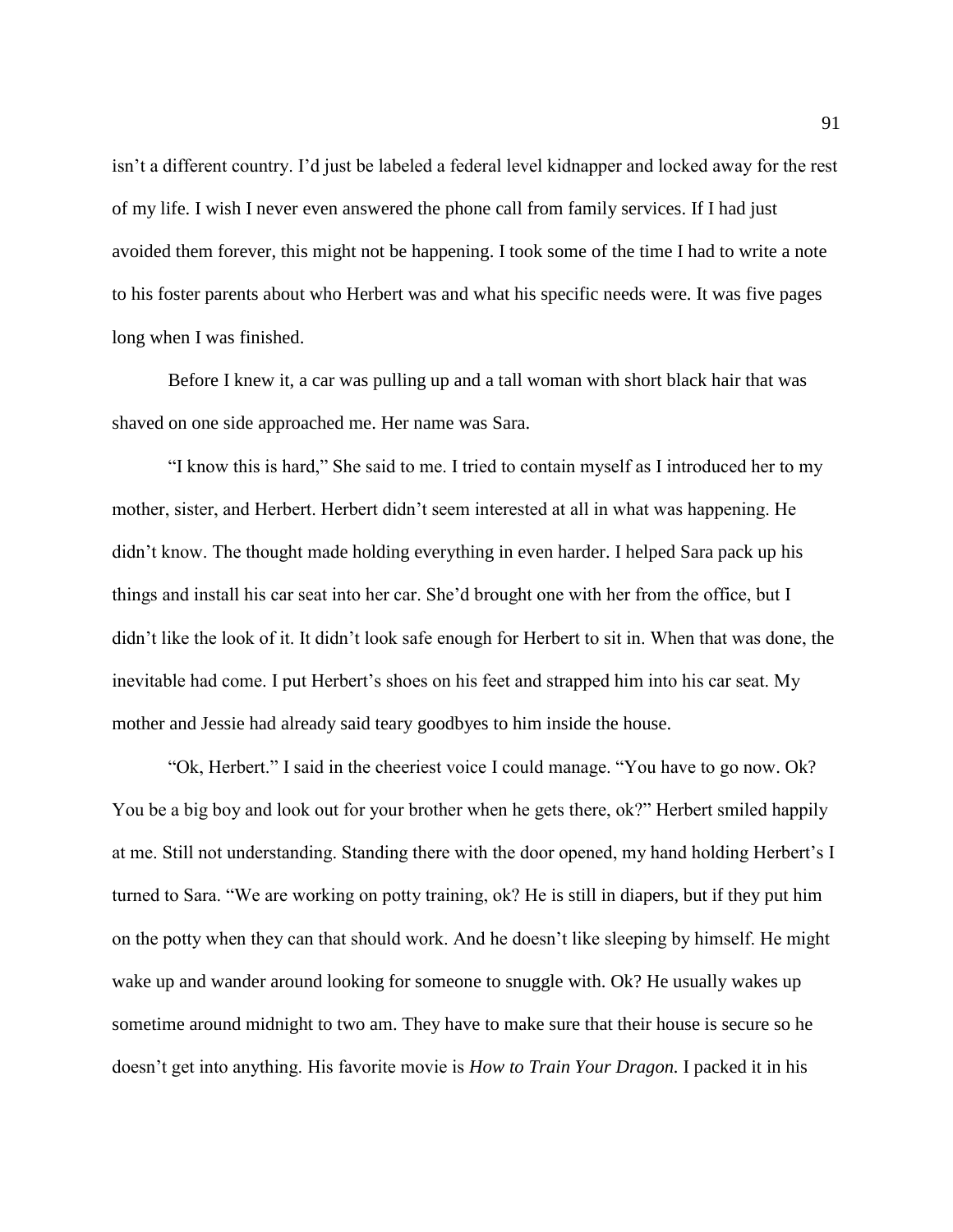isn't a different country. I'd just be labeled a federal level kidnapper and locked away for the rest of my life. I wish I never even answered the phone call from family services. If I had just avoided them forever, this might not be happening. I took some of the time I had to write a note to his foster parents about who Herbert was and what his specific needs were. It was five pages long when I was finished.

Before I knew it, a car was pulling up and a tall woman with short black hair that was shaved on one side approached me. Her name was Sara.

"I know this is hard," She said to me. I tried to contain myself as I introduced her to my mother, sister, and Herbert. Herbert didn't seem interested at all in what was happening. He didn't know. The thought made holding everything in even harder. I helped Sara pack up his things and install his car seat into her car. She'd brought one with her from the office, but I didn't like the look of it. It didn't look safe enough for Herbert to sit in. When that was done, the inevitable had come. I put Herbert's shoes on his feet and strapped him into his car seat. My mother and Jessie had already said teary goodbyes to him inside the house.

"Ok, Herbert." I said in the cheeriest voice I could manage. "You have to go now. Ok? You be a big boy and look out for your brother when he gets there, ok?" Herbert smiled happily at me. Still not understanding. Standing there with the door opened, my hand holding Herbert's I turned to Sara. "We are working on potty training, ok? He is still in diapers, but if they put him on the potty when they can that should work. And he doesn't like sleeping by himself. He might wake up and wander around looking for someone to snuggle with. Ok? He usually wakes up sometime around midnight to two am. They have to make sure that their house is secure so he doesn't get into anything. His favorite movie is *How to Train Your Dragon.* I packed it in his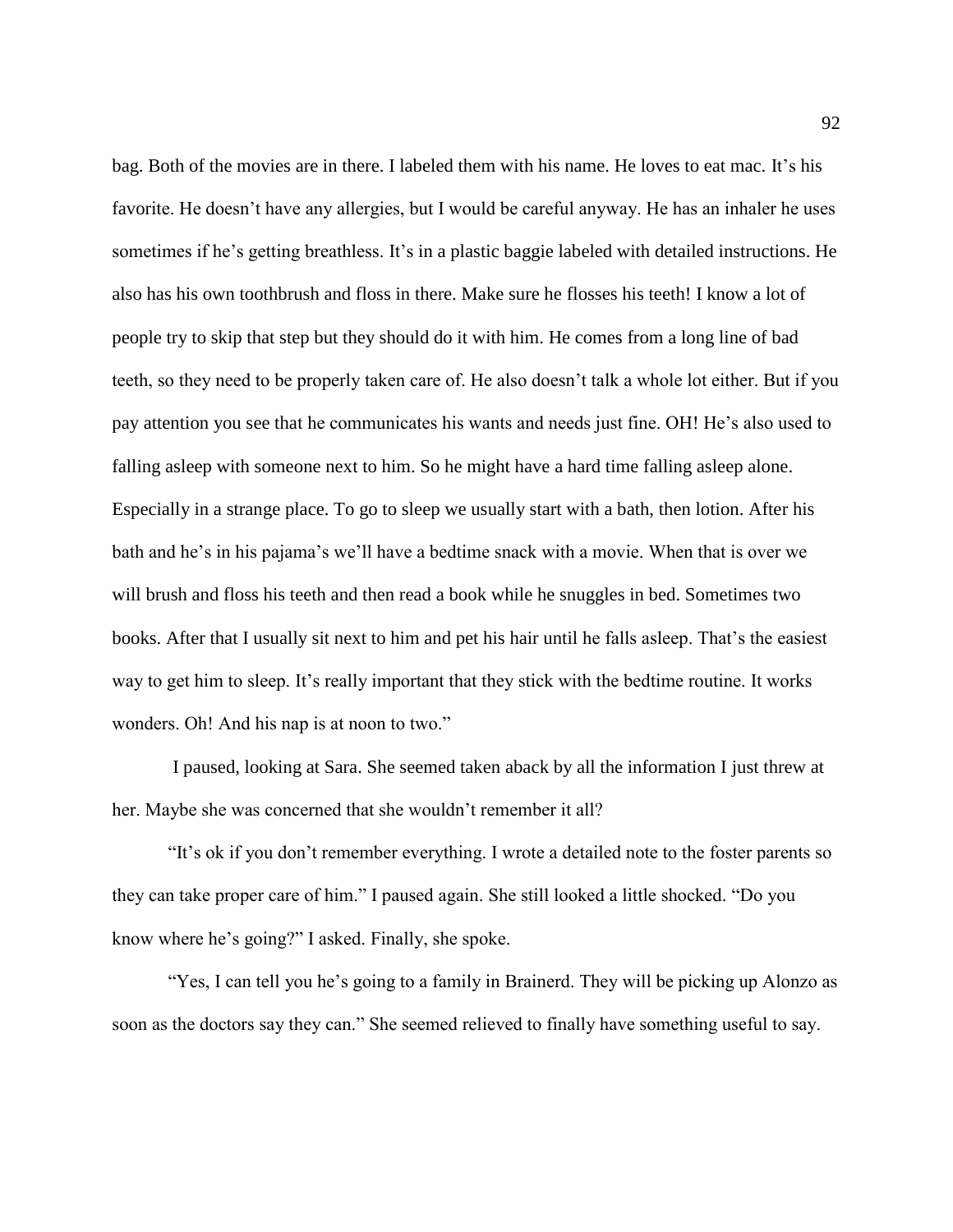bag. Both of the movies are in there. I labeled them with his name. He loves to eat mac. It's his favorite. He doesn't have any allergies, but I would be careful anyway. He has an inhaler he uses sometimes if he's getting breathless. It's in a plastic baggie labeled with detailed instructions. He also has his own toothbrush and floss in there. Make sure he flosses his teeth! I know a lot of people try to skip that step but they should do it with him. He comes from a long line of bad teeth, so they need to be properly taken care of. He also doesn't talk a whole lot either. But if you pay attention you see that he communicates his wants and needs just fine. OH! He's also used to falling asleep with someone next to him. So he might have a hard time falling asleep alone. Especially in a strange place. To go to sleep we usually start with a bath, then lotion. After his bath and he's in his pajama's we'll have a bedtime snack with a movie. When that is over we will brush and floss his teeth and then read a book while he snuggles in bed. Sometimes two books. After that I usually sit next to him and pet his hair until he falls asleep. That's the easiest way to get him to sleep. It's really important that they stick with the bedtime routine. It works wonders. Oh! And his nap is at noon to two."

I paused, looking at Sara. She seemed taken aback by all the information I just threw at her. Maybe she was concerned that she wouldn't remember it all?

"It's ok if you don't remember everything. I wrote a detailed note to the foster parents so they can take proper care of him." I paused again. She still looked a little shocked. "Do you know where he's going?" I asked. Finally, she spoke.

"Yes, I can tell you he's going to a family in Brainerd. They will be picking up Alonzo as soon as the doctors say they can." She seemed relieved to finally have something useful to say.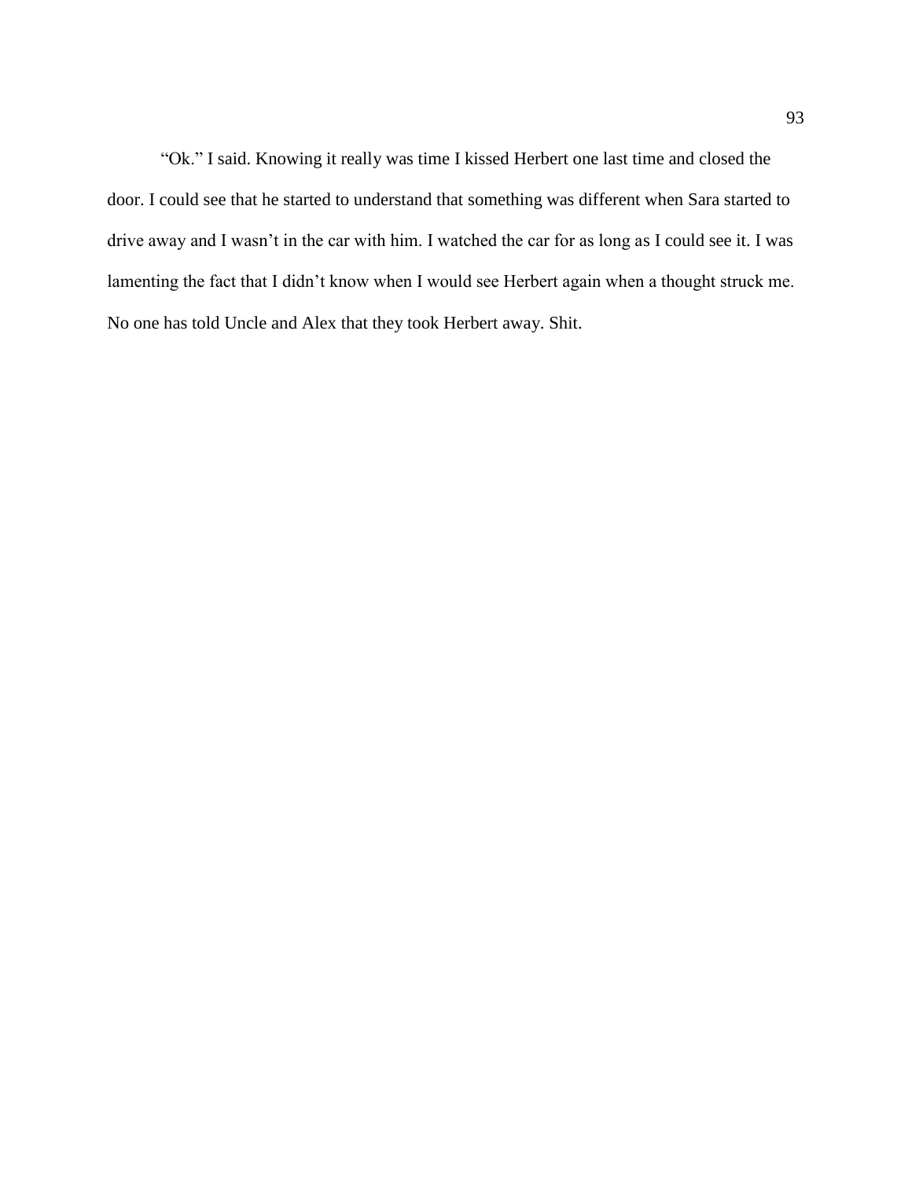“Ok.” I said. Knowing it really was time I kissed Herbert one last time and closed the door. I could see that he started to understand that something was different when Sara started to drive away and I wasn’t in the car with him. I watched the car for as long as I could see it. I was lamenting the fact that I didn’t know when I would see Herbert again when a thought struck me. No one has told Uncle and Alex that they took Herbert away. Shit.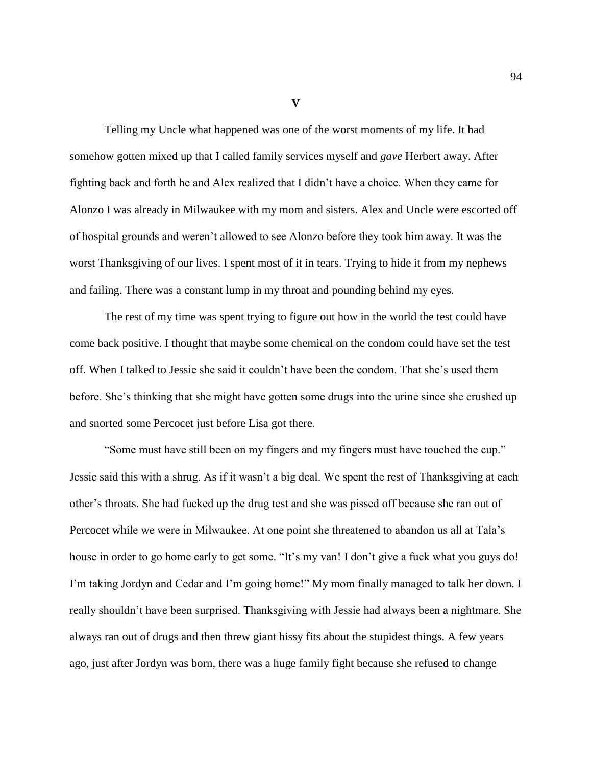**V**

Telling my Uncle what happened was one of the worst moments of my life. It had somehow gotten mixed up that I called family services myself and *gave* Herbert away. After fighting back and forth he and Alex realized that I didn't have a choice. When they came for Alonzo I was already in Milwaukee with my mom and sisters. Alex and Uncle were escorted off of hospital grounds and weren't allowed to see Alonzo before they took him away. It was the worst Thanksgiving of our lives. I spent most of it in tears. Trying to hide it from my nephews and failing. There was a constant lump in my throat and pounding behind my eyes.

The rest of my time was spent trying to figure out how in the world the test could have come back positive. I thought that maybe some chemical on the condom could have set the test off. When I talked to Jessie she said it couldn't have been the condom. That she's used them before. She's thinking that she might have gotten some drugs into the urine since she crushed up and snorted some Percocet just before Lisa got there.

"Some must have still been on my fingers and my fingers must have touched the cup." Jessie said this with a shrug. As if it wasn't a big deal. We spent the rest of Thanksgiving at each other's throats. She had fucked up the drug test and she was pissed off because she ran out of Percocet while we were in Milwaukee. At one point she threatened to abandon us all at Tala's house in order to go home early to get some. "It's my van! I don't give a fuck what you guys do! I'm taking Jordyn and Cedar and I'm going home!" My mom finally managed to talk her down. I really shouldn't have been surprised. Thanksgiving with Jessie had always been a nightmare. She always ran out of drugs and then threw giant hissy fits about the stupidest things. A few years ago, just after Jordyn was born, there was a huge family fight because she refused to change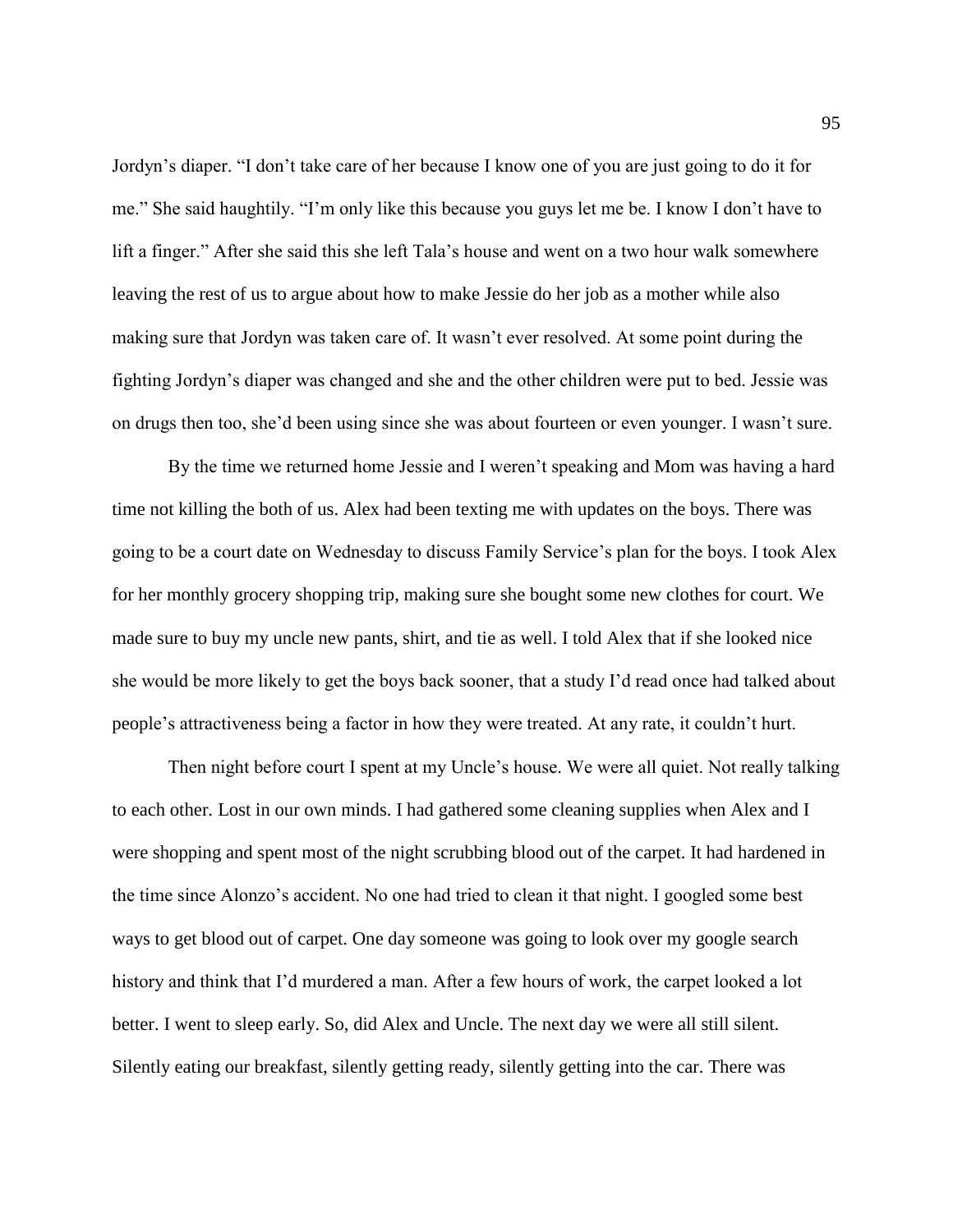Jordyn's diaper. "I don't take care of her because I know one of you are just going to do it for me." She said haughtily. "I'm only like this because you guys let me be. I know I don't have to lift a finger." After she said this she left Tala's house and went on a two hour walk somewhere leaving the rest of us to argue about how to make Jessie do her job as a mother while also making sure that Jordyn was taken care of. It wasn't ever resolved. At some point during the fighting Jordyn's diaper was changed and she and the other children were put to bed. Jessie was on drugs then too, she'd been using since she was about fourteen or even younger. I wasn't sure.

By the time we returned home Jessie and I weren't speaking and Mom was having a hard time not killing the both of us. Alex had been texting me with updates on the boys. There was going to be a court date on Wednesday to discuss Family Service's plan for the boys. I took Alex for her monthly grocery shopping trip, making sure she bought some new clothes for court. We made sure to buy my uncle new pants, shirt, and tie as well. I told Alex that if she looked nice she would be more likely to get the boys back sooner, that a study I'd read once had talked about people's attractiveness being a factor in how they were treated. At any rate, it couldn't hurt.

Then night before court I spent at my Uncle's house. We were all quiet. Not really talking to each other. Lost in our own minds. I had gathered some cleaning supplies when Alex and I were shopping and spent most of the night scrubbing blood out of the carpet. It had hardened in the time since Alonzo's accident. No one had tried to clean it that night. I googled some best ways to get blood out of carpet. One day someone was going to look over my google search history and think that I'd murdered a man. After a few hours of work, the carpet looked a lot better. I went to sleep early. So, did Alex and Uncle. The next day we were all still silent. Silently eating our breakfast, silently getting ready, silently getting into the car. There was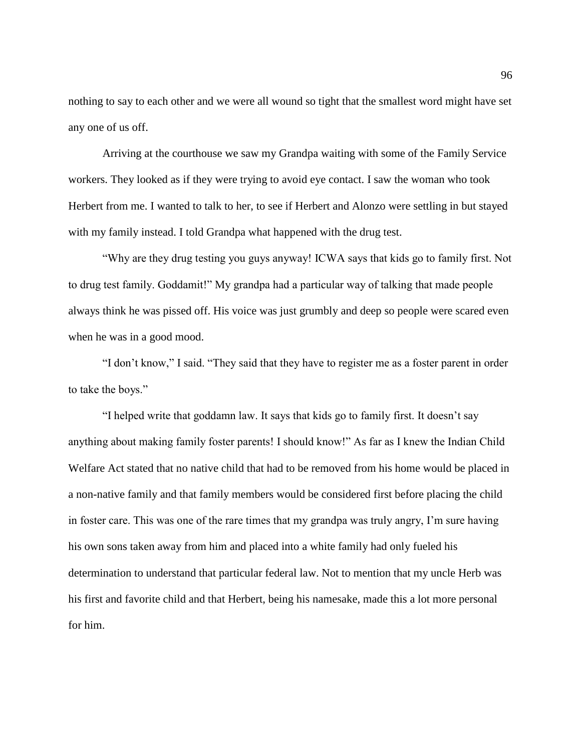nothing to say to each other and we were all wound so tight that the smallest word might have set any one of us off.

Arriving at the courthouse we saw my Grandpa waiting with some of the Family Service workers. They looked as if they were trying to avoid eye contact. I saw the woman who took Herbert from me. I wanted to talk to her, to see if Herbert and Alonzo were settling in but stayed with my family instead. I told Grandpa what happened with the drug test.

"Why are they drug testing you guys anyway! ICWA says that kids go to family first. Not to drug test family. Goddamit!" My grandpa had a particular way of talking that made people always think he was pissed off. His voice was just grumbly and deep so people were scared even when he was in a good mood.

"I don't know," I said. "They said that they have to register me as a foster parent in order to take the boys."

"I helped write that goddamn law. It says that kids go to family first. It doesn't say anything about making family foster parents! I should know!" As far as I knew the Indian Child Welfare Act stated that no native child that had to be removed from his home would be placed in a non-native family and that family members would be considered first before placing the child in foster care. This was one of the rare times that my grandpa was truly angry, I'm sure having his own sons taken away from him and placed into a white family had only fueled his determination to understand that particular federal law. Not to mention that my uncle Herb was his first and favorite child and that Herbert, being his namesake, made this a lot more personal for him.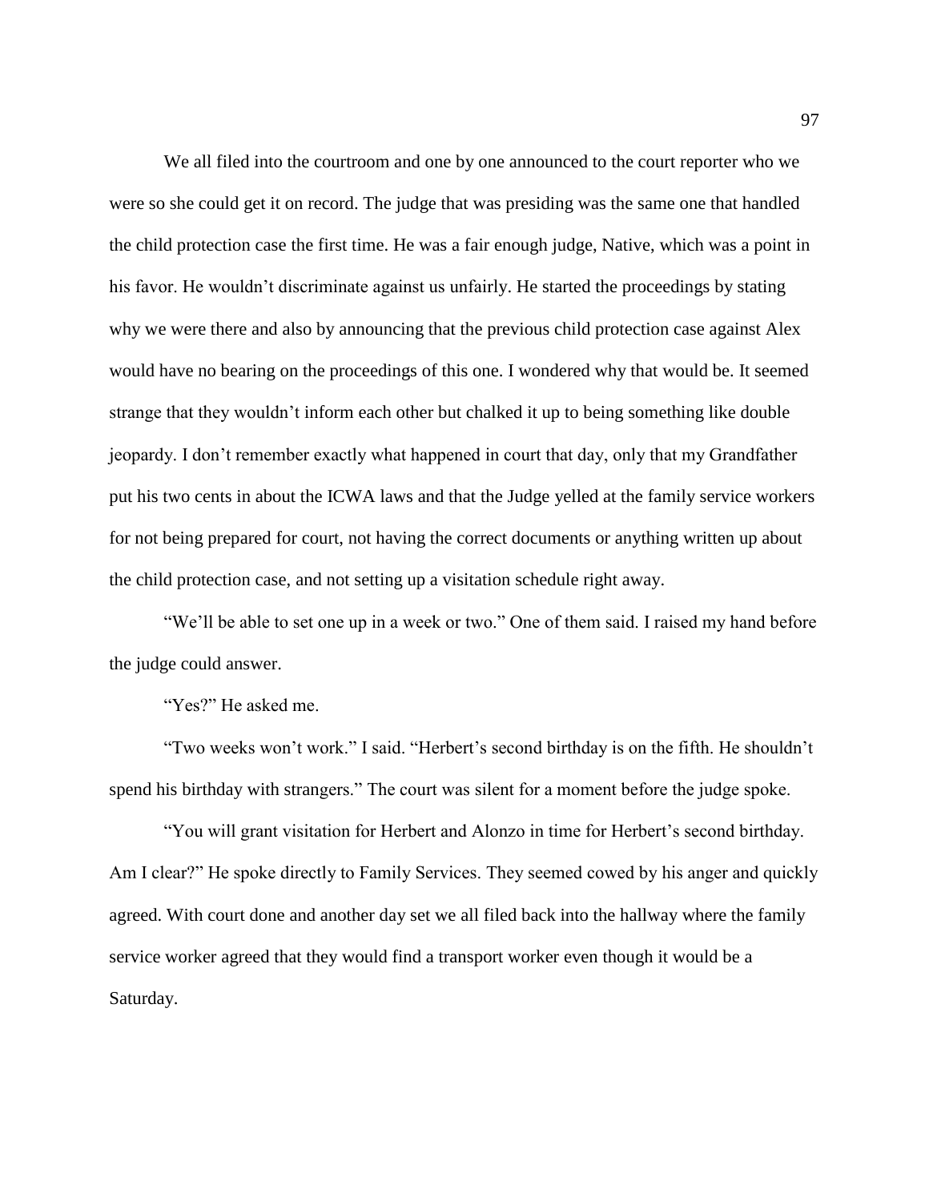We all filed into the courtroom and one by one announced to the court reporter who we were so she could get it on record. The judge that was presiding was the same one that handled the child protection case the first time. He was a fair enough judge, Native, which was a point in his favor. He wouldn't discriminate against us unfairly. He started the proceedings by stating why we were there and also by announcing that the previous child protection case against Alex would have no bearing on the proceedings of this one. I wondered why that would be. It seemed strange that they wouldn't inform each other but chalked it up to being something like double jeopardy. I don't remember exactly what happened in court that day, only that my Grandfather put his two cents in about the ICWA laws and that the Judge yelled at the family service workers for not being prepared for court, not having the correct documents or anything written up about the child protection case, and not setting up a visitation schedule right away.

"We'll be able to set one up in a week or two." One of them said. I raised my hand before the judge could answer.

"Yes?" He asked me.

"Two weeks won't work." I said. "Herbert's second birthday is on the fifth. He shouldn't spend his birthday with strangers." The court was silent for a moment before the judge spoke.

"You will grant visitation for Herbert and Alonzo in time for Herbert's second birthday. Am I clear?" He spoke directly to Family Services. They seemed cowed by his anger and quickly agreed. With court done and another day set we all filed back into the hallway where the family service worker agreed that they would find a transport worker even though it would be a Saturday.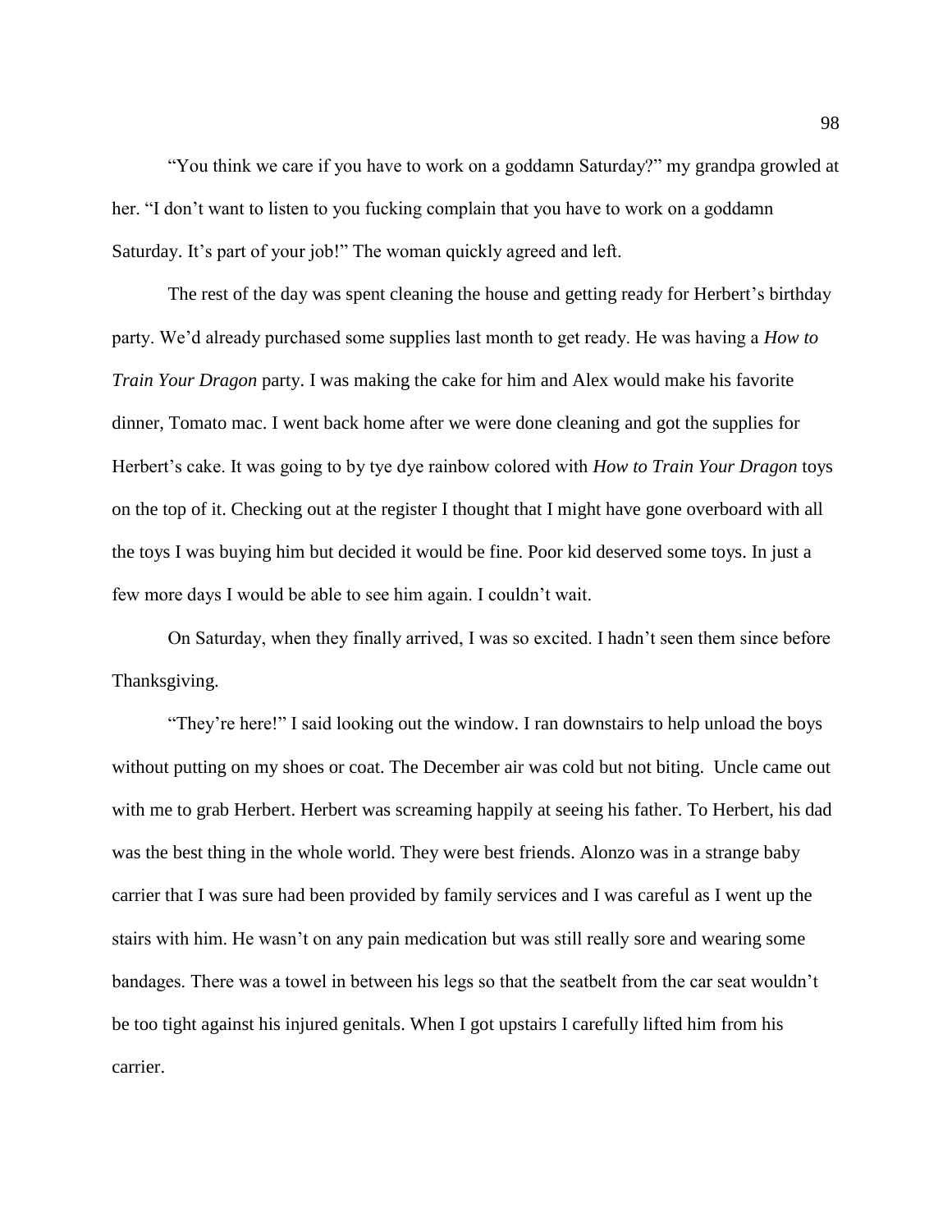"You think we care if you have to work on a goddamn Saturday?" my grandpa growled at her. "I don't want to listen to you fucking complain that you have to work on a goddamn Saturday. It's part of your job!" The woman quickly agreed and left.

The rest of the day was spent cleaning the house and getting ready for Herbert's birthday party. We'd already purchased some supplies last month to get ready. He was having a *How to Train Your Dragon* party. I was making the cake for him and Alex would make his favorite dinner, Tomato mac. I went back home after we were done cleaning and got the supplies for Herbert's cake. It was going to by tye dye rainbow colored with *How to Train Your Dragon* toys on the top of it. Checking out at the register I thought that I might have gone overboard with all the toys I was buying him but decided it would be fine. Poor kid deserved some toys. In just a few more days I would be able to see him again. I couldn't wait.

On Saturday, when they finally arrived, I was so excited. I hadn't seen them since before Thanksgiving.

"They're here!" I said looking out the window. I ran downstairs to help unload the boys without putting on my shoes or coat. The December air was cold but not biting. Uncle came out with me to grab Herbert. Herbert was screaming happily at seeing his father. To Herbert, his dad was the best thing in the whole world. They were best friends. Alonzo was in a strange baby carrier that I was sure had been provided by family services and I was careful as I went up the stairs with him. He wasn't on any pain medication but was still really sore and wearing some bandages. There was a towel in between his legs so that the seatbelt from the car seat wouldn't be too tight against his injured genitals. When I got upstairs I carefully lifted him from his carrier.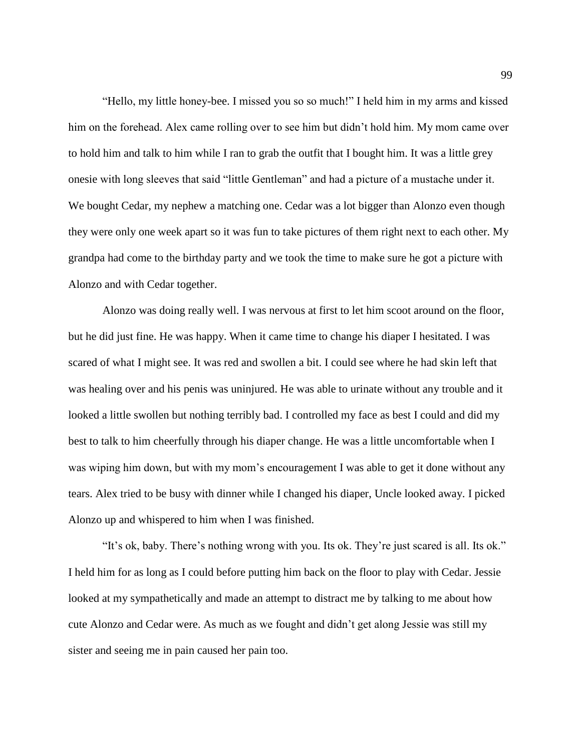"Hello, my little honey-bee. I missed you so so much!" I held him in my arms and kissed him on the forehead. Alex came rolling over to see him but didn't hold him. My mom came over to hold him and talk to him while I ran to grab the outfit that I bought him. It was a little grey onesie with long sleeves that said "little Gentleman" and had a picture of a mustache under it. We bought Cedar, my nephew a matching one. Cedar was a lot bigger than Alonzo even though they were only one week apart so it was fun to take pictures of them right next to each other. My grandpa had come to the birthday party and we took the time to make sure he got a picture with Alonzo and with Cedar together.

Alonzo was doing really well. I was nervous at first to let him scoot around on the floor, but he did just fine. He was happy. When it came time to change his diaper I hesitated. I was scared of what I might see. It was red and swollen a bit. I could see where he had skin left that was healing over and his penis was uninjured. He was able to urinate without any trouble and it looked a little swollen but nothing terribly bad. I controlled my face as best I could and did my best to talk to him cheerfully through his diaper change. He was a little uncomfortable when I was wiping him down, but with my mom's encouragement I was able to get it done without any tears. Alex tried to be busy with dinner while I changed his diaper, Uncle looked away. I picked Alonzo up and whispered to him when I was finished.

"It's ok, baby. There's nothing wrong with you. Its ok. They're just scared is all. Its ok." I held him for as long as I could before putting him back on the floor to play with Cedar. Jessie looked at my sympathetically and made an attempt to distract me by talking to me about how cute Alonzo and Cedar were. As much as we fought and didn't get along Jessie was still my sister and seeing me in pain caused her pain too.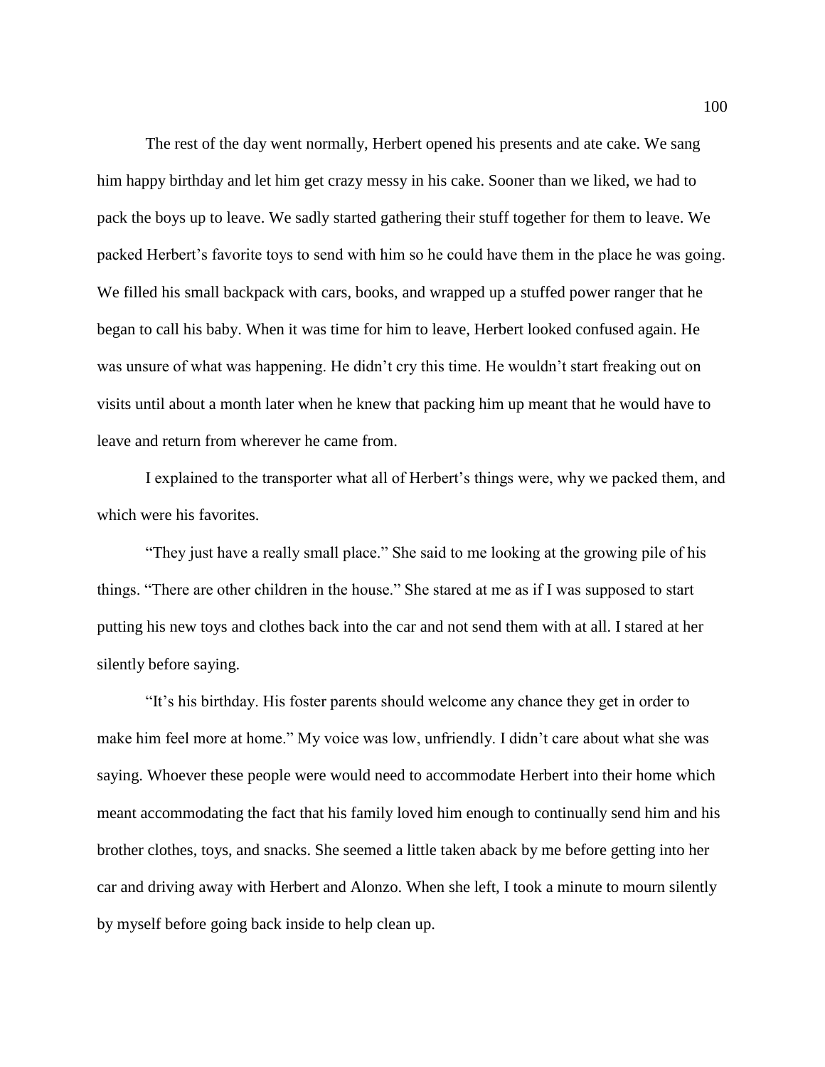The rest of the day went normally, Herbert opened his presents and ate cake. We sang him happy birthday and let him get crazy messy in his cake. Sooner than we liked, we had to pack the boys up to leave. We sadly started gathering their stuff together for them to leave. We packed Herbert's favorite toys to send with him so he could have them in the place he was going. We filled his small backpack with cars, books, and wrapped up a stuffed power ranger that he began to call his baby. When it was time for him to leave, Herbert looked confused again. He was unsure of what was happening. He didn't cry this time. He wouldn't start freaking out on visits until about a month later when he knew that packing him up meant that he would have to leave and return from wherever he came from.

I explained to the transporter what all of Herbert's things were, why we packed them, and which were his favorites.

"They just have a really small place." She said to me looking at the growing pile of his things. "There are other children in the house." She stared at me as if I was supposed to start putting his new toys and clothes back into the car and not send them with at all. I stared at her silently before saying.

"It's his birthday. His foster parents should welcome any chance they get in order to make him feel more at home." My voice was low, unfriendly. I didn't care about what she was saying. Whoever these people were would need to accommodate Herbert into their home which meant accommodating the fact that his family loved him enough to continually send him and his brother clothes, toys, and snacks. She seemed a little taken aback by me before getting into her car and driving away with Herbert and Alonzo. When she left, I took a minute to mourn silently by myself before going back inside to help clean up.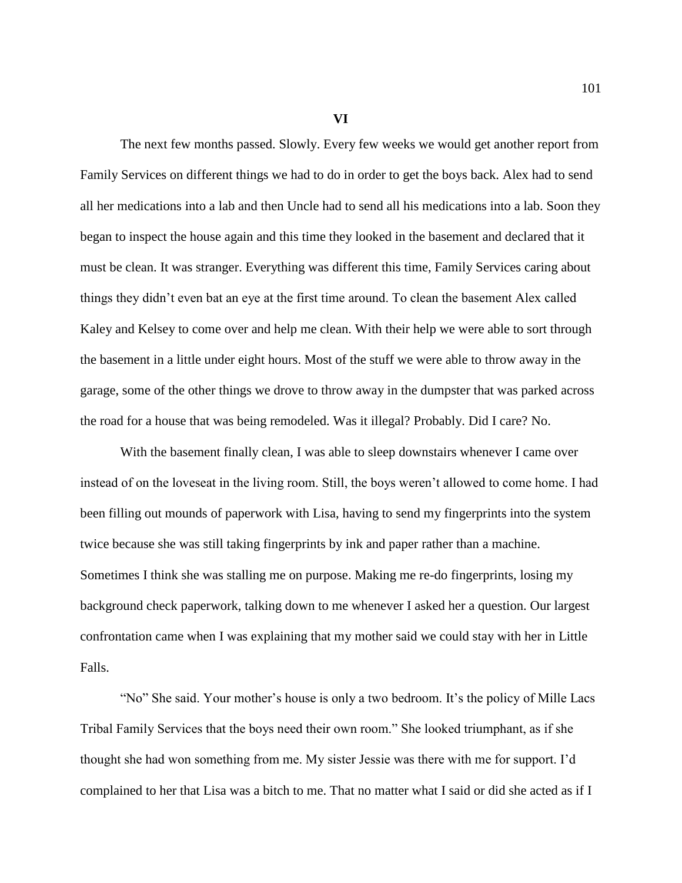## VI

The next few months passed. Slowly. Every few weeks we would get another report from Family Services on different things we had to do in order to get the boys back. Alex had to send all her medications into a lab and then Uncle had to send all his medications into a lab. Soon they began to inspect the house again and this time they looked in the basement and declared that it must be clean. It was stranger. Everything was different this time, Family Services caring about things they didn't even bat an eye at the first time around. To clean the basement Alex called Kaley and Kelsey to come over and help me clean. With their help we were able to sort through the basement in a little under eight hours. Most of the stuff we were able to throw away in the garage, some of the other things we drove to throw away in the dumpster that was parked across the road for a house that was being remodeled. Was it illegal? Probably. Did I care? No.

With the basement finally clean, I was able to sleep downstairs whenever I came over instead of on the loveseat in the living room. Still, the boys weren't allowed to come home. I had been filling out mounds of paperwork with Lisa, having to send my fingerprints into the system twice because she was still taking fingerprints by ink and paper rather than a machine. Sometimes I think she was stalling me on purpose. Making me re-do fingerprints, losing my background check paperwork, talking down to me whenever I asked her a question. Our largest confrontation came when I was explaining that my mother said we could stay with her in Little Falls.

"No" She said. Your mother's house is only a two bedroom. It's the policy of Mille Lacs Tribal Family Services that the boys need their own room." She looked triumphant, as if she thought she had won something from me. My sister Jessie was there with me for support. I'd complained to her that Lisa was a bitch to me. That no matter what I said or did she acted as if I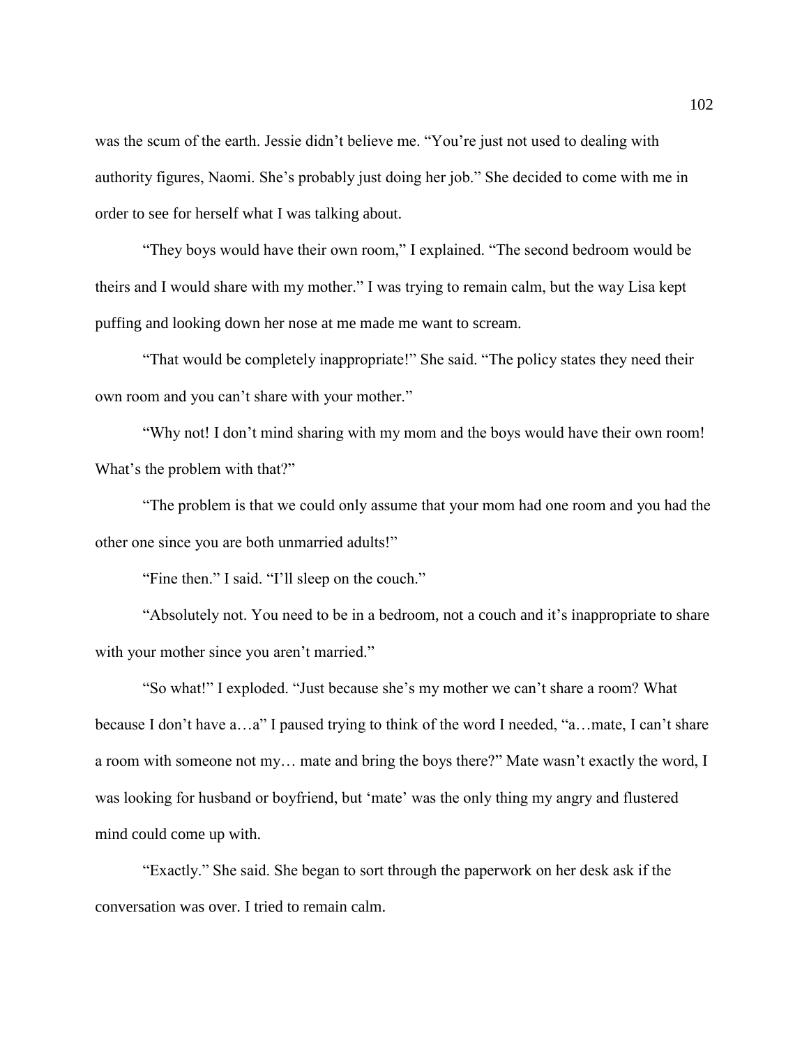was the scum of the earth. Jessie didn't believe me. "You're just not used to dealing with authority figures, Naomi. She's probably just doing her job." She decided to come with me in order to see for herself what I was talking about.

"They boys would have their own room," I explained. "The second bedroom would be theirs and I would share with my mother." I was trying to remain calm, but the way Lisa kept puffing and looking down her nose at me made me want to scream.

"That would be completely inappropriate!" She said. "The policy states they need their own room and you can't share with your mother."

"Why not! I don't mind sharing with my mom and the boys would have their own room! What's the problem with that?"

"The problem is that we could only assume that your mom had one room and you had the other one since you are both unmarried adults!"

"Fine then." I said. "I'll sleep on the couch."

"Absolutely not. You need to be in a bedroom, not a couch and it's inappropriate to share with your mother since you aren't married."

"So what!" I exploded. "Just because she's my mother we can't share a room? What because I don't have a…a" I paused trying to think of the word I needed, "a…mate, I can't share a room with someone not my… mate and bring the boys there?" Mate wasn't exactly the word, I was looking for husband or boyfriend, but 'mate' was the only thing my angry and flustered mind could come up with.

"Exactly." She said. She began to sort through the paperwork on her desk ask if the conversation was over. I tried to remain calm.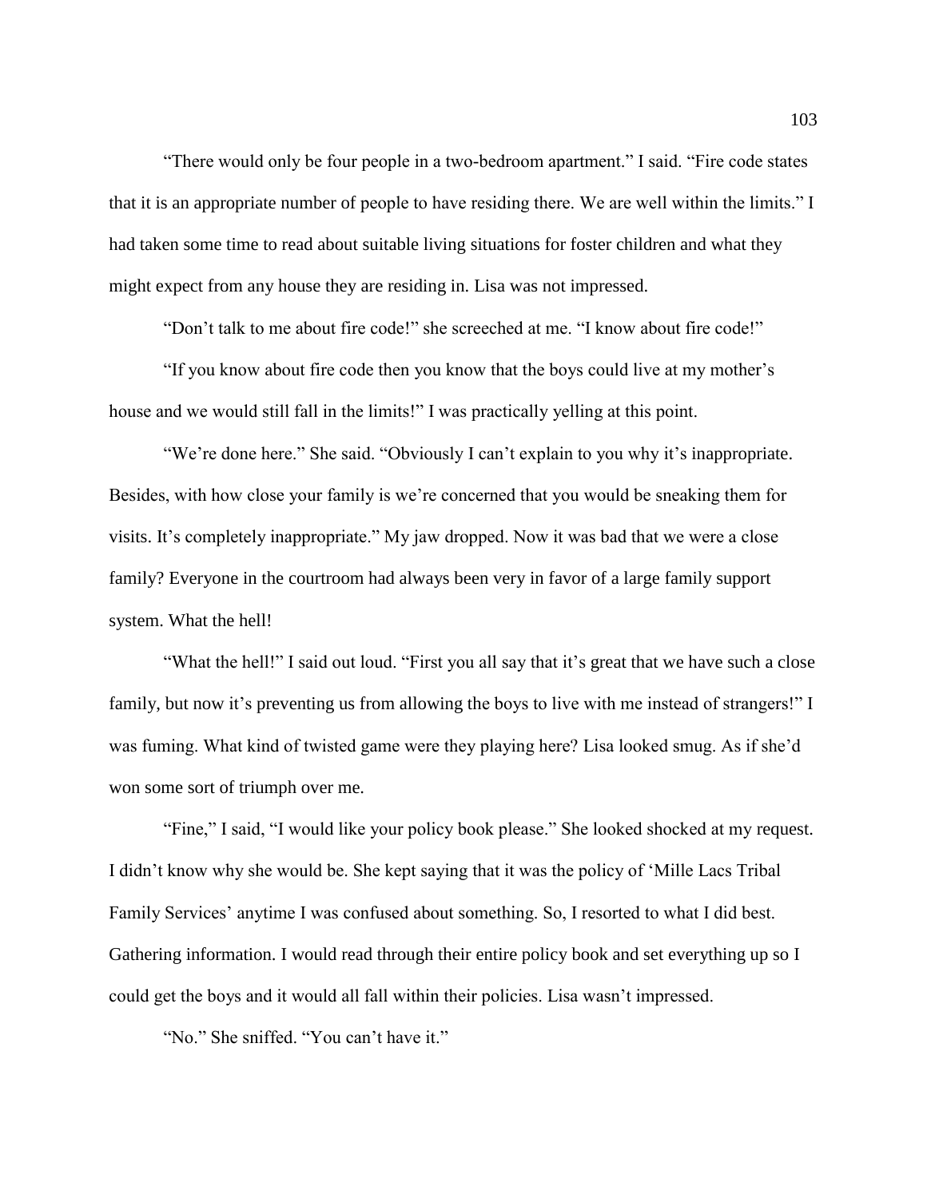"There would only be four people in a two-bedroom apartment." I said. "Fire code states that it is an appropriate number of people to have residing there. We are well within the limits." I had taken some time to read about suitable living situations for foster children and what they might expect from any house they are residing in. Lisa was not impressed.

"Don't talk to me about fire code!" she screeched at me. "I know about fire code!"

"If you know about fire code then you know that the boys could live at my mother's house and we would still fall in the limits!" I was practically yelling at this point.

"We're done here." She said. "Obviously I can't explain to you why it's inappropriate. Besides, with how close your family is we're concerned that you would be sneaking them for visits. It's completely inappropriate." My jaw dropped. Now it was bad that we were a close family? Everyone in the courtroom had always been very in favor of a large family support system. What the hell!

"What the hell!" I said out loud. "First you all say that it's great that we have such a close family, but now it's preventing us from allowing the boys to live with me instead of strangers!" I was fuming. What kind of twisted game were they playing here? Lisa looked smug. As if she'd won some sort of triumph over me.

"Fine," I said, "I would like your policy book please." She looked shocked at my request. I didn't know why she would be. She kept saying that it was the policy of 'Mille Lacs Tribal Family Services' anytime I was confused about something. So, I resorted to what I did best. Gathering information. I would read through their entire policy book and set everything up so I could get the boys and it would all fall within their policies. Lisa wasn't impressed.

"No." She sniffed. "You can't have it."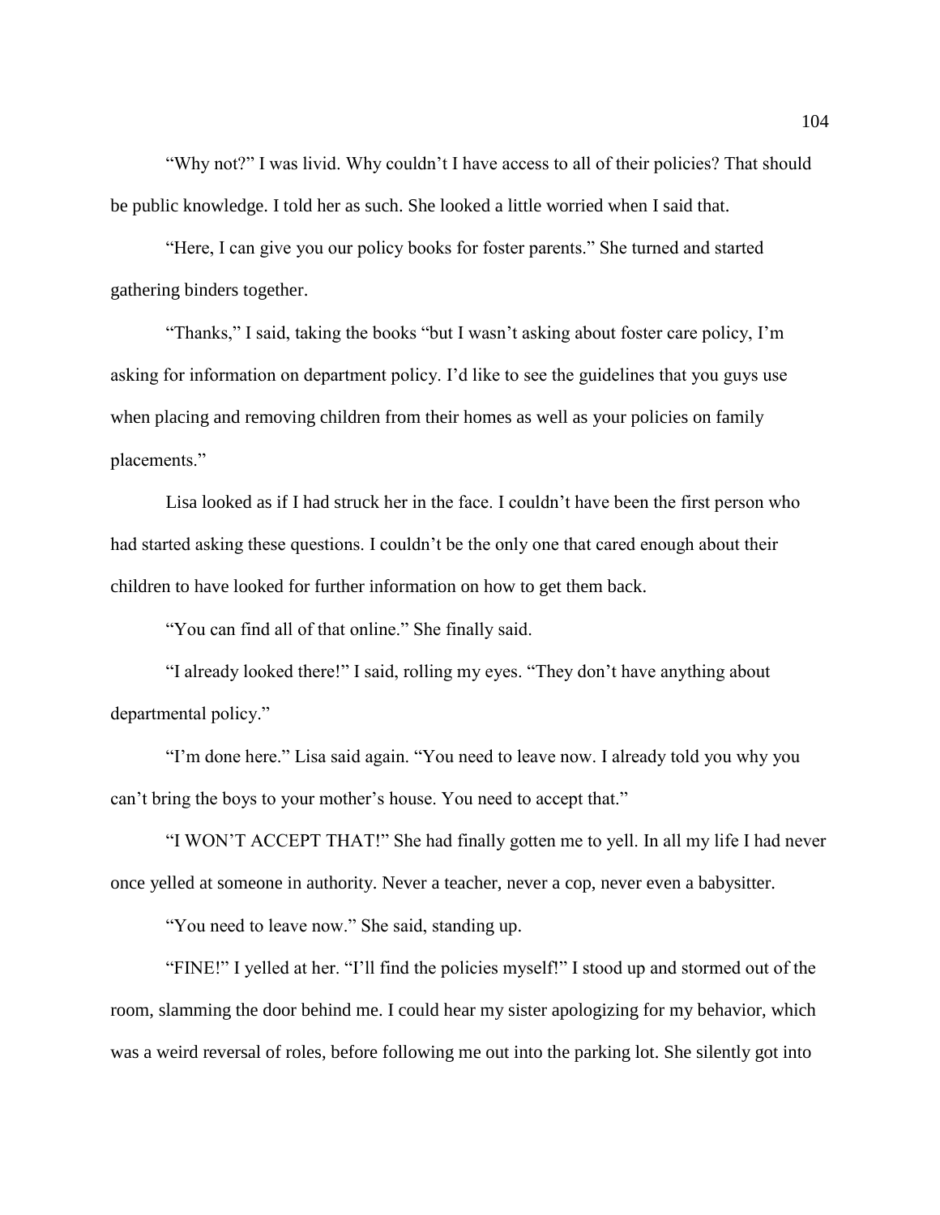"Why not?" I was livid. Why couldn't I have access to all of their policies? That should be public knowledge. I told her as such. She looked a little worried when I said that.

"Here, I can give you our policy books for foster parents." She turned and started gathering binders together.

"Thanks," I said, taking the books "but I wasn't asking about foster care policy, I'm asking for information on department policy. I'd like to see the guidelines that you guys use when placing and removing children from their homes as well as your policies on family placements."

Lisa looked as if I had struck her in the face. I couldn't have been the first person who had started asking these questions. I couldn't be the only one that cared enough about their children to have looked for further information on how to get them back.

"You can find all of that online." She finally said.

"I already looked there!" I said, rolling my eyes. "They don't have anything about departmental policy."

"I'm done here." Lisa said again. "You need to leave now. I already told you why you can't bring the boys to your mother's house. You need to accept that."

"I WON'T ACCEPT THAT!" She had finally gotten me to yell. In all my life I had never once yelled at someone in authority. Never a teacher, never a cop, never even a babysitter.

"You need to leave now." She said, standing up.

"FINE!" I yelled at her. "I'll find the policies myself!" I stood up and stormed out of the room, slamming the door behind me. I could hear my sister apologizing for my behavior, which was a weird reversal of roles, before following me out into the parking lot. She silently got into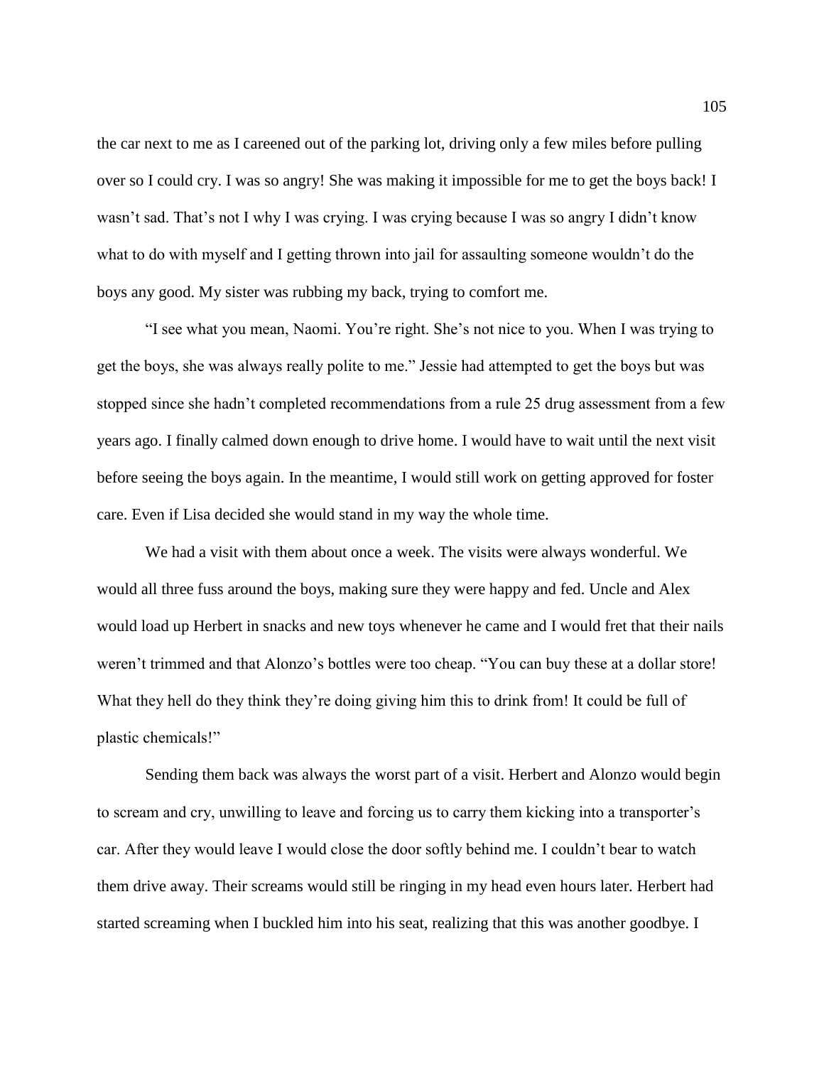the car next to me as I careened out of the parking lot, driving only a few miles before pulling over so I could cry. I was so angry! She was making it impossible for me to get the boys back! I wasn't sad. That's not I why I was crying. I was crying because I was so angry I didn't know what to do with myself and I getting thrown into jail for assaulting someone wouldn't do the boys any good. My sister was rubbing my back, trying to comfort me.

"I see what you mean, Naomi. You're right. She's not nice to you. When I was trying to get the boys, she was always really polite to me." Jessie had attempted to get the boys but was stopped since she hadn't completed recommendations from a rule 25 drug assessment from a few years ago. I finally calmed down enough to drive home. I would have to wait until the next visit before seeing the boys again. In the meantime, I would still work on getting approved for foster care. Even if Lisa decided she would stand in my way the whole time.

We had a visit with them about once a week. The visits were always wonderful. We would all three fuss around the boys, making sure they were happy and fed. Uncle and Alex would load up Herbert in snacks and new toys whenever he came and I would fret that their nails weren't trimmed and that Alonzo's bottles were too cheap. "You can buy these at a dollar store! What they hell do they think they're doing giving him this to drink from! It could be full of plastic chemicals!"

Sending them back was always the worst part of a visit. Herbert and Alonzo would begin to scream and cry, unwilling to leave and forcing us to carry them kicking into a transporter's car. After they would leave I would close the door softly behind me. I couldn't bear to watch them drive away. Their screams would still be ringing in my head even hours later. Herbert had started screaming when I buckled him into his seat, realizing that this was another goodbye. I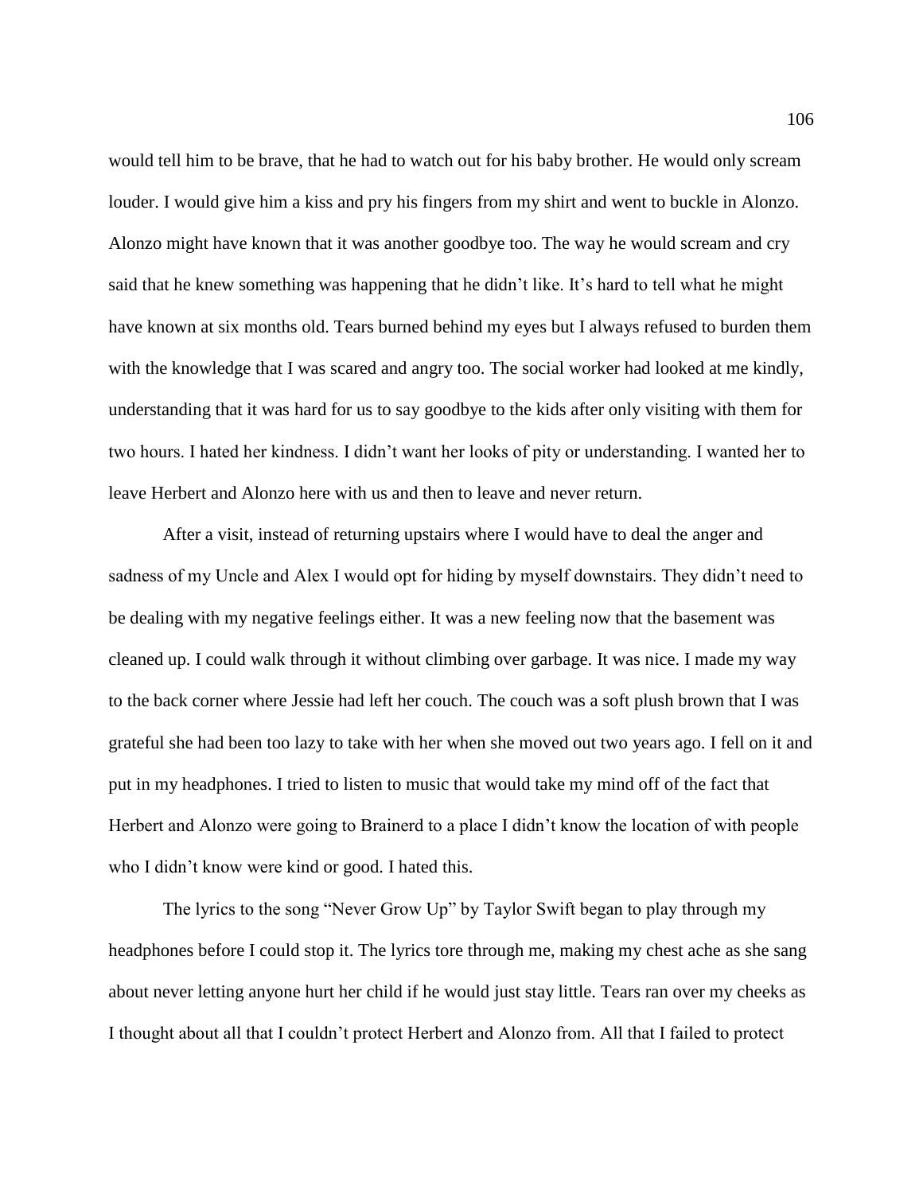would tell him to be brave, that he had to watch out for his baby brother. He would only scream louder. I would give him a kiss and pry his fingers from my shirt and went to buckle in Alonzo. Alonzo might have known that it was another goodbye too. The way he would scream and cry said that he knew something was happening that he didn't like. It's hard to tell what he might have known at six months old. Tears burned behind my eyes but I always refused to burden them with the knowledge that I was scared and angry too. The social worker had looked at me kindly, understanding that it was hard for us to say goodbye to the kids after only visiting with them for two hours. I hated her kindness. I didn't want her looks of pity or understanding. I wanted her to leave Herbert and Alonzo here with us and then to leave and never return.

After a visit, instead of returning upstairs where I would have to deal the anger and sadness of my Uncle and Alex I would opt for hiding by myself downstairs. They didn't need to be dealing with my negative feelings either. It was a new feeling now that the basement was cleaned up. I could walk through it without climbing over garbage. It was nice. I made my way to the back corner where Jessie had left her couch. The couch was a soft plush brown that I was grateful she had been too lazy to take with her when she moved out two years ago. I fell on it and put in my headphones. I tried to listen to music that would take my mind off of the fact that Herbert and Alonzo were going to Brainerd to a place I didn't know the location of with people who I didn't know were kind or good. I hated this.

The lyrics to the song "Never Grow Up" by Taylor Swift began to play through my headphones before I could stop it. The lyrics tore through me, making my chest ache as she sang about never letting anyone hurt her child if he would just stay little. Tears ran over my cheeks as I thought about all that I couldn't protect Herbert and Alonzo from. All that I failed to protect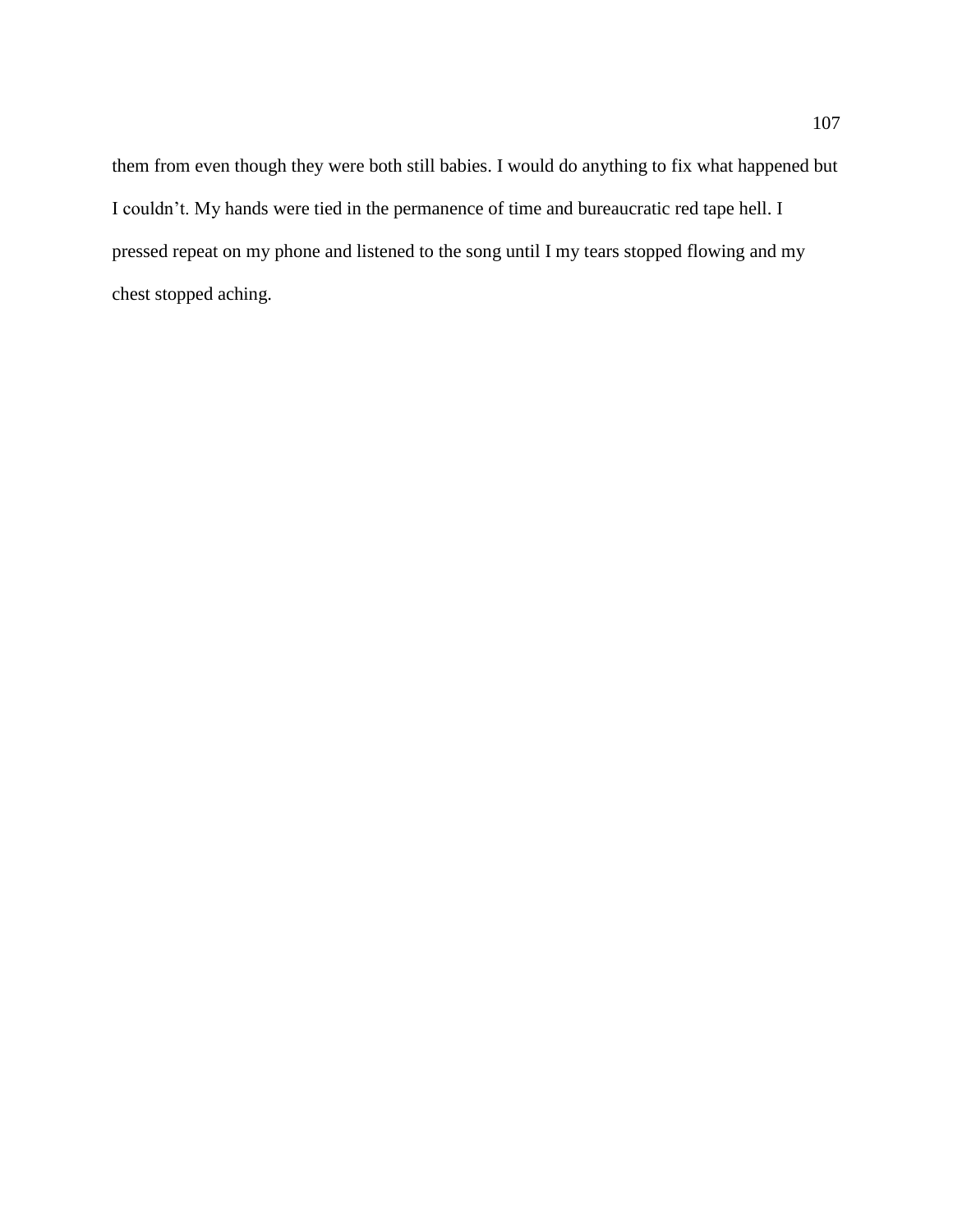them from even though they were both still babies. I would do anything to fix what happened but I couldn't. My hands were tied in the permanence of time and bureaucratic red tape hell. I pressed repeat on my phone and listened to the song until I my tears stopped flowing and my chest stopped aching.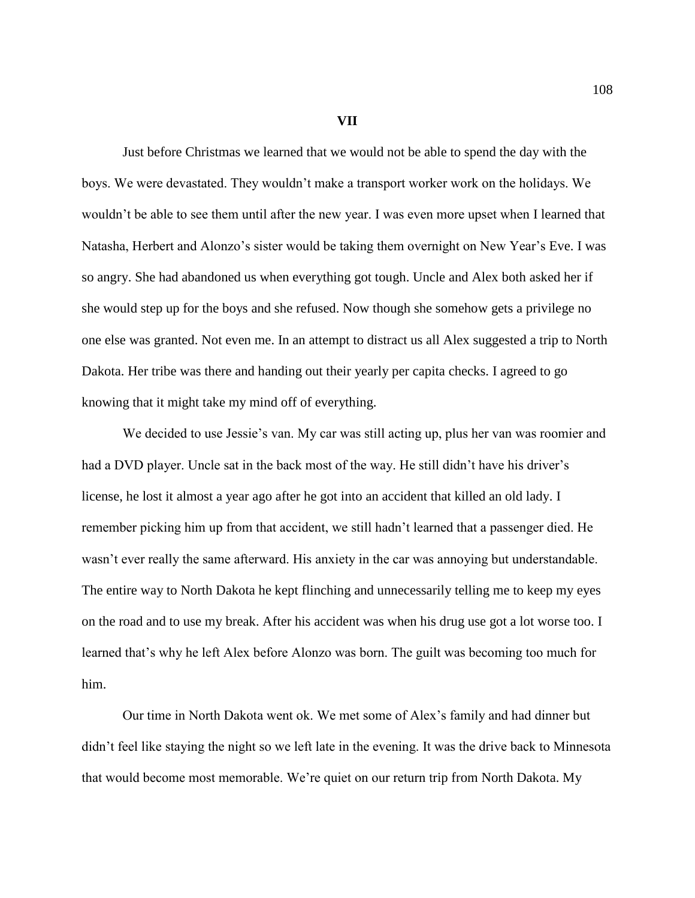## VII

Just before Christmas we learned that we would not be able to spend the day with the boys. We were devastated. They wouldn't make a transport worker work on the holidays. We wouldn't be able to see them until after the new year. I was even more upset when I learned that Natasha, Herbert and Alonzo's sister would be taking them overnight on New Year's Eve. I was so angry. She had abandoned us when everything got tough. Uncle and Alex both asked her if she would step up for the boys and she refused. Now though she somehow gets a privilege no one else was granted. Not even me. In an attempt to distract us all Alex suggested a trip to North Dakota. Her tribe was there and handing out their yearly per capita checks. I agreed to go knowing that it might take my mind off of everything.

We decided to use Jessie's van. My car was still acting up, plus her van was roomier and had a DVD player. Uncle sat in the back most of the way. He still didn't have his driver's license, he lost it almost a year ago after he got into an accident that killed an old lady. I remember picking him up from that accident, we still hadn't learned that a passenger died. He wasn't ever really the same afterward. His anxiety in the car was annoying but understandable. The entire way to North Dakota he kept flinching and unnecessarily telling me to keep my eyes on the road and to use my break. After his accident was when his drug use got a lot worse too. I learned that's why he left Alex before Alonzo was born. The guilt was becoming too much for him.

Our time in North Dakota went ok. We met some of Alex's family and had dinner but didn't feel like staying the night so we left late in the evening. It was the drive back to Minnesota that would become most memorable. We're quiet on our return trip from North Dakota. My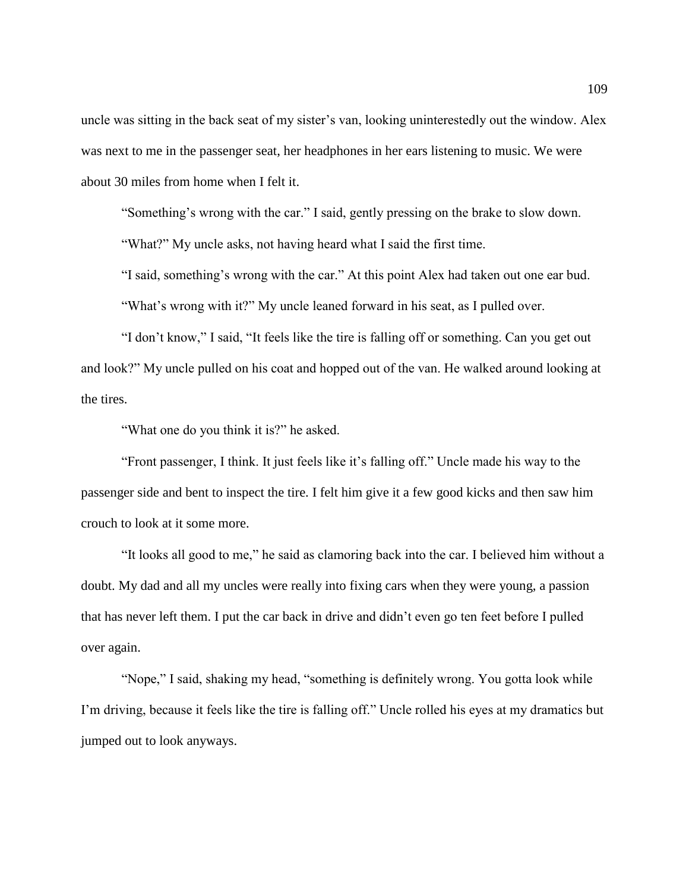uncle was sitting in the back seat of my sister's van, looking uninterestedly out the window. Alex was next to me in the passenger seat, her headphones in her ears listening to music. We were about 30 miles from home when I felt it.

"Something's wrong with the car." I said, gently pressing on the brake to slow down.

"What?" My uncle asks, not having heard what I said the first time.

"I said, something's wrong with the car." At this point Alex had taken out one ear bud.

"What's wrong with it?" My uncle leaned forward in his seat, as I pulled over.

"I don't know," I said, "It feels like the tire is falling off or something. Can you get out and look?" My uncle pulled on his coat and hopped out of the van. He walked around looking at the tires.

"What one do you think it is?" he asked.

"Front passenger, I think. It just feels like it's falling off." Uncle made his way to the passenger side and bent to inspect the tire. I felt him give it a few good kicks and then saw him crouch to look at it some more.

"It looks all good to me," he said as clamoring back into the car. I believed him without a doubt. My dad and all my uncles were really into fixing cars when they were young, a passion that has never left them. I put the car back in drive and didn't even go ten feet before I pulled over again.

"Nope," I said, shaking my head, "something is definitely wrong. You gotta look while I'm driving, because it feels like the tire is falling off." Uncle rolled his eyes at my dramatics but jumped out to look anyways.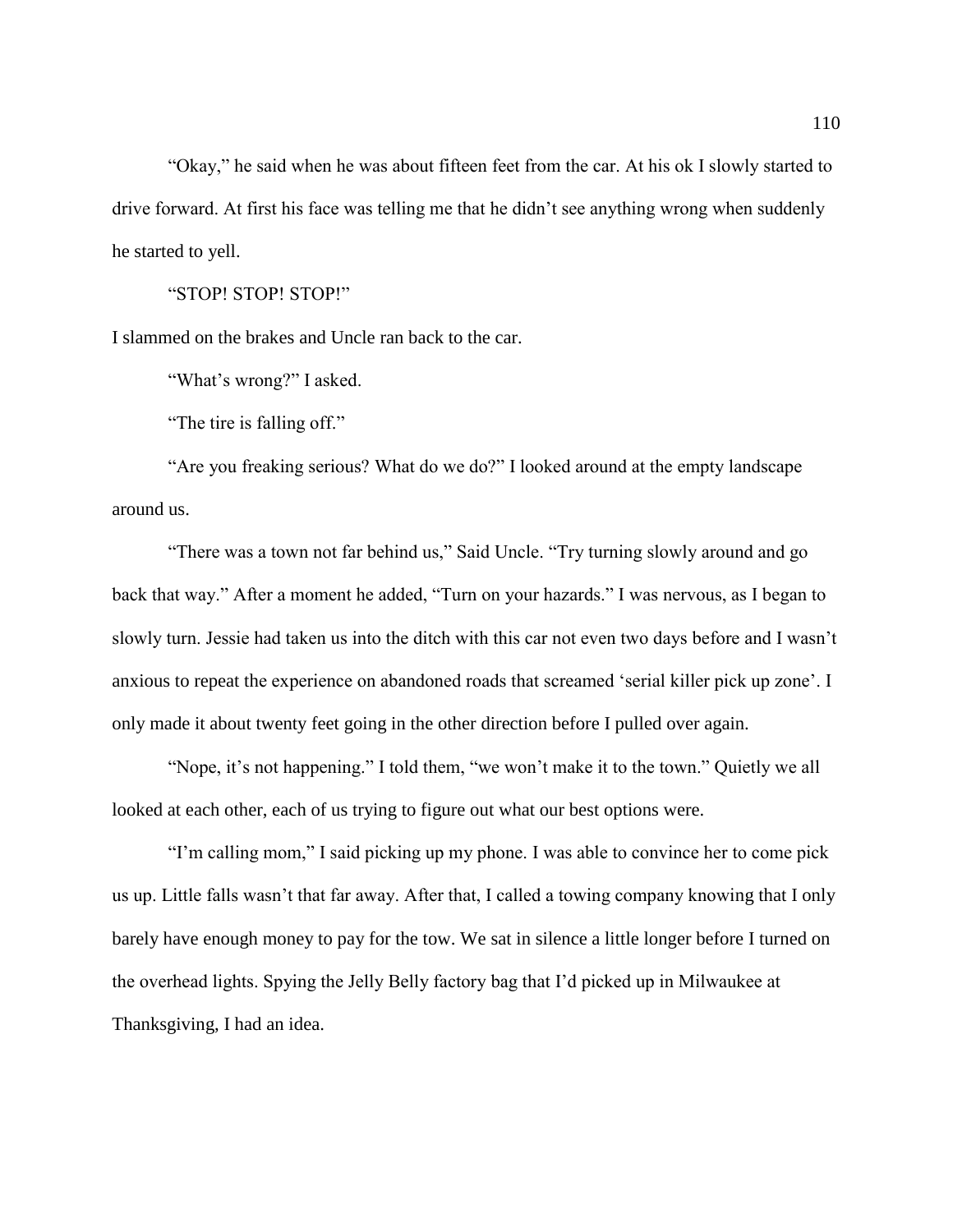"Okay," he said when he was about fifteen feet from the car. At his ok I slowly started to drive forward. At first his face was telling me that he didn't see anything wrong when suddenly he started to yell.

"STOP! STOP! STOP!"

I slammed on the brakes and Uncle ran back to the car.

"What's wrong?" I asked.

"The tire is falling off."

"Are you freaking serious? What do we do?" I looked around at the empty landscape around us.

"There was a town not far behind us," Said Uncle. "Try turning slowly around and go back that way." After a moment he added, "Turn on your hazards." I was nervous, as I began to slowly turn. Jessie had taken us into the ditch with this car not even two days before and I wasn't anxious to repeat the experience on abandoned roads that screamed 'serial killer pick up zone'. I only made it about twenty feet going in the other direction before I pulled over again.

"Nope, it's not happening." I told them, "we won't make it to the town." Quietly we all looked at each other, each of us trying to figure out what our best options were.

"I'm calling mom," I said picking up my phone. I was able to convince her to come pick us up. Little falls wasn't that far away. After that, I called a towing company knowing that I only barely have enough money to pay for the tow. We sat in silence a little longer before I turned on the overhead lights. Spying the Jelly Belly factory bag that I'd picked up in Milwaukee at Thanksgiving, I had an idea.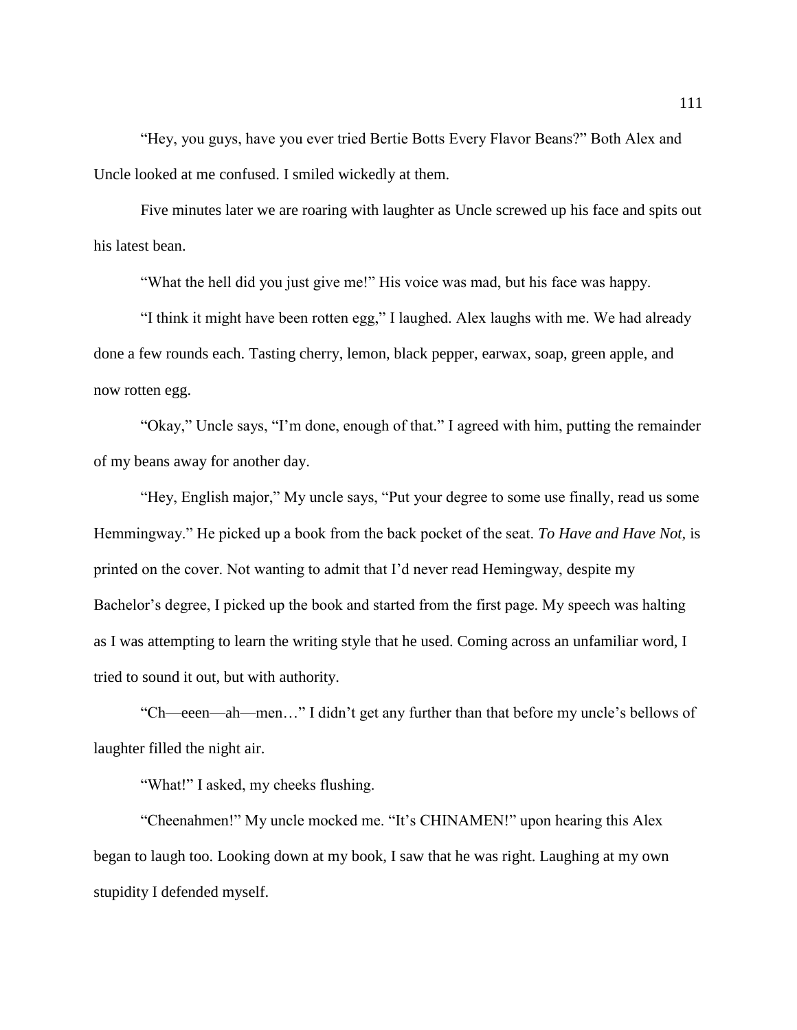"Hey, you guys, have you ever tried Bertie Botts Every Flavor Beans?" Both Alex and Uncle looked at me confused. I smiled wickedly at them.

Five minutes later we are roaring with laughter as Uncle screwed up his face and spits out his latest bean.

"What the hell did you just give me!" His voice was mad, but his face was happy.

"I think it might have been rotten egg," I laughed. Alex laughs with me. We had already done a few rounds each. Tasting cherry, lemon, black pepper, earwax, soap, green apple, and now rotten egg.

"Okay," Uncle says, "I'm done, enough of that." I agreed with him, putting the remainder of my beans away for another day.

"Hey, English major," My uncle says, "Put your degree to some use finally, read us some Hemmingway." He picked up a book from the back pocket of the seat. *To Have and Have Not,* is printed on the cover. Not wanting to admit that I'd never read Hemingway, despite my Bachelor's degree, I picked up the book and started from the first page. My speech was halting as I was attempting to learn the writing style that he used. Coming across an unfamiliar word, I tried to sound it out, but with authority.

"Ch—eeen—ah—men…" I didn't get any further than that before my uncle's bellows of laughter filled the night air.

"What!" I asked, my cheeks flushing.

"Cheenahmen!" My uncle mocked me. "It's CHINAMEN!" upon hearing this Alex began to laugh too. Looking down at my book, I saw that he was right. Laughing at my own stupidity I defended myself.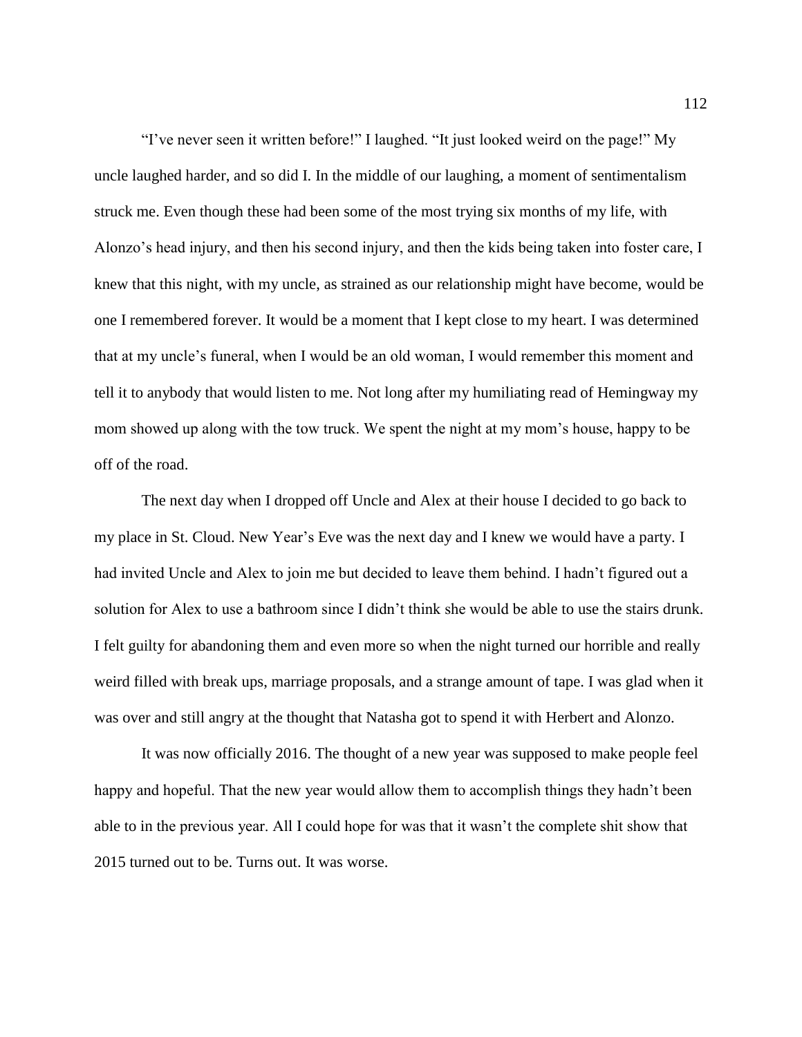"I've never seen it written before!" I laughed. "It just looked weird on the page!" My uncle laughed harder, and so did I. In the middle of our laughing, a moment of sentimentalism struck me. Even though these had been some of the most trying six months of my life, with Alonzo's head injury, and then his second injury, and then the kids being taken into foster care, I knew that this night, with my uncle, as strained as our relationship might have become, would be one I remembered forever. It would be a moment that I kept close to my heart. I was determined that at my uncle's funeral, when I would be an old woman, I would remember this moment and tell it to anybody that would listen to me. Not long after my humiliating read of Hemingway my mom showed up along with the tow truck. We spent the night at my mom's house, happy to be off of the road.

The next day when I dropped off Uncle and Alex at their house I decided to go back to my place in St. Cloud. New Year's Eve was the next day and I knew we would have a party. I had invited Uncle and Alex to join me but decided to leave them behind. I hadn't figured out a solution for Alex to use a bathroom since I didn't think she would be able to use the stairs drunk. I felt guilty for abandoning them and even more so when the night turned our horrible and really weird filled with break ups, marriage proposals, and a strange amount of tape. I was glad when it was over and still angry at the thought that Natasha got to spend it with Herbert and Alonzo.

It was now officially 2016. The thought of a new year was supposed to make people feel happy and hopeful. That the new year would allow them to accomplish things they hadn't been able to in the previous year. All I could hope for was that it wasn't the complete shit show that 2015 turned out to be. Turns out. It was worse.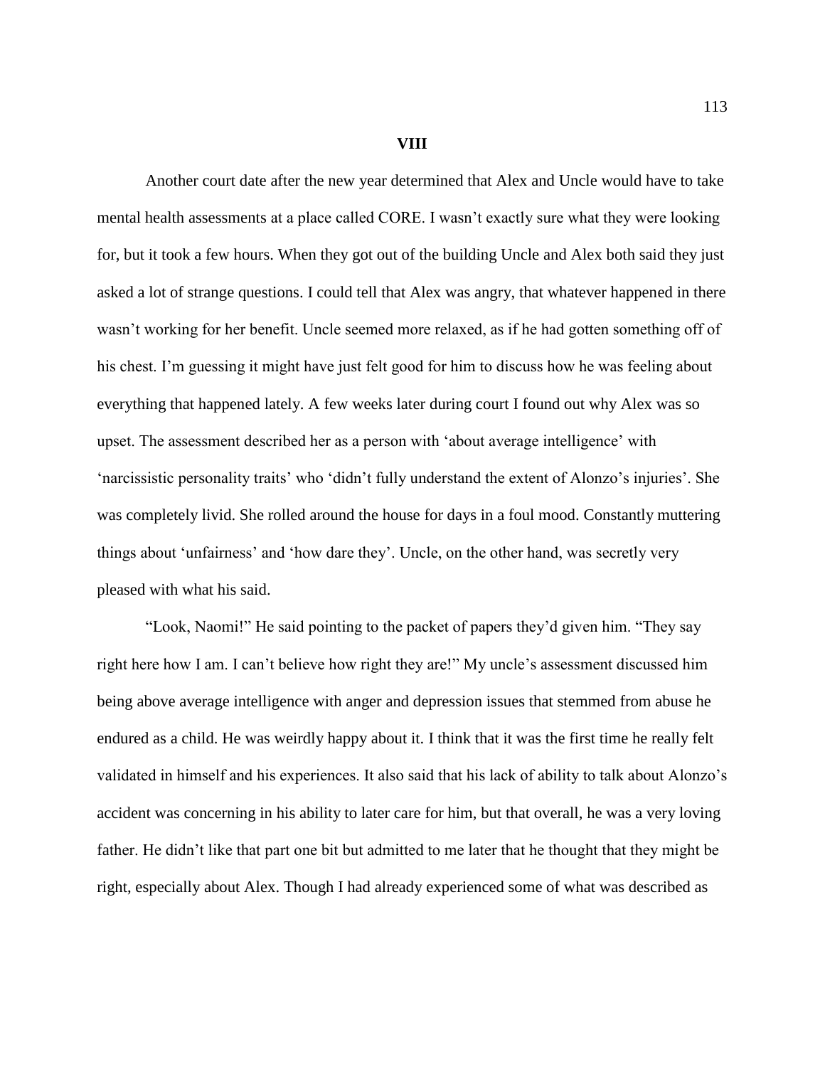## VIII

Another court date after the new year determined that Alex and Uncle would have to take mental health assessments at a place called CORE. I wasn't exactly sure what they were looking for, but it took a few hours. When they got out of the building Uncle and Alex both said they just asked a lot of strange questions. I could tell that Alex was angry, that whatever happened in there wasn't working for her benefit. Uncle seemed more relaxed, as if he had gotten something off of his chest. I'm guessing it might have just felt good for him to discuss how he was feeling about everything that happened lately. A few weeks later during court I found out why Alex was so upset. The assessment described her as a person with 'about average intelligence' with 'narcissistic personality traits' who 'didn't fully understand the extent of Alonzo's injuries'. She was completely livid. She rolled around the house for days in a foul mood. Constantly muttering things about 'unfairness' and 'how dare they'. Uncle, on the other hand, was secretly very pleased with what his said.

"Look, Naomi!" He said pointing to the packet of papers they'd given him. "They say right here how I am. I can't believe how right they are!" My uncle's assessment discussed him being above average intelligence with anger and depression issues that stemmed from abuse he endured as a child. He was weirdly happy about it. I think that it was the first time he really felt validated in himself and his experiences. It also said that his lack of ability to talk about Alonzo's accident was concerning in his ability to later care for him, but that overall, he was a very loving father. He didn't like that part one bit but admitted to me later that he thought that they might be right, especially about Alex. Though I had already experienced some of what was described as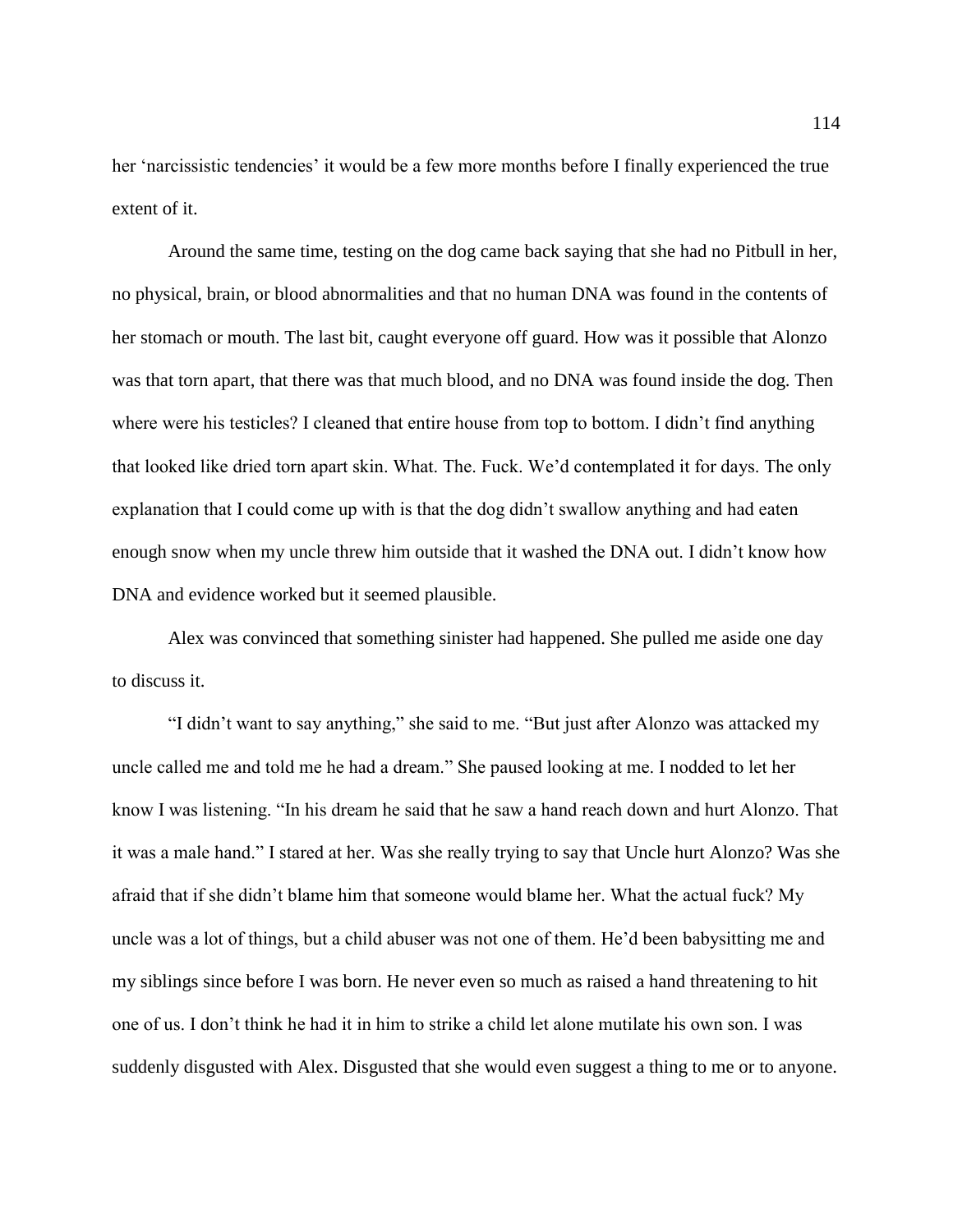her 'narcissistic tendencies' it would be a few more months before I finally experienced the true extent of it.

Around the same time, testing on the dog came back saying that she had no Pitbull in her, no physical, brain, or blood abnormalities and that no human DNA was found in the contents of her stomach or mouth. The last bit, caught everyone off guard. How was it possible that Alonzo was that torn apart, that there was that much blood, and no DNA was found inside the dog. Then where were his testicles? I cleaned that entire house from top to bottom. I didn't find anything that looked like dried torn apart skin. What. The. Fuck. We'd contemplated it for days. The only explanation that I could come up with is that the dog didn't swallow anything and had eaten enough snow when my uncle threw him outside that it washed the DNA out. I didn't know how DNA and evidence worked but it seemed plausible.

Alex was convinced that something sinister had happened. She pulled me aside one day to discuss it.

"I didn't want to say anything," she said to me. "But just after Alonzo was attacked my uncle called me and told me he had a dream." She paused looking at me. I nodded to let her know I was listening. "In his dream he said that he saw a hand reach down and hurt Alonzo. That it was a male hand." I stared at her. Was she really trying to say that Uncle hurt Alonzo? Was she afraid that if she didn't blame him that someone would blame her. What the actual fuck? My uncle was a lot of things, but a child abuser was not one of them. He'd been babysitting me and my siblings since before I was born. He never even so much as raised a hand threatening to hit one of us. I don't think he had it in him to strike a child let alone mutilate his own son. I was suddenly disgusted with Alex. Disgusted that she would even suggest a thing to me or to anyone.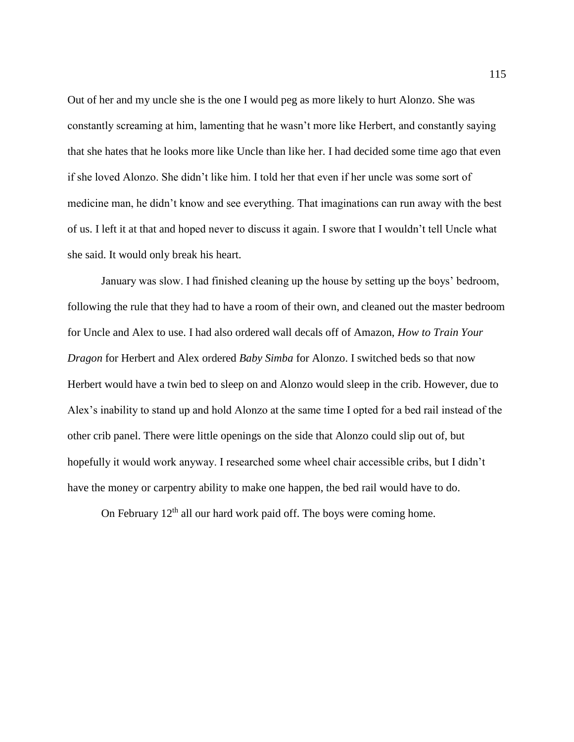Out of her and my uncle she is the one I would peg as more likely to hurt Alonzo. She was constantly screaming at him, lamenting that he wasn't more like Herbert, and constantly saying that she hates that he looks more like Uncle than like her. I had decided some time ago that even if she loved Alonzo. She didn't like him. I told her that even if her uncle was some sort of medicine man, he didn't know and see everything. That imaginations can run away with the best of us. I left it at that and hoped never to discuss it again. I swore that I wouldn't tell Uncle what she said. It would only break his heart.

January was slow. I had finished cleaning up the house by setting up the boys' bedroom, following the rule that they had to have a room of their own, and cleaned out the master bedroom for Uncle and Alex to use. I had also ordered wall decals off of Amazon, *How to Train Your Dragon* for Herbert and Alex ordered *Baby Simba* for Alonzo. I switched beds so that now Herbert would have a twin bed to sleep on and Alonzo would sleep in the crib. However, due to Alex's inability to stand up and hold Alonzo at the same time I opted for a bed rail instead of the other crib panel. There were little openings on the side that Alonzo could slip out of, but hopefully it would work anyway. I researched some wheel chair accessible cribs, but I didn't have the money or carpentry ability to make one happen, the bed rail would have to do.

On February 12th all our hard work paid off. The boys were coming home.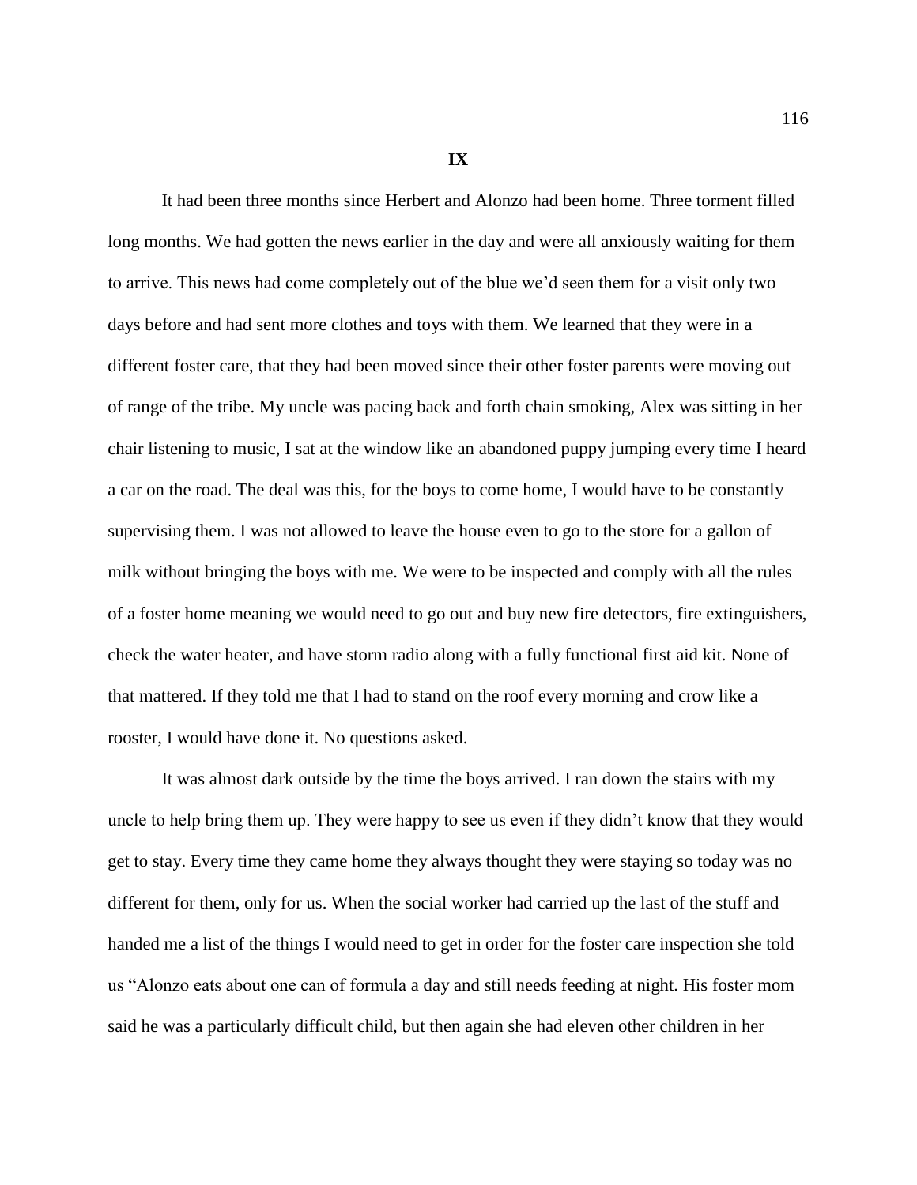## IX

It had been three months since Herbert and Alonzo had been home. Three torment filled long months. We had gotten the news earlier in the day and were all anxiously waiting for them to arrive. This news had come completely out of the blue we'd seen them for a visit only two days before and had sent more clothes and toys with them. We learned that they were in a different foster care, that they had been moved since their other foster parents were moving out of range of the tribe. My uncle was pacing back and forth chain smoking, Alex was sitting in her chair listening to music, I sat at the window like an abandoned puppy jumping every time I heard a car on the road. The deal was this, for the boys to come home, I would have to be constantly supervising them. I was not allowed to leave the house even to go to the store for a gallon of milk without bringing the boys with me. We were to be inspected and comply with all the rules of a foster home meaning we would need to go out and buy new fire detectors, fire extinguishers, check the water heater, and have storm radio along with a fully functional first aid kit. None of that mattered. If they told me that I had to stand on the roof every morning and crow like a rooster, I would have done it. No questions asked.

It was almost dark outside by the time the boys arrived. I ran down the stairs with my uncle to help bring them up. They were happy to see us even if they didn't know that they would get to stay. Every time they came home they always thought they were staying so today was no different for them, only for us. When the social worker had carried up the last of the stuff and handed me a list of the things I would need to get in order for the foster care inspection she told us "Alonzo eats about one can of formula a day and still needs feeding at night. His foster mom said he was a particularly difficult child, but then again she had eleven other children in her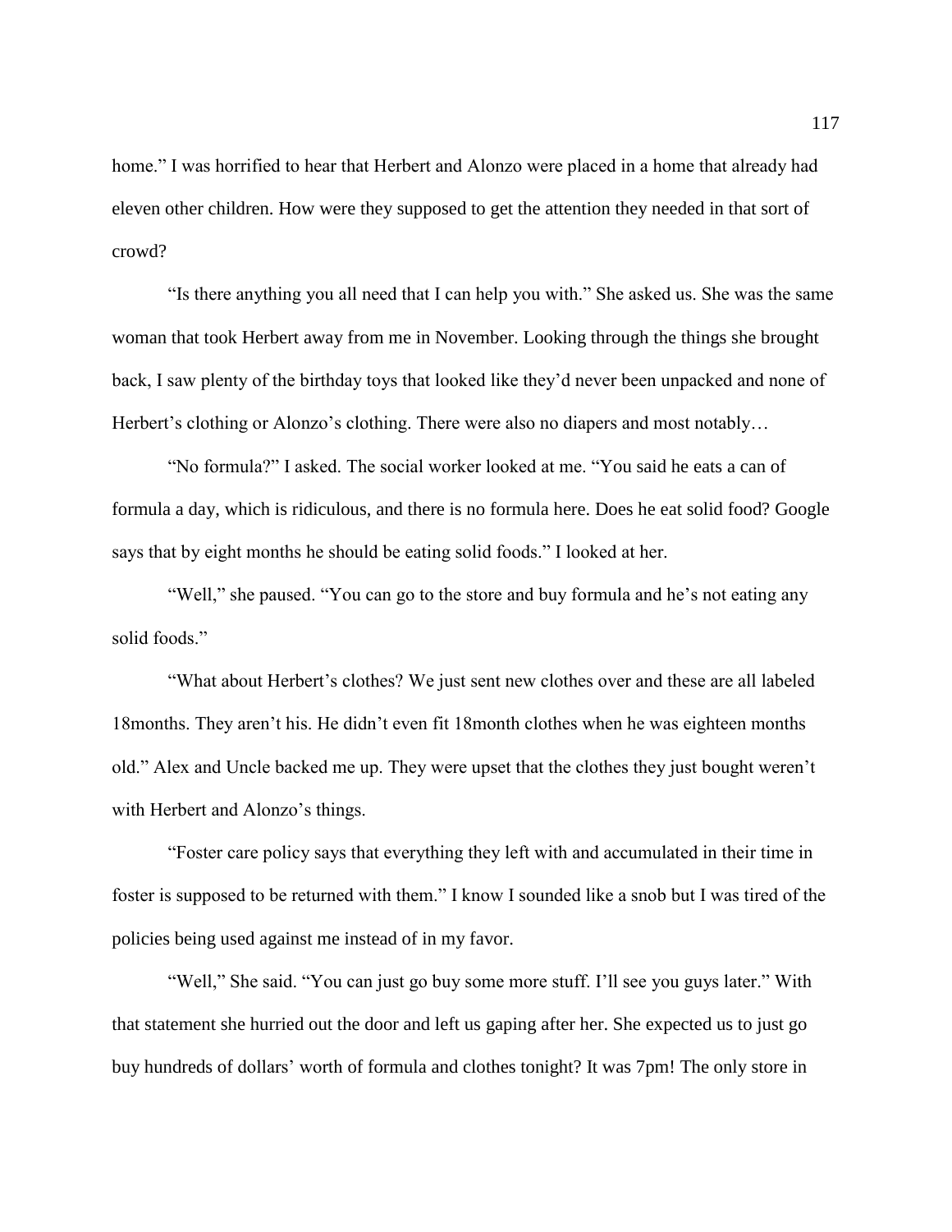home." I was horrified to hear that Herbert and Alonzo were placed in a home that already had eleven other children. How were they supposed to get the attention they needed in that sort of crowd?

"Is there anything you all need that I can help you with." She asked us. She was the same woman that took Herbert away from me in November. Looking through the things she brought back, I saw plenty of the birthday toys that looked like they'd never been unpacked and none of Herbert's clothing or Alonzo's clothing. There were also no diapers and most notably…

"No formula?" I asked. The social worker looked at me. "You said he eats a can of formula a day, which is ridiculous, and there is no formula here. Does he eat solid food? Google says that by eight months he should be eating solid foods." I looked at her.

"Well," she paused. "You can go to the store and buy formula and he's not eating any solid foods."

"What about Herbert's clothes? We just sent new clothes over and these are all labeled 18months. They aren't his. He didn't even fit 18month clothes when he was eighteen months old." Alex and Uncle backed me up. They were upset that the clothes they just bought weren't with Herbert and Alonzo's things.

"Foster care policy says that everything they left with and accumulated in their time in foster is supposed to be returned with them." I know I sounded like a snob but I was tired of the policies being used against me instead of in my favor.

"Well," She said. "You can just go buy some more stuff. I'll see you guys later." With that statement she hurried out the door and left us gaping after her. She expected us to just go buy hundreds of dollars' worth of formula and clothes tonight? It was 7pm! The only store in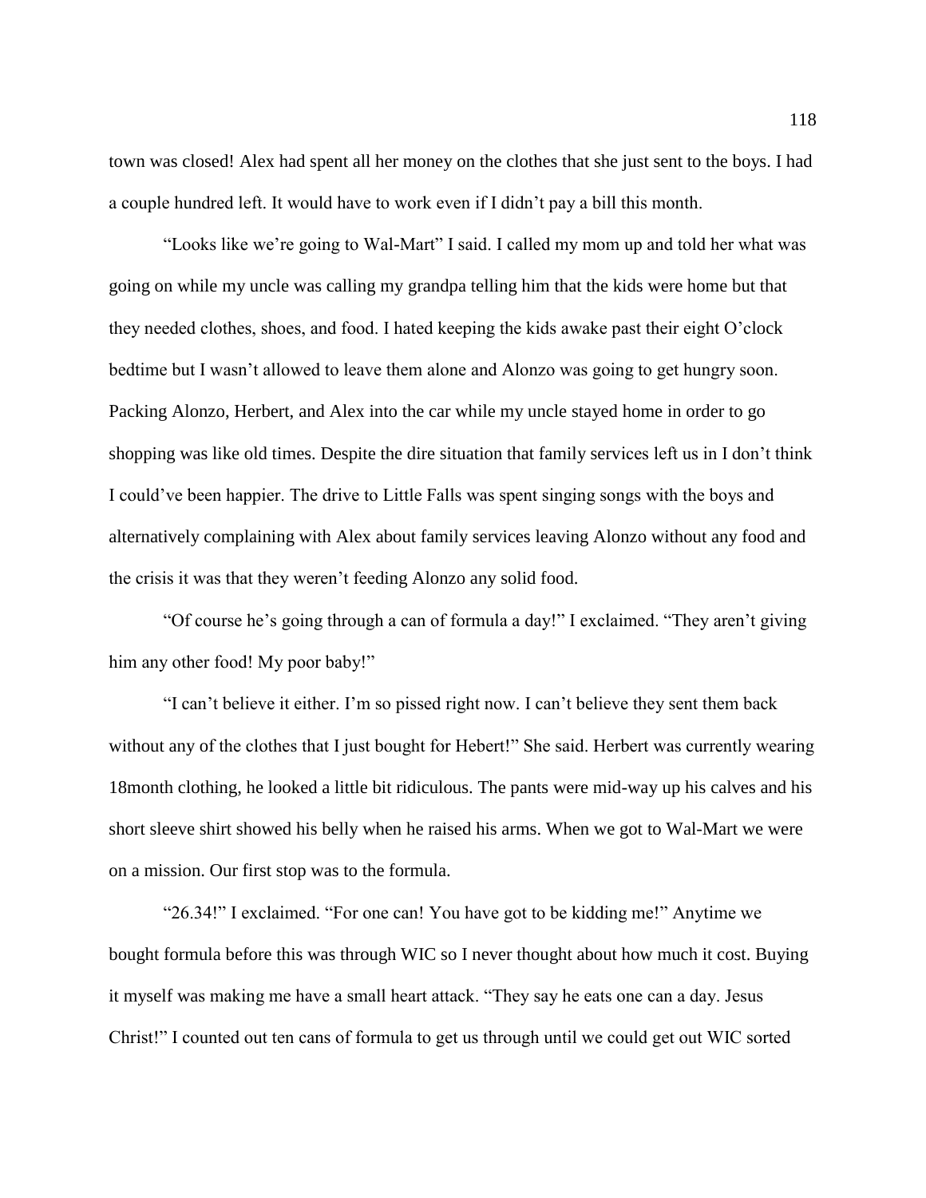town was closed! Alex had spent all her money on the clothes that she just sent to the boys. I had a couple hundred left. It would have to work even if I didn't pay a bill this month.

"Looks like we're going to Wal-Mart" I said. I called my mom up and told her what was going on while my uncle was calling my grandpa telling him that the kids were home but that they needed clothes, shoes, and food. I hated keeping the kids awake past their eight O'clock bedtime but I wasn't allowed to leave them alone and Alonzo was going to get hungry soon. Packing Alonzo, Herbert, and Alex into the car while my uncle stayed home in order to go shopping was like old times. Despite the dire situation that family services left us in I don't think I could've been happier. The drive to Little Falls was spent singing songs with the boys and alternatively complaining with Alex about family services leaving Alonzo without any food and the crisis it was that they weren't feeding Alonzo any solid food.

"Of course he's going through a can of formula a day!" I exclaimed. "They aren't giving him any other food! My poor baby!"

"I can't believe it either. I'm so pissed right now. I can't believe they sent them back without any of the clothes that I just bought for Hebert!" She said. Herbert was currently wearing 18month clothing, he looked a little bit ridiculous. The pants were mid-way up his calves and his short sleeve shirt showed his belly when he raised his arms. When we got to Wal-Mart we were on a mission. Our first stop was to the formula.

"26.34!" I exclaimed. "For one can! You have got to be kidding me!" Anytime we bought formula before this was through WIC so I never thought about how much it cost. Buying it myself was making me have a small heart attack. "They say he eats one can a day. Jesus Christ!" I counted out ten cans of formula to get us through until we could get out WIC sorted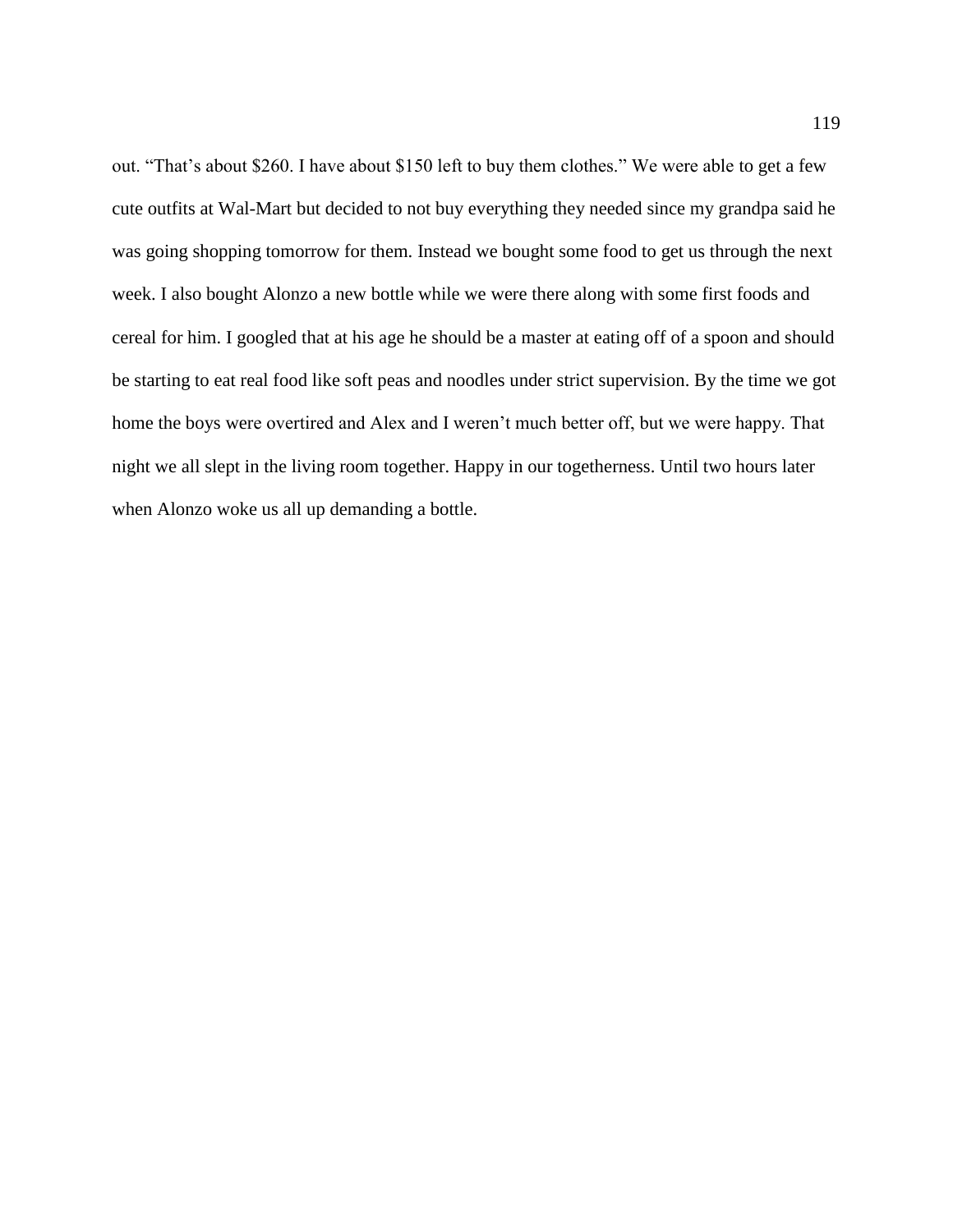out. “That’s about $260. I have about $150 left to buy them clothes.” We were able to get a few cute outfits at Wal-Mart but decided to not buy everything they needed since my grandpa said he was going shopping tomorrow for them. Instead we bought some food to get us through the next week. I also bought Alonzo a new bottle while we were there along with some first foods and cereal for him. I googled that at his age he should be a master at eating off of a spoon and should be starting to eat real food like soft peas and noodles under strict supervision. By the time we got home the boys were overtired and Alex and I weren’t much better off, but we were happy. That night we all slept in the living room together. Happy in our togetherness. Until two hours later when Alonzo woke us all up demanding a bottle.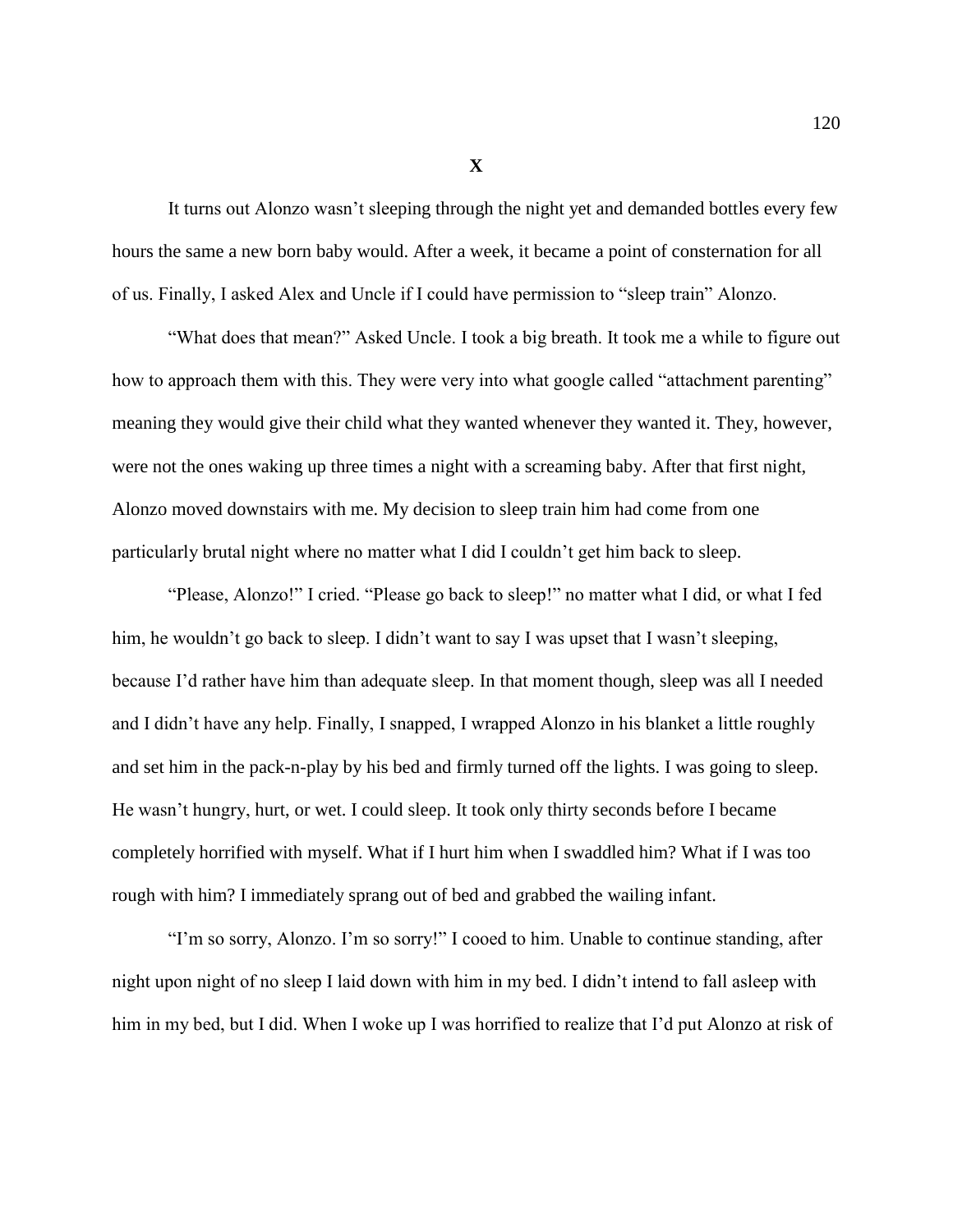**X**

It turns out Alonzo wasn't sleeping through the night yet and demanded bottles every few hours the same a new born baby would. After a week, it became a point of consternation for all of us. Finally, I asked Alex and Uncle if I could have permission to "sleep train" Alonzo.

"What does that mean?" Asked Uncle. I took a big breath. It took me a while to figure out how to approach them with this. They were very into what google called "attachment parenting" meaning they would give their child what they wanted whenever they wanted it. They, however, were not the ones waking up three times a night with a screaming baby. After that first night, Alonzo moved downstairs with me. My decision to sleep train him had come from one particularly brutal night where no matter what I did I couldn't get him back to sleep.

"Please, Alonzo!" I cried. "Please go back to sleep!" no matter what I did, or what I fed him, he wouldn't go back to sleep. I didn't want to say I was upset that I wasn't sleeping, because I'd rather have him than adequate sleep. In that moment though, sleep was all I needed and I didn't have any help. Finally, I snapped, I wrapped Alonzo in his blanket a little roughly and set him in the pack-n-play by his bed and firmly turned off the lights. I was going to sleep. He wasn't hungry, hurt, or wet. I could sleep. It took only thirty seconds before I became completely horrified with myself. What if I hurt him when I swaddled him? What if I was too rough with him? I immediately sprang out of bed and grabbed the wailing infant.

"I'm so sorry, Alonzo. I'm so sorry!" I cooed to him. Unable to continue standing, after night upon night of no sleep I laid down with him in my bed. I didn't intend to fall asleep with him in my bed, but I did. When I woke up I was horrified to realize that I'd put Alonzo at risk of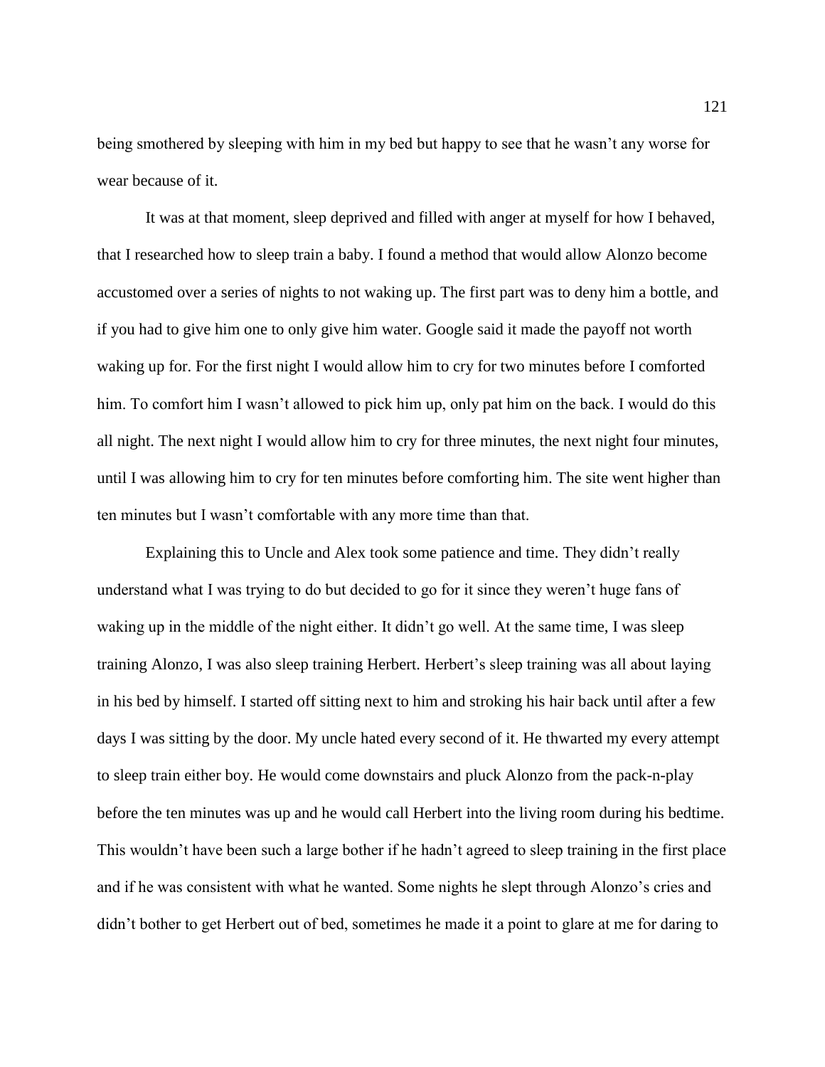being smothered by sleeping with him in my bed but happy to see that he wasn't any worse for wear because of it.

It was at that moment, sleep deprived and filled with anger at myself for how I behaved, that I researched how to sleep train a baby. I found a method that would allow Alonzo become accustomed over a series of nights to not waking up. The first part was to deny him a bottle, and if you had to give him one to only give him water. Google said it made the payoff not worth waking up for. For the first night I would allow him to cry for two minutes before I comforted him. To comfort him I wasn't allowed to pick him up, only pat him on the back. I would do this all night. The next night I would allow him to cry for three minutes, the next night four minutes, until I was allowing him to cry for ten minutes before comforting him. The site went higher than ten minutes but I wasn't comfortable with any more time than that.

Explaining this to Uncle and Alex took some patience and time. They didn't really understand what I was trying to do but decided to go for it since they weren't huge fans of waking up in the middle of the night either. It didn't go well. At the same time, I was sleep training Alonzo, I was also sleep training Herbert. Herbert's sleep training was all about laying in his bed by himself. I started off sitting next to him and stroking his hair back until after a few days I was sitting by the door. My uncle hated every second of it. He thwarted my every attempt to sleep train either boy. He would come downstairs and pluck Alonzo from the pack-n-play before the ten minutes was up and he would call Herbert into the living room during his bedtime. This wouldn't have been such a large bother if he hadn't agreed to sleep training in the first place and if he was consistent with what he wanted. Some nights he slept through Alonzo's cries and didn't bother to get Herbert out of bed, sometimes he made it a point to glare at me for daring to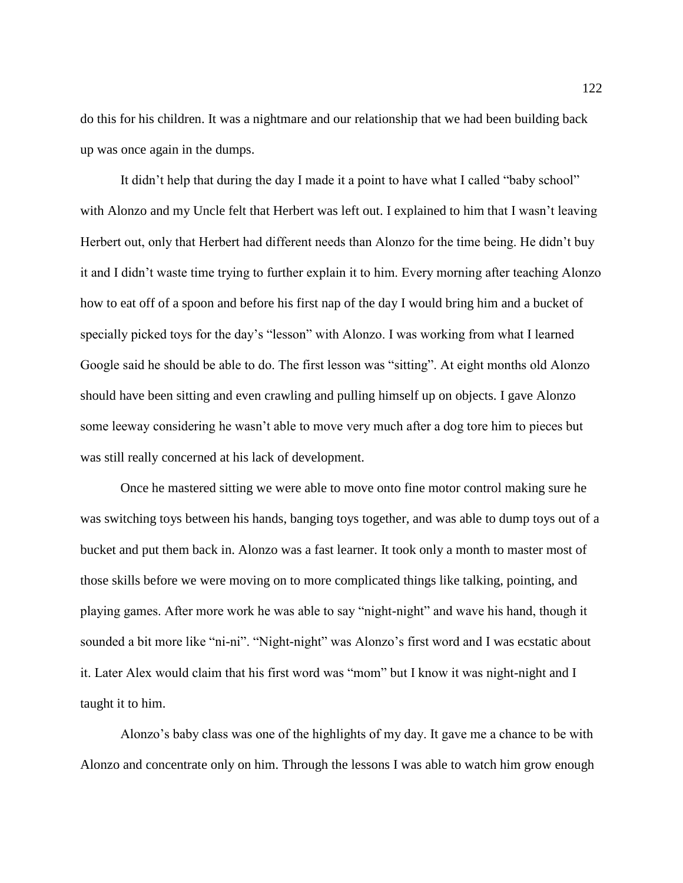do this for his children. It was a nightmare and our relationship that we had been building back up was once again in the dumps.

It didn't help that during the day I made it a point to have what I called "baby school" with Alonzo and my Uncle felt that Herbert was left out. I explained to him that I wasn't leaving Herbert out, only that Herbert had different needs than Alonzo for the time being. He didn't buy it and I didn't waste time trying to further explain it to him. Every morning after teaching Alonzo how to eat off of a spoon and before his first nap of the day I would bring him and a bucket of specially picked toys for the day's "lesson" with Alonzo. I was working from what I learned Google said he should be able to do. The first lesson was "sitting". At eight months old Alonzo should have been sitting and even crawling and pulling himself up on objects. I gave Alonzo some leeway considering he wasn't able to move very much after a dog tore him to pieces but was still really concerned at his lack of development.

Once he mastered sitting we were able to move onto fine motor control making sure he was switching toys between his hands, banging toys together, and was able to dump toys out of a bucket and put them back in. Alonzo was a fast learner. It took only a month to master most of those skills before we were moving on to more complicated things like talking, pointing, and playing games. After more work he was able to say "night-night" and wave his hand, though it sounded a bit more like "ni-ni". "Night-night" was Alonzo's first word and I was ecstatic about it. Later Alex would claim that his first word was "mom" but I know it was night-night and I taught it to him.

Alonzo's baby class was one of the highlights of my day. It gave me a chance to be with Alonzo and concentrate only on him. Through the lessons I was able to watch him grow enough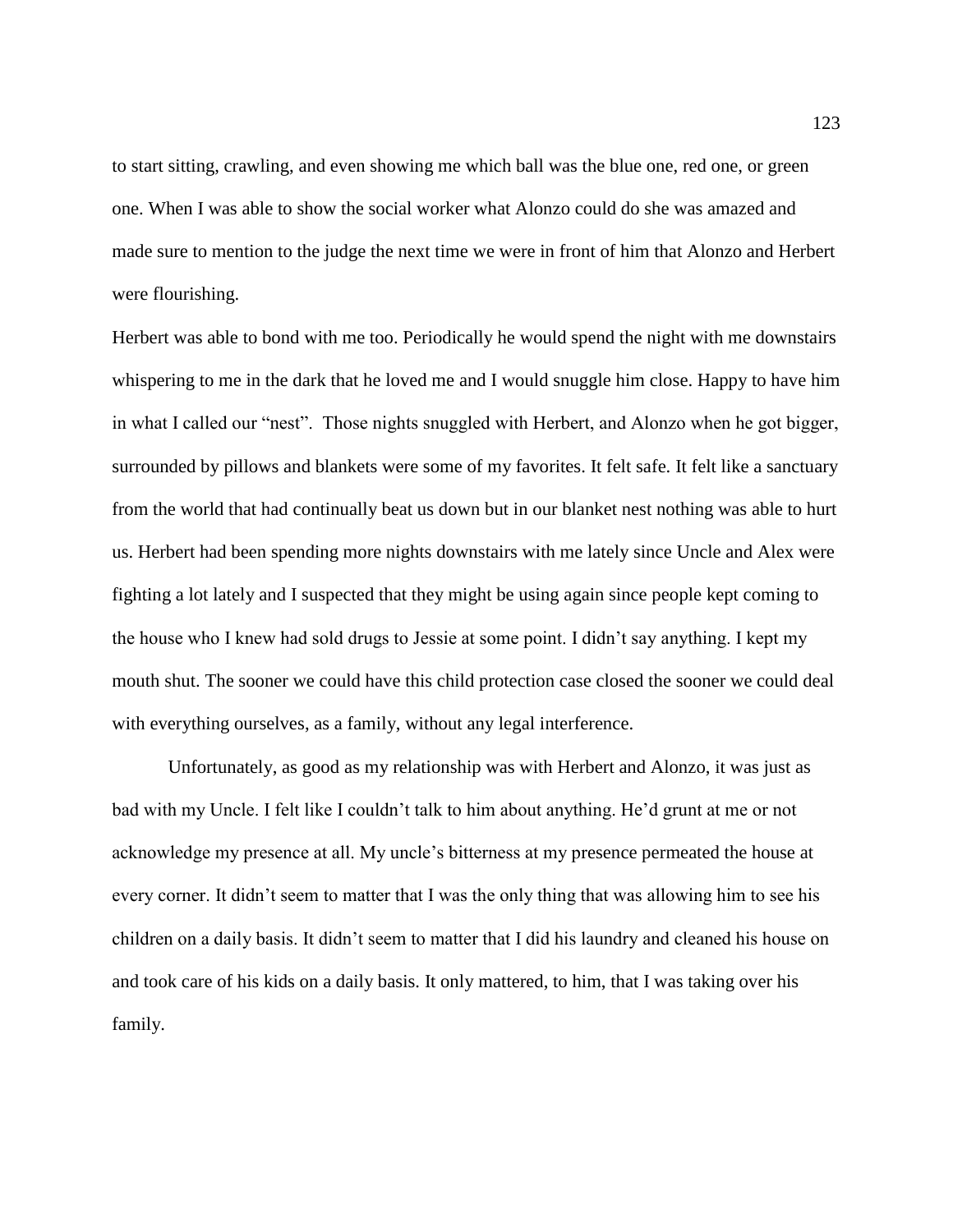to start sitting, crawling, and even showing me which ball was the blue one, red one, or green one. When I was able to show the social worker what Alonzo could do she was amazed and made sure to mention to the judge the next time we were in front of him that Alonzo and Herbert were flourishing.

Herbert was able to bond with me too. Periodically he would spend the night with me downstairs whispering to me in the dark that he loved me and I would snuggle him close. Happy to have him in what I called our "nest". Those nights snuggled with Herbert, and Alonzo when he got bigger, surrounded by pillows and blankets were some of my favorites. It felt safe. It felt like a sanctuary from the world that had continually beat us down but in our blanket nest nothing was able to hurt us. Herbert had been spending more nights downstairs with me lately since Uncle and Alex were fighting a lot lately and I suspected that they might be using again since people kept coming to the house who I knew had sold drugs to Jessie at some point. I didn't say anything. I kept my mouth shut. The sooner we could have this child protection case closed the sooner we could deal with everything ourselves, as a family, without any legal interference.

Unfortunately, as good as my relationship was with Herbert and Alonzo, it was just as bad with my Uncle. I felt like I couldn't talk to him about anything. He'd grunt at me or not acknowledge my presence at all. My uncle's bitterness at my presence permeated the house at every corner. It didn't seem to matter that I was the only thing that was allowing him to see his children on a daily basis. It didn't seem to matter that I did his laundry and cleaned his house on and took care of his kids on a daily basis. It only mattered, to him, that I was taking over his family.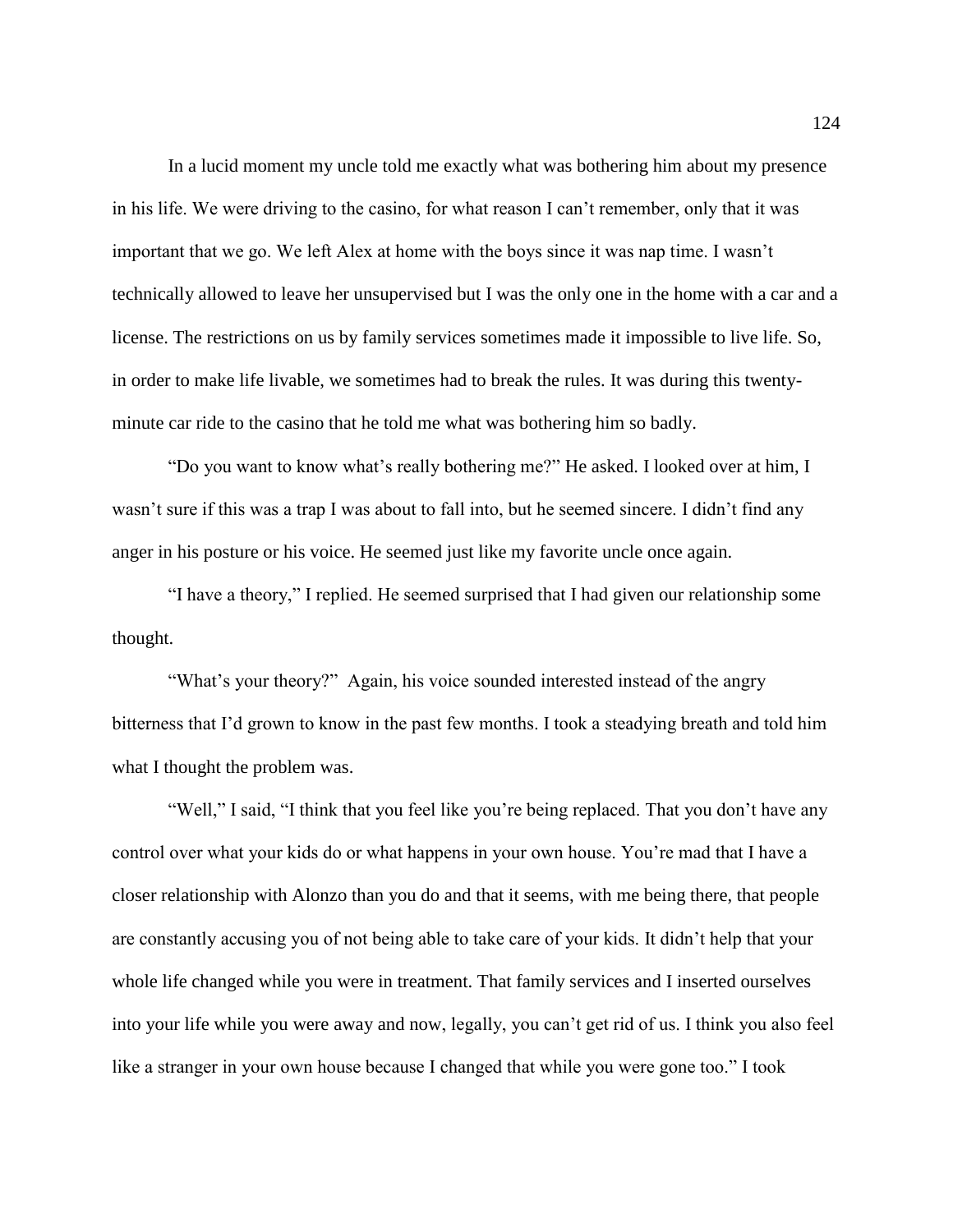In a lucid moment my uncle told me exactly what was bothering him about my presence in his life. We were driving to the casino, for what reason I can't remember, only that it was important that we go. We left Alex at home with the boys since it was nap time. I wasn't technically allowed to leave her unsupervised but I was the only one in the home with a car and a license. The restrictions on us by family services sometimes made it impossible to live life. So, in order to make life livable, we sometimes had to break the rules. It was during this twenty-minute car ride to the casino that he told me what was bothering him so badly.

"Do you want to know what's really bothering me?" He asked. I looked over at him, I wasn't sure if this was a trap I was about to fall into, but he seemed sincere. I didn't find any anger in his posture or his voice. He seemed just like my favorite uncle once again.

"I have a theory," I replied. He seemed surprised that I had given our relationship some thought.

"What's your theory?" Again, his voice sounded interested instead of the angry bitterness that I'd grown to know in the past few months. I took a steadying breath and told him what I thought the problem was.

"Well," I said, "I think that you feel like you're being replaced. That you don't have any control over what your kids do or what happens in your own house. You're mad that I have a closer relationship with Alonzo than you do and that it seems, with me being there, that people are constantly accusing you of not being able to take care of your kids. It didn't help that your whole life changed while you were in treatment. That family services and I inserted ourselves into your life while you were away and now, legally, you can't get rid of us. I think you also feel like a stranger in your own house because I changed that while you were gone too." I took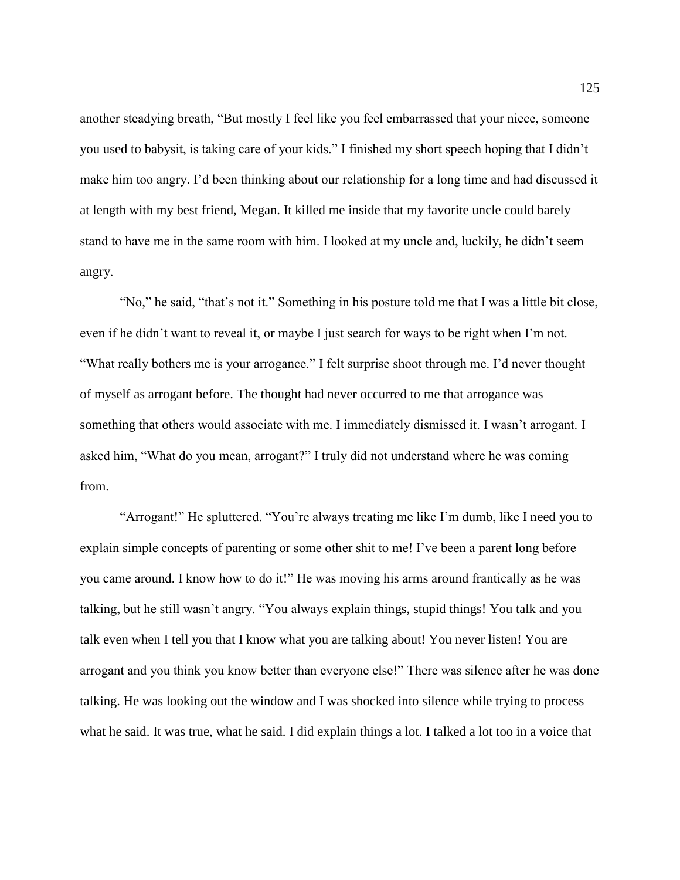another steadying breath, "But mostly I feel like you feel embarrassed that your niece, someone you used to babysit, is taking care of your kids." I finished my short speech hoping that I didn't make him too angry. I'd been thinking about our relationship for a long time and had discussed it at length with my best friend, Megan. It killed me inside that my favorite uncle could barely stand to have me in the same room with him. I looked at my uncle and, luckily, he didn't seem angry.

"No," he said, "that's not it." Something in his posture told me that I was a little bit close, even if he didn't want to reveal it, or maybe I just search for ways to be right when I'm not. "What really bothers me is your arrogance." I felt surprise shoot through me. I'd never thought of myself as arrogant before. The thought had never occurred to me that arrogance was something that others would associate with me. I immediately dismissed it. I wasn't arrogant. I asked him, "What do you mean, arrogant?" I truly did not understand where he was coming from.

"Arrogant!" He spluttered. "You're always treating me like I'm dumb, like I need you to explain simple concepts of parenting or some other shit to me! I've been a parent long before you came around. I know how to do it!" He was moving his arms around frantically as he was talking, but he still wasn't angry. "You always explain things, stupid things! You talk and you talk even when I tell you that I know what you are talking about! You never listen! You are arrogant and you think you know better than everyone else!" There was silence after he was done talking. He was looking out the window and I was shocked into silence while trying to process what he said. It was true, what he said. I did explain things a lot. I talked a lot too in a voice that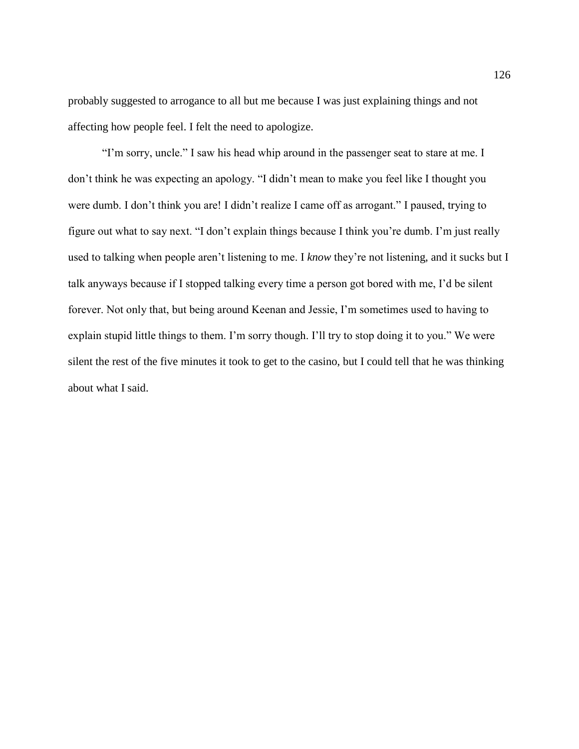probably suggested to arrogance to all but me because I was just explaining things and not affecting how people feel. I felt the need to apologize.

"I'm sorry, uncle." I saw his head whip around in the passenger seat to stare at me. I don't think he was expecting an apology. "I didn't mean to make you feel like I thought you were dumb. I don't think you are! I didn't realize I came off as arrogant." I paused, trying to figure out what to say next. "I don't explain things because I think you're dumb. I'm just really used to talking when people aren't listening to me. I *know* they're not listening, and it sucks but I talk anyways because if I stopped talking every time a person got bored with me, I'd be silent forever. Not only that, but being around Keenan and Jessie, I'm sometimes used to having to explain stupid little things to them. I'm sorry though. I'll try to stop doing it to you." We were silent the rest of the five minutes it took to get to the casino, but I could tell that he was thinking about what I said.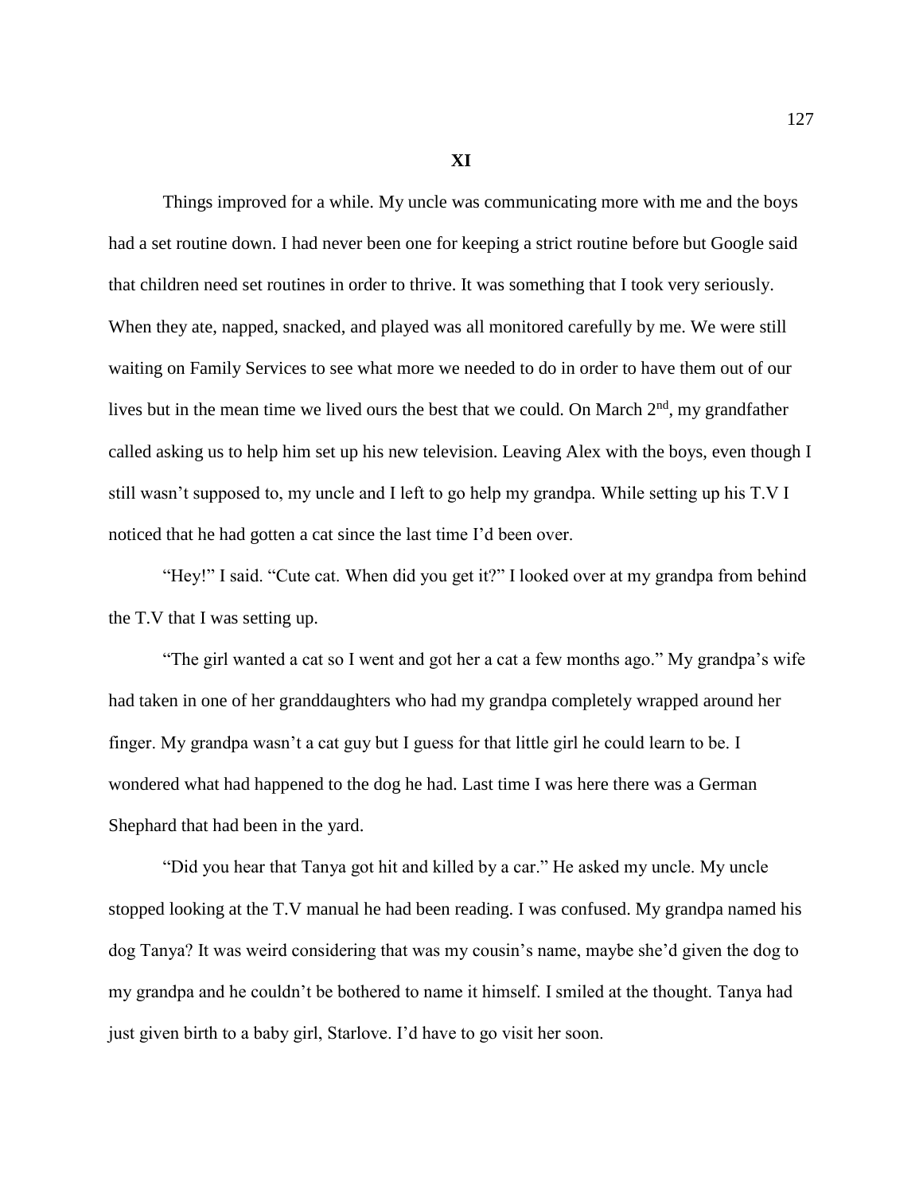# XI

Things improved for a while. My uncle was communicating more with me and the boys had a set routine down. I had never been one for keeping a strict routine before but Google said that children need set routines in order to thrive. It was something that I took very seriously. When they ate, napped, snacked, and played was all monitored carefully by me. We were still waiting on Family Services to see what more we needed to do in order to have them out of our lives but in the mean time we lived ours the best that we could. On March 2nd, my grandfather called asking us to help him set up his new television. Leaving Alex with the boys, even though I still wasn't supposed to, my uncle and I left to go help my grandpa. While setting up his T.V I noticed that he had gotten a cat since the last time I'd been over.

"Hey!" I said. "Cute cat. When did you get it?" I looked over at my grandpa from behind the T.V that I was setting up.

"The girl wanted a cat so I went and got her a cat a few months ago." My grandpa's wife had taken in one of her granddaughters who had my grandpa completely wrapped around her finger. My grandpa wasn't a cat guy but I guess for that little girl he could learn to be. I wondered what had happened to the dog he had. Last time I was here there was a German Shephard that had been in the yard.

"Did you hear that Tanya got hit and killed by a car." He asked my uncle. My uncle stopped looking at the T.V manual he had been reading. I was confused. My grandpa named his dog Tanya? It was weird considering that was my cousin's name, maybe she'd given the dog to my grandpa and he couldn't be bothered to name it himself. I smiled at the thought. Tanya had just given birth to a baby girl, Starlove. I'd have to go visit her soon.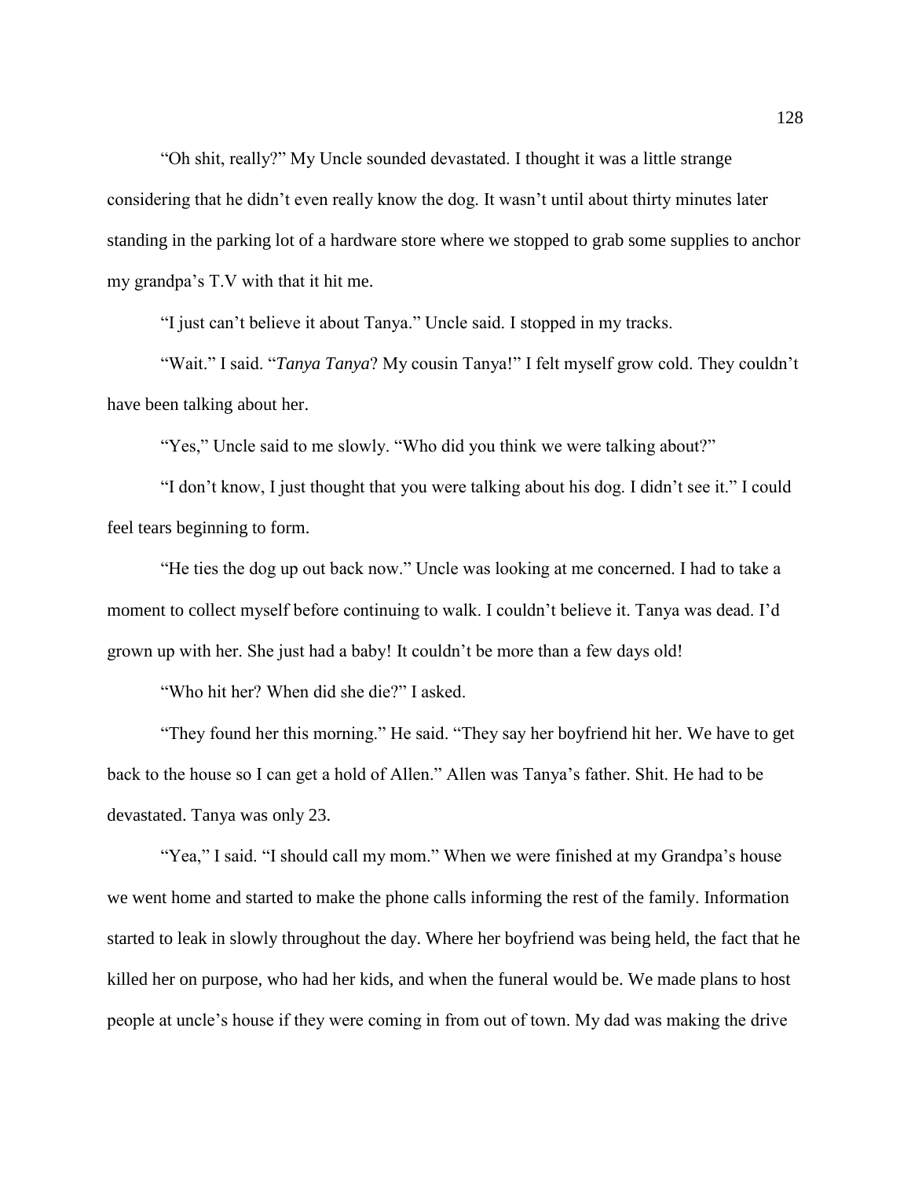"Oh shit, really?" My Uncle sounded devastated. I thought it was a little strange considering that he didn't even really know the dog. It wasn't until about thirty minutes later standing in the parking lot of a hardware store where we stopped to grab some supplies to anchor my grandpa's T.V with that it hit me.

"I just can't believe it about Tanya." Uncle said. I stopped in my tracks.

"Wait." I said. "*Tanya Tanya*? My cousin Tanya!" I felt myself grow cold. They couldn't have been talking about her.

"Yes," Uncle said to me slowly. "Who did you think we were talking about?"

"I don't know, I just thought that you were talking about his dog. I didn't see it." I could feel tears beginning to form.

"He ties the dog up out back now." Uncle was looking at me concerned. I had to take a moment to collect myself before continuing to walk. I couldn't believe it. Tanya was dead. I'd grown up with her. She just had a baby! It couldn't be more than a few days old!

"Who hit her? When did she die?" I asked.

"They found her this morning." He said. "They say her boyfriend hit her. We have to get back to the house so I can get a hold of Allen." Allen was Tanya's father. Shit. He had to be devastated. Tanya was only 23.

"Yea," I said. "I should call my mom." When we were finished at my Grandpa's house we went home and started to make the phone calls informing the rest of the family. Information started to leak in slowly throughout the day. Where her boyfriend was being held, the fact that he killed her on purpose, who had her kids, and when the funeral would be. We made plans to host people at uncle's house if they were coming in from out of town. My dad was making the drive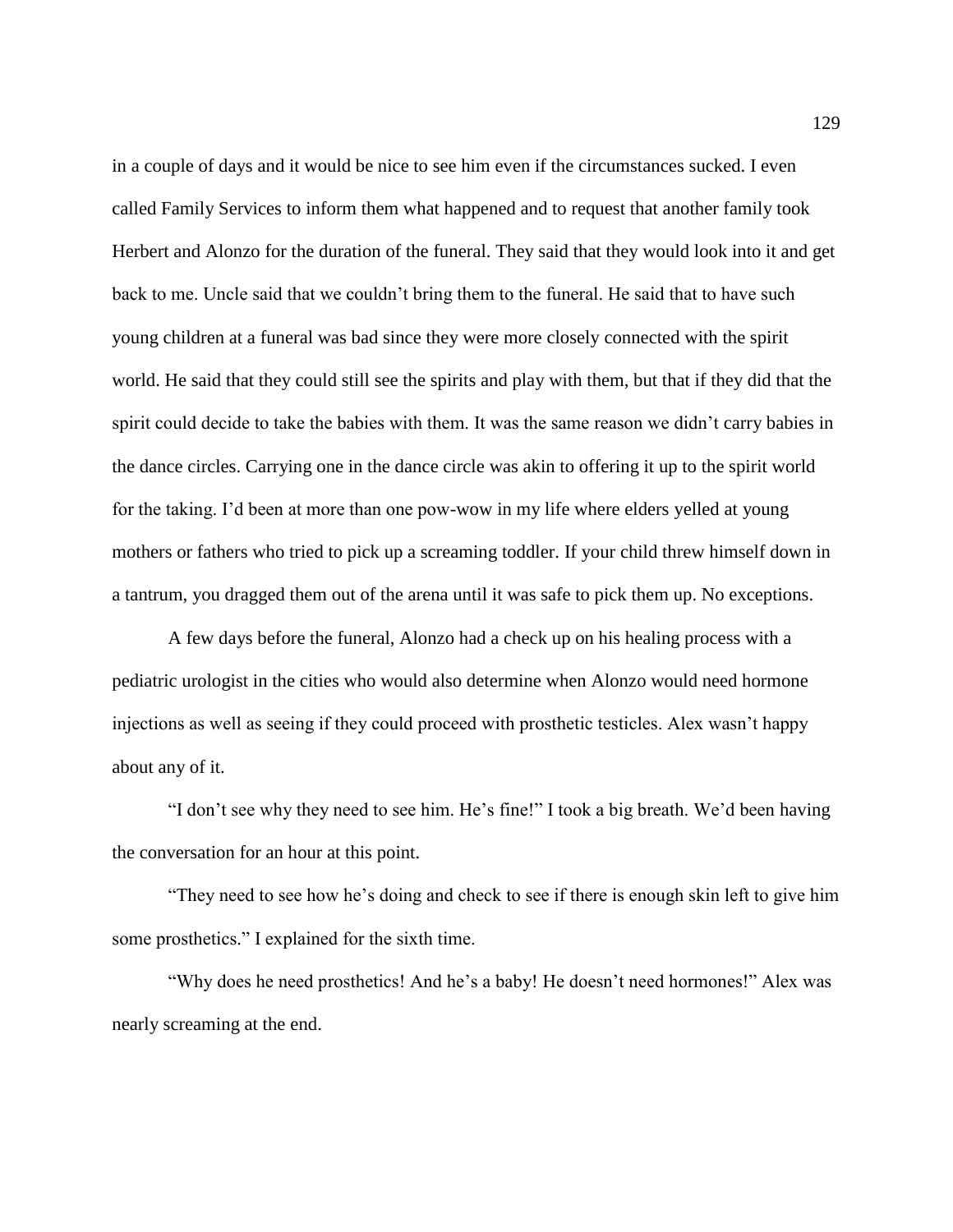in a couple of days and it would be nice to see him even if the circumstances sucked. I even called Family Services to inform them what happened and to request that another family took Herbert and Alonzo for the duration of the funeral. They said that they would look into it and get back to me. Uncle said that we couldn't bring them to the funeral. He said that to have such young children at a funeral was bad since they were more closely connected with the spirit world. He said that they could still see the spirits and play with them, but that if they did that the spirit could decide to take the babies with them. It was the same reason we didn't carry babies in the dance circles. Carrying one in the dance circle was akin to offering it up to the spirit world for the taking. I'd been at more than one pow-wow in my life where elders yelled at young mothers or fathers who tried to pick up a screaming toddler. If your child threw himself down in a tantrum, you dragged them out of the arena until it was safe to pick them up. No exceptions.

A few days before the funeral, Alonzo had a check up on his healing process with a pediatric urologist in the cities who would also determine when Alonzo would need hormone injections as well as seeing if they could proceed with prosthetic testicles. Alex wasn't happy about any of it.

"I don't see why they need to see him. He's fine!" I took a big breath. We'd been having the conversation for an hour at this point.

"They need to see how he's doing and check to see if there is enough skin left to give him some prosthetics." I explained for the sixth time.

"Why does he need prosthetics! And he's a baby! He doesn't need hormones!" Alex was nearly screaming at the end.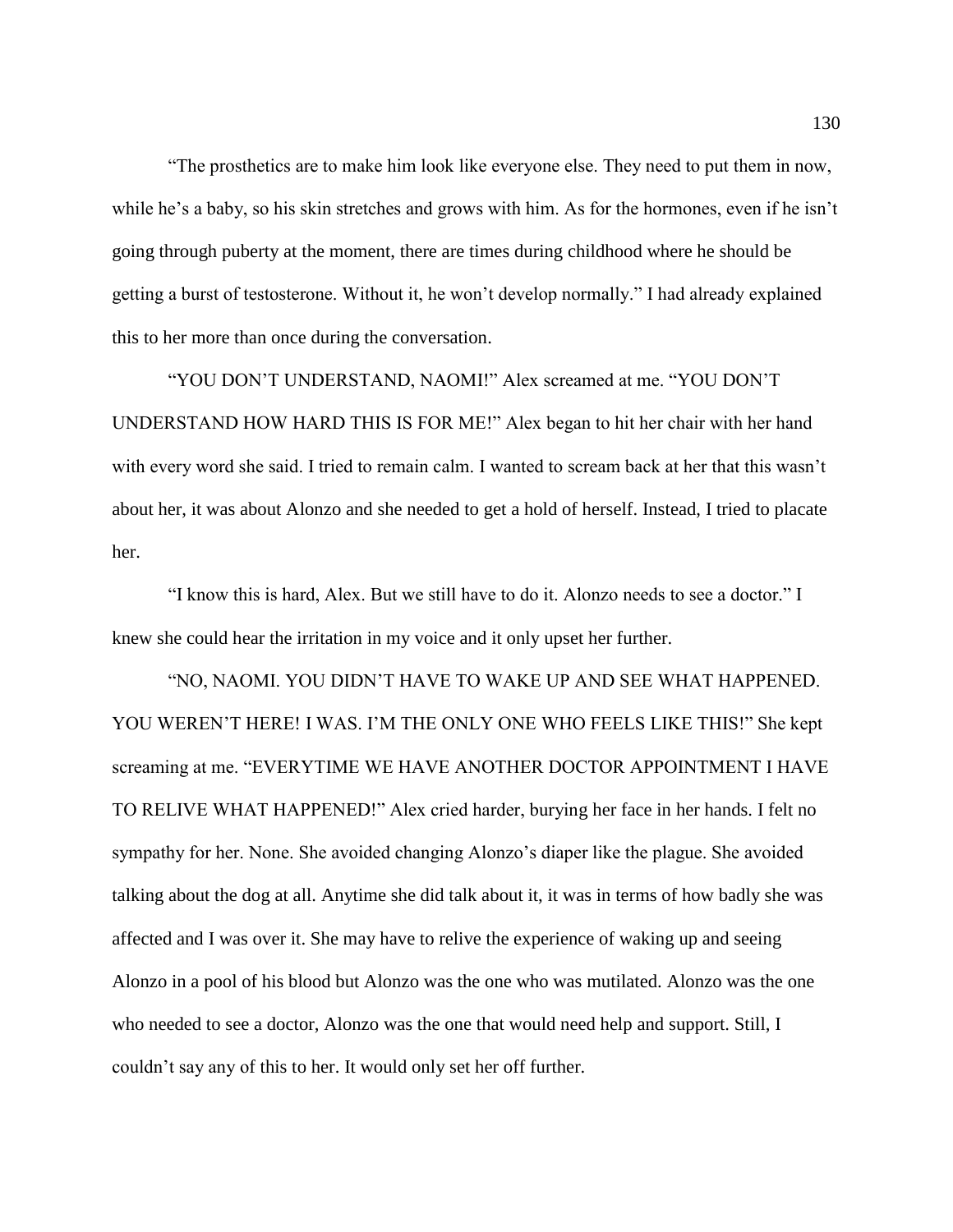"The prosthetics are to make him look like everyone else. They need to put them in now, while he's a baby, so his skin stretches and grows with him. As for the hormones, even if he isn't going through puberty at the moment, there are times during childhood where he should be getting a burst of testosterone. Without it, he won't develop normally." I had already explained this to her more than once during the conversation.

"YOU DON'T UNDERSTAND, NAOMI!" Alex screamed at me. "YOU DON'T UNDERSTAND HOW HARD THIS IS FOR ME!" Alex began to hit her chair with her hand with every word she said. I tried to remain calm. I wanted to scream back at her that this wasn't about her, it was about Alonzo and she needed to get a hold of herself. Instead, I tried to placate her.

"I know this is hard, Alex. But we still have to do it. Alonzo needs to see a doctor." I knew she could hear the irritation in my voice and it only upset her further.

"NO, NAOMI. YOU DIDN'T HAVE TO WAKE UP AND SEE WHAT HAPPENED. YOU WEREN'T HERE! I WAS. I'M THE ONLY ONE WHO FEELS LIKE THIS!" She kept screaming at me. "EVERYTIME WE HAVE ANOTHER DOCTOR APPOINTMENT I HAVE TO RELIVE WHAT HAPPENED!" Alex cried harder, burying her face in her hands. I felt no sympathy for her. None. She avoided changing Alonzo's diaper like the plague. She avoided talking about the dog at all. Anytime she did talk about it, it was in terms of how badly she was affected and I was over it. She may have to relive the experience of waking up and seeing Alonzo in a pool of his blood but Alonzo was the one who was mutilated. Alonzo was the one who needed to see a doctor, Alonzo was the one that would need help and support. Still, I couldn't say any of this to her. It would only set her off further.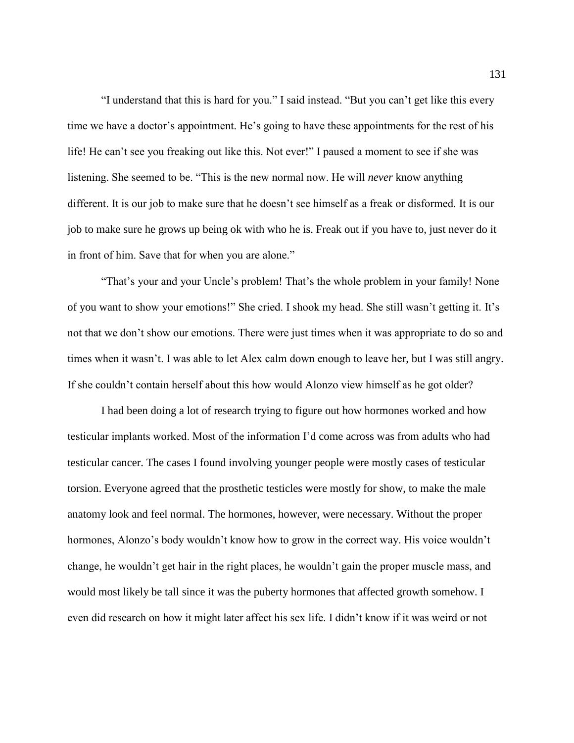"I understand that this is hard for you." I said instead. "But you can't get like this every time we have a doctor's appointment. He's going to have these appointments for the rest of his life! He can't see you freaking out like this. Not ever!" I paused a moment to see if she was listening. She seemed to be. "This is the new normal now. He will *never* know anything different. It is our job to make sure that he doesn't see himself as a freak or disformed. It is our job to make sure he grows up being ok with who he is. Freak out if you have to, just never do it in front of him. Save that for when you are alone."

"That's your and your Uncle's problem! That's the whole problem in your family! None of you want to show your emotions!" She cried. I shook my head. She still wasn't getting it. It's not that we don't show our emotions. There were just times when it was appropriate to do so and times when it wasn't. I was able to let Alex calm down enough to leave her, but I was still angry. If she couldn't contain herself about this how would Alonzo view himself as he got older?

I had been doing a lot of research trying to figure out how hormones worked and how testicular implants worked. Most of the information I'd come across was from adults who had testicular cancer. The cases I found involving younger people were mostly cases of testicular torsion. Everyone agreed that the prosthetic testicles were mostly for show, to make the male anatomy look and feel normal. The hormones, however, were necessary. Without the proper hormones, Alonzo's body wouldn't know how to grow in the correct way. His voice wouldn't change, he wouldn't get hair in the right places, he wouldn't gain the proper muscle mass, and would most likely be tall since it was the puberty hormones that affected growth somehow. I even did research on how it might later affect his sex life. I didn't know if it was weird or not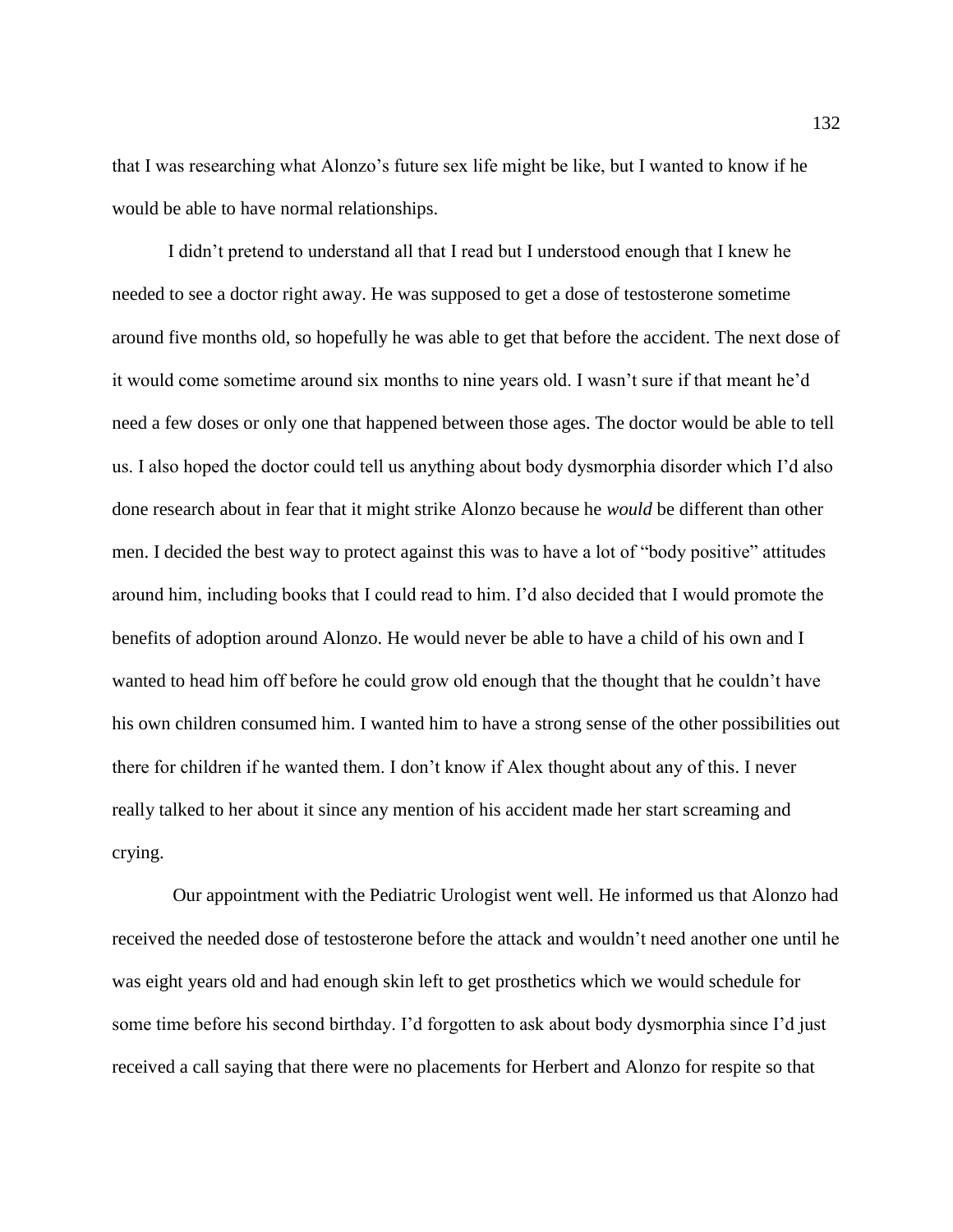that I was researching what Alonzo's future sex life might be like, but I wanted to know if he would be able to have normal relationships.

I didn't pretend to understand all that I read but I understood enough that I knew he needed to see a doctor right away. He was supposed to get a dose of testosterone sometime around five months old, so hopefully he was able to get that before the accident. The next dose of it would come sometime around six months to nine years old. I wasn't sure if that meant he'd need a few doses or only one that happened between those ages. The doctor would be able to tell us. I also hoped the doctor could tell us anything about body dysmorphia disorder which I'd also done research about in fear that it might strike Alonzo because he *would* be different than other men. I decided the best way to protect against this was to have a lot of "body positive" attitudes around him, including books that I could read to him. I'd also decided that I would promote the benefits of adoption around Alonzo. He would never be able to have a child of his own and I wanted to head him off before he could grow old enough that the thought that he couldn't have his own children consumed him. I wanted him to have a strong sense of the other possibilities out there for children if he wanted them. I don't know if Alex thought about any of this. I never really talked to her about it since any mention of his accident made her start screaming and crying.

Our appointment with the Pediatric Urologist went well. He informed us that Alonzo had received the needed dose of testosterone before the attack and wouldn't need another one until he was eight years old and had enough skin left to get prosthetics which we would schedule for some time before his second birthday. I'd forgotten to ask about body dysmorphia since I'd just received a call saying that there were no placements for Herbert and Alonzo for respite so that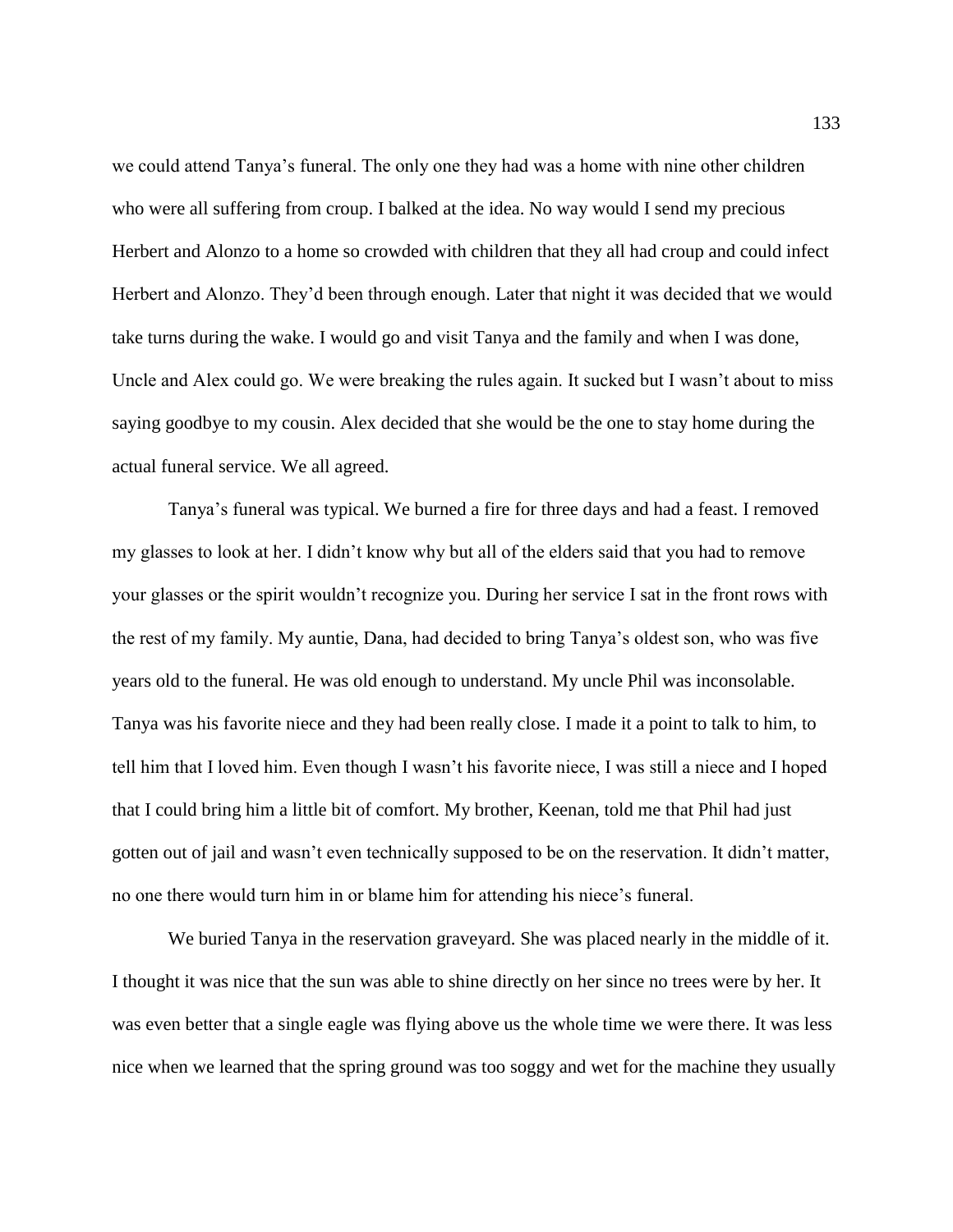we could attend Tanya's funeral. The only one they had was a home with nine other children who were all suffering from croup. I balked at the idea. No way would I send my precious Herbert and Alonzo to a home so crowded with children that they all had croup and could infect Herbert and Alonzo. They'd been through enough. Later that night it was decided that we would take turns during the wake. I would go and visit Tanya and the family and when I was done, Uncle and Alex could go. We were breaking the rules again. It sucked but I wasn't about to miss saying goodbye to my cousin. Alex decided that she would be the one to stay home during the actual funeral service. We all agreed.

Tanya's funeral was typical. We burned a fire for three days and had a feast. I removed my glasses to look at her. I didn't know why but all of the elders said that you had to remove your glasses or the spirit wouldn't recognize you. During her service I sat in the front rows with the rest of my family. My auntie, Dana, had decided to bring Tanya's oldest son, who was five years old to the funeral. He was old enough to understand. My uncle Phil was inconsolable. Tanya was his favorite niece and they had been really close. I made it a point to talk to him, to tell him that I loved him. Even though I wasn't his favorite niece, I was still a niece and I hoped that I could bring him a little bit of comfort. My brother, Keenan, told me that Phil had just gotten out of jail and wasn't even technically supposed to be on the reservation. It didn't matter, no one there would turn him in or blame him for attending his niece's funeral.

We buried Tanya in the reservation graveyard. She was placed nearly in the middle of it. I thought it was nice that the sun was able to shine directly on her since no trees were by her. It was even better that a single eagle was flying above us the whole time we were there. It was less nice when we learned that the spring ground was too soggy and wet for the machine they usually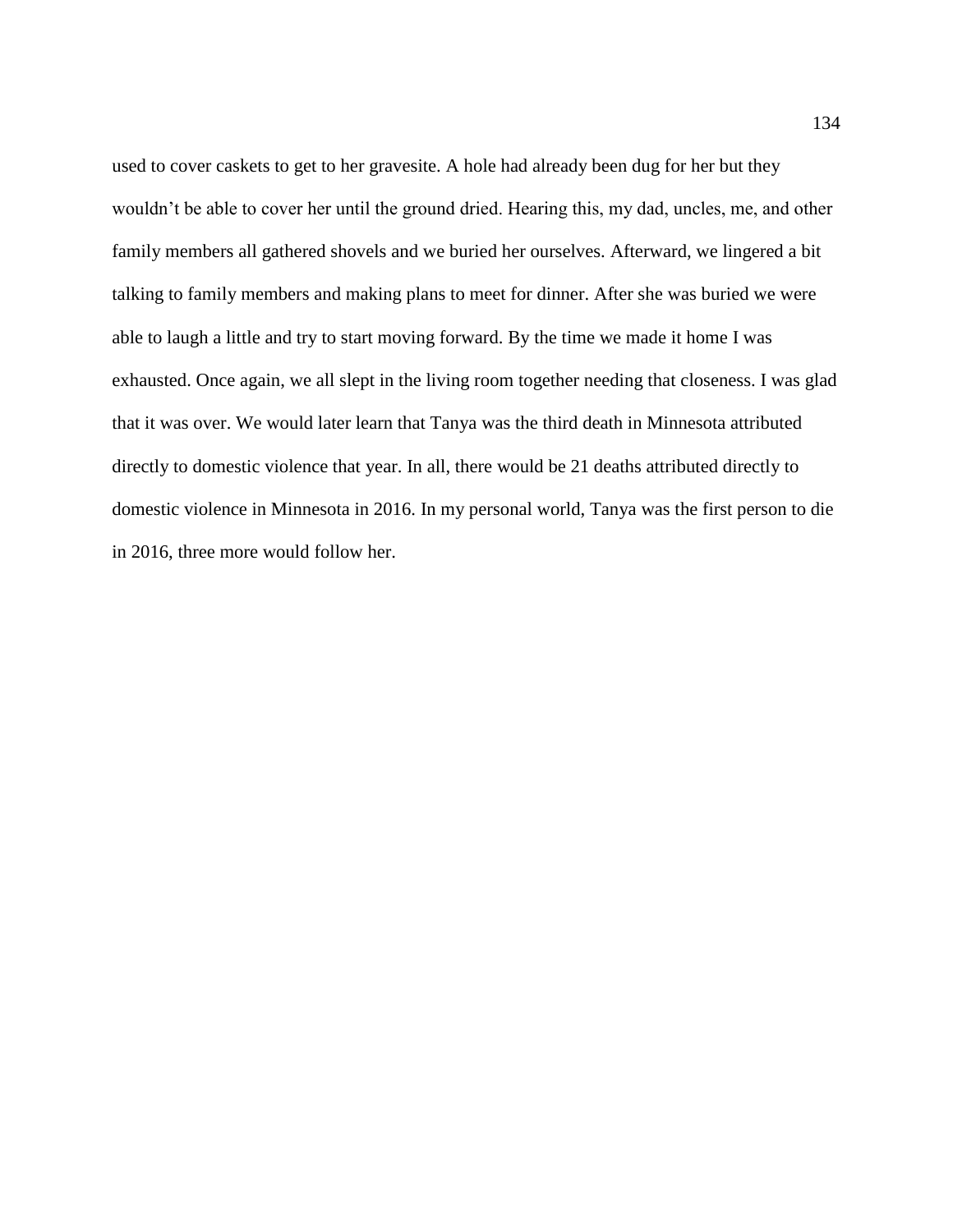used to cover caskets to get to her gravesite. A hole had already been dug for her but they wouldn't be able to cover her until the ground dried. Hearing this, my dad, uncles, me, and other family members all gathered shovels and we buried her ourselves. Afterward, we lingered a bit talking to family members and making plans to meet for dinner. After she was buried we were able to laugh a little and try to start moving forward. By the time we made it home I was exhausted. Once again, we all slept in the living room together needing that closeness. I was glad that it was over. We would later learn that Tanya was the third death in Minnesota attributed directly to domestic violence that year. In all, there would be 21 deaths attributed directly to domestic violence in Minnesota in 2016. In my personal world, Tanya was the first person to die in 2016, three more would follow her.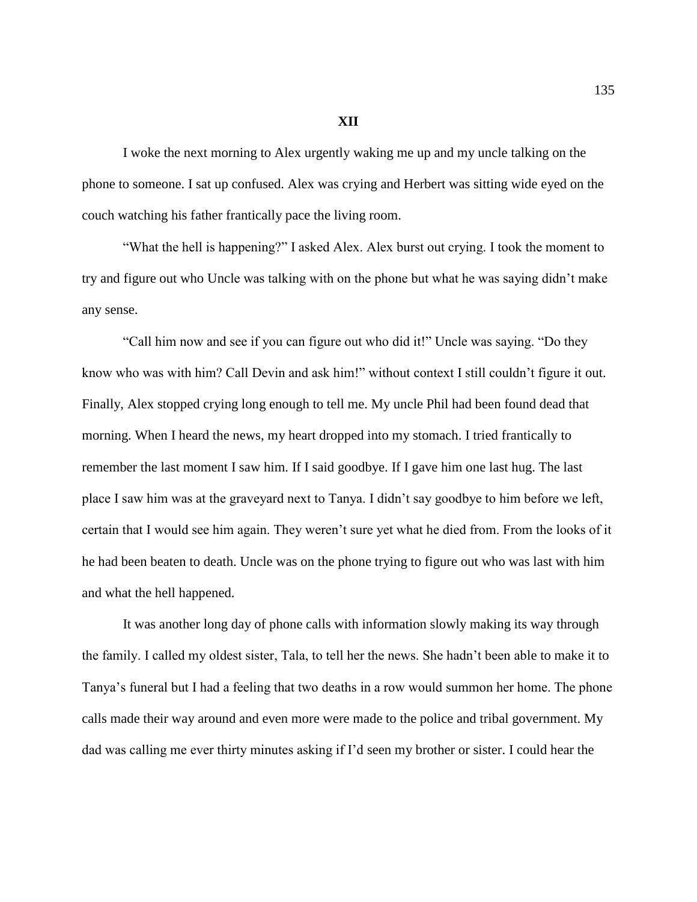**XII**

I woke the next morning to Alex urgently waking me up and my uncle talking on the phone to someone. I sat up confused. Alex was crying and Herbert was sitting wide eyed on the couch watching his father frantically pace the living room.

"What the hell is happening?" I asked Alex. Alex burst out crying. I took the moment to try and figure out who Uncle was talking with on the phone but what he was saying didn't make any sense.

"Call him now and see if you can figure out who did it!" Uncle was saying. "Do they know who was with him? Call Devin and ask him!" without context I still couldn't figure it out. Finally, Alex stopped crying long enough to tell me. My uncle Phil had been found dead that morning. When I heard the news, my heart dropped into my stomach. I tried frantically to remember the last moment I saw him. If I said goodbye. If I gave him one last hug. The last place I saw him was at the graveyard next to Tanya. I didn't say goodbye to him before we left, certain that I would see him again. They weren't sure yet what he died from. From the looks of it he had been beaten to death. Uncle was on the phone trying to figure out who was last with him and what the hell happened.

It was another long day of phone calls with information slowly making its way through the family. I called my oldest sister, Tala, to tell her the news. She hadn't been able to make it to Tanya's funeral but I had a feeling that two deaths in a row would summon her home. The phone calls made their way around and even more were made to the police and tribal government. My dad was calling me ever thirty minutes asking if I'd seen my brother or sister. I could hear the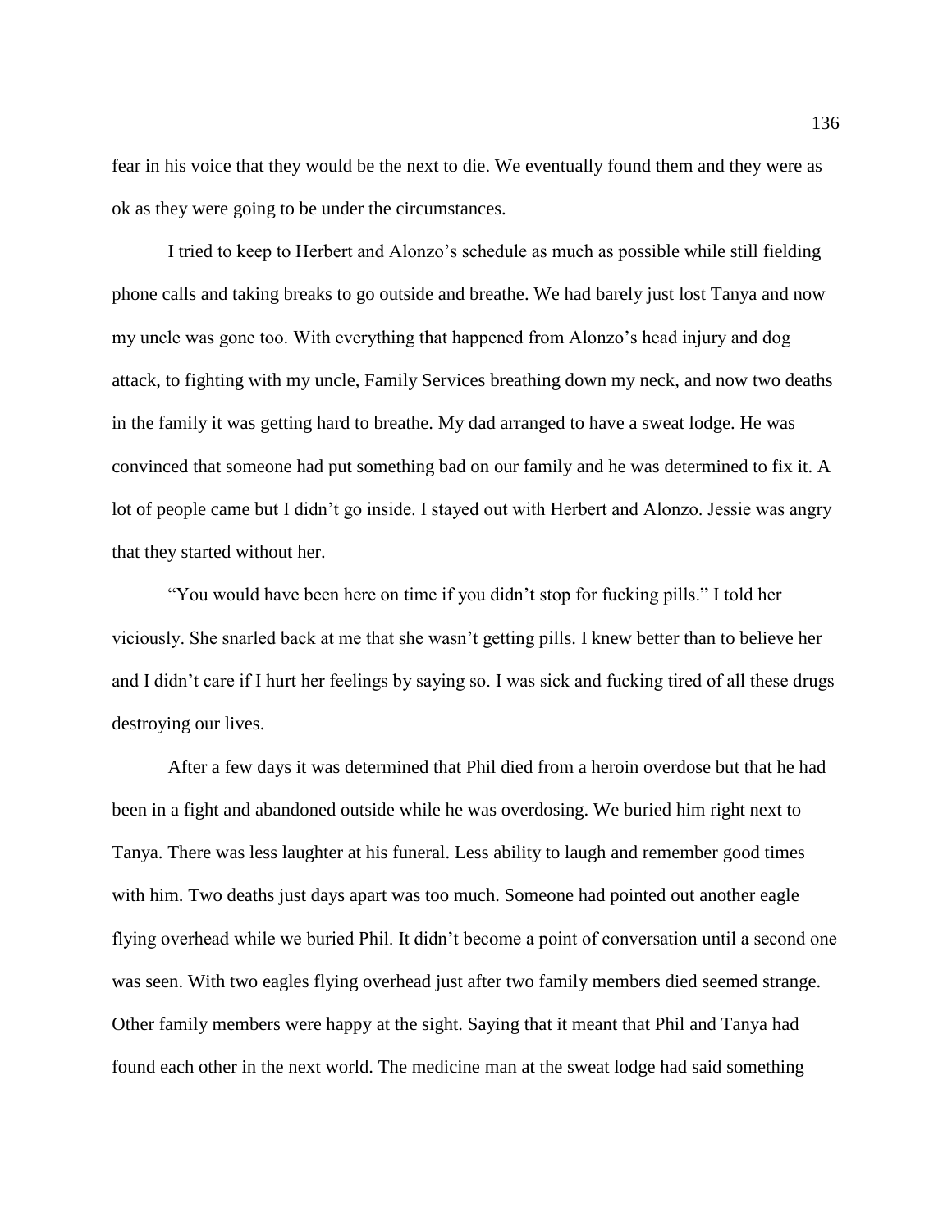fear in his voice that they would be the next to die. We eventually found them and they were as ok as they were going to be under the circumstances.

I tried to keep to Herbert and Alonzo's schedule as much as possible while still fielding phone calls and taking breaks to go outside and breathe. We had barely just lost Tanya and now my uncle was gone too. With everything that happened from Alonzo's head injury and dog attack, to fighting with my uncle, Family Services breathing down my neck, and now two deaths in the family it was getting hard to breathe. My dad arranged to have a sweat lodge. He was convinced that someone had put something bad on our family and he was determined to fix it. A lot of people came but I didn't go inside. I stayed out with Herbert and Alonzo. Jessie was angry that they started without her.

"You would have been here on time if you didn't stop for fucking pills." I told her viciously. She snarled back at me that she wasn't getting pills. I knew better than to believe her and I didn't care if I hurt her feelings by saying so. I was sick and fucking tired of all these drugs destroying our lives.

After a few days it was determined that Phil died from a heroin overdose but that he had been in a fight and abandoned outside while he was overdosing. We buried him right next to Tanya. There was less laughter at his funeral. Less ability to laugh and remember good times with him. Two deaths just days apart was too much. Someone had pointed out another eagle flying overhead while we buried Phil. It didn't become a point of conversation until a second one was seen. With two eagles flying overhead just after two family members died seemed strange. Other family members were happy at the sight. Saying that it meant that Phil and Tanya had found each other in the next world. The medicine man at the sweat lodge had said something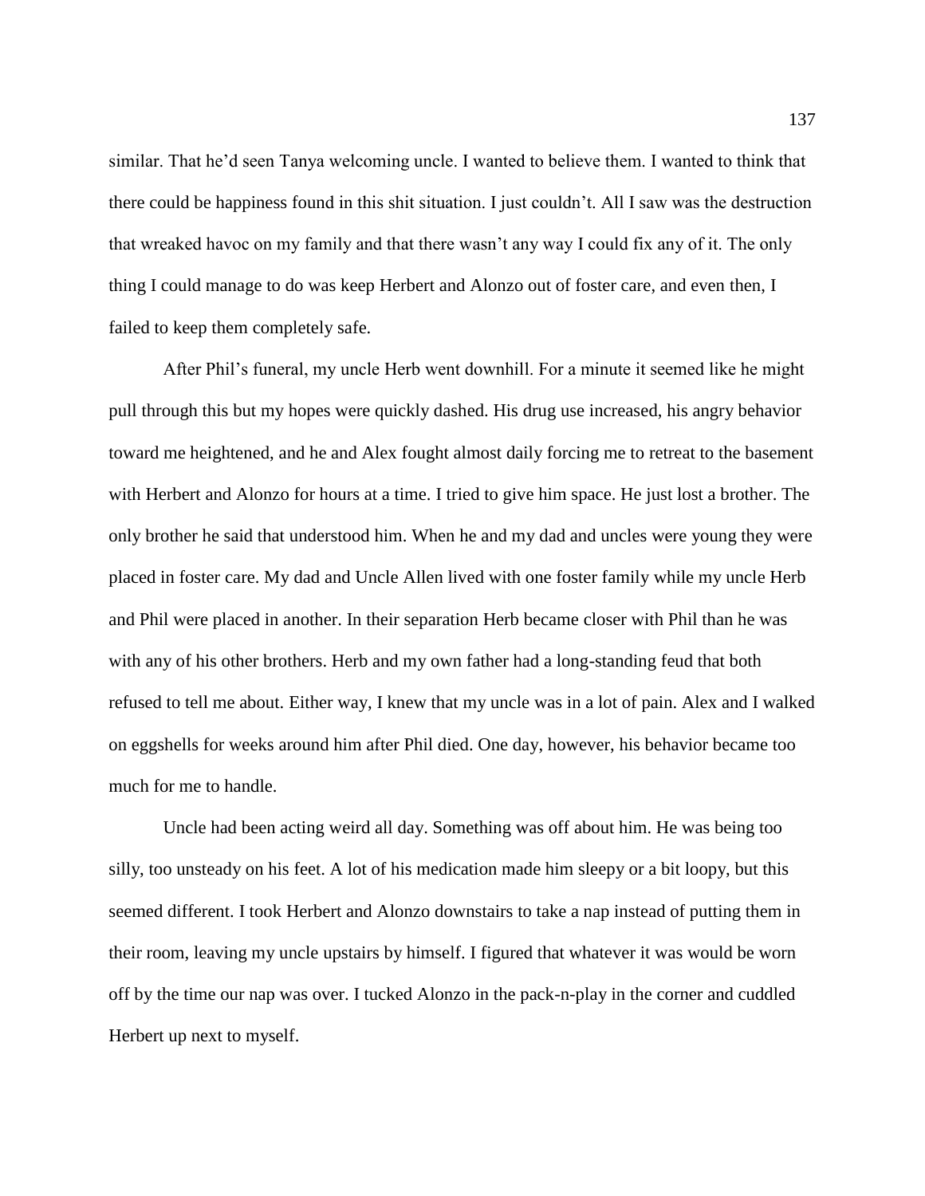similar. That he'd seen Tanya welcoming uncle. I wanted to believe them. I wanted to think that there could be happiness found in this shit situation. I just couldn't. All I saw was the destruction that wreaked havoc on my family and that there wasn't any way I could fix any of it. The only thing I could manage to do was keep Herbert and Alonzo out of foster care, and even then, I failed to keep them completely safe.

After Phil's funeral, my uncle Herb went downhill. For a minute it seemed like he might pull through this but my hopes were quickly dashed. His drug use increased, his angry behavior toward me heightened, and he and Alex fought almost daily forcing me to retreat to the basement with Herbert and Alonzo for hours at a time. I tried to give him space. He just lost a brother. The only brother he said that understood him. When he and my dad and uncles were young they were placed in foster care. My dad and Uncle Allen lived with one foster family while my uncle Herb and Phil were placed in another. In their separation Herb became closer with Phil than he was with any of his other brothers. Herb and my own father had a long-standing feud that both refused to tell me about. Either way, I knew that my uncle was in a lot of pain. Alex and I walked on eggshells for weeks around him after Phil died. One day, however, his behavior became too much for me to handle.

Uncle had been acting weird all day. Something was off about him. He was being too silly, too unsteady on his feet. A lot of his medication made him sleepy or a bit loopy, but this seemed different. I took Herbert and Alonzo downstairs to take a nap instead of putting them in their room, leaving my uncle upstairs by himself. I figured that whatever it was would be worn off by the time our nap was over. I tucked Alonzo in the pack-n-play in the corner and cuddled Herbert up next to myself.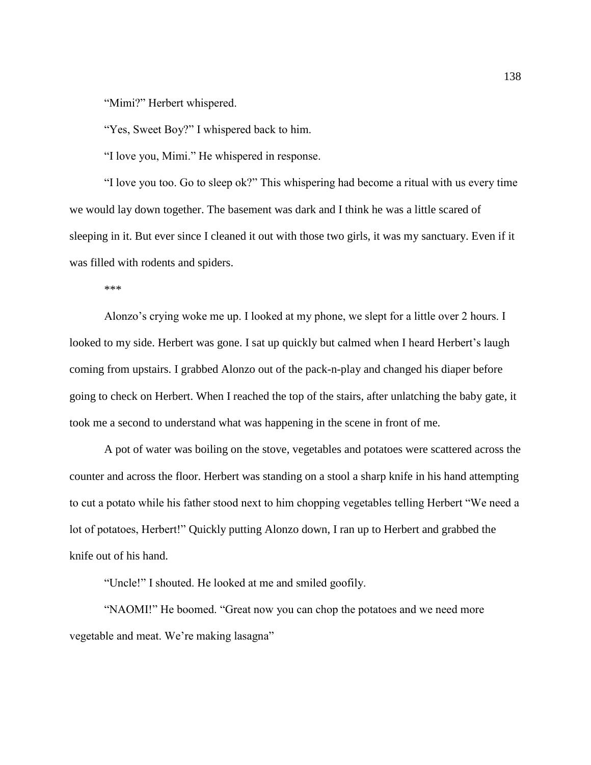"Mimi?" Herbert whispered.

"Yes, Sweet Boy?" I whispered back to him.

"I love you, Mimi." He whispered in response.

"I love you too. Go to sleep ok?" This whispering had become a ritual with us every time we would lay down together. The basement was dark and I think he was a little scared of sleeping in it. But ever since I cleaned it out with those two girls, it was my sanctuary. Even if it was filled with rodents and spiders.

***

Alonzo's crying woke me up. I looked at my phone, we slept for a little over 2 hours. I looked to my side. Herbert was gone. I sat up quickly but calmed when I heard Herbert's laugh coming from upstairs. I grabbed Alonzo out of the pack-n-play and changed his diaper before going to check on Herbert. When I reached the top of the stairs, after unlatching the baby gate, it took me a second to understand what was happening in the scene in front of me.

A pot of water was boiling on the stove, vegetables and potatoes were scattered across the counter and across the floor. Herbert was standing on a stool a sharp knife in his hand attempting to cut a potato while his father stood next to him chopping vegetables telling Herbert "We need a lot of potatoes, Herbert!" Quickly putting Alonzo down, I ran up to Herbert and grabbed the knife out of his hand.

"Uncle!" I shouted. He looked at me and smiled goofily.

"NAOMI!" He boomed. "Great now you can chop the potatoes and we need more vegetable and meat. We're making lasagna"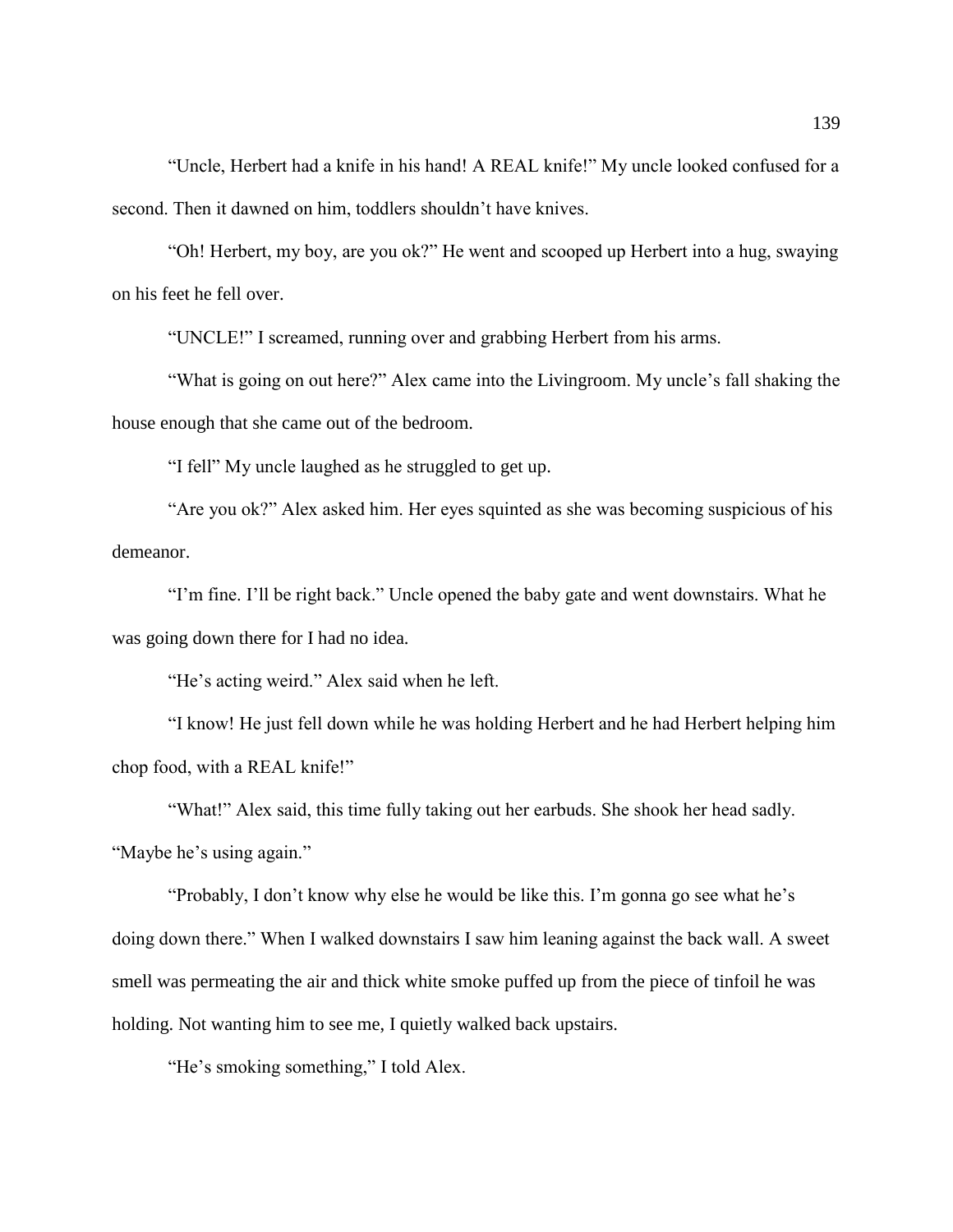"Uncle, Herbert had a knife in his hand! A REAL knife!" My uncle looked confused for a second. Then it dawned on him, toddlers shouldn't have knives.

"Oh! Herbert, my boy, are you ok?" He went and scooped up Herbert into a hug, swaying on his feet he fell over.

"UNCLE!" I screamed, running over and grabbing Herbert from his arms.

"What is going on out here?" Alex came into the Livingroom. My uncle's fall shaking the house enough that she came out of the bedroom.

"I fell" My uncle laughed as he struggled to get up.

"Are you ok?" Alex asked him. Her eyes squinted as she was becoming suspicious of his demeanor.

"I'm fine. I'll be right back." Uncle opened the baby gate and went downstairs. What he was going down there for I had no idea.

"He's acting weird." Alex said when he left.

"I know! He just fell down while he was holding Herbert and he had Herbert helping him chop food, with a REAL knife!"

"What!" Alex said, this time fully taking out her earbuds. She shook her head sadly. "Maybe he's using again."

"Probably, I don't know why else he would be like this. I'm gonna go see what he's doing down there." When I walked downstairs I saw him leaning against the back wall. A sweet smell was permeating the air and thick white smoke puffed up from the piece of tinfoil he was holding. Not wanting him to see me, I quietly walked back upstairs.

"He's smoking something," I told Alex.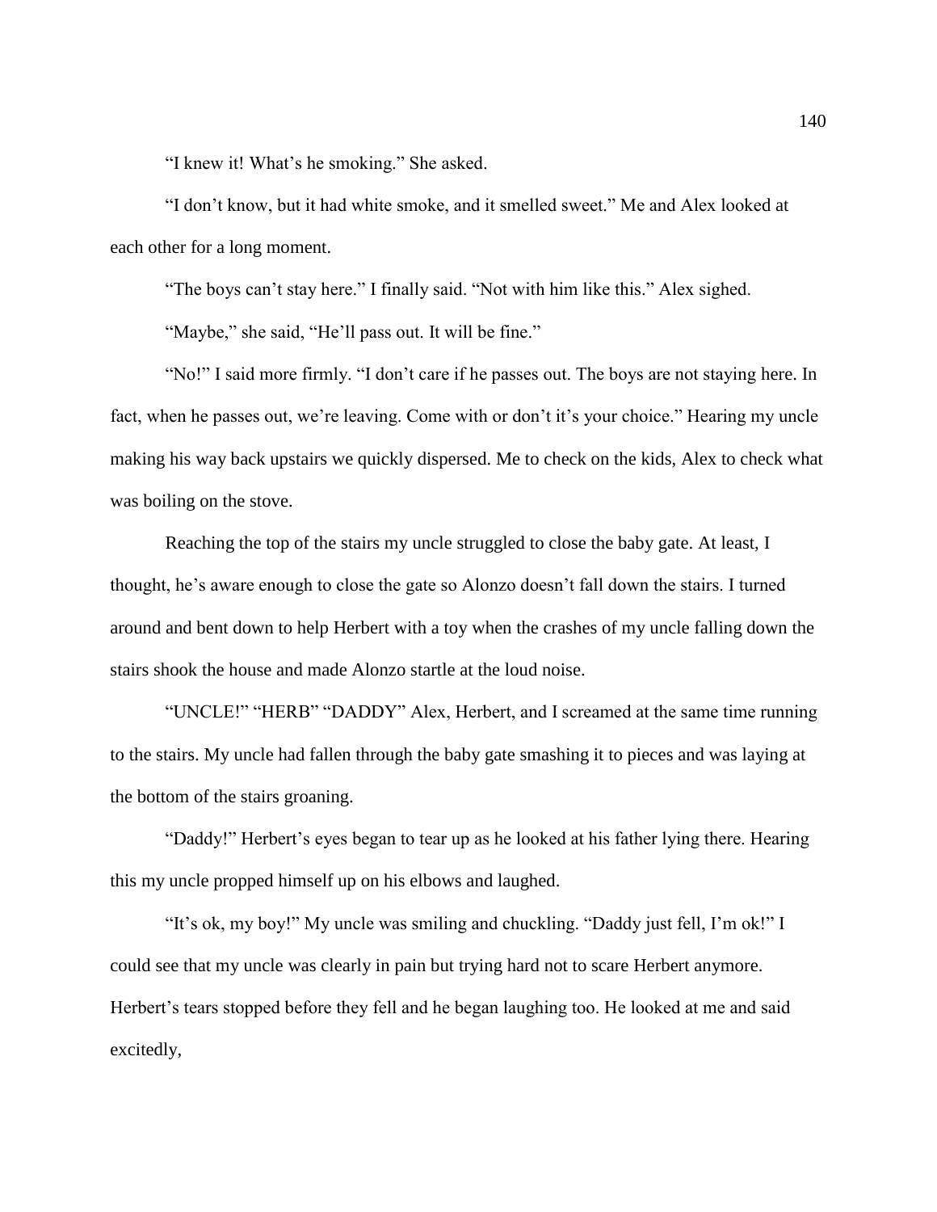"I knew it! What's he smoking." She asked.

"I don't know, but it had white smoke, and it smelled sweet." Me and Alex looked at each other for a long moment.

"The boys can't stay here." I finally said. "Not with him like this." Alex sighed.

"Maybe," she said, "He'll pass out. It will be fine."

"No!" I said more firmly. "I don't care if he passes out. The boys are not staying here. In fact, when he passes out, we're leaving. Come with or don't it's your choice." Hearing my uncle making his way back upstairs we quickly dispersed. Me to check on the kids, Alex to check what was boiling on the stove.

Reaching the top of the stairs my uncle struggled to close the baby gate. At least, I thought, he's aware enough to close the gate so Alonzo doesn't fall down the stairs. I turned around and bent down to help Herbert with a toy when the crashes of my uncle falling down the stairs shook the house and made Alonzo startle at the loud noise.

"UNCLE!" "HERB" "DADDY" Alex, Herbert, and I screamed at the same time running to the stairs. My uncle had fallen through the baby gate smashing it to pieces and was laying at the bottom of the stairs groaning.

"Daddy!" Herbert's eyes began to tear up as he looked at his father lying there. Hearing this my uncle propped himself up on his elbows and laughed.

"It's ok, my boy!" My uncle was smiling and chuckling. "Daddy just fell, I'm ok!" I could see that my uncle was clearly in pain but trying hard not to scare Herbert anymore. Herbert's tears stopped before they fell and he began laughing too. He looked at me and said excitedly,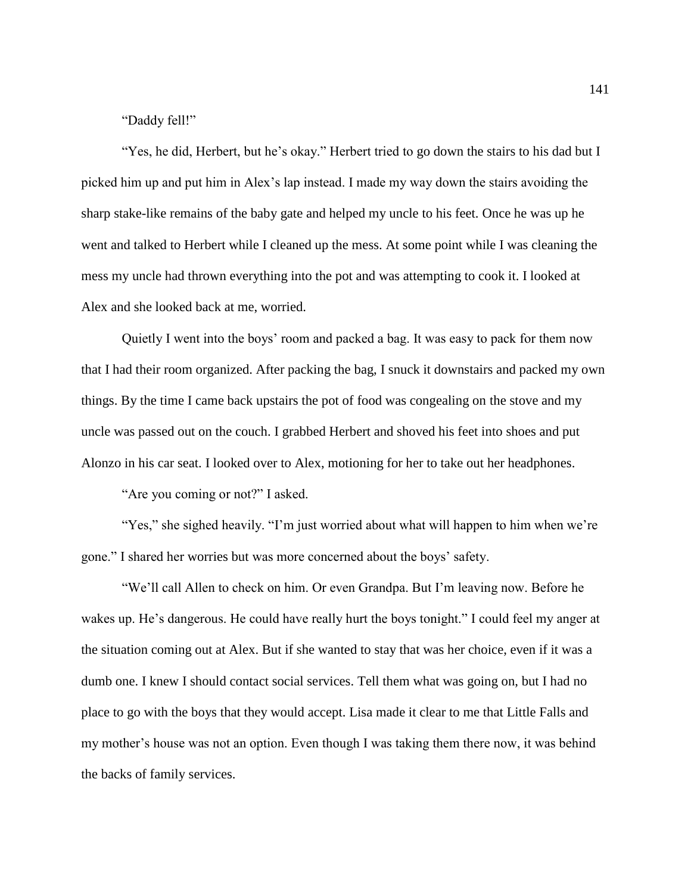"Daddy fell!"

"Yes, he did, Herbert, but he's okay." Herbert tried to go down the stairs to his dad but I picked him up and put him in Alex's lap instead. I made my way down the stairs avoiding the sharp stake-like remains of the baby gate and helped my uncle to his feet. Once he was up he went and talked to Herbert while I cleaned up the mess. At some point while I was cleaning the mess my uncle had thrown everything into the pot and was attempting to cook it. I looked at Alex and she looked back at me, worried.

Quietly I went into the boys' room and packed a bag. It was easy to pack for them now that I had their room organized. After packing the bag, I snuck it downstairs and packed my own things. By the time I came back upstairs the pot of food was congealing on the stove and my uncle was passed out on the couch. I grabbed Herbert and shoved his feet into shoes and put Alonzo in his car seat. I looked over to Alex, motioning for her to take out her headphones.

"Are you coming or not?" I asked.

"Yes," she sighed heavily. "I'm just worried about what will happen to him when we're gone." I shared her worries but was more concerned about the boys' safety.

"We'll call Allen to check on him. Or even Grandpa. But I'm leaving now. Before he wakes up. He's dangerous. He could have really hurt the boys tonight." I could feel my anger at the situation coming out at Alex. But if she wanted to stay that was her choice, even if it was a dumb one. I knew I should contact social services. Tell them what was going on, but I had no place to go with the boys that they would accept. Lisa made it clear to me that Little Falls and my mother's house was not an option. Even though I was taking them there now, it was behind the backs of family services.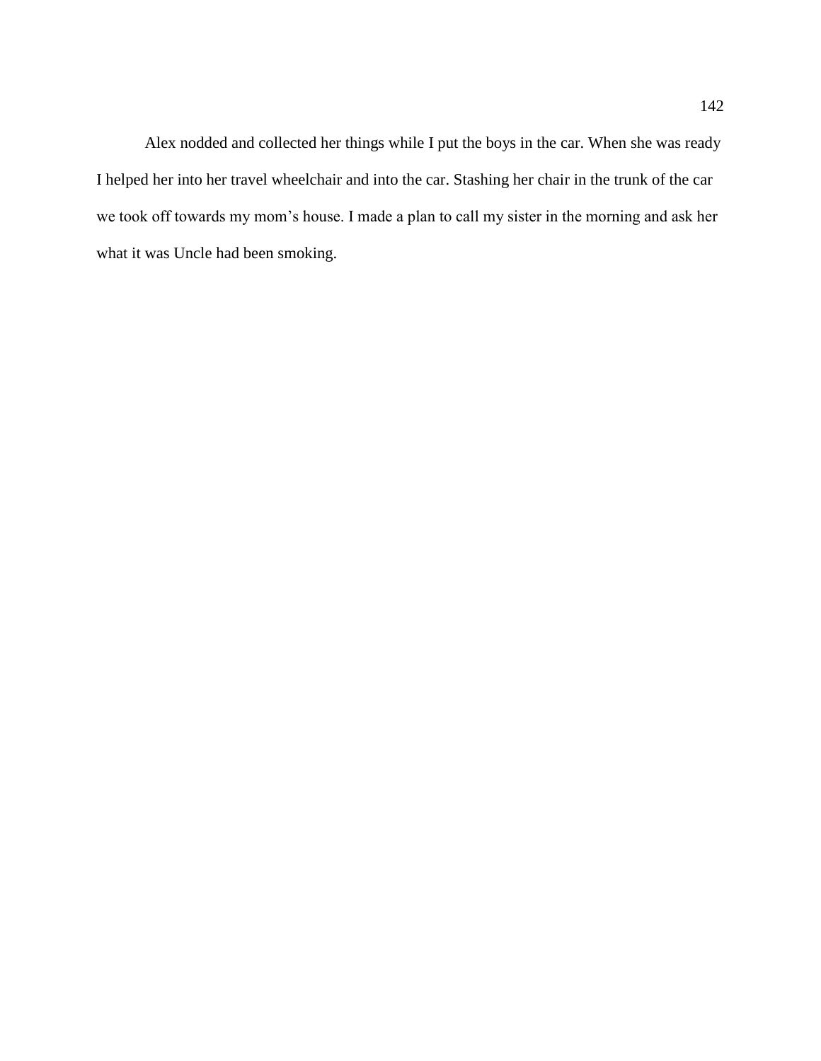Alex nodded and collected her things while I put the boys in the car. When she was ready I helped her into her travel wheelchair and into the car. Stashing her chair in the trunk of the car we took off towards my mom's house. I made a plan to call my sister in the morning and ask her what it was Uncle had been smoking.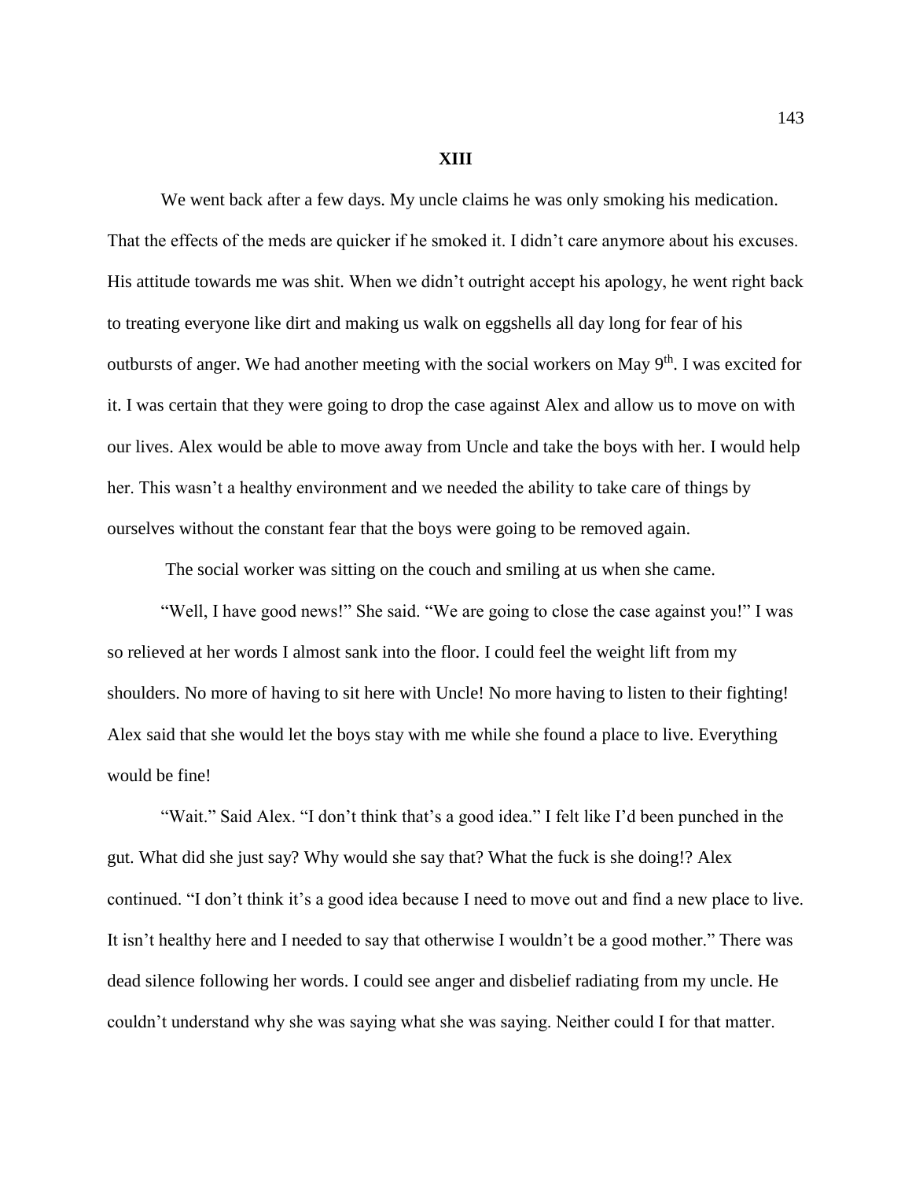# XIII

We went back after a few days. My uncle claims he was only smoking his medication. That the effects of the meds are quicker if he smoked it. I didn't care anymore about his excuses. His attitude towards me was shit. When we didn't outright accept his apology, he went right back to treating everyone like dirt and making us walk on eggshells all day long for fear of his outbursts of anger. We had another meeting with the social workers on May 9th. I was excited for it. I was certain that they were going to drop the case against Alex and allow us to move on with our lives. Alex would be able to move away from Uncle and take the boys with her. I would help her. This wasn't a healthy environment and we needed the ability to take care of things by ourselves without the constant fear that the boys were going to be removed again.

The social worker was sitting on the couch and smiling at us when she came.

"Well, I have good news!" She said. "We are going to close the case against you!" I was so relieved at her words I almost sank into the floor. I could feel the weight lift from my shoulders. No more of having to sit here with Uncle! No more having to listen to their fighting! Alex said that she would let the boys stay with me while she found a place to live. Everything would be fine!

"Wait." Said Alex. "I don't think that's a good idea." I felt like I'd been punched in the gut. What did she just say? Why would she say that? What the fuck is she doing!? Alex continued. "I don't think it's a good idea because I need to move out and find a new place to live. It isn't healthy here and I needed to say that otherwise I wouldn't be a good mother." There was dead silence following her words. I could see anger and disbelief radiating from my uncle. He couldn't understand why she was saying what she was saying. Neither could I for that matter.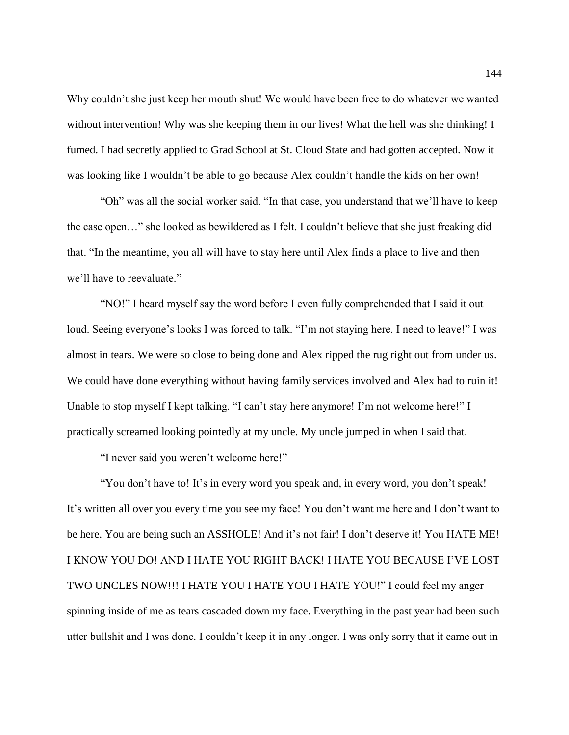Why couldn't she just keep her mouth shut! We would have been free to do whatever we wanted without intervention! Why was she keeping them in our lives! What the hell was she thinking! I fumed. I had secretly applied to Grad School at St. Cloud State and had gotten accepted. Now it was looking like I wouldn't be able to go because Alex couldn't handle the kids on her own!

"Oh" was all the social worker said. "In that case, you understand that we'll have to keep the case open…" she looked as bewildered as I felt. I couldn't believe that she just freaking did that. "In the meantime, you all will have to stay here until Alex finds a place to live and then we'll have to reevaluate."

"NO!" I heard myself say the word before I even fully comprehended that I said it out loud. Seeing everyone's looks I was forced to talk. "I'm not staying here. I need to leave!" I was almost in tears. We were so close to being done and Alex ripped the rug right out from under us. We could have done everything without having family services involved and Alex had to ruin it! Unable to stop myself I kept talking. "I can't stay here anymore! I'm not welcome here!" I practically screamed looking pointedly at my uncle. My uncle jumped in when I said that.

"I never said you weren't welcome here!"

"You don't have to! It's in every word you speak and, in every word, you don't speak! It's written all over you every time you see my face! You don't want me here and I don't want to be here. You are being such an ASSHOLE! And it's not fair! I don't deserve it! You HATE ME! I KNOW YOU DO! AND I HATE YOU RIGHT BACK! I HATE YOU BECAUSE I'VE LOST TWO UNCLES NOW!!! I HATE YOU I HATE YOU I HATE YOU!" I could feel my anger spinning inside of me as tears cascaded down my face. Everything in the past year had been such utter bullshit and I was done. I couldn't keep it in any longer. I was only sorry that it came out in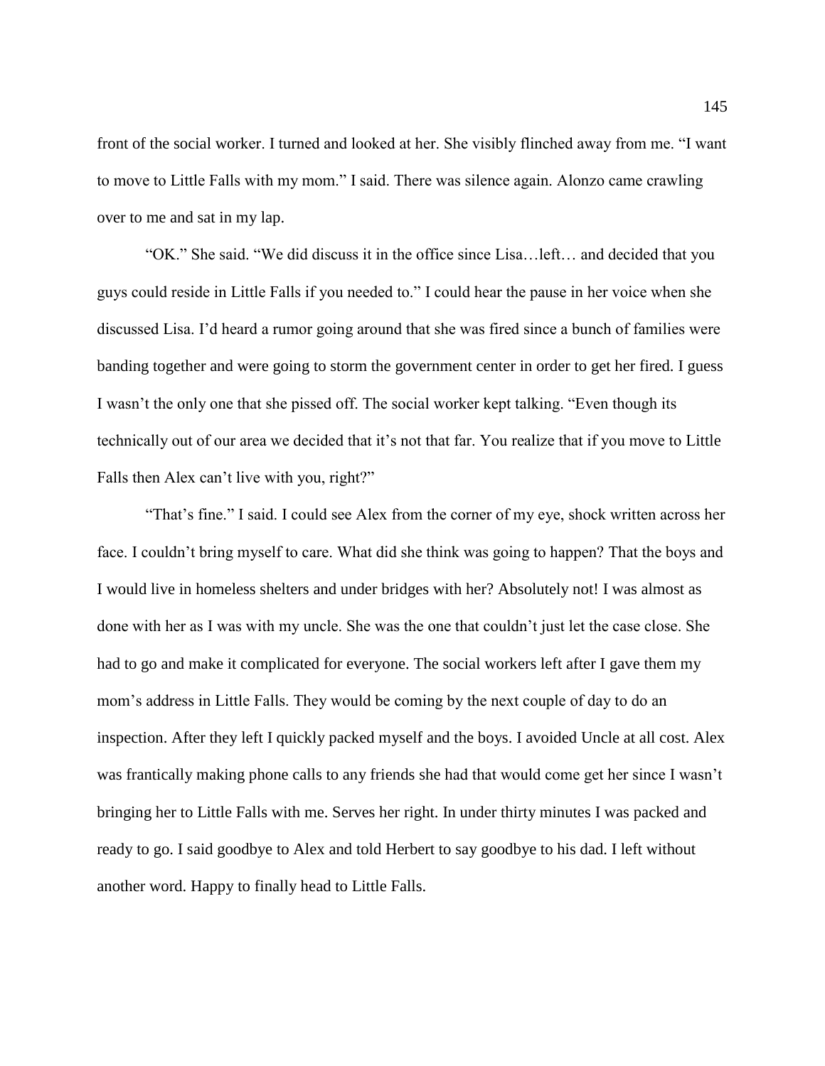front of the social worker. I turned and looked at her. She visibly flinched away from me. "I want to move to Little Falls with my mom." I said. There was silence again. Alonzo came crawling over to me and sat in my lap.

"OK." She said. "We did discuss it in the office since Lisa…left… and decided that you guys could reside in Little Falls if you needed to." I could hear the pause in her voice when she discussed Lisa. I'd heard a rumor going around that she was fired since a bunch of families were banding together and were going to storm the government center in order to get her fired. I guess I wasn't the only one that she pissed off. The social worker kept talking. "Even though its technically out of our area we decided that it's not that far. You realize that if you move to Little Falls then Alex can't live with you, right?"

"That's fine." I said. I could see Alex from the corner of my eye, shock written across her face. I couldn't bring myself to care. What did she think was going to happen? That the boys and I would live in homeless shelters and under bridges with her? Absolutely not! I was almost as done with her as I was with my uncle. She was the one that couldn't just let the case close. She had to go and make it complicated for everyone. The social workers left after I gave them my mom's address in Little Falls. They would be coming by the next couple of day to do an inspection. After they left I quickly packed myself and the boys. I avoided Uncle at all cost. Alex was frantically making phone calls to any friends she had that would come get her since I wasn't bringing her to Little Falls with me. Serves her right. In under thirty minutes I was packed and ready to go. I said goodbye to Alex and told Herbert to say goodbye to his dad. I left without another word. Happy to finally head to Little Falls.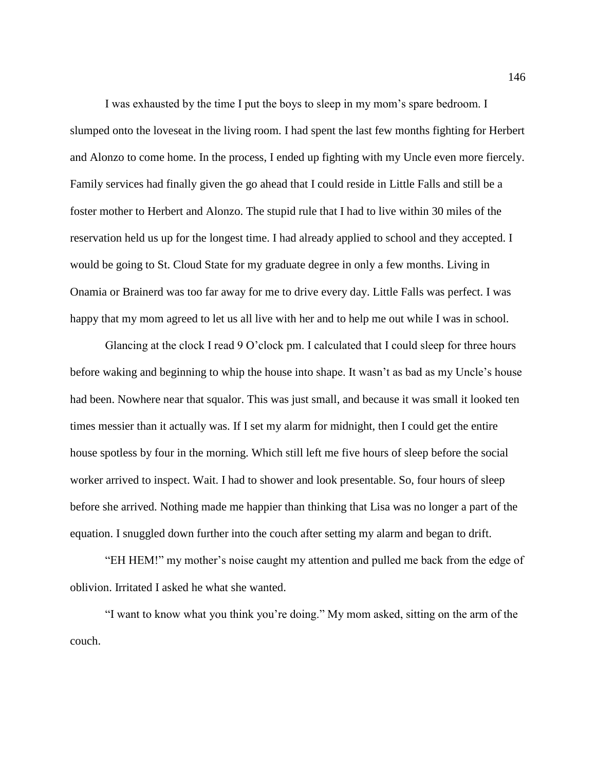I was exhausted by the time I put the boys to sleep in my mom's spare bedroom. I slumped onto the loveseat in the living room. I had spent the last few months fighting for Herbert and Alonzo to come home. In the process, I ended up fighting with my Uncle even more fiercely. Family services had finally given the go ahead that I could reside in Little Falls and still be a foster mother to Herbert and Alonzo. The stupid rule that I had to live within 30 miles of the reservation held us up for the longest time. I had already applied to school and they accepted. I would be going to St. Cloud State for my graduate degree in only a few months. Living in Onamia or Brainerd was too far away for me to drive every day. Little Falls was perfect. I was happy that my mom agreed to let us all live with her and to help me out while I was in school.

Glancing at the clock I read 9 O'clock pm. I calculated that I could sleep for three hours before waking and beginning to whip the house into shape. It wasn't as bad as my Uncle's house had been. Nowhere near that squalor. This was just small, and because it was small it looked ten times messier than it actually was. If I set my alarm for midnight, then I could get the entire house spotless by four in the morning. Which still left me five hours of sleep before the social worker arrived to inspect. Wait. I had to shower and look presentable. So, four hours of sleep before she arrived. Nothing made me happier than thinking that Lisa was no longer a part of the equation. I snuggled down further into the couch after setting my alarm and began to drift.

"EH HEM!" my mother's noise caught my attention and pulled me back from the edge of oblivion. Irritated I asked he what she wanted.

"I want to know what you think you're doing." My mom asked, sitting on the arm of the couch.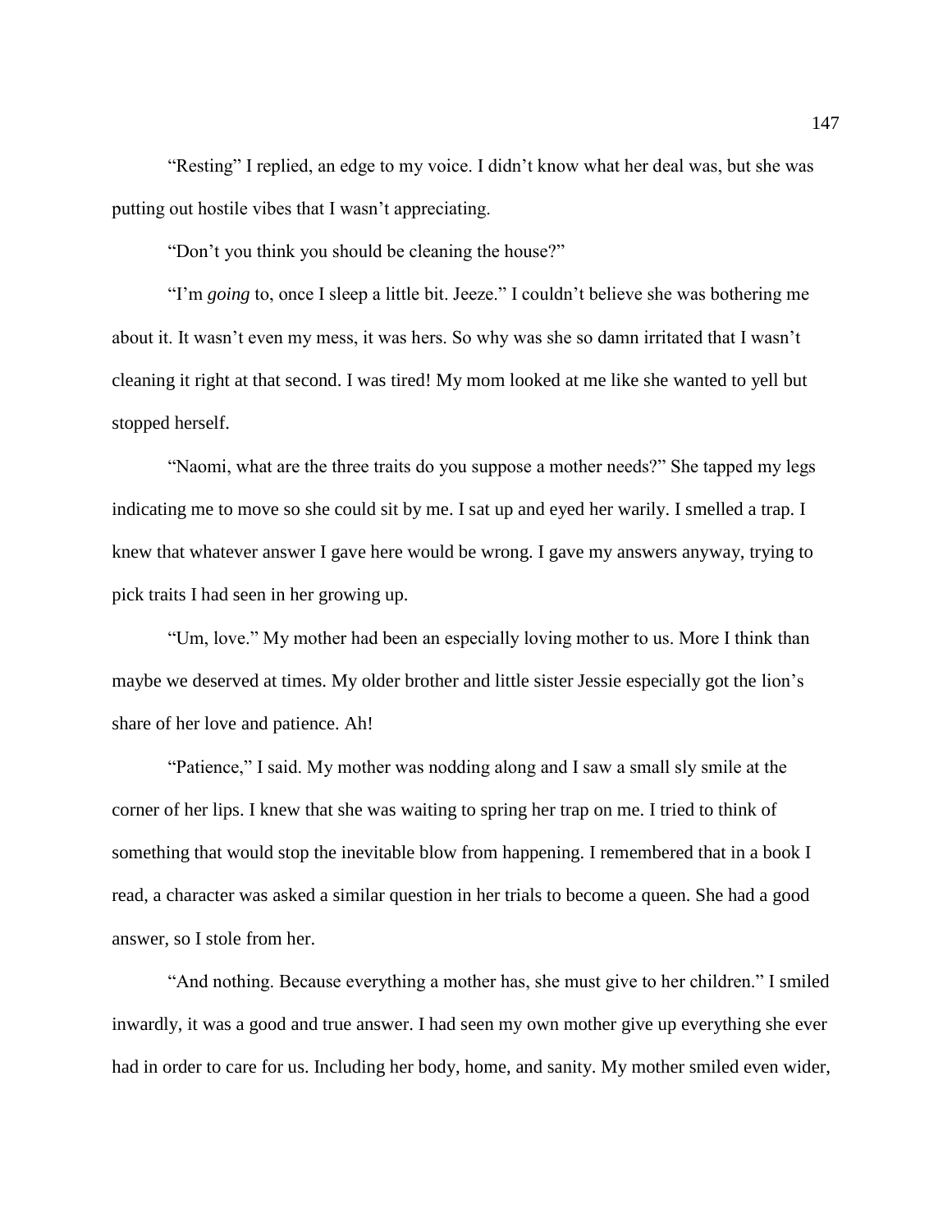"Resting" I replied, an edge to my voice. I didn't know what her deal was, but she was putting out hostile vibes that I wasn't appreciating.

"Don't you think you should be cleaning the house?"

"I'm *going* to, once I sleep a little bit. Jeeze." I couldn't believe she was bothering me about it. It wasn't even my mess, it was hers. So why was she so damn irritated that I wasn't cleaning it right at that second. I was tired! My mom looked at me like she wanted to yell but stopped herself.

"Naomi, what are the three traits do you suppose a mother needs?" She tapped my legs indicating me to move so she could sit by me. I sat up and eyed her warily. I smelled a trap. I knew that whatever answer I gave here would be wrong. I gave my answers anyway, trying to pick traits I had seen in her growing up.

"Um, love." My mother had been an especially loving mother to us. More I think than maybe we deserved at times. My older brother and little sister Jessie especially got the lion's share of her love and patience. Ah!

"Patience," I said. My mother was nodding along and I saw a small sly smile at the corner of her lips. I knew that she was waiting to spring her trap on me. I tried to think of something that would stop the inevitable blow from happening. I remembered that in a book I read, a character was asked a similar question in her trials to become a queen. She had a good answer, so I stole from her.

"And nothing. Because everything a mother has, she must give to her children." I smiled inwardly, it was a good and true answer. I had seen my own mother give up everything she ever had in order to care for us. Including her body, home, and sanity. My mother smiled even wider,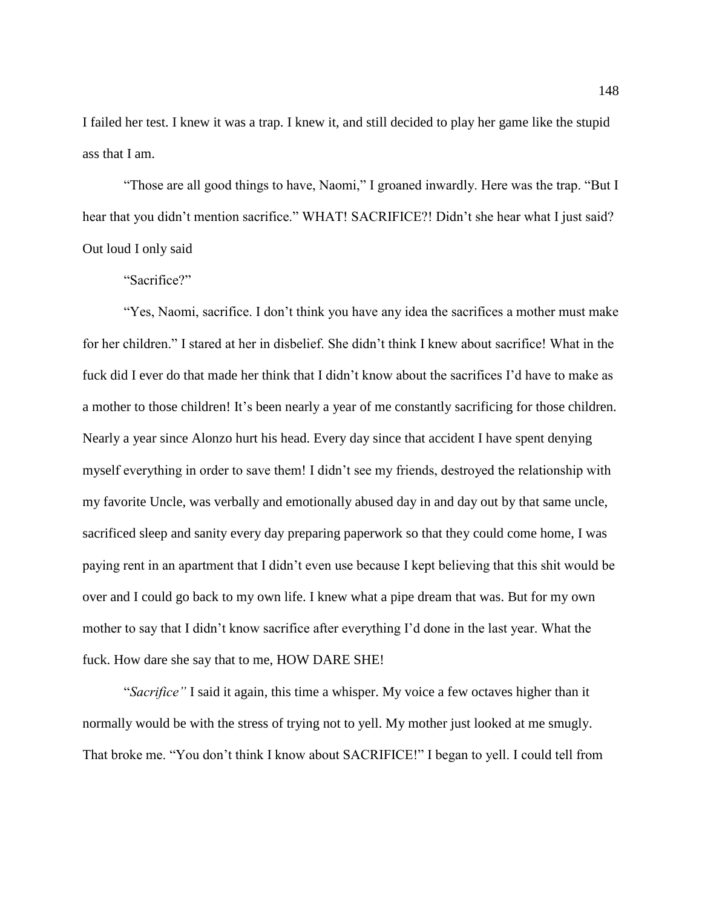I failed her test. I knew it was a trap. I knew it, and still decided to play her game like the stupid ass that I am.

"Those are all good things to have, Naomi," I groaned inwardly. Here was the trap. "But I hear that you didn't mention sacrifice." WHAT! SACRIFICE?! Didn't she hear what I just said? Out loud I only said

"Sacrifice?"

"Yes, Naomi, sacrifice. I don't think you have any idea the sacrifices a mother must make for her children." I stared at her in disbelief. She didn't think I knew about sacrifice! What in the fuck did I ever do that made her think that I didn't know about the sacrifices I'd have to make as a mother to those children! It's been nearly a year of me constantly sacrificing for those children. Nearly a year since Alonzo hurt his head. Every day since that accident I have spent denying myself everything in order to save them! I didn't see my friends, destroyed the relationship with my favorite Uncle, was verbally and emotionally abused day in and day out by that same uncle, sacrificed sleep and sanity every day preparing paperwork so that they could come home, I was paying rent in an apartment that I didn't even use because I kept believing that this shit would be over and I could go back to my own life. I knew what a pipe dream that was. But for my own mother to say that I didn't know sacrifice after everything I'd done in the last year. What the fuck. How dare she say that to me, HOW DARE SHE!

"*Sacrifice"* I said it again, this time a whisper. My voice a few octaves higher than it normally would be with the stress of trying not to yell. My mother just looked at me smugly. That broke me. "You don't think I know about SACRIFICE!" I began to yell. I could tell from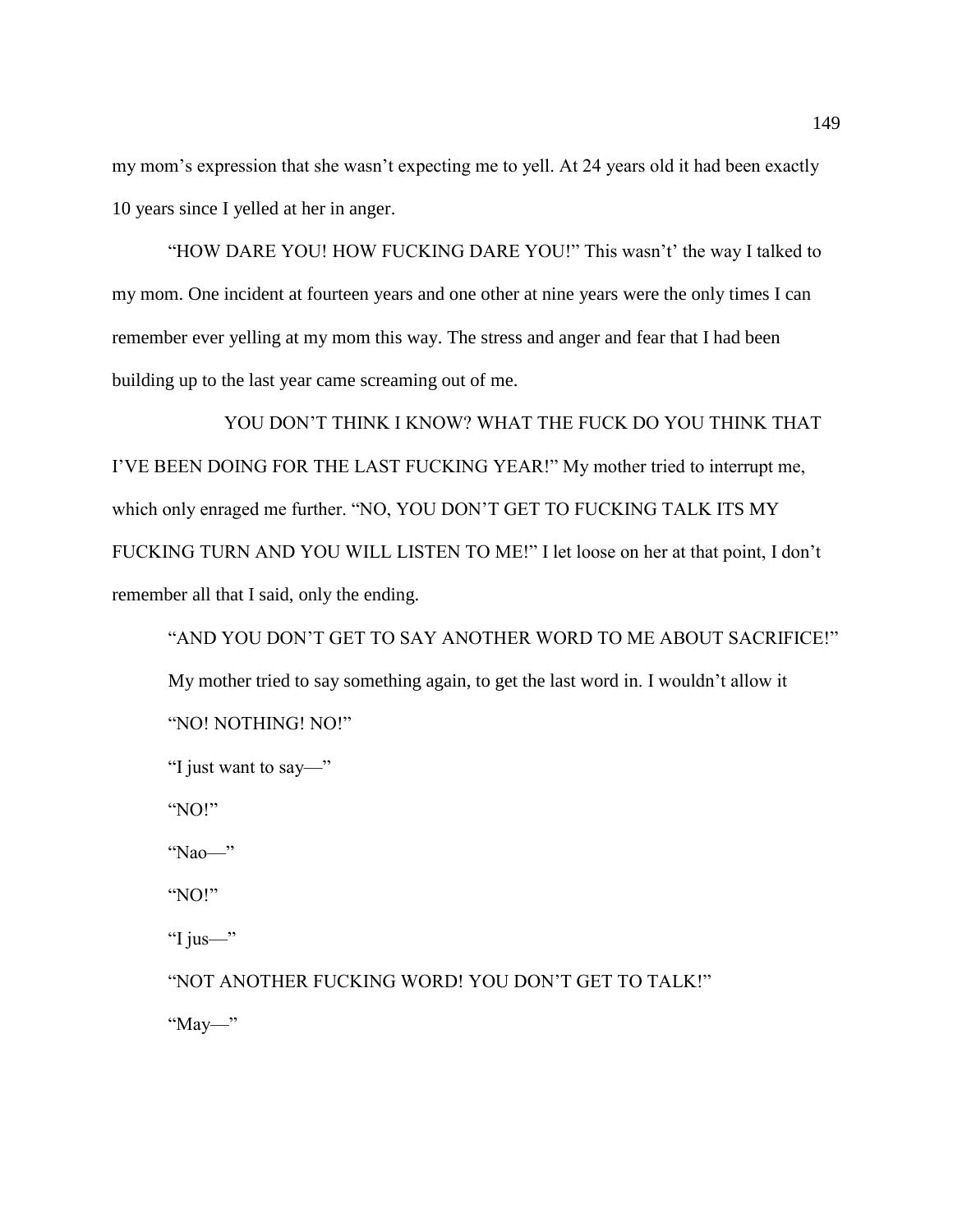my mom's expression that she wasn't expecting me to yell. At 24 years old it had been exactly 10 years since I yelled at her in anger.

"HOW DARE YOU! HOW FUCKING DARE YOU!" This wasn't' the way I talked to my mom. One incident at fourteen years and one other at nine years were the only times I can remember ever yelling at my mom this way. The stress and anger and fear that I had been building up to the last year came screaming out of me.

YOU DON'T THINK I KNOW? WHAT THE FUCK DO YOU THINK THAT I'VE BEEN DOING FOR THE LAST FUCKING YEAR!" My mother tried to interrupt me, which only enraged me further. "NO, YOU DON'T GET TO FUCKING TALK ITS MY FUCKING TURN AND YOU WILL LISTEN TO ME!" I let loose on her at that point, I don't remember all that I said, only the ending.

"AND YOU DON'T GET TO SAY ANOTHER WORD TO ME ABOUT SACRIFICE!"

My mother tried to say something again, to get the last word in. I wouldn't allow it

"NO! NOTHING! NO!"

"I just want to say—"

"NO!"

"Nao—"

"NO!"

"I jus—"

"NOT ANOTHER FUCKING WORD! YOU DON'T GET TO TALK!"

"May—"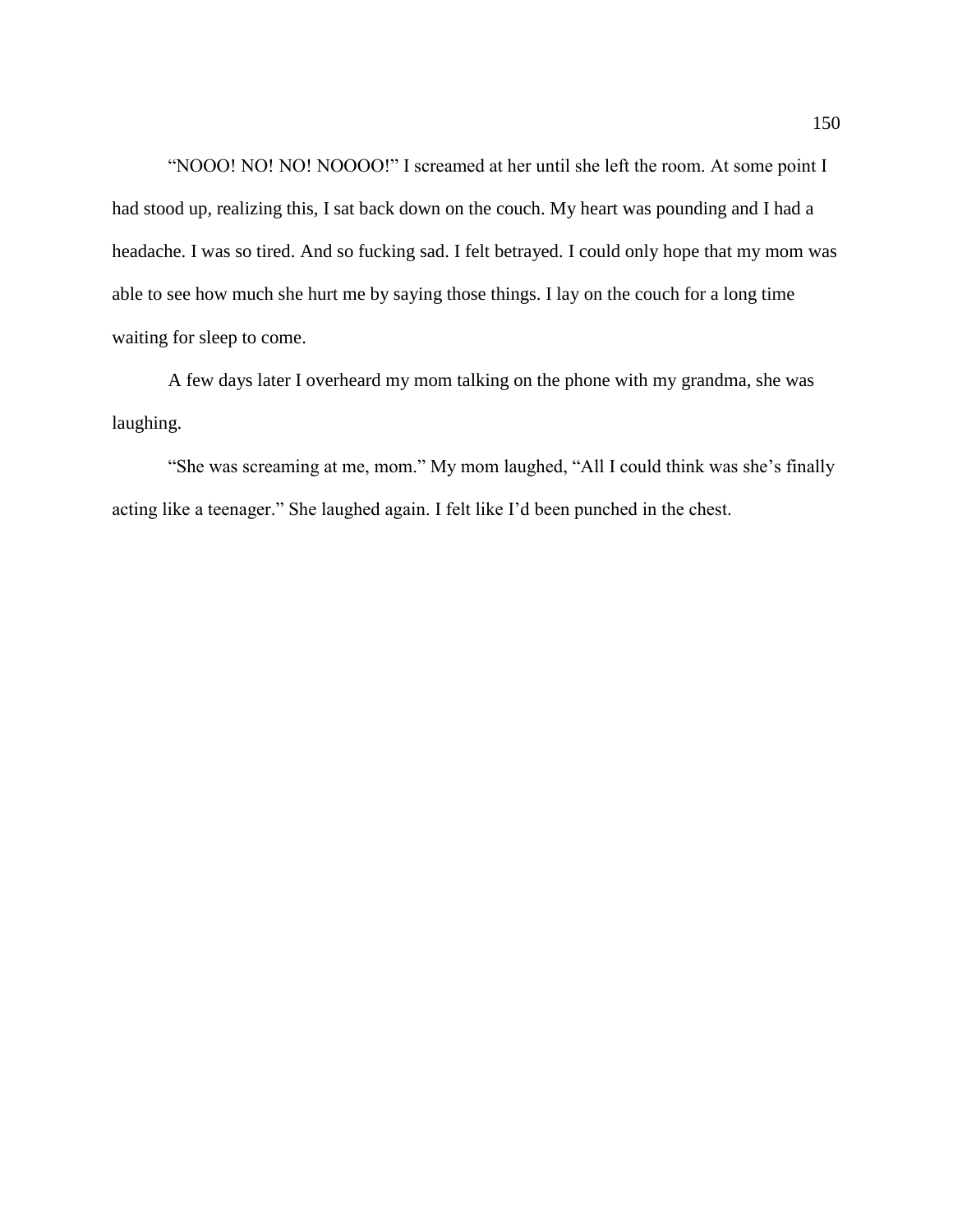"NOOO! NO! NO! NOOOO!" I screamed at her until she left the room. At some point I had stood up, realizing this, I sat back down on the couch. My heart was pounding and I had a headache. I was so tired. And so fucking sad. I felt betrayed. I could only hope that my mom was able to see how much she hurt me by saying those things. I lay on the couch for a long time waiting for sleep to come.

A few days later I overheard my mom talking on the phone with my grandma, she was laughing.

"She was screaming at me, mom." My mom laughed, "All I could think was she's finally acting like a teenager." She laughed again. I felt like I'd been punched in the chest.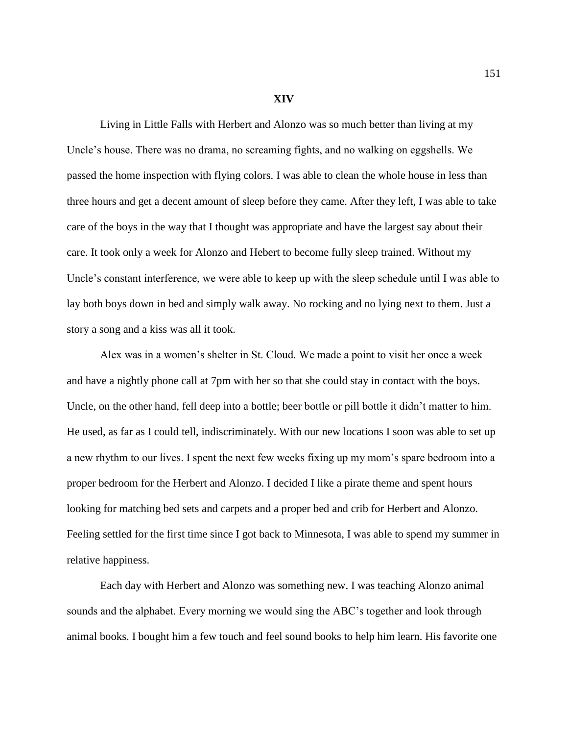## XIV

Living in Little Falls with Herbert and Alonzo was so much better than living at my Uncle's house. There was no drama, no screaming fights, and no walking on eggshells. We passed the home inspection with flying colors. I was able to clean the whole house in less than three hours and get a decent amount of sleep before they came. After they left, I was able to take care of the boys in the way that I thought was appropriate and have the largest say about their care. It took only a week for Alonzo and Hebert to become fully sleep trained. Without my Uncle's constant interference, we were able to keep up with the sleep schedule until I was able to lay both boys down in bed and simply walk away. No rocking and no lying next to them. Just a story a song and a kiss was all it took.

Alex was in a women's shelter in St. Cloud. We made a point to visit her once a week and have a nightly phone call at 7pm with her so that she could stay in contact with the boys. Uncle, on the other hand, fell deep into a bottle; beer bottle or pill bottle it didn't matter to him. He used, as far as I could tell, indiscriminately. With our new locations I soon was able to set up a new rhythm to our lives. I spent the next few weeks fixing up my mom's spare bedroom into a proper bedroom for the Herbert and Alonzo. I decided I like a pirate theme and spent hours looking for matching bed sets and carpets and a proper bed and crib for Herbert and Alonzo. Feeling settled for the first time since I got back to Minnesota, I was able to spend my summer in relative happiness.

Each day with Herbert and Alonzo was something new. I was teaching Alonzo animal sounds and the alphabet. Every morning we would sing the ABC's together and look through animal books. I bought him a few touch and feel sound books to help him learn. His favorite one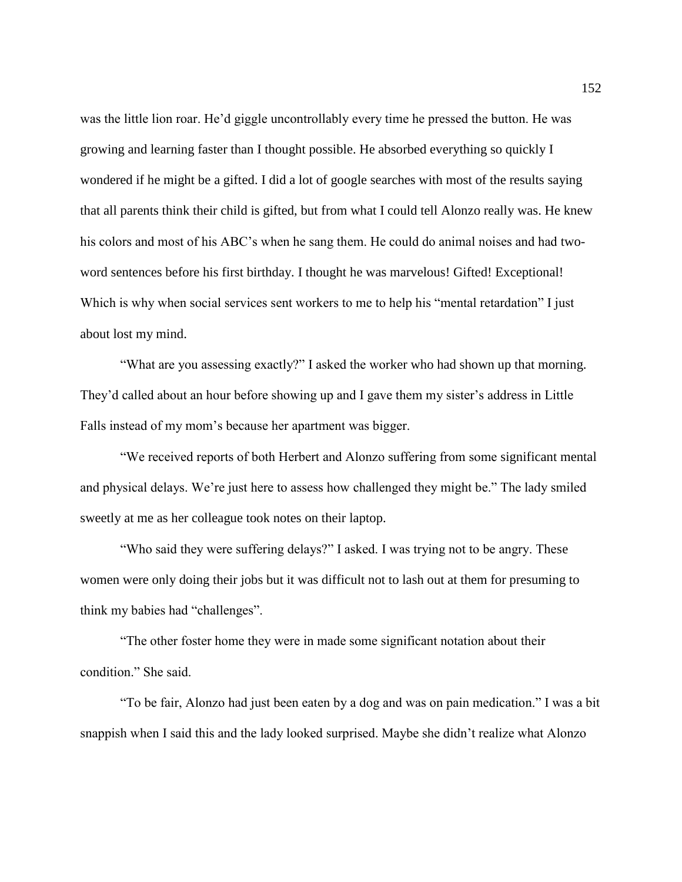was the little lion roar. He'd giggle uncontrollably every time he pressed the button. He was growing and learning faster than I thought possible. He absorbed everything so quickly I wondered if he might be a gifted. I did a lot of google searches with most of the results saying that all parents think their child is gifted, but from what I could tell Alonzo really was. He knew his colors and most of his ABC's when he sang them. He could do animal noises and had two-word sentences before his first birthday. I thought he was marvelous! Gifted! Exceptional! Which is why when social services sent workers to me to help his "mental retardation" I just about lost my mind.

"What are you assessing exactly?" I asked the worker who had shown up that morning. They'd called about an hour before showing up and I gave them my sister's address in Little Falls instead of my mom's because her apartment was bigger.

"We received reports of both Herbert and Alonzo suffering from some significant mental and physical delays. We're just here to assess how challenged they might be." The lady smiled sweetly at me as her colleague took notes on their laptop.

"Who said they were suffering delays?" I asked. I was trying not to be angry. These women were only doing their jobs but it was difficult not to lash out at them for presuming to think my babies had "challenges".

"The other foster home they were in made some significant notation about their condition." She said.

"To be fair, Alonzo had just been eaten by a dog and was on pain medication." I was a bit snappish when I said this and the lady looked surprised. Maybe she didn't realize what Alonzo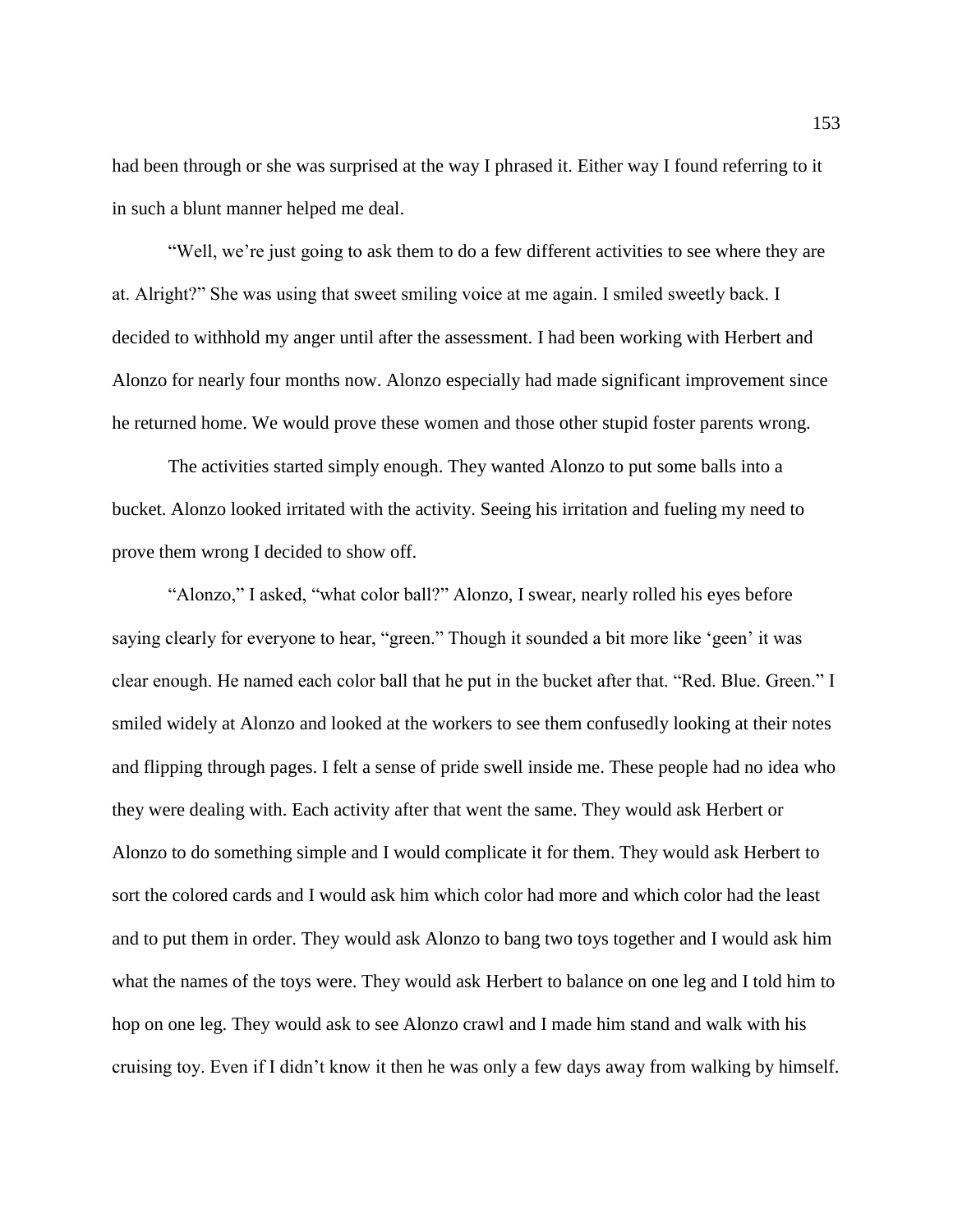had been through or she was surprised at the way I phrased it. Either way I found referring to it in such a blunt manner helped me deal.

"Well, we're just going to ask them to do a few different activities to see where they are at. Alright?" She was using that sweet smiling voice at me again. I smiled sweetly back. I decided to withhold my anger until after the assessment. I had been working with Herbert and Alonzo for nearly four months now. Alonzo especially had made significant improvement since he returned home. We would prove these women and those other stupid foster parents wrong.

The activities started simply enough. They wanted Alonzo to put some balls into a bucket. Alonzo looked irritated with the activity. Seeing his irritation and fueling my need to prove them wrong I decided to show off.

"Alonzo," I asked, "what color ball?" Alonzo, I swear, nearly rolled his eyes before saying clearly for everyone to hear, "green." Though it sounded a bit more like 'geen' it was clear enough. He named each color ball that he put in the bucket after that. "Red. Blue. Green." I smiled widely at Alonzo and looked at the workers to see them confusedly looking at their notes and flipping through pages. I felt a sense of pride swell inside me. These people had no idea who they were dealing with. Each activity after that went the same. They would ask Herbert or Alonzo to do something simple and I would complicate it for them. They would ask Herbert to sort the colored cards and I would ask him which color had more and which color had the least and to put them in order. They would ask Alonzo to bang two toys together and I would ask him what the names of the toys were. They would ask Herbert to balance on one leg and I told him to hop on one leg. They would ask to see Alonzo crawl and I made him stand and walk with his cruising toy. Even if I didn't know it then he was only a few days away from walking by himself.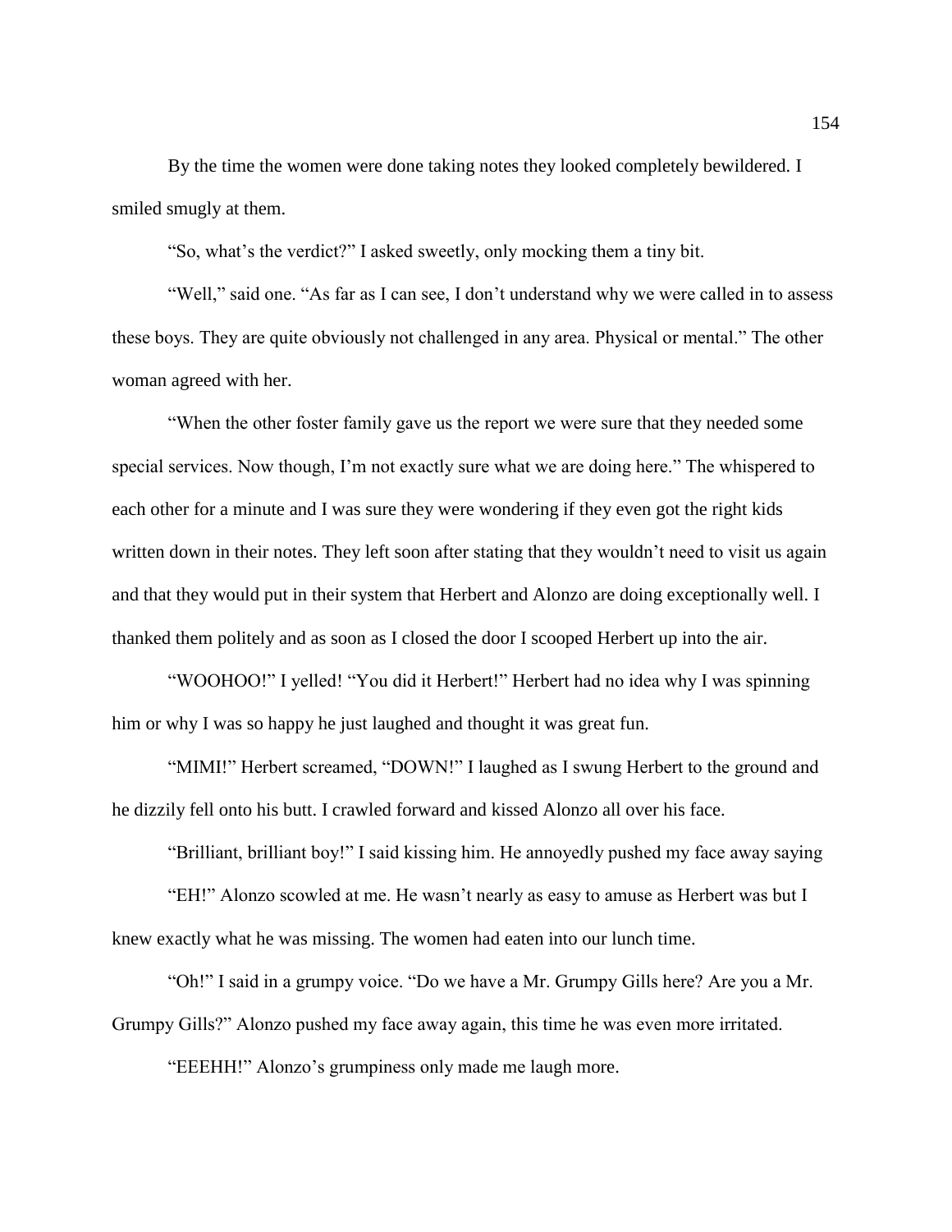By the time the women were done taking notes they looked completely bewildered. I smiled smugly at them.

"So, what's the verdict?" I asked sweetly, only mocking them a tiny bit.

"Well," said one. "As far as I can see, I don't understand why we were called in to assess these boys. They are quite obviously not challenged in any area. Physical or mental." The other woman agreed with her.

"When the other foster family gave us the report we were sure that they needed some special services. Now though, I'm not exactly sure what we are doing here." The whispered to each other for a minute and I was sure they were wondering if they even got the right kids written down in their notes. They left soon after stating that they wouldn't need to visit us again and that they would put in their system that Herbert and Alonzo are doing exceptionally well. I thanked them politely and as soon as I closed the door I scooped Herbert up into the air.

"WOOHOO!" I yelled! "You did it Herbert!" Herbert had no idea why I was spinning him or why I was so happy he just laughed and thought it was great fun.

"MIMI!" Herbert screamed, "DOWN!" I laughed as I swung Herbert to the ground and he dizzily fell onto his butt. I crawled forward and kissed Alonzo all over his face.

"Brilliant, brilliant boy!" I said kissing him. He annoyedly pushed my face away saying

"EH!" Alonzo scowled at me. He wasn't nearly as easy to amuse as Herbert was but I knew exactly what he was missing. The women had eaten into our lunch time.

"Oh!" I said in a grumpy voice. "Do we have a Mr. Grumpy Gills here? Are you a Mr. Grumpy Gills?" Alonzo pushed my face away again, this time he was even more irritated.

"EEEHH!" Alonzo's grumpiness only made me laugh more.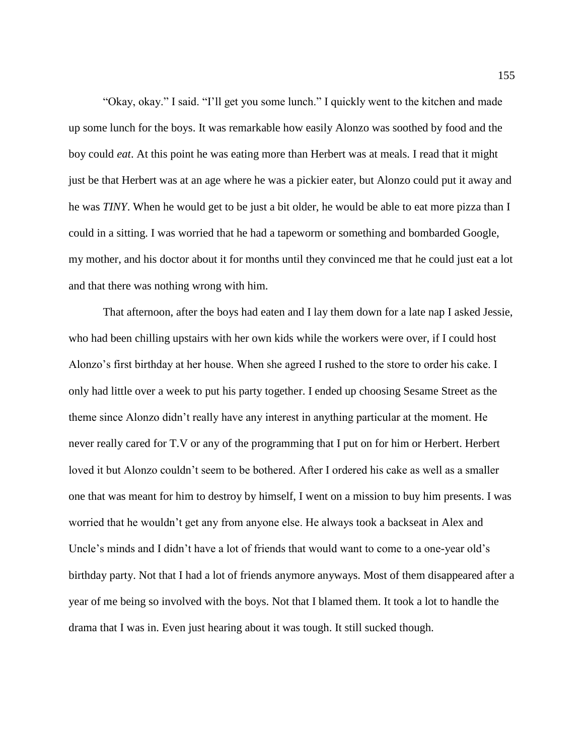"Okay, okay." I said. "I'll get you some lunch." I quickly went to the kitchen and made up some lunch for the boys. It was remarkable how easily Alonzo was soothed by food and the boy could *eat*. At this point he was eating more than Herbert was at meals. I read that it might just be that Herbert was at an age where he was a pickier eater, but Alonzo could put it away and he was *TINY*. When he would get to be just a bit older, he would be able to eat more pizza than I could in a sitting. I was worried that he had a tapeworm or something and bombarded Google, my mother, and his doctor about it for months until they convinced me that he could just eat a lot and that there was nothing wrong with him.

That afternoon, after the boys had eaten and I lay them down for a late nap I asked Jessie, who had been chilling upstairs with her own kids while the workers were over, if I could host Alonzo's first birthday at her house. When she agreed I rushed to the store to order his cake. I only had little over a week to put his party together. I ended up choosing Sesame Street as the theme since Alonzo didn't really have any interest in anything particular at the moment. He never really cared for T.V or any of the programming that I put on for him or Herbert. Herbert loved it but Alonzo couldn't seem to be bothered. After I ordered his cake as well as a smaller one that was meant for him to destroy by himself, I went on a mission to buy him presents. I was worried that he wouldn't get any from anyone else. He always took a backseat in Alex and Uncle's minds and I didn't have a lot of friends that would want to come to a one-year old's birthday party. Not that I had a lot of friends anymore anyways. Most of them disappeared after a year of me being so involved with the boys. Not that I blamed them. It took a lot to handle the drama that I was in. Even just hearing about it was tough. It still sucked though.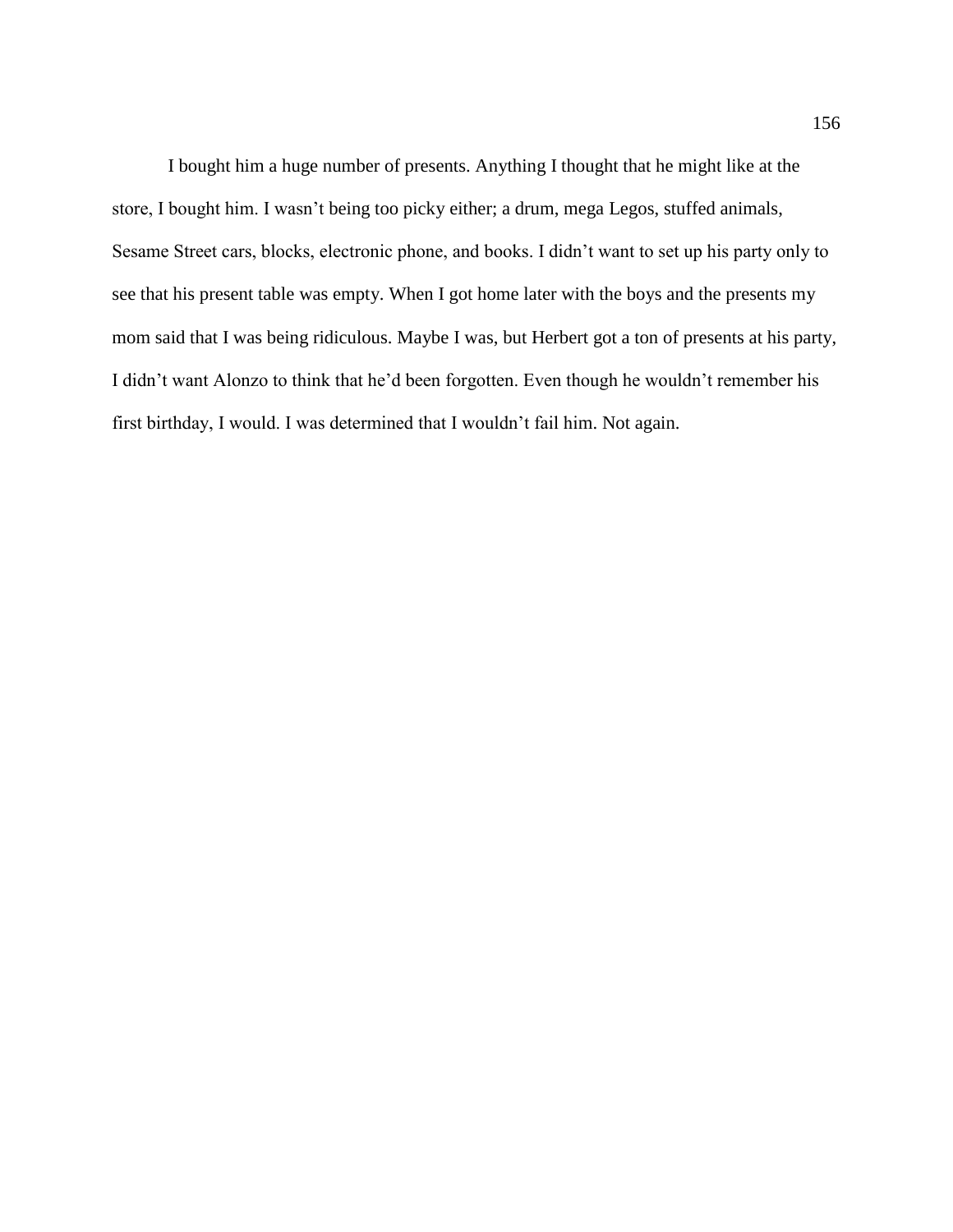I bought him a huge number of presents. Anything I thought that he might like at the store, I bought him. I wasn't being too picky either; a drum, mega Legos, stuffed animals, Sesame Street cars, blocks, electronic phone, and books. I didn't want to set up his party only to see that his present table was empty. When I got home later with the boys and the presents my mom said that I was being ridiculous. Maybe I was, but Herbert got a ton of presents at his party, I didn't want Alonzo to think that he'd been forgotten. Even though he wouldn't remember his first birthday, I would. I was determined that I wouldn't fail him. Not again.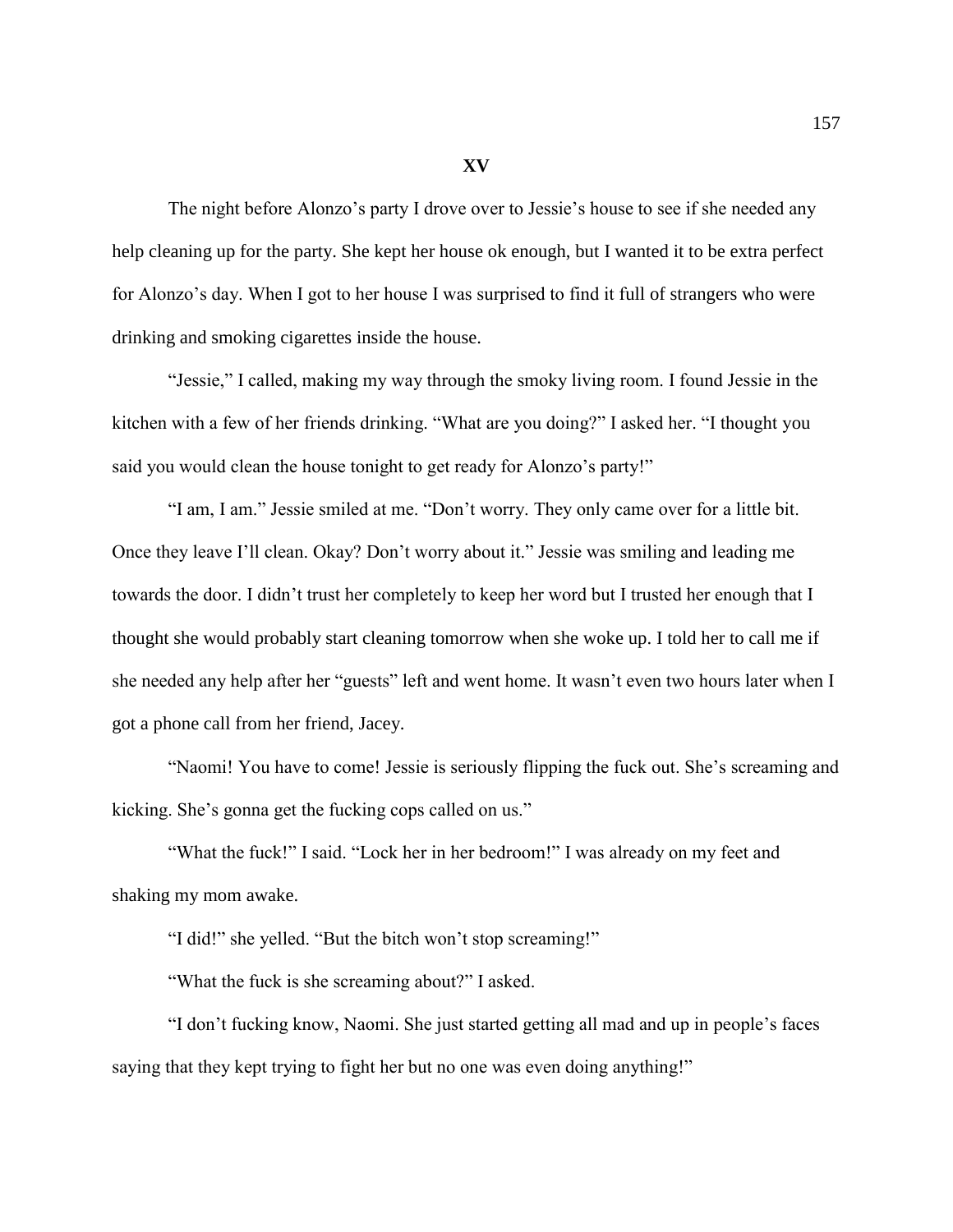**XV**

The night before Alonzo's party I drove over to Jessie's house to see if she needed any help cleaning up for the party. She kept her house ok enough, but I wanted it to be extra perfect for Alonzo's day. When I got to her house I was surprised to find it full of strangers who were drinking and smoking cigarettes inside the house.

"Jessie," I called, making my way through the smoky living room. I found Jessie in the kitchen with a few of her friends drinking. "What are you doing?" I asked her. "I thought you said you would clean the house tonight to get ready for Alonzo's party!"

"I am, I am." Jessie smiled at me. "Don't worry. They only came over for a little bit. Once they leave I'll clean. Okay? Don't worry about it." Jessie was smiling and leading me towards the door. I didn't trust her completely to keep her word but I trusted her enough that I thought she would probably start cleaning tomorrow when she woke up. I told her to call me if she needed any help after her "guests" left and went home. It wasn't even two hours later when I got a phone call from her friend, Jacey.

"Naomi! You have to come! Jessie is seriously flipping the fuck out. She's screaming and kicking. She's gonna get the fucking cops called on us."

"What the fuck!" I said. "Lock her in her bedroom!" I was already on my feet and shaking my mom awake.

"I did!" she yelled. "But the bitch won't stop screaming!"

"What the fuck is she screaming about?" I asked.

"I don't fucking know, Naomi. She just started getting all mad and up in people's faces saying that they kept trying to fight her but no one was even doing anything!"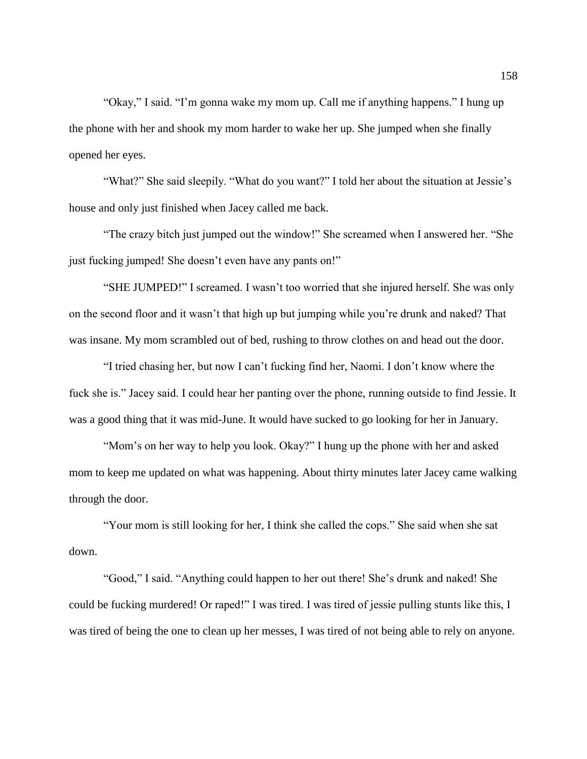"Okay," I said. "I'm gonna wake my mom up. Call me if anything happens." I hung up the phone with her and shook my mom harder to wake her up. She jumped when she finally opened her eyes.

"What?" She said sleepily. "What do you want?" I told her about the situation at Jessie's house and only just finished when Jacey called me back.

"The crazy bitch just jumped out the window!" She screamed when I answered her. "She just fucking jumped! She doesn't even have any pants on!"

"SHE JUMPED!" I screamed. I wasn't too worried that she injured herself. She was only on the second floor and it wasn't that high up but jumping while you're drunk and naked? That was insane. My mom scrambled out of bed, rushing to throw clothes on and head out the door.

"I tried chasing her, but now I can't fucking find her, Naomi. I don't know where the fuck she is." Jacey said. I could hear her panting over the phone, running outside to find Jessie. It was a good thing that it was mid-June. It would have sucked to go looking for her in January.

"Mom's on her way to help you look. Okay?" I hung up the phone with her and asked mom to keep me updated on what was happening. About thirty minutes later Jacey came walking through the door.

"Your mom is still looking for her, I think she called the cops." She said when she sat down.

"Good," I said. "Anything could happen to her out there! She's drunk and naked! She could be fucking murdered! Or raped!" I was tired. I was tired of jessie pulling stunts like this, I was tired of being the one to clean up her messes, I was tired of not being able to rely on anyone.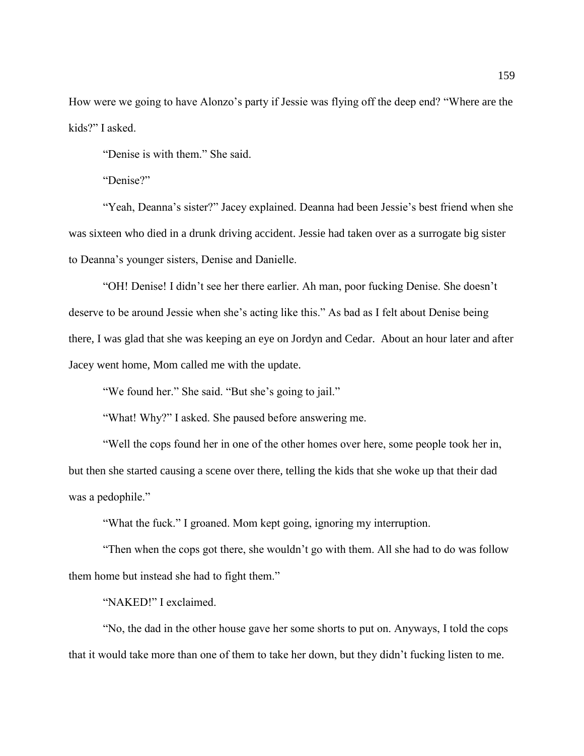How were we going to have Alonzo's party if Jessie was flying off the deep end? "Where are the kids?" I asked.

"Denise is with them." She said.

"Denise?"

"Yeah, Deanna's sister?" Jacey explained. Deanna had been Jessie's best friend when she was sixteen who died in a drunk driving accident. Jessie had taken over as a surrogate big sister to Deanna's younger sisters, Denise and Danielle.

"OH! Denise! I didn't see her there earlier. Ah man, poor fucking Denise. She doesn't deserve to be around Jessie when she's acting like this." As bad as I felt about Denise being there, I was glad that she was keeping an eye on Jordyn and Cedar. About an hour later and after Jacey went home, Mom called me with the update.

"We found her." She said. "But she's going to jail."

"What! Why?" I asked. She paused before answering me.

"Well the cops found her in one of the other homes over here, some people took her in, but then she started causing a scene over there, telling the kids that she woke up that their dad was a pedophile."

"What the fuck." I groaned. Mom kept going, ignoring my interruption.

"Then when the cops got there, she wouldn't go with them. All she had to do was follow them home but instead she had to fight them."

"NAKED!" I exclaimed.

"No, the dad in the other house gave her some shorts to put on. Anyways, I told the cops that it would take more than one of them to take her down, but they didn't fucking listen to me.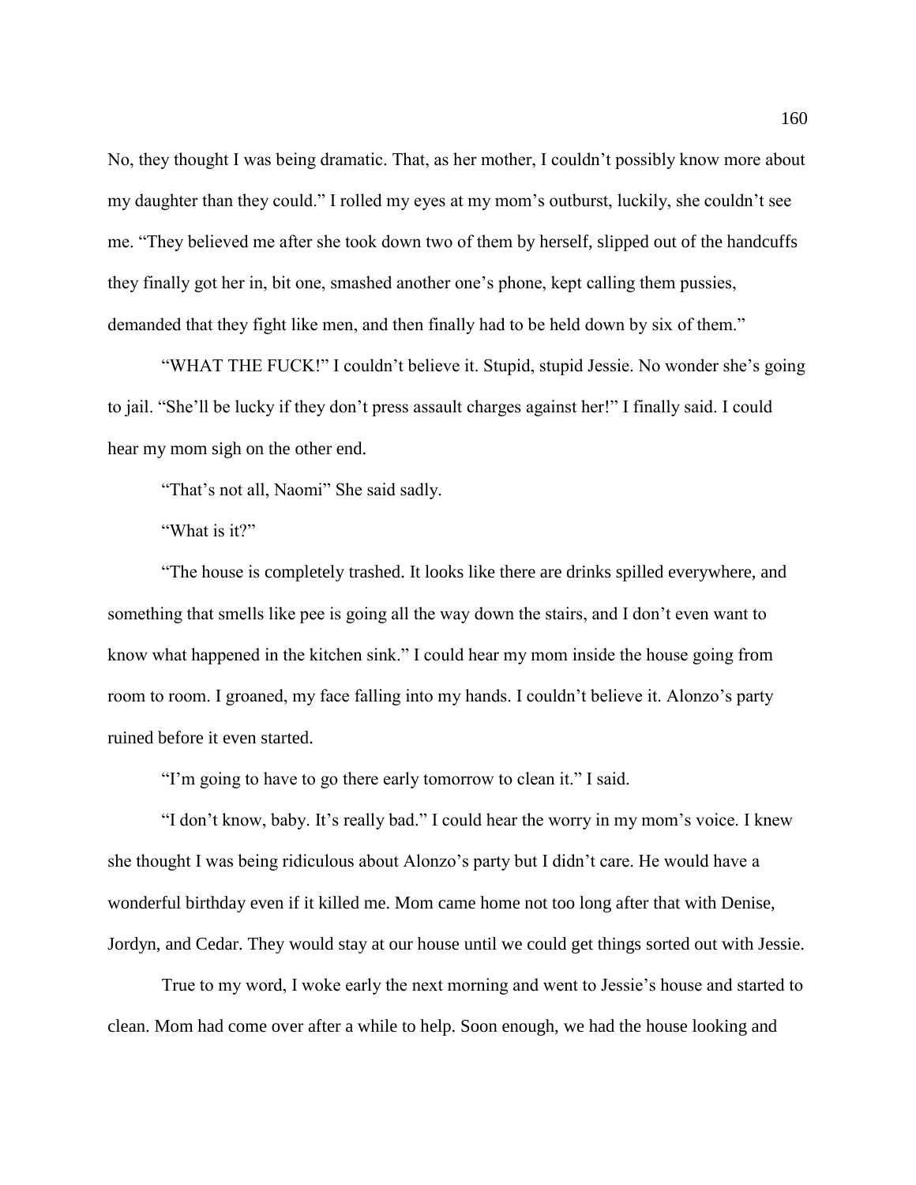No, they thought I was being dramatic. That, as her mother, I couldn't possibly know more about my daughter than they could." I rolled my eyes at my mom's outburst, luckily, she couldn't see me. "They believed me after she took down two of them by herself, slipped out of the handcuffs they finally got her in, bit one, smashed another one's phone, kept calling them pussies, demanded that they fight like men, and then finally had to be held down by six of them."

"WHAT THE FUCK!" I couldn't believe it. Stupid, stupid Jessie. No wonder she's going to jail. "She'll be lucky if they don't press assault charges against her!" I finally said. I could hear my mom sigh on the other end.

"That's not all, Naomi" She said sadly.

"What is it?"

"The house is completely trashed. It looks like there are drinks spilled everywhere, and something that smells like pee is going all the way down the stairs, and I don't even want to know what happened in the kitchen sink." I could hear my mom inside the house going from room to room. I groaned, my face falling into my hands. I couldn't believe it. Alonzo's party ruined before it even started.

"I'm going to have to go there early tomorrow to clean it." I said.

"I don't know, baby. It's really bad." I could hear the worry in my mom's voice. I knew she thought I was being ridiculous about Alonzo's party but I didn't care. He would have a wonderful birthday even if it killed me. Mom came home not too long after that with Denise, Jordyn, and Cedar. They would stay at our house until we could get things sorted out with Jessie.

True to my word, I woke early the next morning and went to Jessie's house and started to clean. Mom had come over after a while to help. Soon enough, we had the house looking and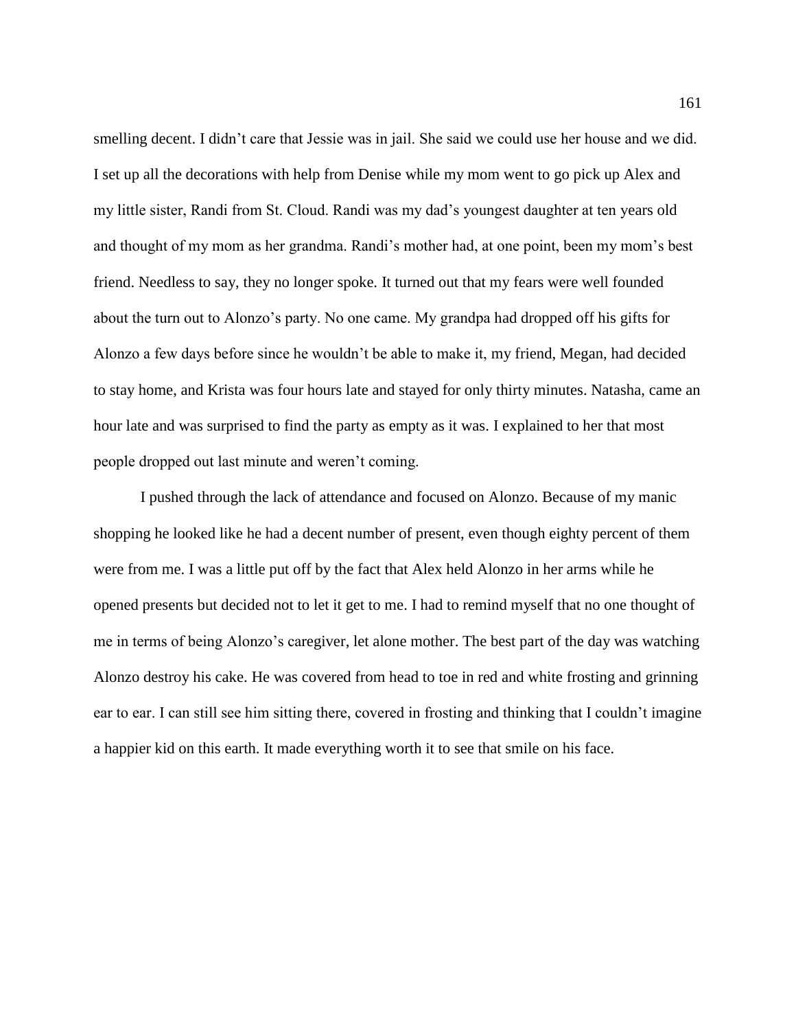smelling decent. I didn't care that Jessie was in jail. She said we could use her house and we did. I set up all the decorations with help from Denise while my mom went to go pick up Alex and my little sister, Randi from St. Cloud. Randi was my dad's youngest daughter at ten years old and thought of my mom as her grandma. Randi's mother had, at one point, been my mom's best friend. Needless to say, they no longer spoke. It turned out that my fears were well founded about the turn out to Alonzo's party. No one came. My grandpa had dropped off his gifts for Alonzo a few days before since he wouldn't be able to make it, my friend, Megan, had decided to stay home, and Krista was four hours late and stayed for only thirty minutes. Natasha, came an hour late and was surprised to find the party as empty as it was. I explained to her that most people dropped out last minute and weren't coming.

I pushed through the lack of attendance and focused on Alonzo. Because of my manic shopping he looked like he had a decent number of present, even though eighty percent of them were from me. I was a little put off by the fact that Alex held Alonzo in her arms while he opened presents but decided not to let it get to me. I had to remind myself that no one thought of me in terms of being Alonzo's caregiver, let alone mother. The best part of the day was watching Alonzo destroy his cake. He was covered from head to toe in red and white frosting and grinning ear to ear. I can still see him sitting there, covered in frosting and thinking that I couldn't imagine a happier kid on this earth. It made everything worth it to see that smile on his face.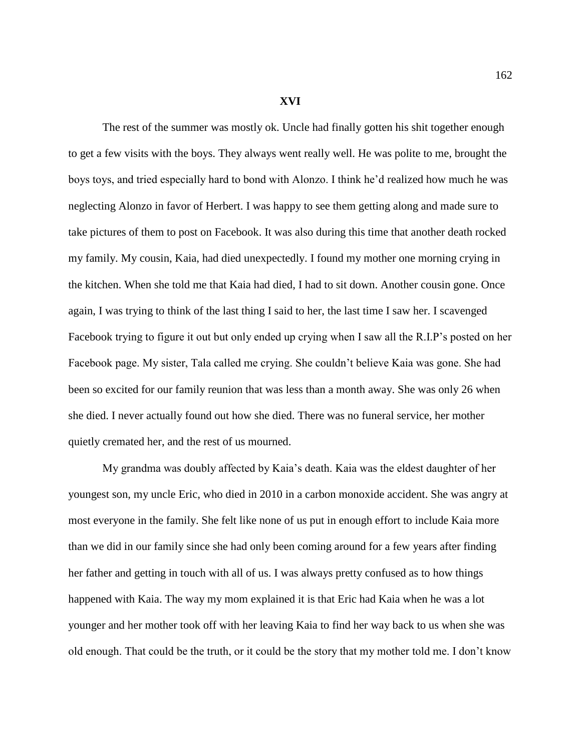## XVI

The rest of the summer was mostly ok. Uncle had finally gotten his shit together enough to get a few visits with the boys. They always went really well. He was polite to me, brought the boys toys, and tried especially hard to bond with Alonzo. I think he'd realized how much he was neglecting Alonzo in favor of Herbert. I was happy to see them getting along and made sure to take pictures of them to post on Facebook. It was also during this time that another death rocked my family. My cousin, Kaia, had died unexpectedly. I found my mother one morning crying in the kitchen. When she told me that Kaia had died, I had to sit down. Another cousin gone. Once again, I was trying to think of the last thing I said to her, the last time I saw her. I scavenged Facebook trying to figure it out but only ended up crying when I saw all the R.I.P's posted on her Facebook page. My sister, Tala called me crying. She couldn't believe Kaia was gone. She had been so excited for our family reunion that was less than a month away. She was only 26 when she died. I never actually found out how she died. There was no funeral service, her mother quietly cremated her, and the rest of us mourned.

My grandma was doubly affected by Kaia's death. Kaia was the eldest daughter of her youngest son, my uncle Eric, who died in 2010 in a carbon monoxide accident. She was angry at most everyone in the family. She felt like none of us put in enough effort to include Kaia more than we did in our family since she had only been coming around for a few years after finding her father and getting in touch with all of us. I was always pretty confused as to how things happened with Kaia. The way my mom explained it is that Eric had Kaia when he was a lot younger and her mother took off with her leaving Kaia to find her way back to us when she was old enough. That could be the truth, or it could be the story that my mother told me. I don't know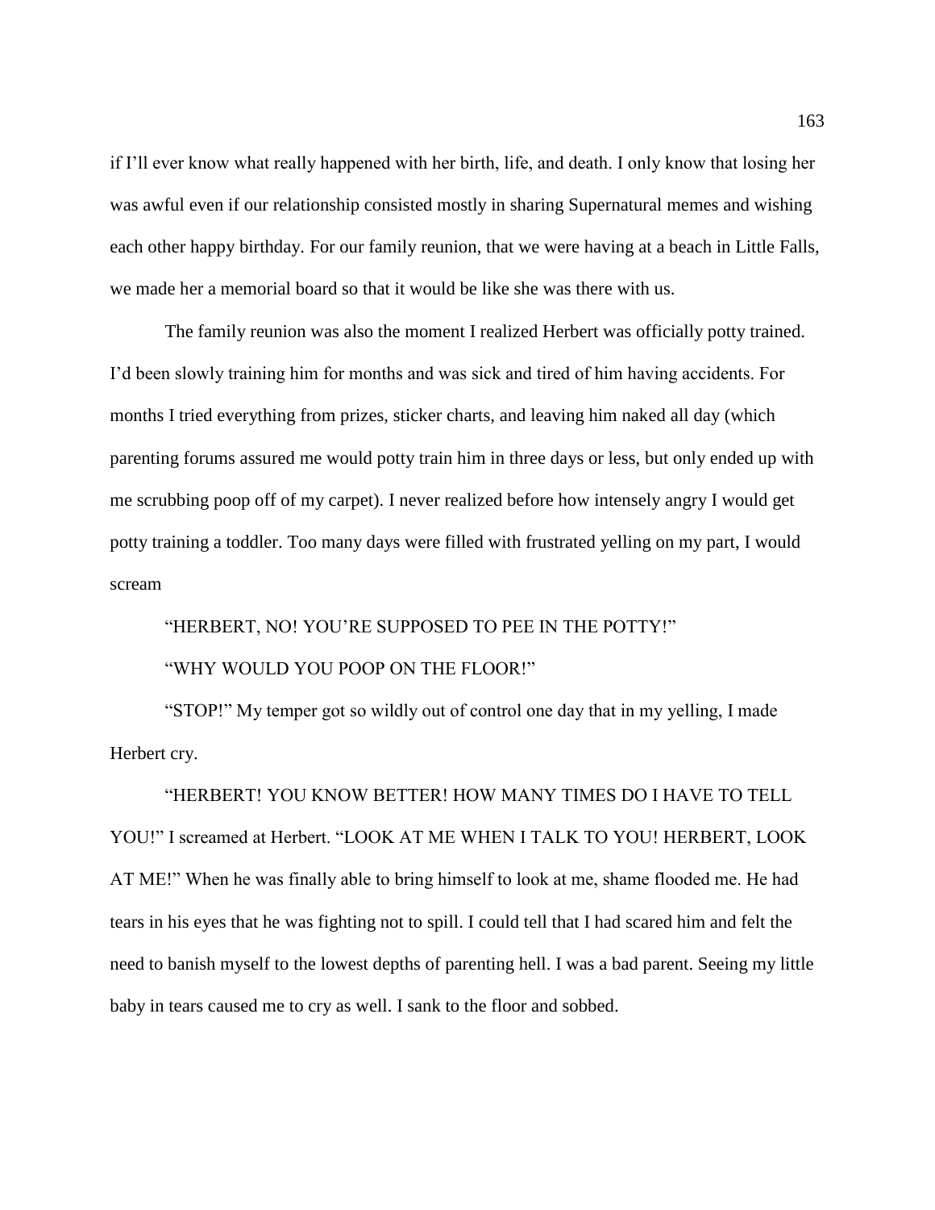if I'll ever know what really happened with her birth, life, and death. I only know that losing her was awful even if our relationship consisted mostly in sharing Supernatural memes and wishing each other happy birthday. For our family reunion, that we were having at a beach in Little Falls, we made her a memorial board so that it would be like she was there with us.

The family reunion was also the moment I realized Herbert was officially potty trained. I'd been slowly training him for months and was sick and tired of him having accidents. For months I tried everything from prizes, sticker charts, and leaving him naked all day (which parenting forums assured me would potty train him in three days or less, but only ended up with me scrubbing poop off of my carpet). I never realized before how intensely angry I would get potty training a toddler. Too many days were filled with frustrated yelling on my part, I would scream

"HERBERT, NO! YOU'RE SUPPOSED TO PEE IN THE POTTY!"

"WHY WOULD YOU POOP ON THE FLOOR!"

"STOP!" My temper got so wildly out of control one day that in my yelling, I made Herbert cry.

"HERBERT! YOU KNOW BETTER! HOW MANY TIMES DO I HAVE TO TELL YOU!" I screamed at Herbert. "LOOK AT ME WHEN I TALK TO YOU! HERBERT, LOOK AT ME!" When he was finally able to bring himself to look at me, shame flooded me. He had tears in his eyes that he was fighting not to spill. I could tell that I had scared him and felt the need to banish myself to the lowest depths of parenting hell. I was a bad parent. Seeing my little baby in tears caused me to cry as well. I sank to the floor and sobbed.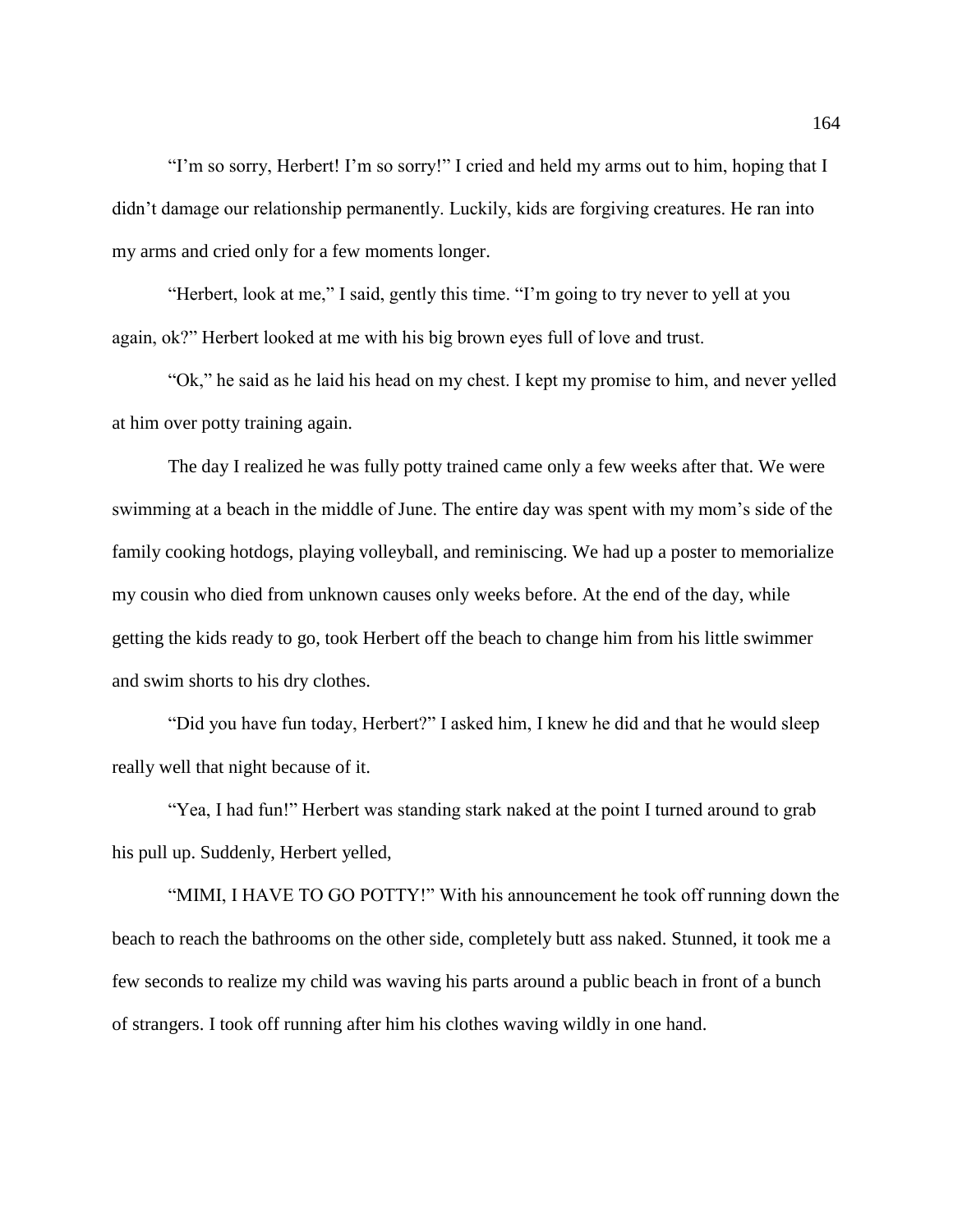"I'm so sorry, Herbert! I'm so sorry!" I cried and held my arms out to him, hoping that I didn't damage our relationship permanently. Luckily, kids are forgiving creatures. He ran into my arms and cried only for a few moments longer.

"Herbert, look at me," I said, gently this time. "I'm going to try never to yell at you again, ok?" Herbert looked at me with his big brown eyes full of love and trust.

"Ok," he said as he laid his head on my chest. I kept my promise to him, and never yelled at him over potty training again.

The day I realized he was fully potty trained came only a few weeks after that. We were swimming at a beach in the middle of June. The entire day was spent with my mom's side of the family cooking hotdogs, playing volleyball, and reminiscing. We had up a poster to memorialize my cousin who died from unknown causes only weeks before. At the end of the day, while getting the kids ready to go, took Herbert off the beach to change him from his little swimmer and swim shorts to his dry clothes.

"Did you have fun today, Herbert?" I asked him, I knew he did and that he would sleep really well that night because of it.

"Yea, I had fun!" Herbert was standing stark naked at the point I turned around to grab his pull up. Suddenly, Herbert yelled,

"MIMI, I HAVE TO GO POTTY!" With his announcement he took off running down the beach to reach the bathrooms on the other side, completely butt ass naked. Stunned, it took me a few seconds to realize my child was waving his parts around a public beach in front of a bunch of strangers. I took off running after him his clothes waving wildly in one hand.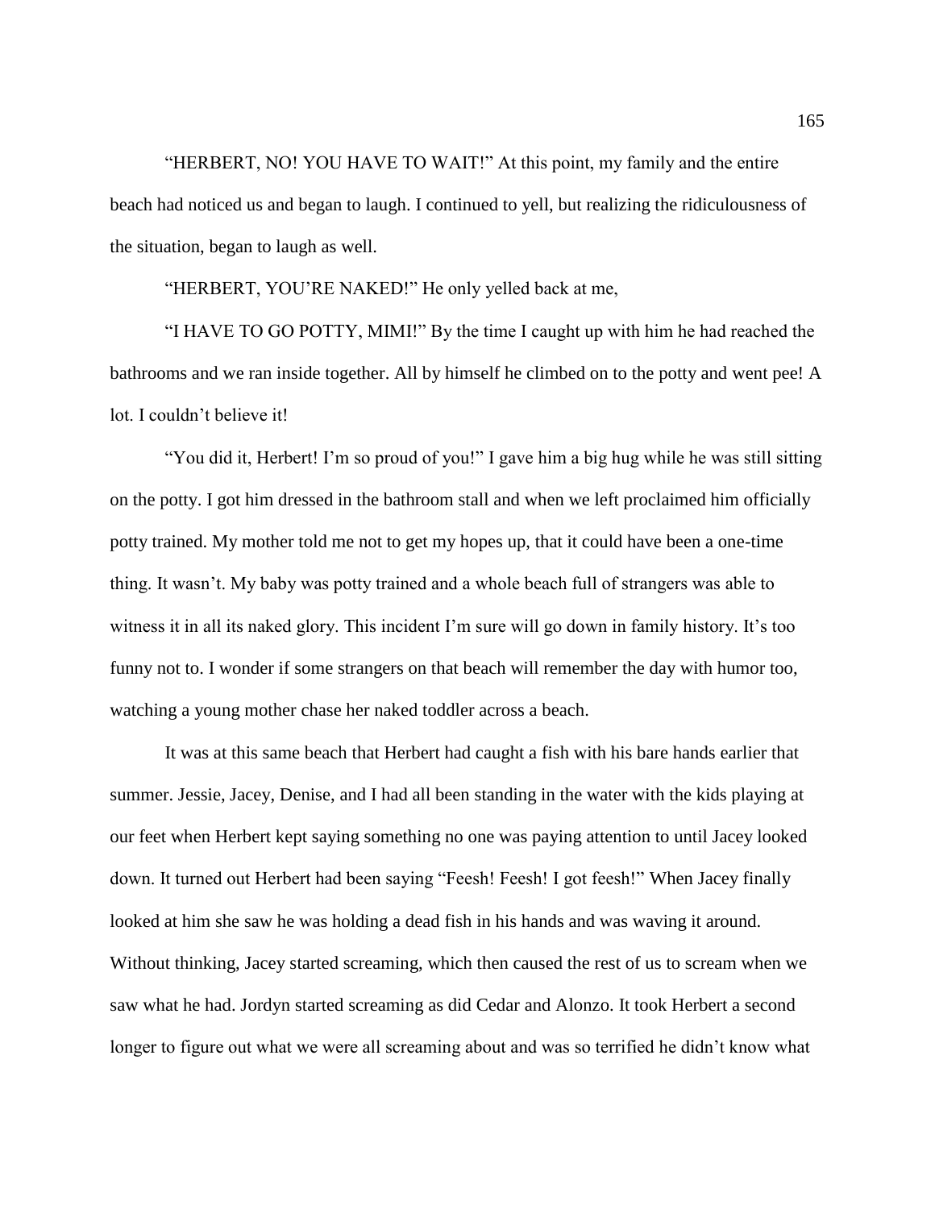"HERBERT, NO! YOU HAVE TO WAIT!" At this point, my family and the entire beach had noticed us and began to laugh. I continued to yell, but realizing the ridiculousness of the situation, began to laugh as well.

"HERBERT, YOU'RE NAKED!" He only yelled back at me,

"I HAVE TO GO POTTY, MIMI!" By the time I caught up with him he had reached the bathrooms and we ran inside together. All by himself he climbed on to the potty and went pee! A lot. I couldn't believe it!

"You did it, Herbert! I'm so proud of you!" I gave him a big hug while he was still sitting on the potty. I got him dressed in the bathroom stall and when we left proclaimed him officially potty trained. My mother told me not to get my hopes up, that it could have been a one-time thing. It wasn't. My baby was potty trained and a whole beach full of strangers was able to witness it in all its naked glory. This incident I'm sure will go down in family history. It's too funny not to. I wonder if some strangers on that beach will remember the day with humor too, watching a young mother chase her naked toddler across a beach.

It was at this same beach that Herbert had caught a fish with his bare hands earlier that summer. Jessie, Jacey, Denise, and I had all been standing in the water with the kids playing at our feet when Herbert kept saying something no one was paying attention to until Jacey looked down. It turned out Herbert had been saying "Feesh! Feesh! I got feesh!" When Jacey finally looked at him she saw he was holding a dead fish in his hands and was waving it around. Without thinking, Jacey started screaming, which then caused the rest of us to scream when we saw what he had. Jordyn started screaming as did Cedar and Alonzo. It took Herbert a second longer to figure out what we were all screaming about and was so terrified he didn't know what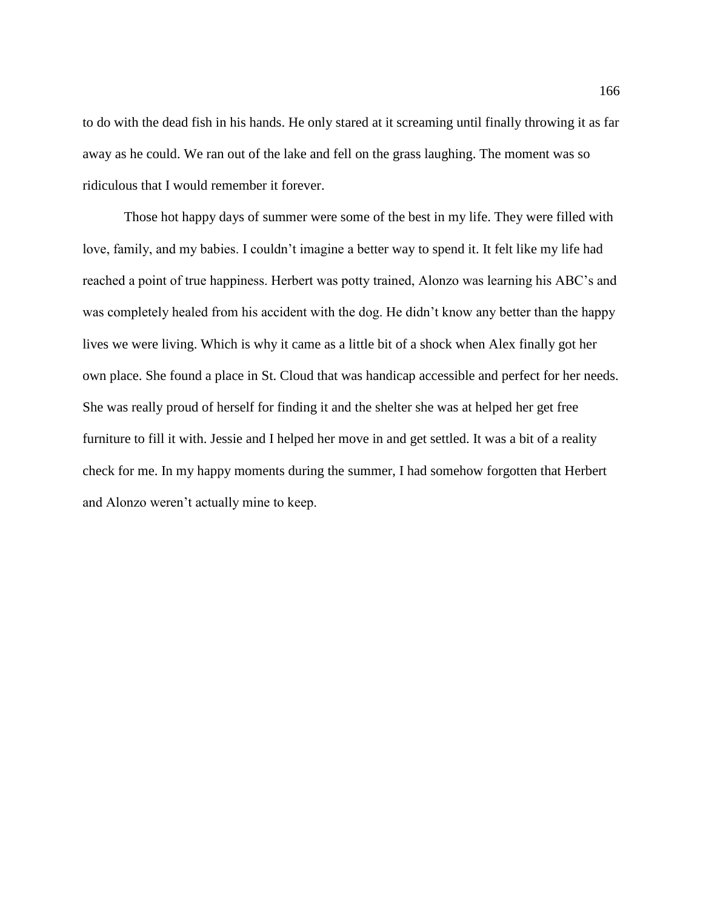to do with the dead fish in his hands. He only stared at it screaming until finally throwing it as far away as he could. We ran out of the lake and fell on the grass laughing. The moment was so ridiculous that I would remember it forever.

Those hot happy days of summer were some of the best in my life. They were filled with love, family, and my babies. I couldn't imagine a better way to spend it. It felt like my life had reached a point of true happiness. Herbert was potty trained, Alonzo was learning his ABC's and was completely healed from his accident with the dog. He didn't know any better than the happy lives we were living. Which is why it came as a little bit of a shock when Alex finally got her own place. She found a place in St. Cloud that was handicap accessible and perfect for her needs. She was really proud of herself for finding it and the shelter she was at helped her get free furniture to fill it with. Jessie and I helped her move in and get settled. It was a bit of a reality check for me. In my happy moments during the summer, I had somehow forgotten that Herbert and Alonzo weren't actually mine to keep.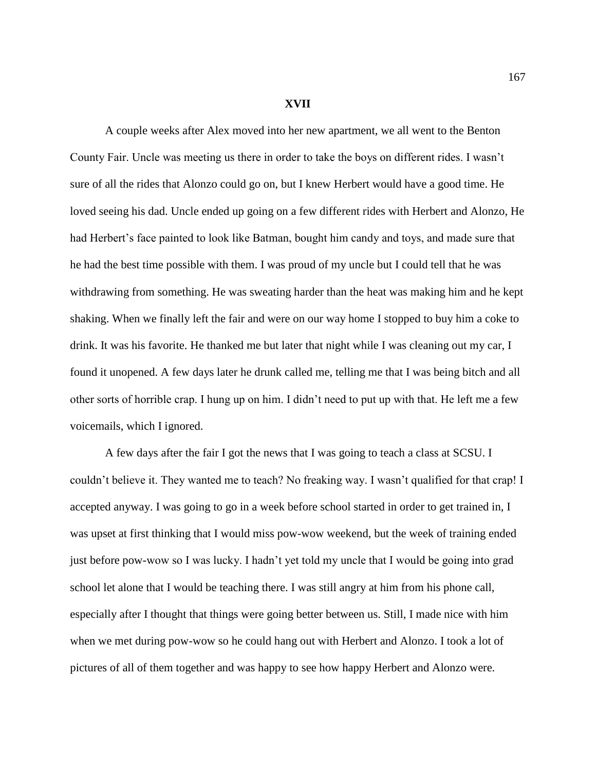# XVII

A couple weeks after Alex moved into her new apartment, we all went to the Benton County Fair. Uncle was meeting us there in order to take the boys on different rides. I wasn't sure of all the rides that Alonzo could go on, but I knew Herbert would have a good time. He loved seeing his dad. Uncle ended up going on a few different rides with Herbert and Alonzo, He had Herbert's face painted to look like Batman, bought him candy and toys, and made sure that he had the best time possible with them. I was proud of my uncle but I could tell that he was withdrawing from something. He was sweating harder than the heat was making him and he kept shaking. When we finally left the fair and were on our way home I stopped to buy him a coke to drink. It was his favorite. He thanked me but later that night while I was cleaning out my car, I found it unopened. A few days later he drunk called me, telling me that I was being bitch and all other sorts of horrible crap. I hung up on him. I didn't need to put up with that. He left me a few voicemails, which I ignored.

A few days after the fair I got the news that I was going to teach a class at SCSU. I couldn't believe it. They wanted me to teach? No freaking way. I wasn't qualified for that crap! I accepted anyway. I was going to go in a week before school started in order to get trained in, I was upset at first thinking that I would miss pow-wow weekend, but the week of training ended just before pow-wow so I was lucky. I hadn't yet told my uncle that I would be going into grad school let alone that I would be teaching there. I was still angry at him from his phone call, especially after I thought that things were going better between us. Still, I made nice with him when we met during pow-wow so he could hang out with Herbert and Alonzo. I took a lot of pictures of all of them together and was happy to see how happy Herbert and Alonzo were.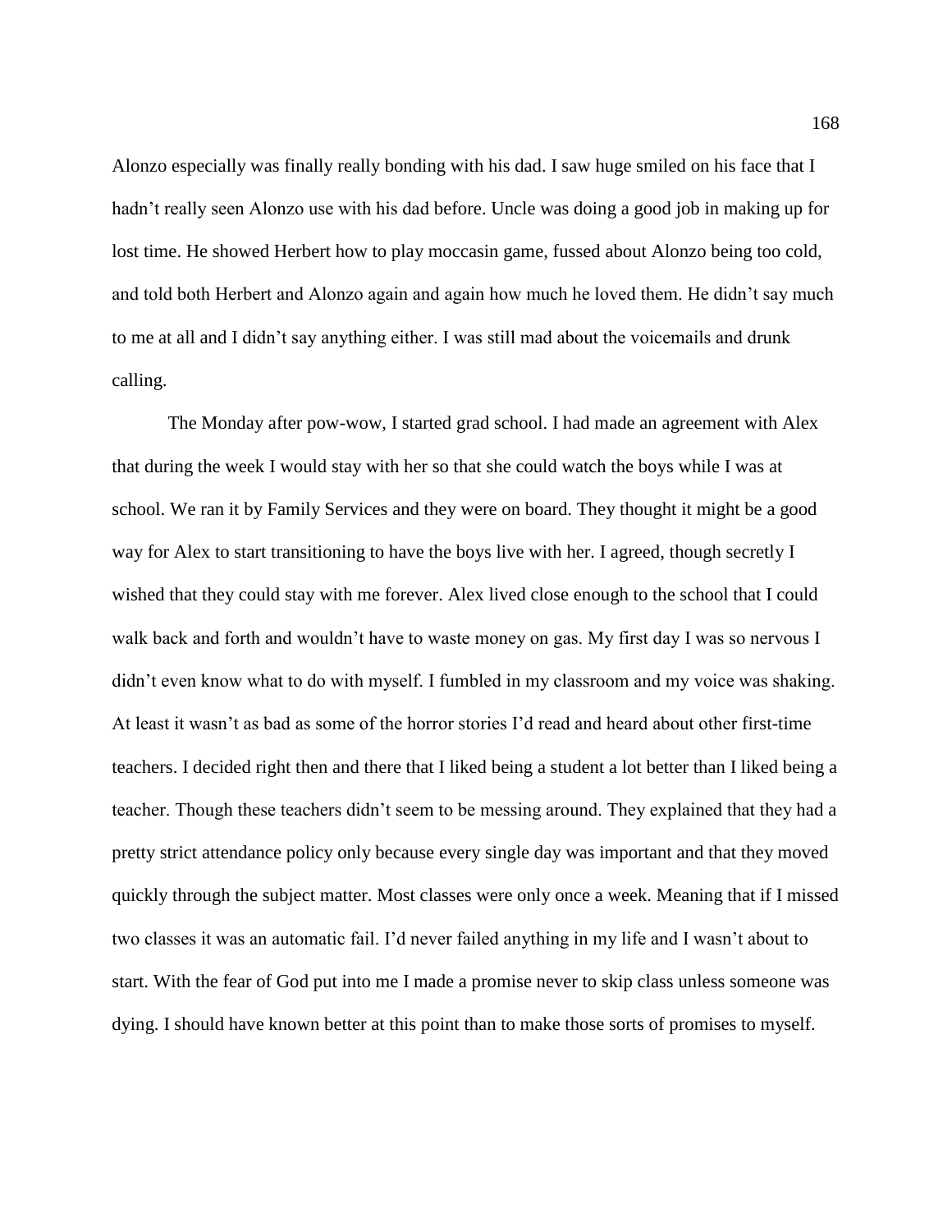Alonzo especially was finally really bonding with his dad. I saw huge smiled on his face that I hadn't really seen Alonzo use with his dad before. Uncle was doing a good job in making up for lost time. He showed Herbert how to play moccasin game, fussed about Alonzo being too cold, and told both Herbert and Alonzo again and again how much he loved them. He didn't say much to me at all and I didn't say anything either. I was still mad about the voicemails and drunk calling.

The Monday after pow-wow, I started grad school. I had made an agreement with Alex that during the week I would stay with her so that she could watch the boys while I was at school. We ran it by Family Services and they were on board. They thought it might be a good way for Alex to start transitioning to have the boys live with her. I agreed, though secretly I wished that they could stay with me forever. Alex lived close enough to the school that I could walk back and forth and wouldn't have to waste money on gas. My first day I was so nervous I didn't even know what to do with myself. I fumbled in my classroom and my voice was shaking. At least it wasn't as bad as some of the horror stories I'd read and heard about other first-time teachers. I decided right then and there that I liked being a student a lot better than I liked being a teacher. Though these teachers didn't seem to be messing around. They explained that they had a pretty strict attendance policy only because every single day was important and that they moved quickly through the subject matter. Most classes were only once a week. Meaning that if I missed two classes it was an automatic fail. I'd never failed anything in my life and I wasn't about to start. With the fear of God put into me I made a promise never to skip class unless someone was dying. I should have known better at this point than to make those sorts of promises to myself.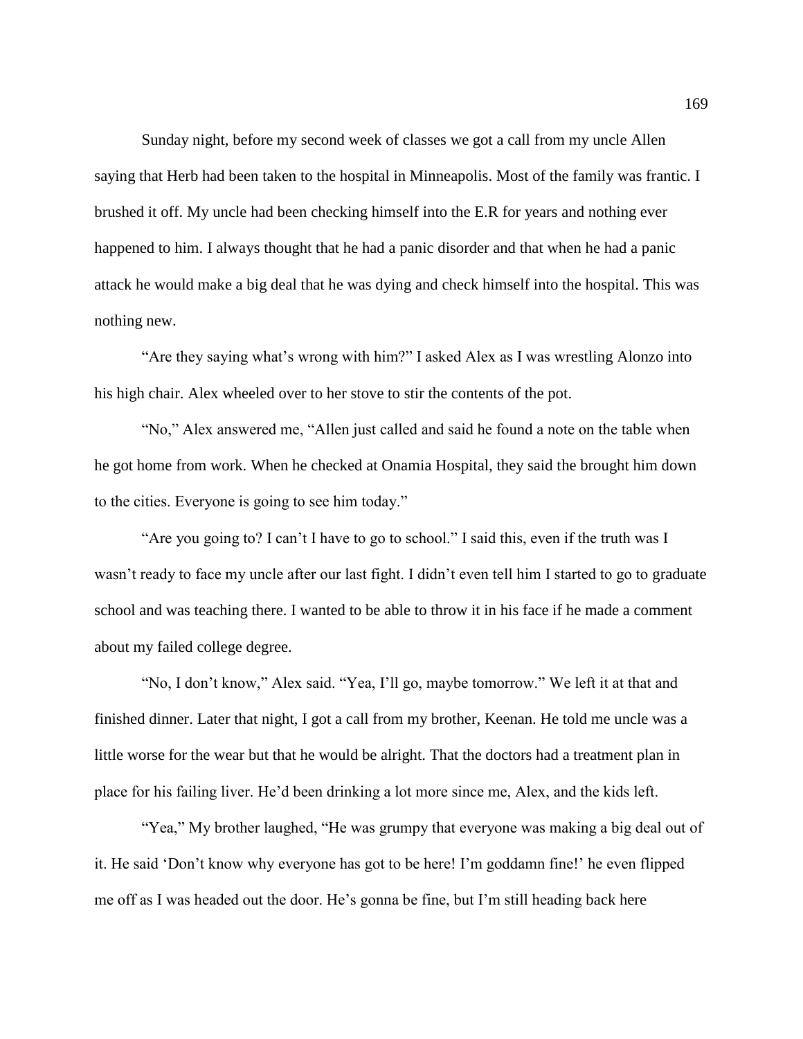Sunday night, before my second week of classes we got a call from my uncle Allen saying that Herb had been taken to the hospital in Minneapolis. Most of the family was frantic. I brushed it off. My uncle had been checking himself into the E.R for years and nothing ever happened to him. I always thought that he had a panic disorder and that when he had a panic attack he would make a big deal that he was dying and check himself into the hospital. This was nothing new.

"Are they saying what's wrong with him?" I asked Alex as I was wrestling Alonzo into his high chair. Alex wheeled over to her stove to stir the contents of the pot.

"No," Alex answered me, "Allen just called and said he found a note on the table when he got home from work. When he checked at Onamia Hospital, they said the brought him down to the cities. Everyone is going to see him today."

"Are you going to? I can't I have to go to school." I said this, even if the truth was I wasn't ready to face my uncle after our last fight. I didn't even tell him I started to go to graduate school and was teaching there. I wanted to be able to throw it in his face if he made a comment about my failed college degree.

"No, I don't know," Alex said. "Yea, I'll go, maybe tomorrow." We left it at that and finished dinner. Later that night, I got a call from my brother, Keenan. He told me uncle was a little worse for the wear but that he would be alright. That the doctors had a treatment plan in place for his failing liver. He'd been drinking a lot more since me, Alex, and the kids left.

"Yea," My brother laughed, "He was grumpy that everyone was making a big deal out of it. He said 'Don't know why everyone has got to be here! I'm goddamn fine!' he even flipped me off as I was headed out the door. He's gonna be fine, but I'm still heading back here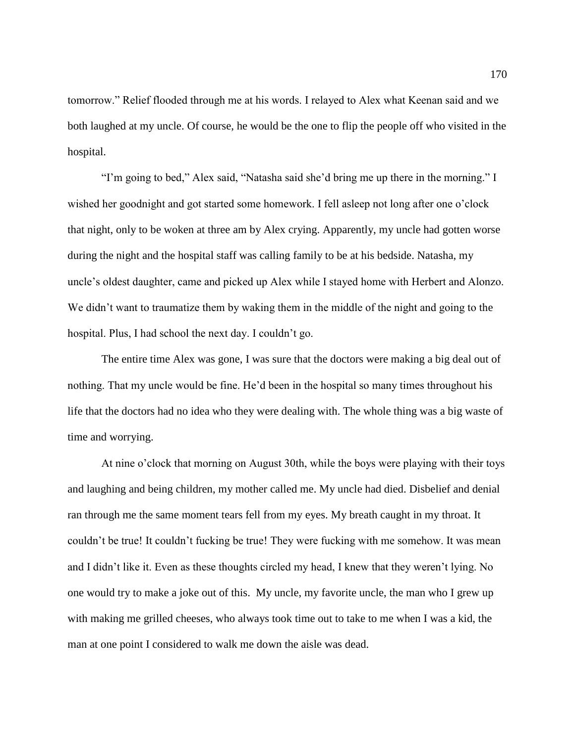tomorrow." Relief flooded through me at his words. I relayed to Alex what Keenan said and we both laughed at my uncle. Of course, he would be the one to flip the people off who visited in the hospital.

"I'm going to bed," Alex said, "Natasha said she'd bring me up there in the morning." I wished her goodnight and got started some homework. I fell asleep not long after one o'clock that night, only to be woken at three am by Alex crying. Apparently, my uncle had gotten worse during the night and the hospital staff was calling family to be at his bedside. Natasha, my uncle's oldest daughter, came and picked up Alex while I stayed home with Herbert and Alonzo. We didn't want to traumatize them by waking them in the middle of the night and going to the hospital. Plus, I had school the next day. I couldn't go.

The entire time Alex was gone, I was sure that the doctors were making a big deal out of nothing. That my uncle would be fine. He'd been in the hospital so many times throughout his life that the doctors had no idea who they were dealing with. The whole thing was a big waste of time and worrying.

At nine o'clock that morning on August 30th, while the boys were playing with their toys and laughing and being children, my mother called me. My uncle had died. Disbelief and denial ran through me the same moment tears fell from my eyes. My breath caught in my throat. It couldn't be true! It couldn't fucking be true! They were fucking with me somehow. It was mean and I didn't like it. Even as these thoughts circled my head, I knew that they weren't lying. No one would try to make a joke out of this. My uncle, my favorite uncle, the man who I grew up with making me grilled cheeses, who always took time out to take to me when I was a kid, the man at one point I considered to walk me down the aisle was dead.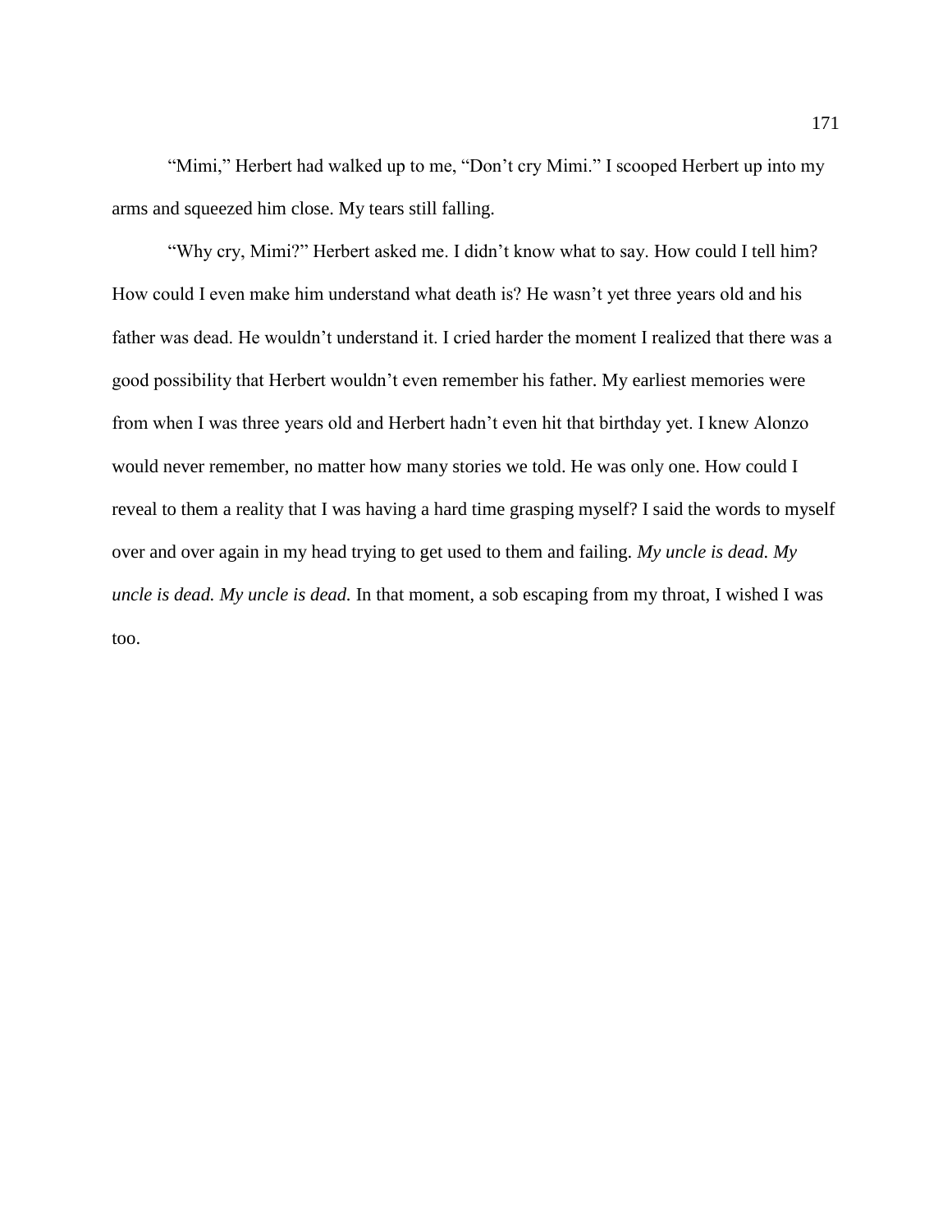"Mimi," Herbert had walked up to me, "Don't cry Mimi." I scooped Herbert up into my arms and squeezed him close. My tears still falling.

"Why cry, Mimi?" Herbert asked me. I didn't know what to say. How could I tell him? How could I even make him understand what death is? He wasn't yet three years old and his father was dead. He wouldn't understand it. I cried harder the moment I realized that there was a good possibility that Herbert wouldn't even remember his father. My earliest memories were from when I was three years old and Herbert hadn't even hit that birthday yet. I knew Alonzo would never remember, no matter how many stories we told. He was only one. How could I reveal to them a reality that I was having a hard time grasping myself? I said the words to myself over and over again in my head trying to get used to them and failing. *My uncle is dead. My uncle is dead. My uncle is dead.* In that moment, a sob escaping from my throat, I wished I was too.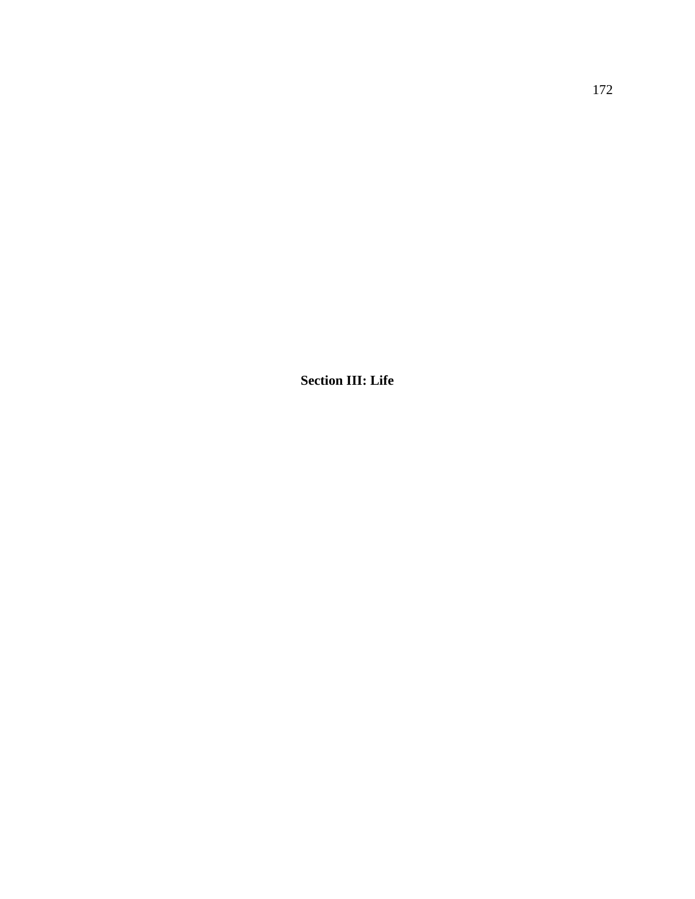# Section III: Life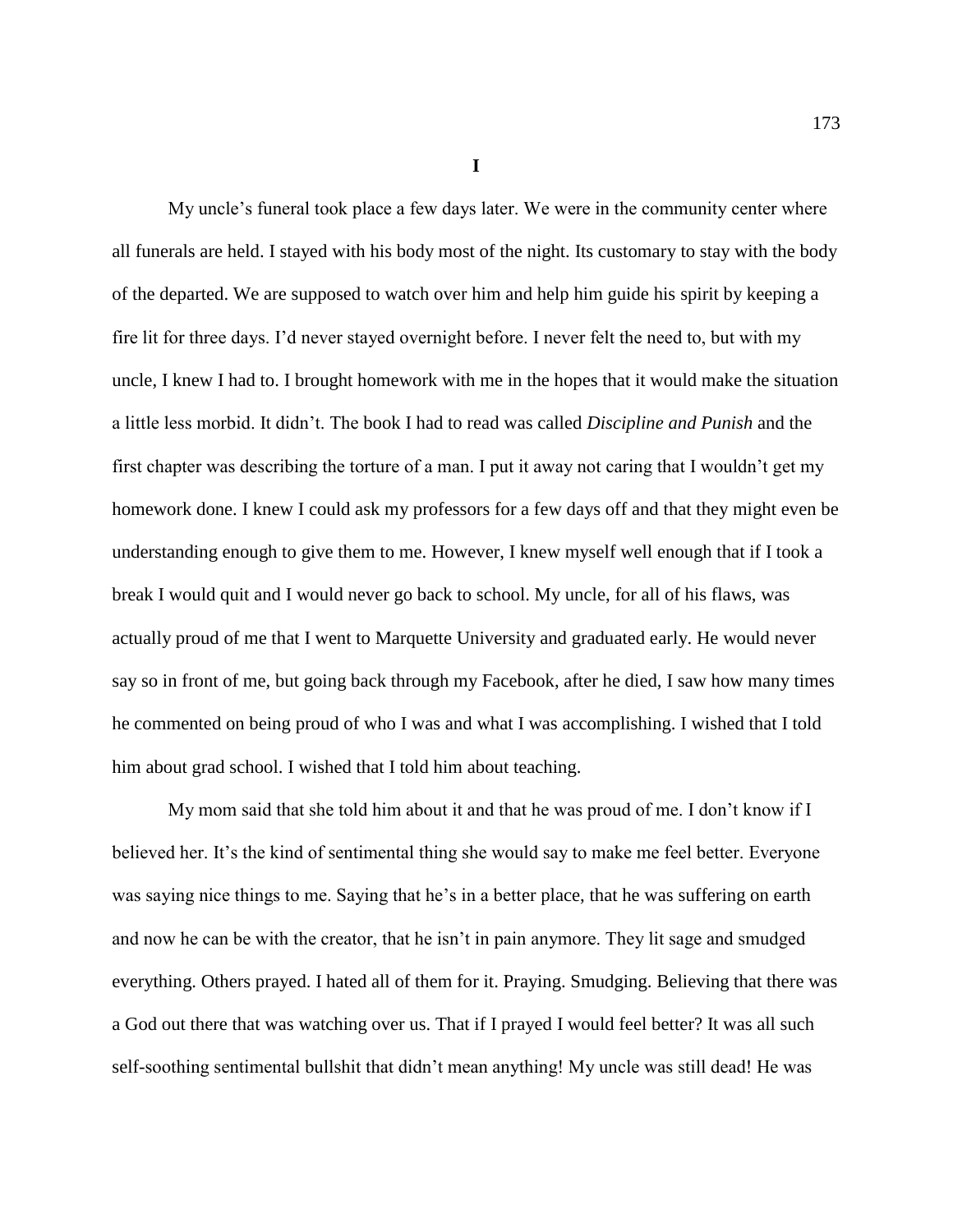**I**

My uncle's funeral took place a few days later. We were in the community center where all funerals are held. I stayed with his body most of the night. Its customary to stay with the body of the departed. We are supposed to watch over him and help him guide his spirit by keeping a fire lit for three days. I'd never stayed overnight before. I never felt the need to, but with my uncle, I knew I had to. I brought homework with me in the hopes that it would make the situation a little less morbid. It didn't. The book I had to read was called *Discipline and Punish* and the first chapter was describing the torture of a man. I put it away not caring that I wouldn't get my homework done. I knew I could ask my professors for a few days off and that they might even be understanding enough to give them to me. However, I knew myself well enough that if I took a break I would quit and I would never go back to school. My uncle, for all of his flaws, was actually proud of me that I went to Marquette University and graduated early. He would never say so in front of me, but going back through my Facebook, after he died, I saw how many times he commented on being proud of who I was and what I was accomplishing. I wished that I told him about grad school. I wished that I told him about teaching.

My mom said that she told him about it and that he was proud of me. I don't know if I believed her. It's the kind of sentimental thing she would say to make me feel better. Everyone was saying nice things to me. Saying that he's in a better place, that he was suffering on earth and now he can be with the creator, that he isn't in pain anymore. They lit sage and smudged everything. Others prayed. I hated all of them for it. Praying. Smudging. Believing that there was a God out there that was watching over us. That if I prayed I would feel better? It was all such self-soothing sentimental bullshit that didn't mean anything! My uncle was still dead! He was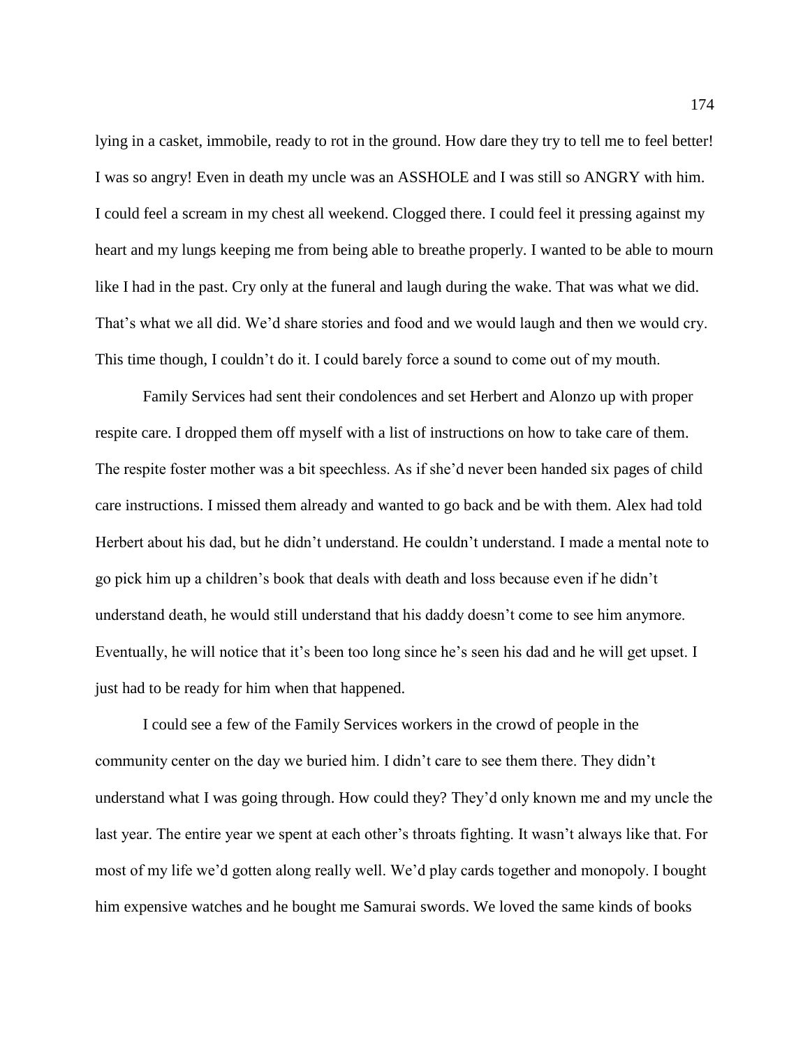lying in a casket, immobile, ready to rot in the ground. How dare they try to tell me to feel better! I was so angry! Even in death my uncle was an ASSHOLE and I was still so ANGRY with him. I could feel a scream in my chest all weekend. Clogged there. I could feel it pressing against my heart and my lungs keeping me from being able to breathe properly. I wanted to be able to mourn like I had in the past. Cry only at the funeral and laugh during the wake. That was what we did. That's what we all did. We'd share stories and food and we would laugh and then we would cry. This time though, I couldn't do it. I could barely force a sound to come out of my mouth.

Family Services had sent their condolences and set Herbert and Alonzo up with proper respite care. I dropped them off myself with a list of instructions on how to take care of them. The respite foster mother was a bit speechless. As if she'd never been handed six pages of child care instructions. I missed them already and wanted to go back and be with them. Alex had told Herbert about his dad, but he didn't understand. He couldn't understand. I made a mental note to go pick him up a children's book that deals with death and loss because even if he didn't understand death, he would still understand that his daddy doesn't come to see him anymore. Eventually, he will notice that it's been too long since he's seen his dad and he will get upset. I just had to be ready for him when that happened.

I could see a few of the Family Services workers in the crowd of people in the community center on the day we buried him. I didn't care to see them there. They didn't understand what I was going through. How could they? They'd only known me and my uncle the last year. The entire year we spent at each other's throats fighting. It wasn't always like that. For most of my life we'd gotten along really well. We'd play cards together and monopoly. I bought him expensive watches and he bought me Samurai swords. We loved the same kinds of books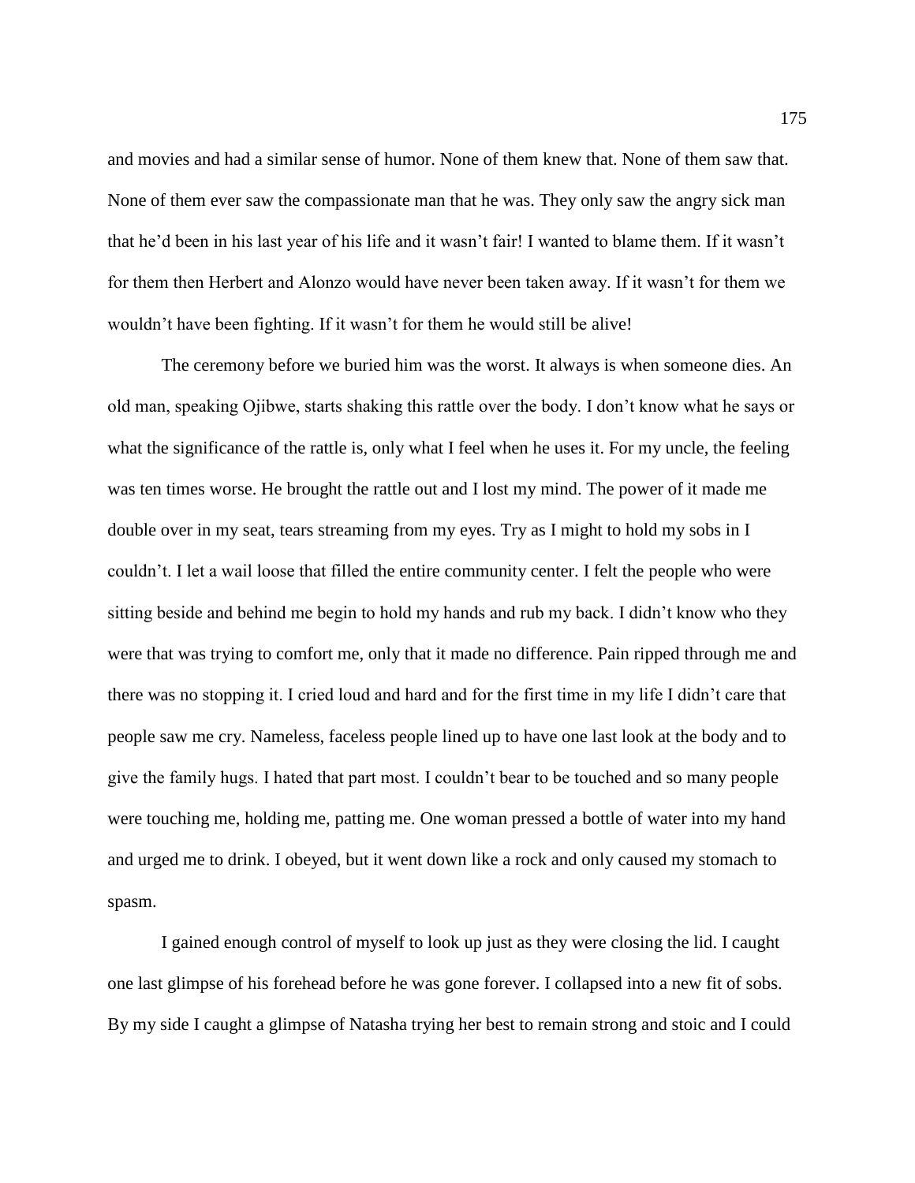and movies and had a similar sense of humor. None of them knew that. None of them saw that. None of them ever saw the compassionate man that he was. They only saw the angry sick man that he'd been in his last year of his life and it wasn't fair! I wanted to blame them. If it wasn't for them then Herbert and Alonzo would have never been taken away. If it wasn't for them we wouldn't have been fighting. If it wasn't for them he would still be alive!

The ceremony before we buried him was the worst. It always is when someone dies. An old man, speaking Ojibwe, starts shaking this rattle over the body. I don't know what he says or what the significance of the rattle is, only what I feel when he uses it. For my uncle, the feeling was ten times worse. He brought the rattle out and I lost my mind. The power of it made me double over in my seat, tears streaming from my eyes. Try as I might to hold my sobs in I couldn't. I let a wail loose that filled the entire community center. I felt the people who were sitting beside and behind me begin to hold my hands and rub my back. I didn't know who they were that was trying to comfort me, only that it made no difference. Pain ripped through me and there was no stopping it. I cried loud and hard and for the first time in my life I didn't care that people saw me cry. Nameless, faceless people lined up to have one last look at the body and to give the family hugs. I hated that part most. I couldn't bear to be touched and so many people were touching me, holding me, patting me. One woman pressed a bottle of water into my hand and urged me to drink. I obeyed, but it went down like a rock and only caused my stomach to spasm.

I gained enough control of myself to look up just as they were closing the lid. I caught one last glimpse of his forehead before he was gone forever. I collapsed into a new fit of sobs. By my side I caught a glimpse of Natasha trying her best to remain strong and stoic and I could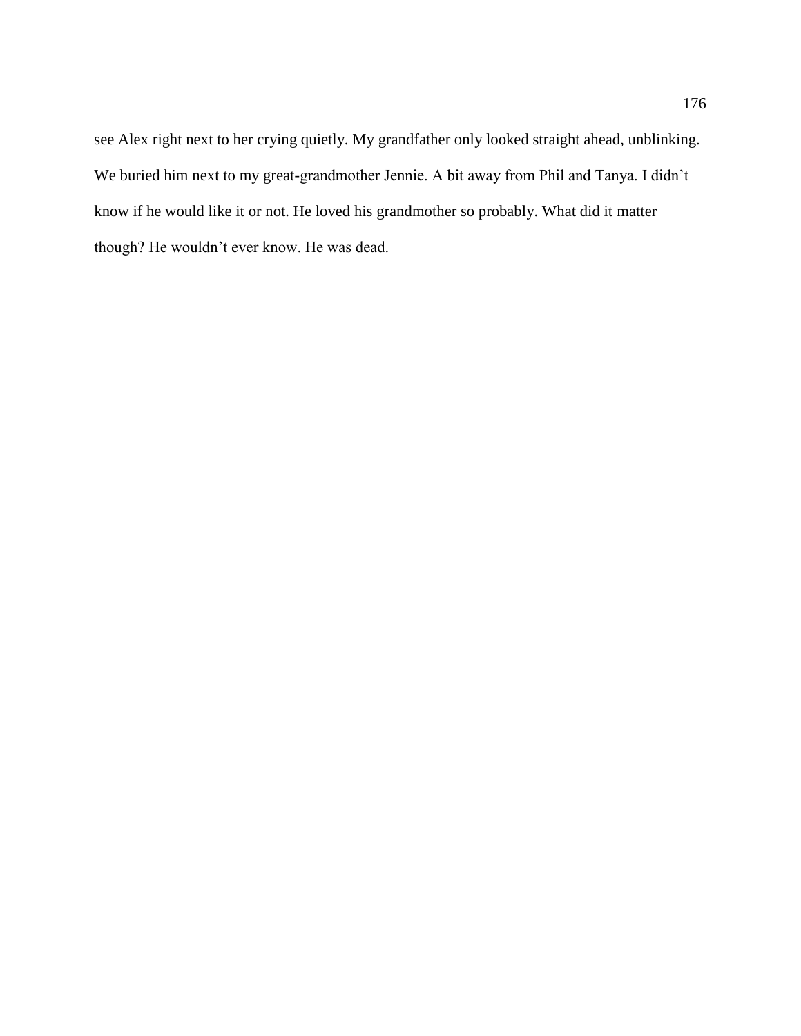see Alex right next to her crying quietly. My grandfather only looked straight ahead, unblinking. We buried him next to my great-grandmother Jennie. A bit away from Phil and Tanya. I didn't know if he would like it or not. He loved his grandmother so probably. What did it matter though? He wouldn't ever know. He was dead.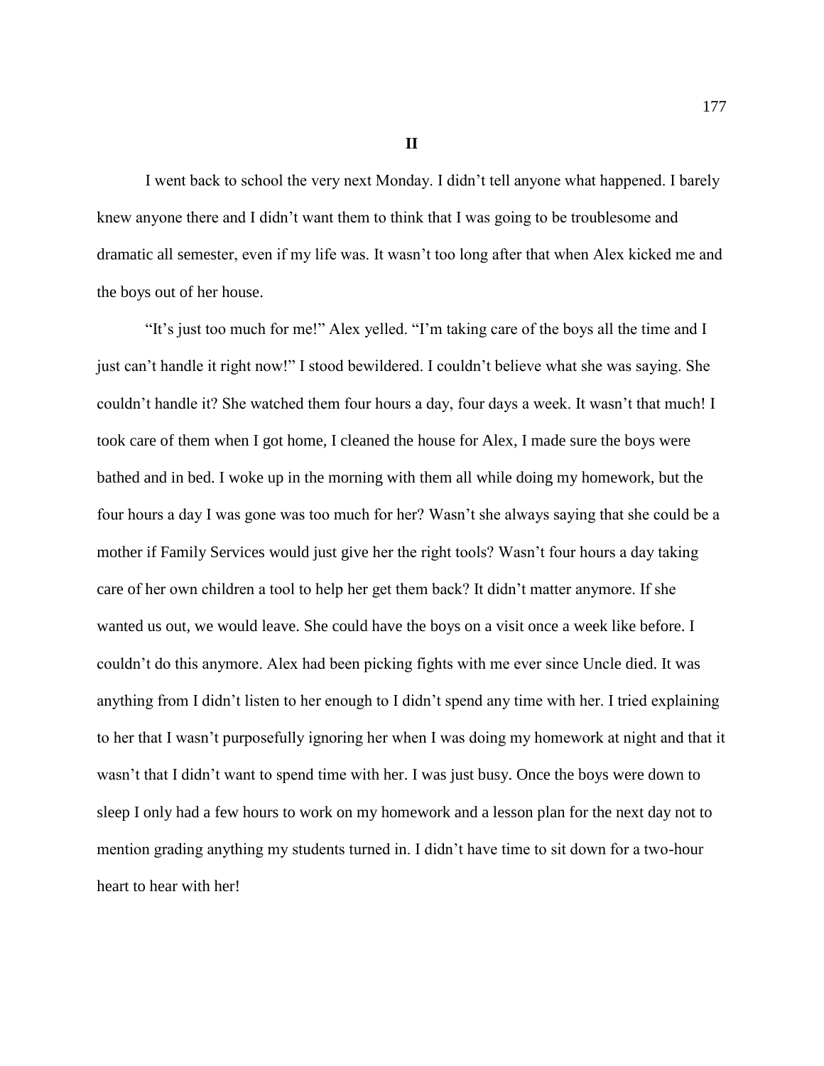**II**

I went back to school the very next Monday. I didn't tell anyone what happened. I barely knew anyone there and I didn't want them to think that I was going to be troublesome and dramatic all semester, even if my life was. It wasn't too long after that when Alex kicked me and the boys out of her house.

"It's just too much for me!" Alex yelled. "I'm taking care of the boys all the time and I just can't handle it right now!" I stood bewildered. I couldn't believe what she was saying. She couldn't handle it? She watched them four hours a day, four days a week. It wasn't that much! I took care of them when I got home, I cleaned the house for Alex, I made sure the boys were bathed and in bed. I woke up in the morning with them all while doing my homework, but the four hours a day I was gone was too much for her? Wasn't she always saying that she could be a mother if Family Services would just give her the right tools? Wasn't four hours a day taking care of her own children a tool to help her get them back? It didn't matter anymore. If she wanted us out, we would leave. She could have the boys on a visit once a week like before. I couldn't do this anymore. Alex had been picking fights with me ever since Uncle died. It was anything from I didn't listen to her enough to I didn't spend any time with her. I tried explaining to her that I wasn't purposefully ignoring her when I was doing my homework at night and that it wasn't that I didn't want to spend time with her. I was just busy. Once the boys were down to sleep I only had a few hours to work on my homework and a lesson plan for the next day not to mention grading anything my students turned in. I didn't have time to sit down for a two-hour heart to hear with her!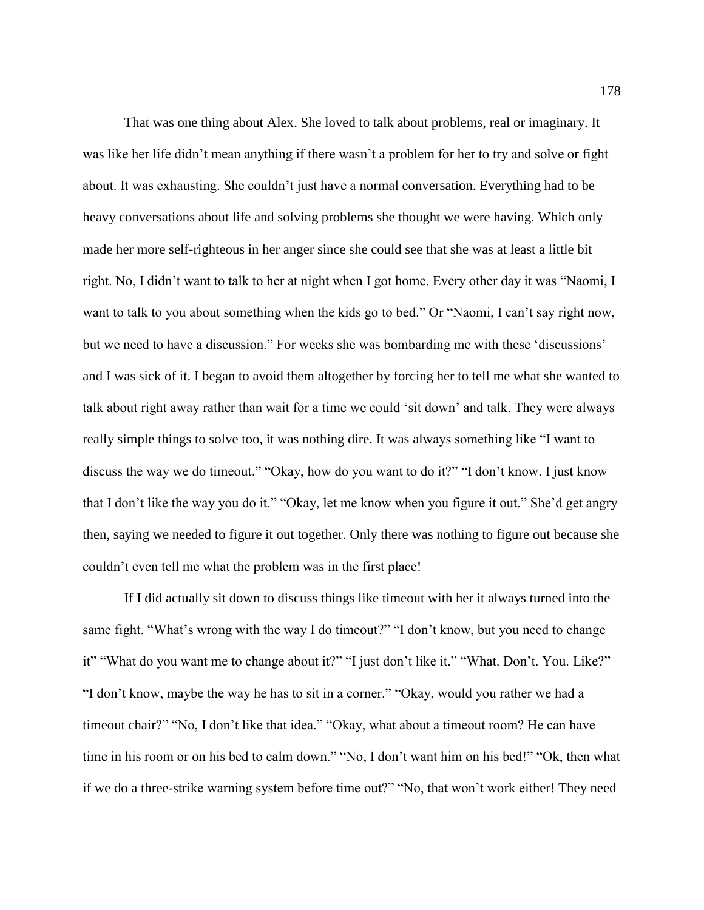That was one thing about Alex. She loved to talk about problems, real or imaginary. It was like her life didn't mean anything if there wasn't a problem for her to try and solve or fight about. It was exhausting. She couldn't just have a normal conversation. Everything had to be heavy conversations about life and solving problems she thought we were having. Which only made her more self-righteous in her anger since she could see that she was at least a little bit right. No, I didn't want to talk to her at night when I got home. Every other day it was "Naomi, I want to talk to you about something when the kids go to bed." Or "Naomi, I can't say right now, but we need to have a discussion." For weeks she was bombarding me with these 'discussions' and I was sick of it. I began to avoid them altogether by forcing her to tell me what she wanted to talk about right away rather than wait for a time we could 'sit down' and talk. They were always really simple things to solve too, it was nothing dire. It was always something like "I want to discuss the way we do timeout." "Okay, how do you want to do it?" "I don't know. I just know that I don't like the way you do it." "Okay, let me know when you figure it out." She'd get angry then, saying we needed to figure it out together. Only there was nothing to figure out because she couldn't even tell me what the problem was in the first place!

If I did actually sit down to discuss things like timeout with her it always turned into the same fight. "What's wrong with the way I do timeout?" "I don't know, but you need to change it" "What do you want me to change about it?" "I just don't like it." "What. Don't. You. Like?" "I don't know, maybe the way he has to sit in a corner." "Okay, would you rather we had a timeout chair?" "No, I don't like that idea." "Okay, what about a timeout room? He can have time in his room or on his bed to calm down." "No, I don't want him on his bed!" "Ok, then what if we do a three-strike warning system before time out?" "No, that won't work either! They need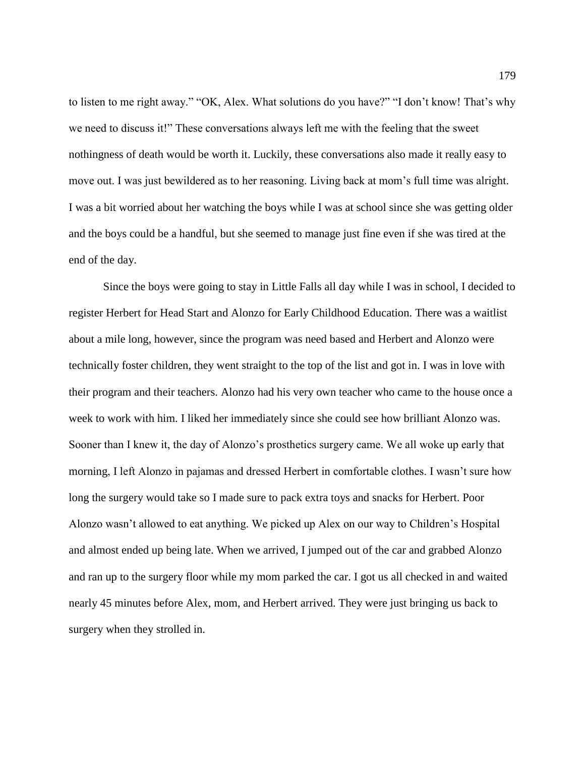to listen to me right away." "OK, Alex. What solutions do you have?" "I don't know! That's why we need to discuss it!" These conversations always left me with the feeling that the sweet nothingness of death would be worth it. Luckily, these conversations also made it really easy to move out. I was just bewildered as to her reasoning. Living back at mom's full time was alright. I was a bit worried about her watching the boys while I was at school since she was getting older and the boys could be a handful, but she seemed to manage just fine even if she was tired at the end of the day.

Since the boys were going to stay in Little Falls all day while I was in school, I decided to register Herbert for Head Start and Alonzo for Early Childhood Education. There was a waitlist about a mile long, however, since the program was need based and Herbert and Alonzo were technically foster children, they went straight to the top of the list and got in. I was in love with their program and their teachers. Alonzo had his very own teacher who came to the house once a week to work with him. I liked her immediately since she could see how brilliant Alonzo was. Sooner than I knew it, the day of Alonzo's prosthetics surgery came. We all woke up early that morning, I left Alonzo in pajamas and dressed Herbert in comfortable clothes. I wasn't sure how long the surgery would take so I made sure to pack extra toys and snacks for Herbert. Poor Alonzo wasn't allowed to eat anything. We picked up Alex on our way to Children's Hospital and almost ended up being late. When we arrived, I jumped out of the car and grabbed Alonzo and ran up to the surgery floor while my mom parked the car. I got us all checked in and waited nearly 45 minutes before Alex, mom, and Herbert arrived. They were just bringing us back to surgery when they strolled in.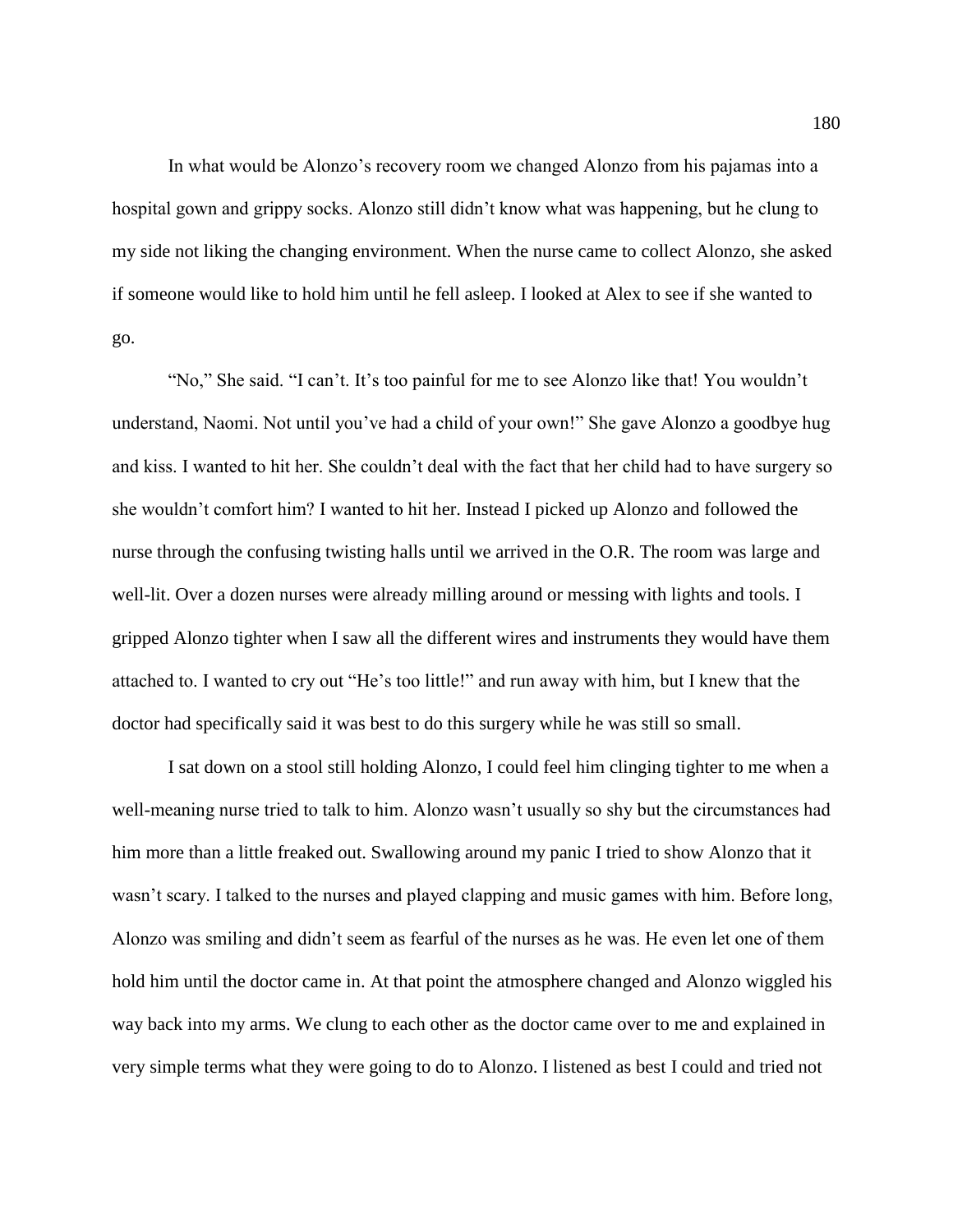In what would be Alonzo's recovery room we changed Alonzo from his pajamas into a hospital gown and grippy socks. Alonzo still didn't know what was happening, but he clung to my side not liking the changing environment. When the nurse came to collect Alonzo, she asked if someone would like to hold him until he fell asleep. I looked at Alex to see if she wanted to go.

"No," She said. "I can't. It's too painful for me to see Alonzo like that! You wouldn't understand, Naomi. Not until you've had a child of your own!" She gave Alonzo a goodbye hug and kiss. I wanted to hit her. She couldn't deal with the fact that her child had to have surgery so she wouldn't comfort him? I wanted to hit her. Instead I picked up Alonzo and followed the nurse through the confusing twisting halls until we arrived in the O.R. The room was large and well-lit. Over a dozen nurses were already milling around or messing with lights and tools. I gripped Alonzo tighter when I saw all the different wires and instruments they would have them attached to. I wanted to cry out "He's too little!" and run away with him, but I knew that the doctor had specifically said it was best to do this surgery while he was still so small.

I sat down on a stool still holding Alonzo, I could feel him clinging tighter to me when a well-meaning nurse tried to talk to him. Alonzo wasn't usually so shy but the circumstances had him more than a little freaked out. Swallowing around my panic I tried to show Alonzo that it wasn't scary. I talked to the nurses and played clapping and music games with him. Before long, Alonzo was smiling and didn't seem as fearful of the nurses as he was. He even let one of them hold him until the doctor came in. At that point the atmosphere changed and Alonzo wiggled his way back into my arms. We clung to each other as the doctor came over to me and explained in very simple terms what they were going to do to Alonzo. I listened as best I could and tried not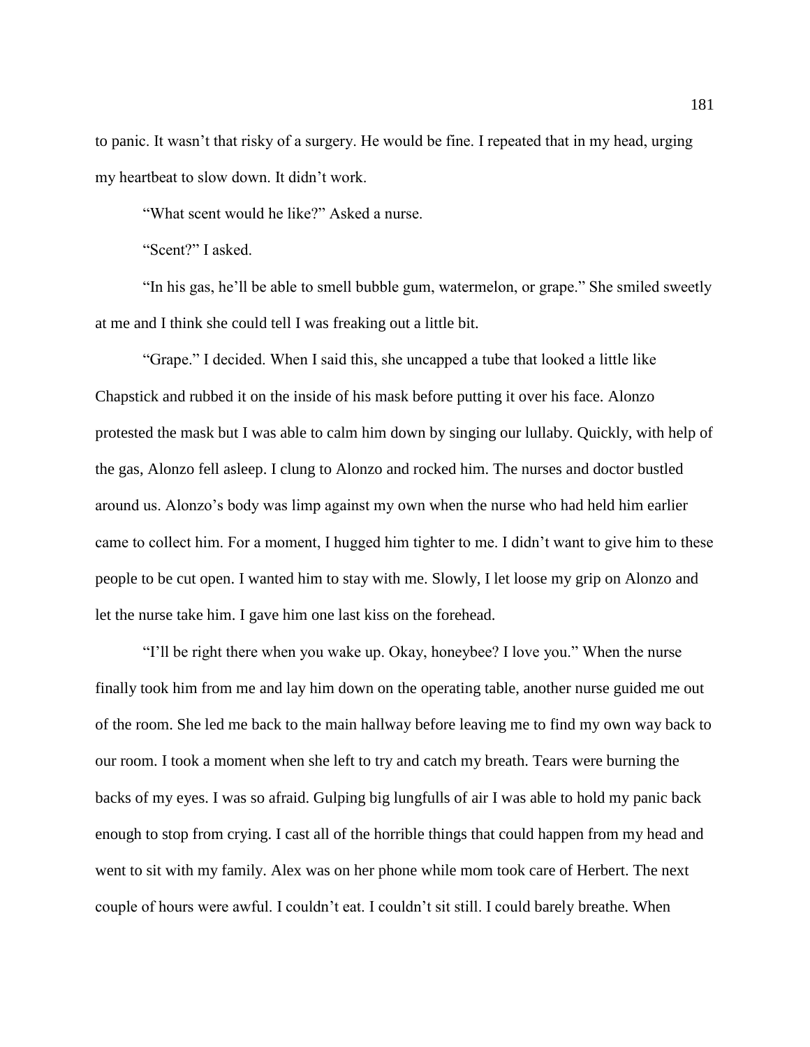to panic. It wasn't that risky of a surgery. He would be fine. I repeated that in my head, urging my heartbeat to slow down. It didn't work.

"What scent would he like?" Asked a nurse.

"Scent?" I asked.

"In his gas, he'll be able to smell bubble gum, watermelon, or grape." She smiled sweetly at me and I think she could tell I was freaking out a little bit.

"Grape." I decided. When I said this, she uncapped a tube that looked a little like Chapstick and rubbed it on the inside of his mask before putting it over his face. Alonzo protested the mask but I was able to calm him down by singing our lullaby. Quickly, with help of the gas, Alonzo fell asleep. I clung to Alonzo and rocked him. The nurses and doctor bustled around us. Alonzo's body was limp against my own when the nurse who had held him earlier came to collect him. For a moment, I hugged him tighter to me. I didn't want to give him to these people to be cut open. I wanted him to stay with me. Slowly, I let loose my grip on Alonzo and let the nurse take him. I gave him one last kiss on the forehead.

"I'll be right there when you wake up. Okay, honeybee? I love you." When the nurse finally took him from me and lay him down on the operating table, another nurse guided me out of the room. She led me back to the main hallway before leaving me to find my own way back to our room. I took a moment when she left to try and catch my breath. Tears were burning the backs of my eyes. I was so afraid. Gulping big lungfulls of air I was able to hold my panic back enough to stop from crying. I cast all of the horrible things that could happen from my head and went to sit with my family. Alex was on her phone while mom took care of Herbert. The next couple of hours were awful. I couldn't eat. I couldn't sit still. I could barely breathe. When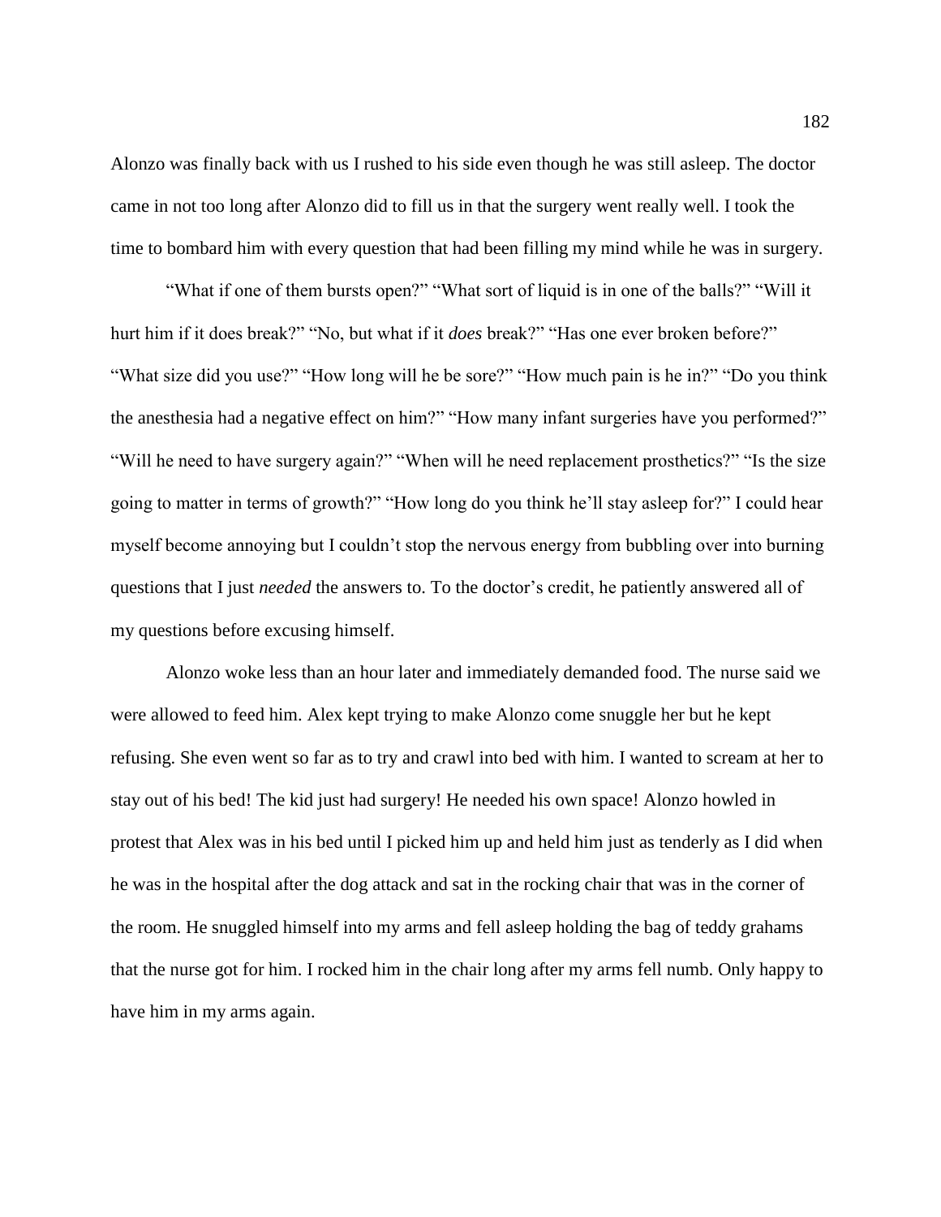Alonzo was finally back with us I rushed to his side even though he was still asleep. The doctor came in not too long after Alonzo did to fill us in that the surgery went really well. I took the time to bombard him with every question that had been filling my mind while he was in surgery.

"What if one of them bursts open?" "What sort of liquid is in one of the balls?" "Will it hurt him if it does break?" "No, but what if it *does* break?" "Has one ever broken before?" "What size did you use?" "How long will he be sore?" "How much pain is he in?" "Do you think the anesthesia had a negative effect on him?" "How many infant surgeries have you performed?" "Will he need to have surgery again?" "When will he need replacement prosthetics?" "Is the size going to matter in terms of growth?" "How long do you think he'll stay asleep for?" I could hear myself become annoying but I couldn't stop the nervous energy from bubbling over into burning questions that I just *needed* the answers to. To the doctor's credit, he patiently answered all of my questions before excusing himself.

Alonzo woke less than an hour later and immediately demanded food. The nurse said we were allowed to feed him. Alex kept trying to make Alonzo come snuggle her but he kept refusing. She even went so far as to try and crawl into bed with him. I wanted to scream at her to stay out of his bed! The kid just had surgery! He needed his own space! Alonzo howled in protest that Alex was in his bed until I picked him up and held him just as tenderly as I did when he was in the hospital after the dog attack and sat in the rocking chair that was in the corner of the room. He snuggled himself into my arms and fell asleep holding the bag of teddy grahams that the nurse got for him. I rocked him in the chair long after my arms fell numb. Only happy to have him in my arms again.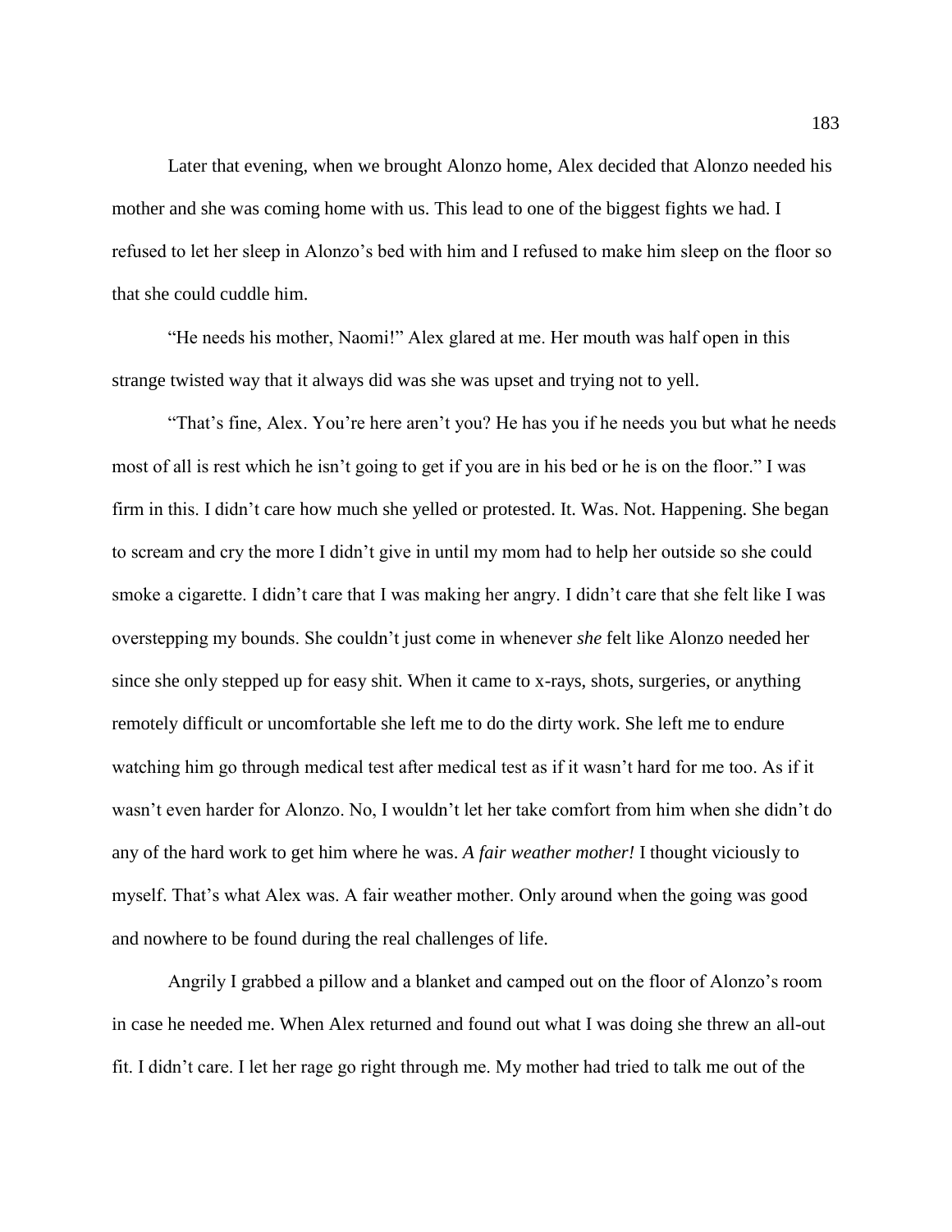Later that evening, when we brought Alonzo home, Alex decided that Alonzo needed his mother and she was coming home with us. This lead to one of the biggest fights we had. I refused to let her sleep in Alonzo's bed with him and I refused to make him sleep on the floor so that she could cuddle him.

"He needs his mother, Naomi!" Alex glared at me. Her mouth was half open in this strange twisted way that it always did was she was upset and trying not to yell.

"That's fine, Alex. You're here aren't you? He has you if he needs you but what he needs most of all is rest which he isn't going to get if you are in his bed or he is on the floor." I was firm in this. I didn't care how much she yelled or protested. It. Was. Not. Happening. She began to scream and cry the more I didn't give in until my mom had to help her outside so she could smoke a cigarette. I didn't care that I was making her angry. I didn't care that she felt like I was overstepping my bounds. She couldn't just come in whenever *she* felt like Alonzo needed her since she only stepped up for easy shit. When it came to x-rays, shots, surgeries, or anything remotely difficult or uncomfortable she left me to do the dirty work. She left me to endure watching him go through medical test after medical test as if it wasn't hard for me too. As if it wasn't even harder for Alonzo. No, I wouldn't let her take comfort from him when she didn't do any of the hard work to get him where he was. *A fair weather mother!* I thought viciously to myself. That's what Alex was. A fair weather mother. Only around when the going was good and nowhere to be found during the real challenges of life.

Angrily I grabbed a pillow and a blanket and camped out on the floor of Alonzo's room in case he needed me. When Alex returned and found out what I was doing she threw an all-out fit. I didn't care. I let her rage go right through me. My mother had tried to talk me out of the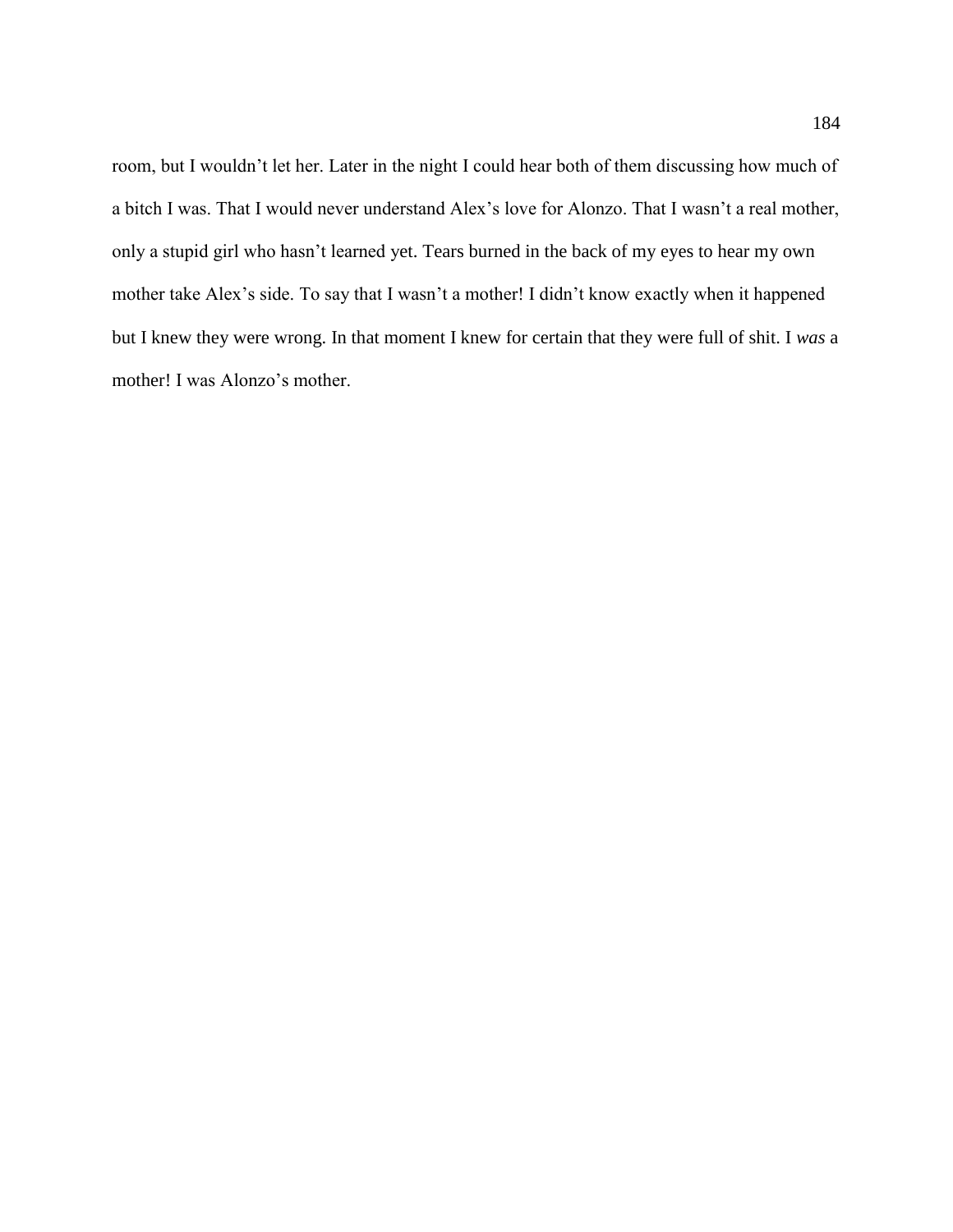room, but I wouldn't let her. Later in the night I could hear both of them discussing how much of a bitch I was. That I would never understand Alex's love for Alonzo. That I wasn't a real mother, only a stupid girl who hasn't learned yet. Tears burned in the back of my eyes to hear my own mother take Alex's side. To say that I wasn't a mother! I didn't know exactly when it happened but I knew they were wrong. In that moment I knew for certain that they were full of shit. I *was* a mother! I was Alonzo's mother.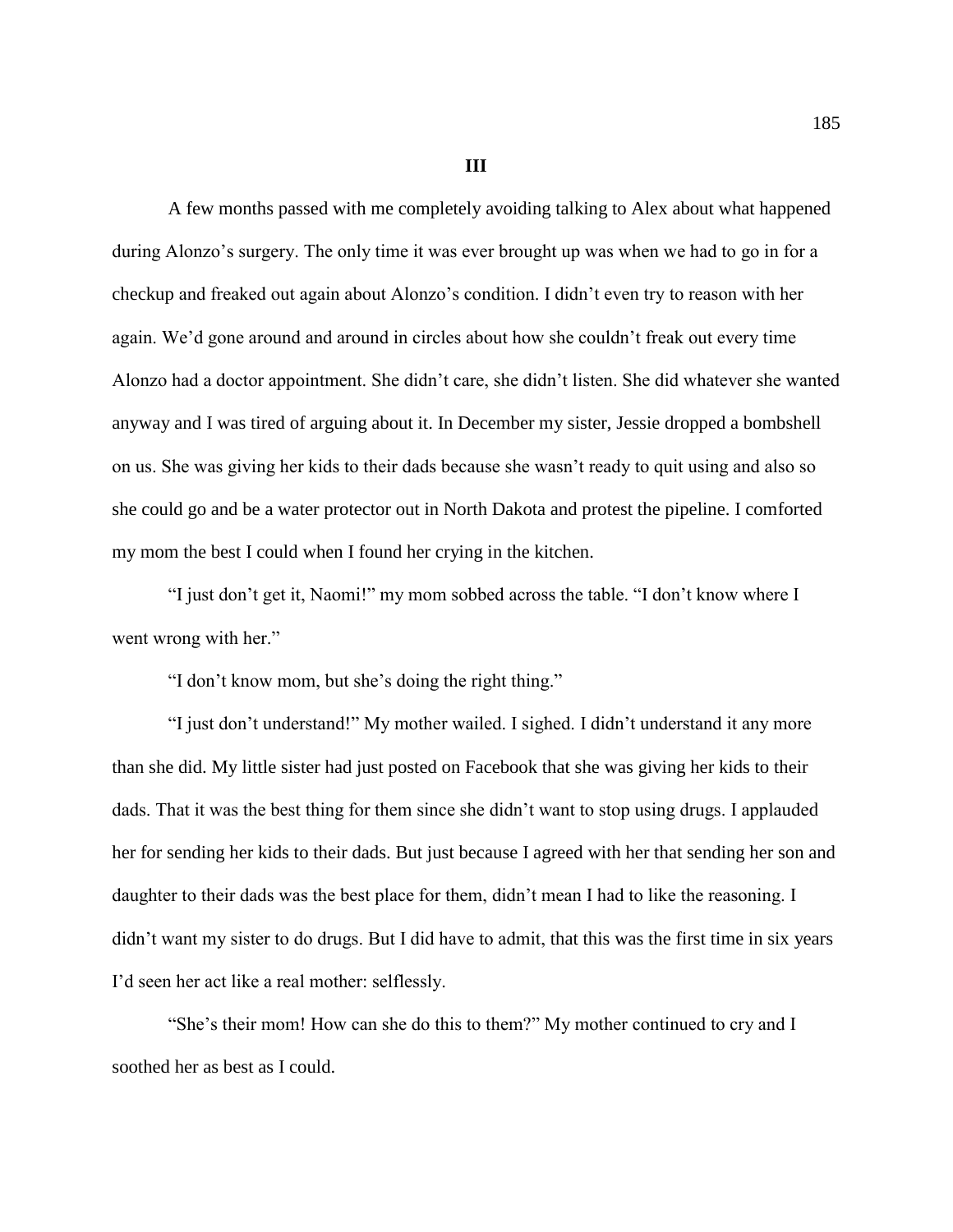### III

A few months passed with me completely avoiding talking to Alex about what happened during Alonzo's surgery. The only time it was ever brought up was when we had to go in for a checkup and freaked out again about Alonzo's condition. I didn't even try to reason with her again. We'd gone around and around in circles about how she couldn't freak out every time Alonzo had a doctor appointment. She didn't care, she didn't listen. She did whatever she wanted anyway and I was tired of arguing about it. In December my sister, Jessie dropped a bombshell on us. She was giving her kids to their dads because she wasn't ready to quit using and also so she could go and be a water protector out in North Dakota and protest the pipeline. I comforted my mom the best I could when I found her crying in the kitchen.

"I just don't get it, Naomi!" my mom sobbed across the table. "I don't know where I went wrong with her."

"I don't know mom, but she's doing the right thing."

"I just don't understand!" My mother wailed. I sighed. I didn't understand it any more than she did. My little sister had just posted on Facebook that she was giving her kids to their dads. That it was the best thing for them since she didn't want to stop using drugs. I applauded her for sending her kids to their dads. But just because I agreed with her that sending her son and daughter to their dads was the best place for them, didn't mean I had to like the reasoning. I didn't want my sister to do drugs. But I did have to admit, that this was the first time in six years I'd seen her act like a real mother: selflessly.

"She's their mom! How can she do this to them?" My mother continued to cry and I soothed her as best as I could.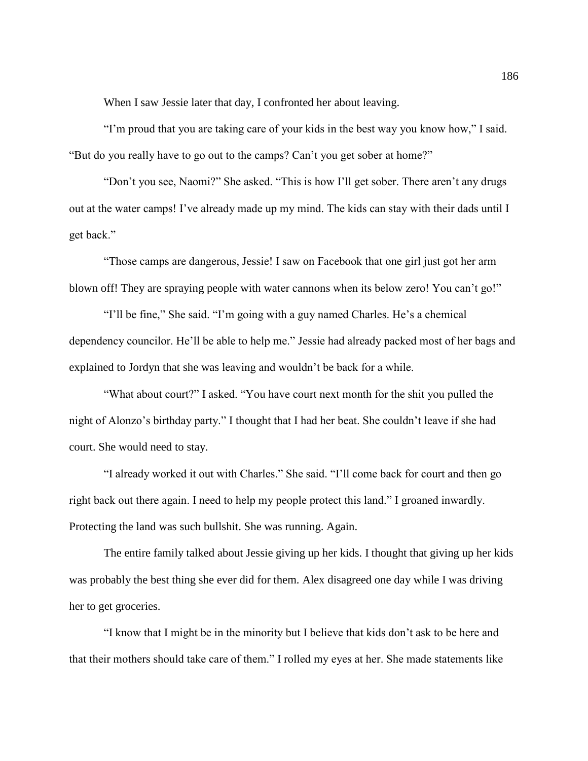When I saw Jessie later that day, I confronted her about leaving.

"I'm proud that you are taking care of your kids in the best way you know how," I said. "But do you really have to go out to the camps? Can't you get sober at home?"

"Don't you see, Naomi?" She asked. "This is how I'll get sober. There aren't any drugs out at the water camps! I've already made up my mind. The kids can stay with their dads until I get back."

"Those camps are dangerous, Jessie! I saw on Facebook that one girl just got her arm blown off! They are spraying people with water cannons when its below zero! You can't go!"

"I'll be fine," She said. "I'm going with a guy named Charles. He's a chemical dependency councilor. He'll be able to help me." Jessie had already packed most of her bags and explained to Jordyn that she was leaving and wouldn't be back for a while.

"What about court?" I asked. "You have court next month for the shit you pulled the night of Alonzo's birthday party." I thought that I had her beat. She couldn't leave if she had court. She would need to stay.

"I already worked it out with Charles." She said. "I'll come back for court and then go right back out there again. I need to help my people protect this land." I groaned inwardly. Protecting the land was such bullshit. She was running. Again.

The entire family talked about Jessie giving up her kids. I thought that giving up her kids was probably the best thing she ever did for them. Alex disagreed one day while I was driving her to get groceries.

"I know that I might be in the minority but I believe that kids don't ask to be here and that their mothers should take care of them." I rolled my eyes at her. She made statements like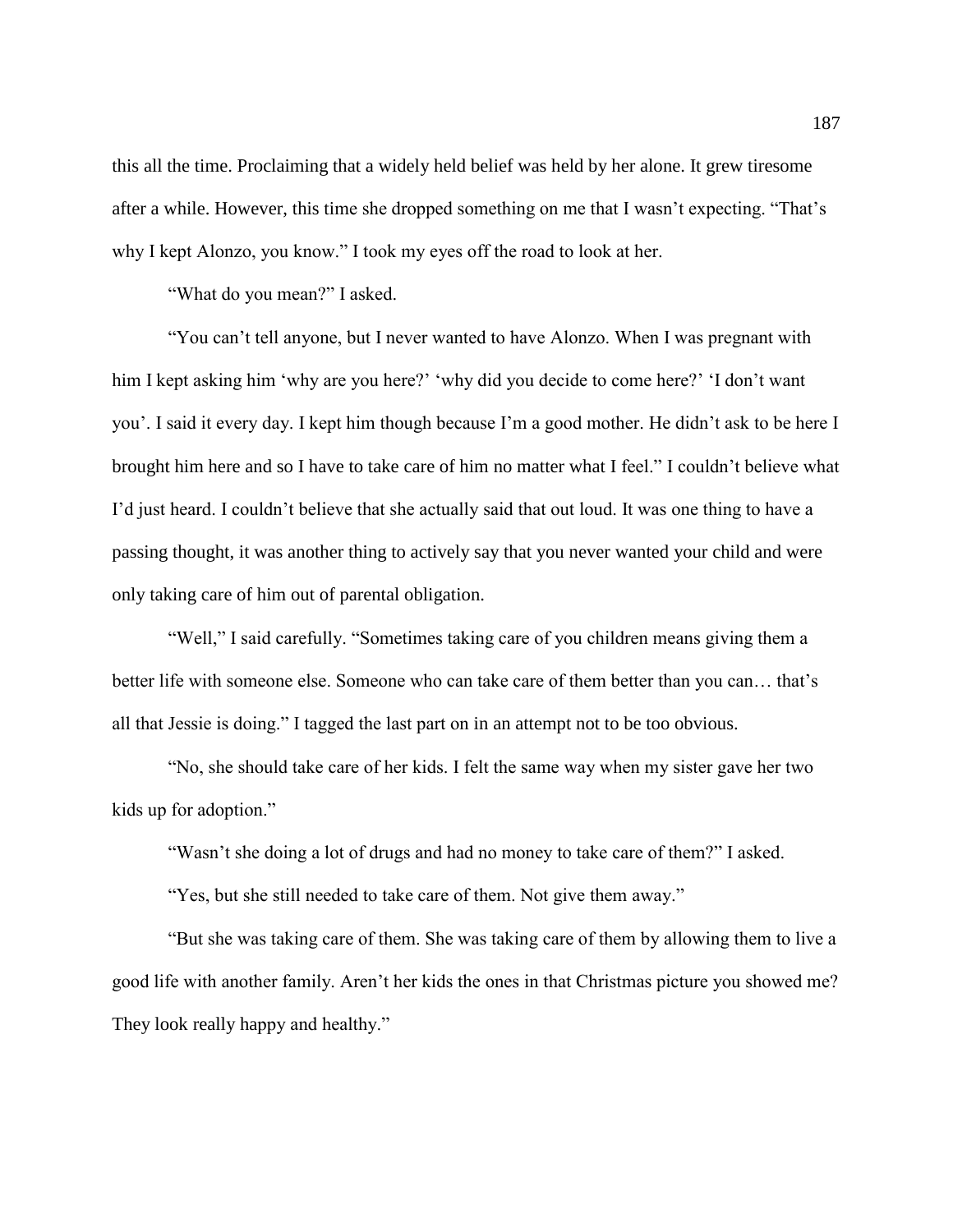this all the time. Proclaiming that a widely held belief was held by her alone. It grew tiresome after a while. However, this time she dropped something on me that I wasn't expecting. "That's why I kept Alonzo, you know." I took my eyes off the road to look at her.

"What do you mean?" I asked.

"You can't tell anyone, but I never wanted to have Alonzo. When I was pregnant with him I kept asking him 'why are you here?' 'why did you decide to come here?' 'I don't want you'. I said it every day. I kept him though because I'm a good mother. He didn't ask to be here I brought him here and so I have to take care of him no matter what I feel." I couldn't believe what I'd just heard. I couldn't believe that she actually said that out loud. It was one thing to have a passing thought, it was another thing to actively say that you never wanted your child and were only taking care of him out of parental obligation.

"Well," I said carefully. "Sometimes taking care of you children means giving them a better life with someone else. Someone who can take care of them better than you can… that's all that Jessie is doing." I tagged the last part on in an attempt not to be too obvious.

"No, she should take care of her kids. I felt the same way when my sister gave her two kids up for adoption."

"Wasn't she doing a lot of drugs and had no money to take care of them?" I asked.

"Yes, but she still needed to take care of them. Not give them away."

"But she was taking care of them. She was taking care of them by allowing them to live a good life with another family. Aren't her kids the ones in that Christmas picture you showed me? They look really happy and healthy."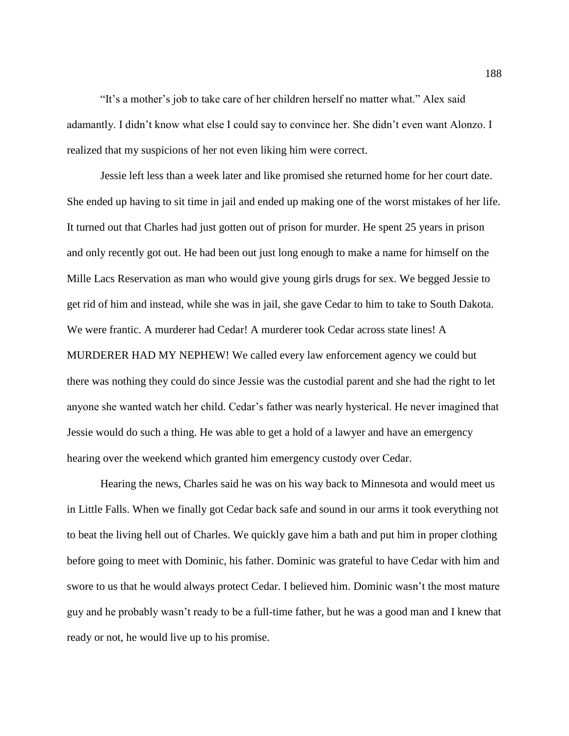"It's a mother's job to take care of her children herself no matter what." Alex said adamantly. I didn't know what else I could say to convince her. She didn't even want Alonzo. I realized that my suspicions of her not even liking him were correct.

Jessie left less than a week later and like promised she returned home for her court date. She ended up having to sit time in jail and ended up making one of the worst mistakes of her life. It turned out that Charles had just gotten out of prison for murder. He spent 25 years in prison and only recently got out. He had been out just long enough to make a name for himself on the Mille Lacs Reservation as man who would give young girls drugs for sex. We begged Jessie to get rid of him and instead, while she was in jail, she gave Cedar to him to take to South Dakota. We were frantic. A murderer had Cedar! A murderer took Cedar across state lines! A MURDERER HAD MY NEPHEW! We called every law enforcement agency we could but there was nothing they could do since Jessie was the custodial parent and she had the right to let anyone she wanted watch her child. Cedar's father was nearly hysterical. He never imagined that Jessie would do such a thing. He was able to get a hold of a lawyer and have an emergency hearing over the weekend which granted him emergency custody over Cedar.

Hearing the news, Charles said he was on his way back to Minnesota and would meet us in Little Falls. When we finally got Cedar back safe and sound in our arms it took everything not to beat the living hell out of Charles. We quickly gave him a bath and put him in proper clothing before going to meet with Dominic, his father. Dominic was grateful to have Cedar with him and swore to us that he would always protect Cedar. I believed him. Dominic wasn't the most mature guy and he probably wasn't ready to be a full-time father, but he was a good man and I knew that ready or not, he would live up to his promise.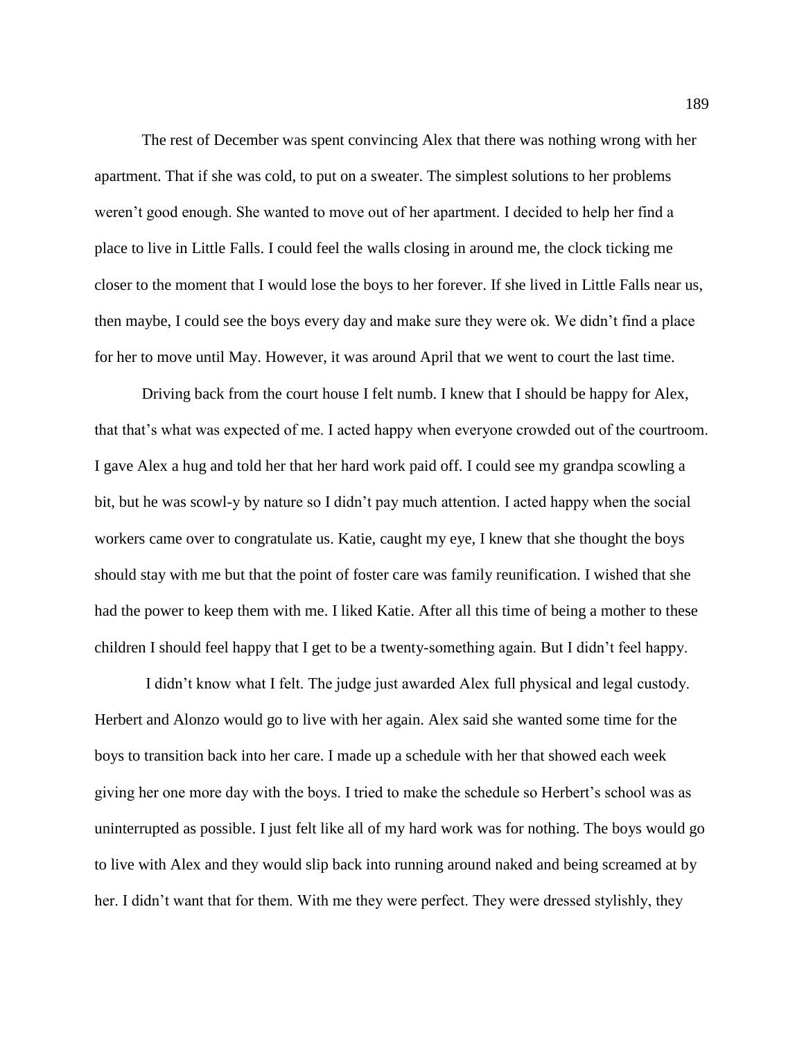The rest of December was spent convincing Alex that there was nothing wrong with her apartment. That if she was cold, to put on a sweater. The simplest solutions to her problems weren't good enough. She wanted to move out of her apartment. I decided to help her find a place to live in Little Falls. I could feel the walls closing in around me, the clock ticking me closer to the moment that I would lose the boys to her forever. If she lived in Little Falls near us, then maybe, I could see the boys every day and make sure they were ok. We didn't find a place for her to move until May. However, it was around April that we went to court the last time.

Driving back from the court house I felt numb. I knew that I should be happy for Alex, that that's what was expected of me. I acted happy when everyone crowded out of the courtroom. I gave Alex a hug and told her that her hard work paid off. I could see my grandpa scowling a bit, but he was scowl-y by nature so I didn't pay much attention. I acted happy when the social workers came over to congratulate us. Katie, caught my eye, I knew that she thought the boys should stay with me but that the point of foster care was family reunification. I wished that she had the power to keep them with me. I liked Katie. After all this time of being a mother to these children I should feel happy that I get to be a twenty-something again. But I didn't feel happy.

I didn't know what I felt. The judge just awarded Alex full physical and legal custody. Herbert and Alonzo would go to live with her again. Alex said she wanted some time for the boys to transition back into her care. I made up a schedule with her that showed each week giving her one more day with the boys. I tried to make the schedule so Herbert's school was as uninterrupted as possible. I just felt like all of my hard work was for nothing. The boys would go to live with Alex and they would slip back into running around naked and being screamed at by her. I didn't want that for them. With me they were perfect. They were dressed stylishly, they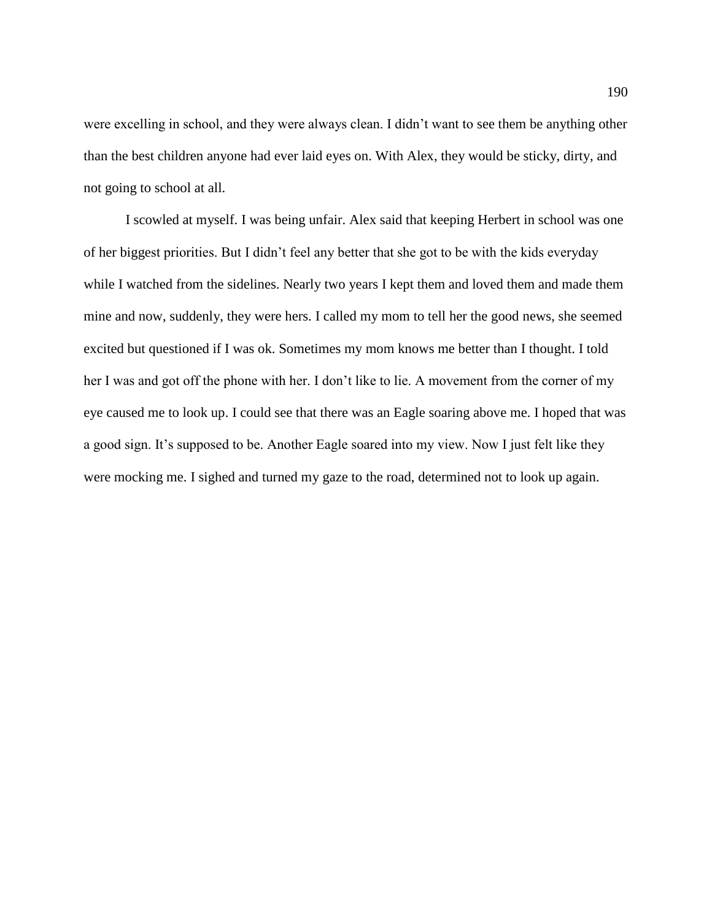were excelling in school, and they were always clean. I didn't want to see them be anything other than the best children anyone had ever laid eyes on. With Alex, they would be sticky, dirty, and not going to school at all.

I scowled at myself. I was being unfair. Alex said that keeping Herbert in school was one of her biggest priorities. But I didn't feel any better that she got to be with the kids everyday while I watched from the sidelines. Nearly two years I kept them and loved them and made them mine and now, suddenly, they were hers. I called my mom to tell her the good news, she seemed excited but questioned if I was ok. Sometimes my mom knows me better than I thought. I told her I was and got off the phone with her. I don't like to lie. A movement from the corner of my eye caused me to look up. I could see that there was an Eagle soaring above me. I hoped that was a good sign. It's supposed to be. Another Eagle soared into my view. Now I just felt like they were mocking me. I sighed and turned my gaze to the road, determined not to look up again.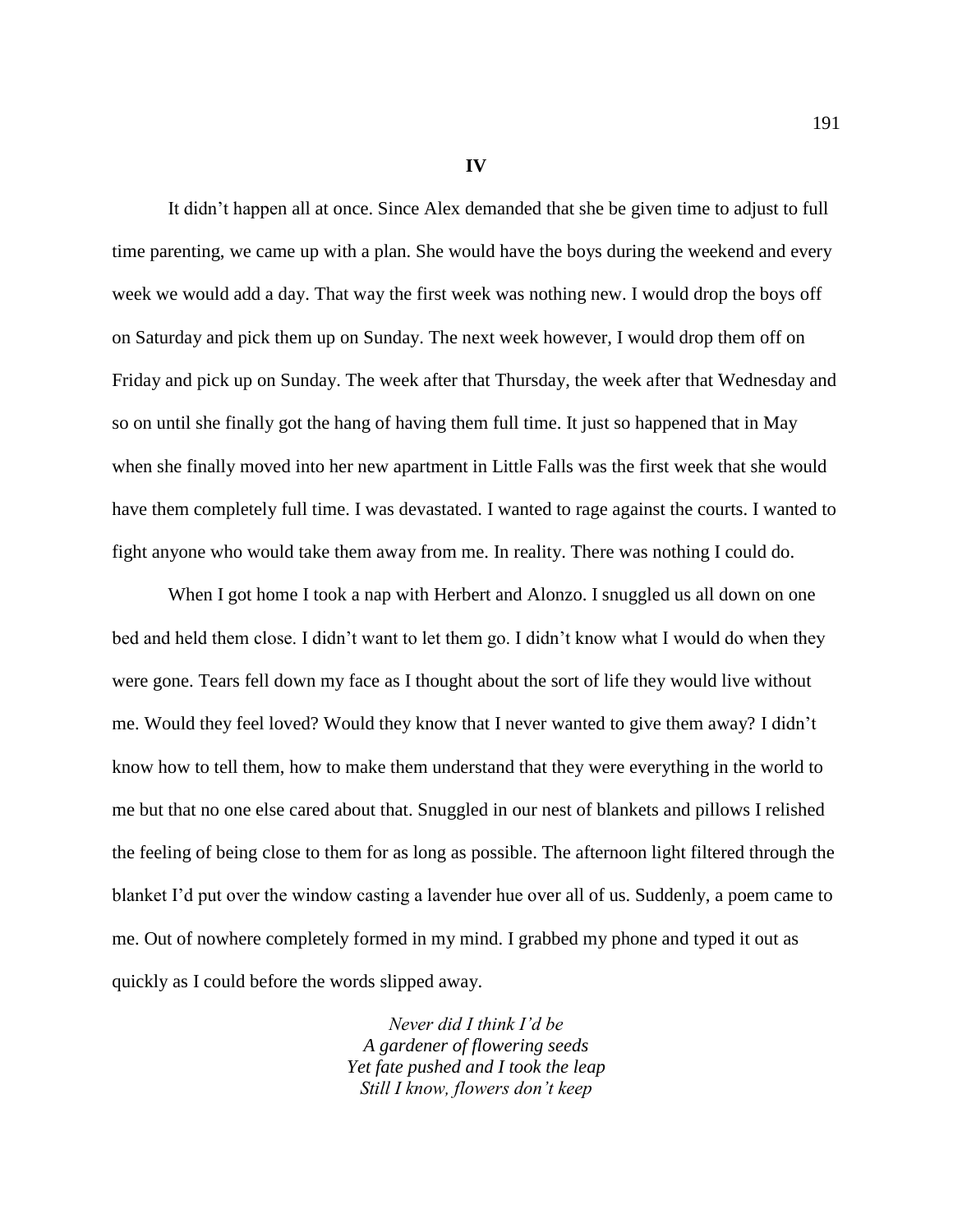**IV**

It didn't happen all at once. Since Alex demanded that she be given time to adjust to full time parenting, we came up with a plan. She would have the boys during the weekend and every week we would add a day. That way the first week was nothing new. I would drop the boys off on Saturday and pick them up on Sunday. The next week however, I would drop them off on Friday and pick up on Sunday. The week after that Thursday, the week after that Wednesday and so on until she finally got the hang of having them full time. It just so happened that in May when she finally moved into her new apartment in Little Falls was the first week that she would have them completely full time. I was devastated. I wanted to rage against the courts. I wanted to fight anyone who would take them away from me. In reality. There was nothing I could do.

When I got home I took a nap with Herbert and Alonzo. I snuggled us all down on one bed and held them close. I didn't want to let them go. I didn't know what I would do when they were gone. Tears fell down my face as I thought about the sort of life they would live without me. Would they feel loved? Would they know that I never wanted to give them away? I didn't know how to tell them, how to make them understand that they were everything in the world to me but that no one else cared about that. Snuggled in our nest of blankets and pillows I relished the feeling of being close to them for as long as possible. The afternoon light filtered through the blanket I'd put over the window casting a lavender hue over all of us. Suddenly, a poem came to me. Out of nowhere completely formed in my mind. I grabbed my phone and typed it out as quickly as I could before the words slipped away.

*Never did I think I'd be*
*A gardener of flowering seeds*
*Yet fate pushed and I took the leap*
*Still I know, flowers don't keep*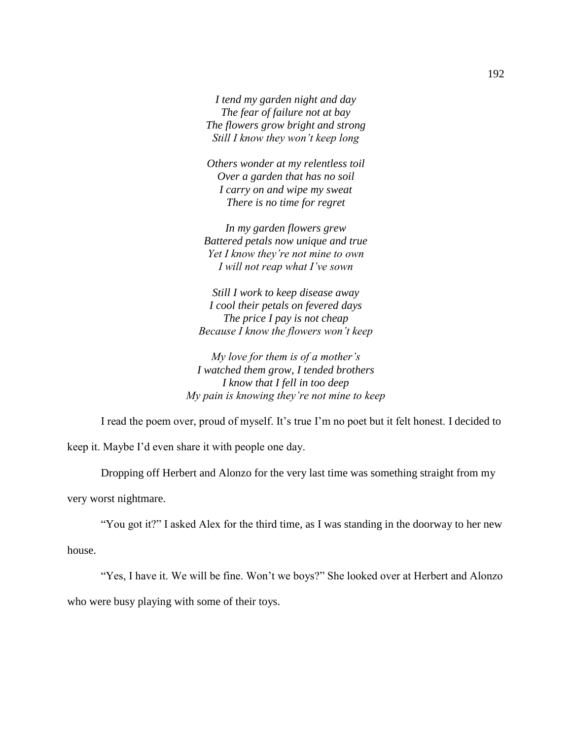*I tend my garden night and day*
*The fear of failure not at bay*
*The flowers grow bright and strong*
*Still I know they won't keep long*

*Others wonder at my relentless toil*
*Over a garden that has no soil*
*I carry on and wipe my sweat*
*There is no time for regret*

*In my garden flowers grew*
*Battered petals now unique and true*
*Yet I know they're not mine to own*
*I will not reap what I've sown*

*Still I work to keep disease away*
*I cool their petals on fevered days*
*The price I pay is not cheap*
*Because I know the flowers won't keep*

*My love for them is of a mother's*
*I watched them grow, I tended brothers*
*I know that I fell in too deep*
*My pain is knowing they're not mine to keep*

I read the poem over, proud of myself. It's true I'm no poet but it felt honest. I decided to keep it. Maybe I'd even share it with people one day.

Dropping off Herbert and Alonzo for the very last time was something straight from my very worst nightmare.

"You got it?" I asked Alex for the third time, as I was standing in the doorway to her new house.

"Yes, I have it. We will be fine. Won't we boys?" She looked over at Herbert and Alonzo who were busy playing with some of their toys.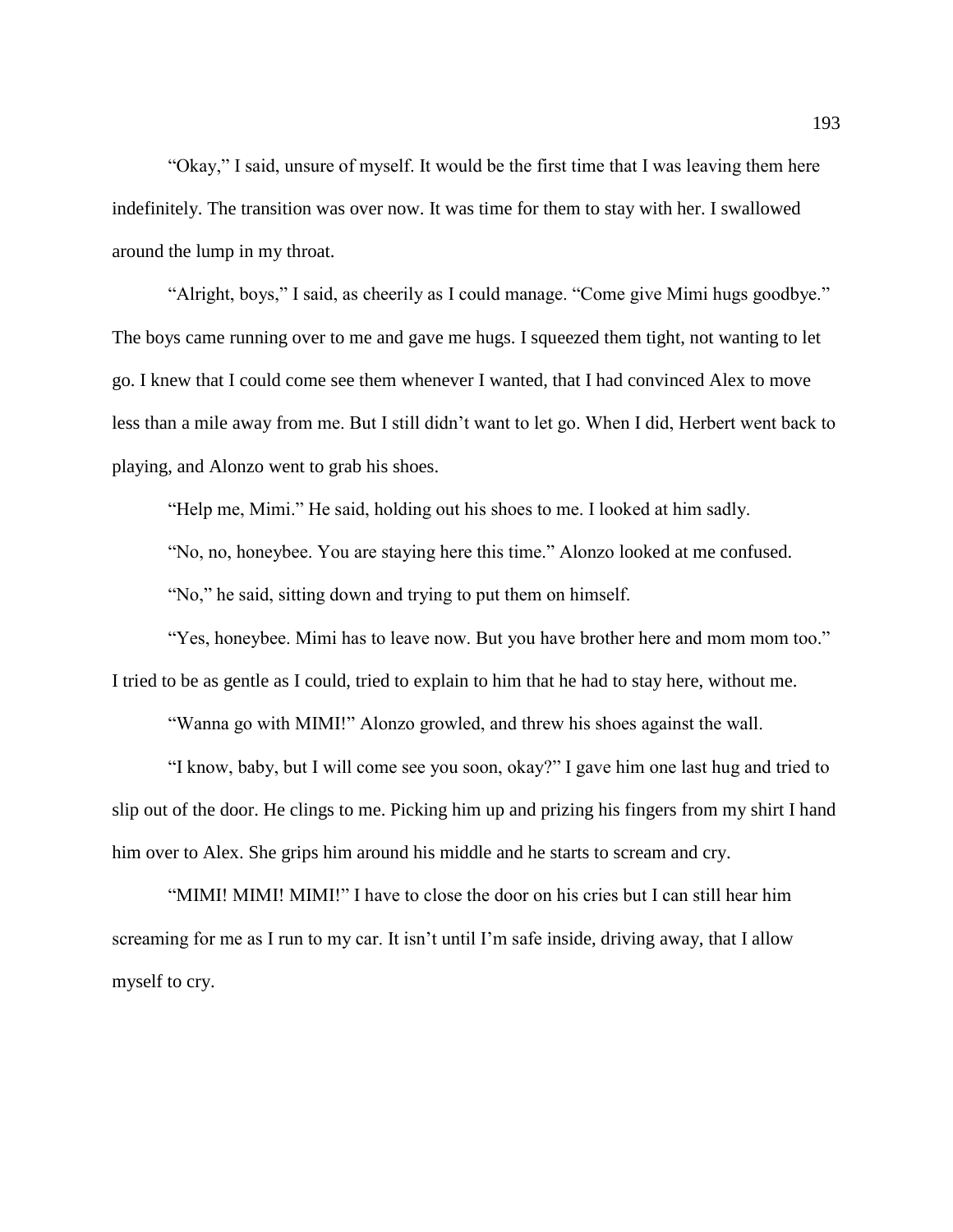"Okay," I said, unsure of myself. It would be the first time that I was leaving them here indefinitely. The transition was over now. It was time for them to stay with her. I swallowed around the lump in my throat.

"Alright, boys," I said, as cheerily as I could manage. "Come give Mimi hugs goodbye." The boys came running over to me and gave me hugs. I squeezed them tight, not wanting to let go. I knew that I could come see them whenever I wanted, that I had convinced Alex to move less than a mile away from me. But I still didn't want to let go. When I did, Herbert went back to playing, and Alonzo went to grab his shoes.

"Help me, Mimi." He said, holding out his shoes to me. I looked at him sadly.

"No, no, honeybee. You are staying here this time." Alonzo looked at me confused.

"No," he said, sitting down and trying to put them on himself.

"Yes, honeybee. Mimi has to leave now. But you have brother here and mom mom too." I tried to be as gentle as I could, tried to explain to him that he had to stay here, without me.

"Wanna go with MIMI!" Alonzo growled, and threw his shoes against the wall.

"I know, baby, but I will come see you soon, okay?" I gave him one last hug and tried to slip out of the door. He clings to me. Picking him up and prizing his fingers from my shirt I hand him over to Alex. She grips him around his middle and he starts to scream and cry.

"MIMI! MIMI! MIMI!" I have to close the door on his cries but I can still hear him screaming for me as I run to my car. It isn't until I'm safe inside, driving away, that I allow myself to cry.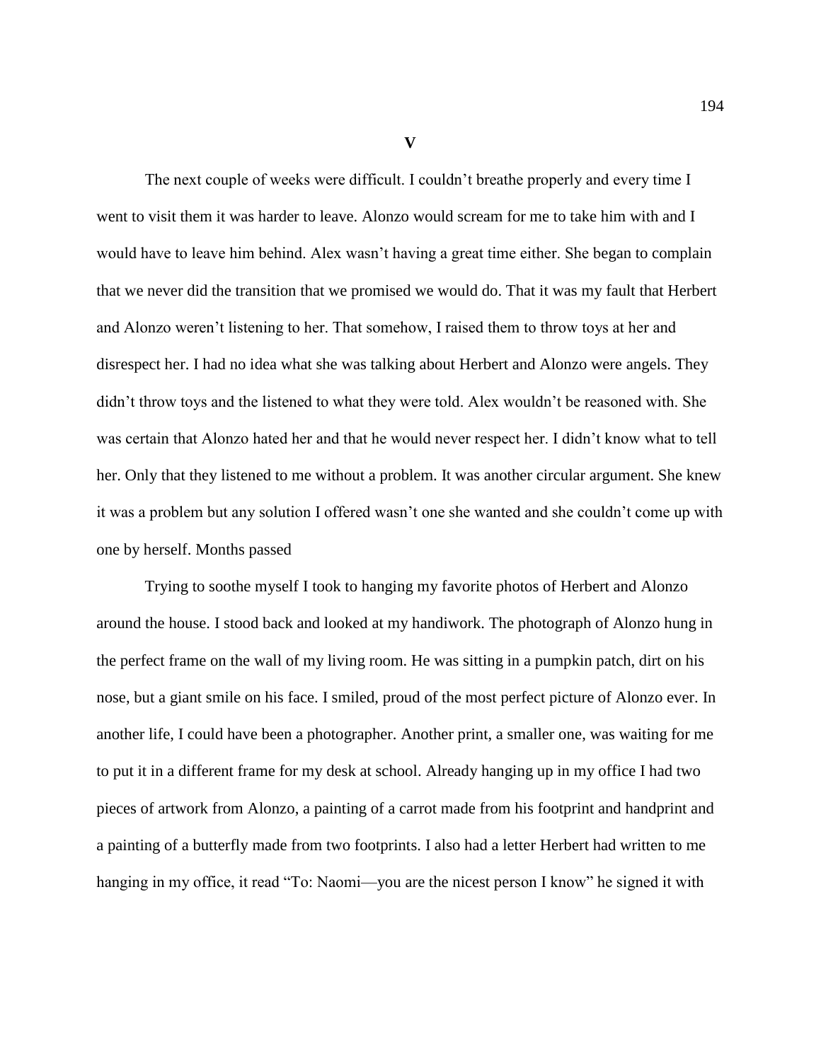**V**

The next couple of weeks were difficult. I couldn't breathe properly and every time I went to visit them it was harder to leave. Alonzo would scream for me to take him with and I would have to leave him behind. Alex wasn't having a great time either. She began to complain that we never did the transition that we promised we would do. That it was my fault that Herbert and Alonzo weren't listening to her. That somehow, I raised them to throw toys at her and disrespect her. I had no idea what she was talking about Herbert and Alonzo were angels. They didn't throw toys and the listened to what they were told. Alex wouldn't be reasoned with. She was certain that Alonzo hated her and that he would never respect her. I didn't know what to tell her. Only that they listened to me without a problem. It was another circular argument. She knew it was a problem but any solution I offered wasn't one she wanted and she couldn't come up with one by herself. Months passed

Trying to soothe myself I took to hanging my favorite photos of Herbert and Alonzo around the house. I stood back and looked at my handiwork. The photograph of Alonzo hung in the perfect frame on the wall of my living room. He was sitting in a pumpkin patch, dirt on his nose, but a giant smile on his face. I smiled, proud of the most perfect picture of Alonzo ever. In another life, I could have been a photographer. Another print, a smaller one, was waiting for me to put it in a different frame for my desk at school. Already hanging up in my office I had two pieces of artwork from Alonzo, a painting of a carrot made from his footprint and handprint and a painting of a butterfly made from two footprints. I also had a letter Herbert had written to me hanging in my office, it read "To: Naomi—you are the nicest person I know" he signed it with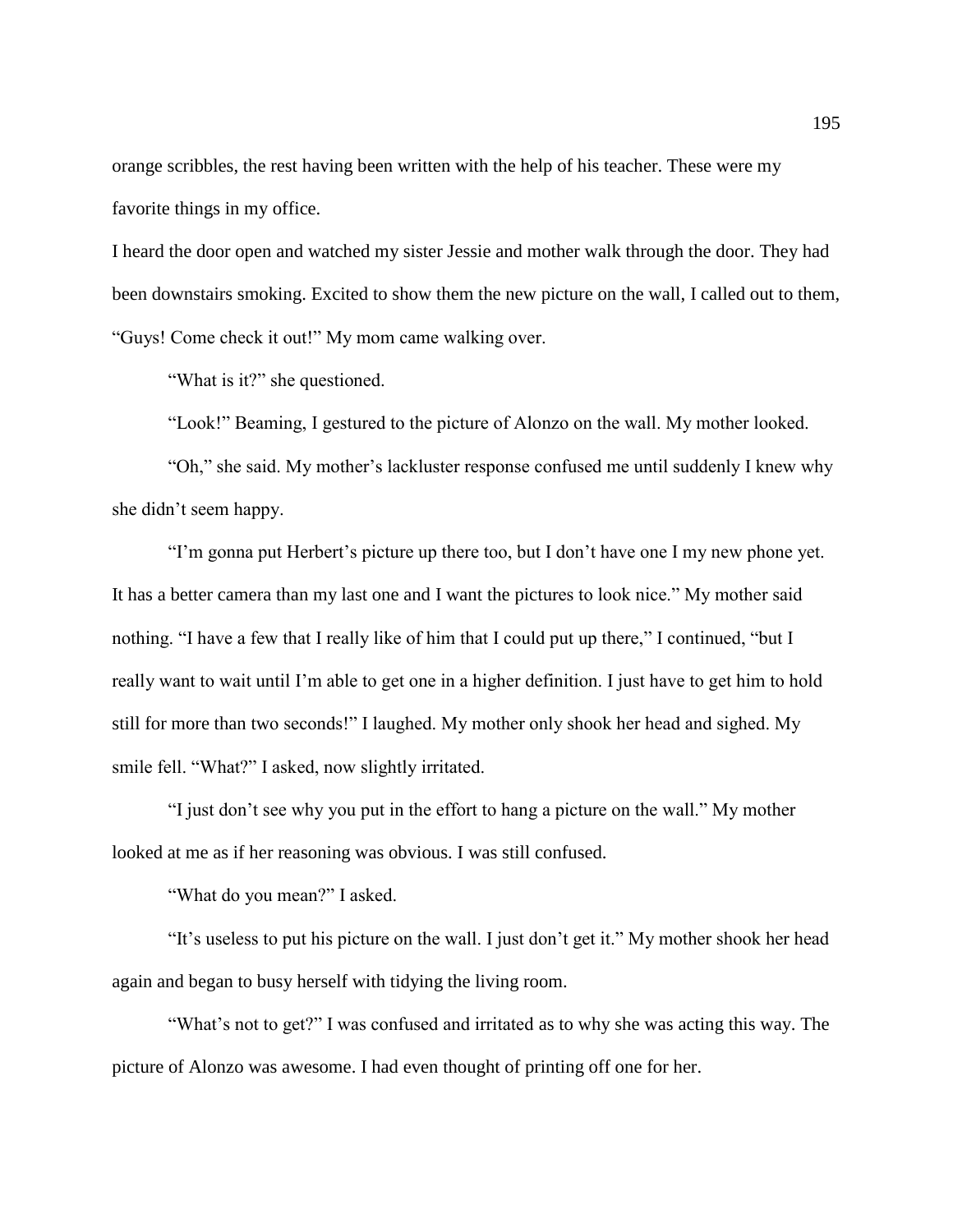orange scribbles, the rest having been written with the help of his teacher. These were my favorite things in my office.

I heard the door open and watched my sister Jessie and mother walk through the door. They had been downstairs smoking. Excited to show them the new picture on the wall, I called out to them, "Guys! Come check it out!" My mom came walking over.

"What is it?" she questioned.

"Look!" Beaming, I gestured to the picture of Alonzo on the wall. My mother looked.

"Oh," she said. My mother's lackluster response confused me until suddenly I knew why she didn't seem happy.

"I'm gonna put Herbert's picture up there too, but I don't have one I my new phone yet. It has a better camera than my last one and I want the pictures to look nice." My mother said nothing. "I have a few that I really like of him that I could put up there," I continued, "but I really want to wait until I'm able to get one in a higher definition. I just have to get him to hold still for more than two seconds!" I laughed. My mother only shook her head and sighed. My smile fell. "What?" I asked, now slightly irritated.

"I just don't see why you put in the effort to hang a picture on the wall." My mother looked at me as if her reasoning was obvious. I was still confused.

"What do you mean?" I asked.

"It's useless to put his picture on the wall. I just don't get it." My mother shook her head again and began to busy herself with tidying the living room.

"What's not to get?" I was confused and irritated as to why she was acting this way. The picture of Alonzo was awesome. I had even thought of printing off one for her.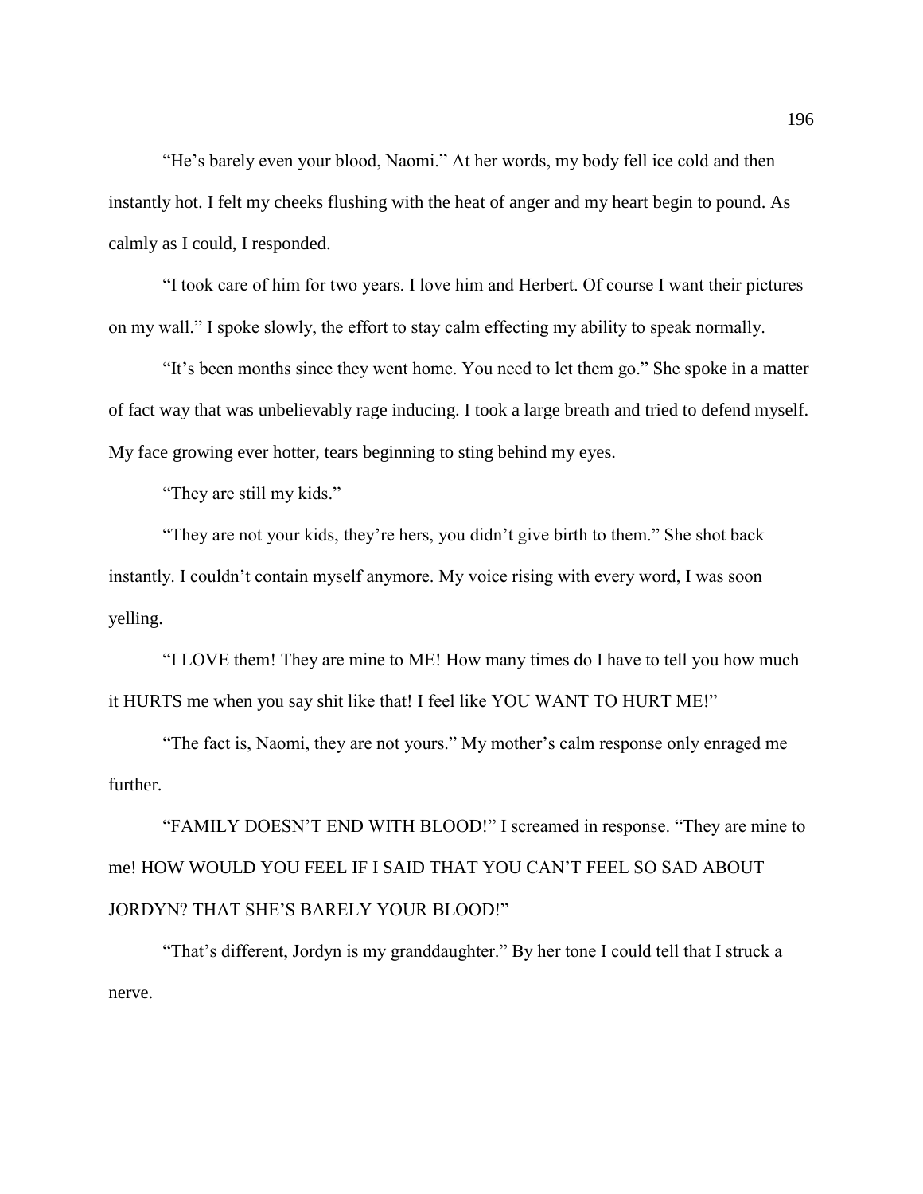"He's barely even your blood, Naomi." At her words, my body fell ice cold and then instantly hot. I felt my cheeks flushing with the heat of anger and my heart begin to pound. As calmly as I could, I responded.

"I took care of him for two years. I love him and Herbert. Of course I want their pictures on my wall." I spoke slowly, the effort to stay calm effecting my ability to speak normally.

"It's been months since they went home. You need to let them go." She spoke in a matter of fact way that was unbelievably rage inducing. I took a large breath and tried to defend myself. My face growing ever hotter, tears beginning to sting behind my eyes.

"They are still my kids."

"They are not your kids, they're hers, you didn't give birth to them." She shot back instantly. I couldn't contain myself anymore. My voice rising with every word, I was soon yelling.

"I LOVE them! They are mine to ME! How many times do I have to tell you how much it HURTS me when you say shit like that! I feel like YOU WANT TO HURT ME!"

"The fact is, Naomi, they are not yours." My mother's calm response only enraged me further.

"FAMILY DOESN'T END WITH BLOOD!" I screamed in response. "They are mine to me! HOW WOULD YOU FEEL IF I SAID THAT YOU CAN'T FEEL SO SAD ABOUT JORDYN? THAT SHE'S BARELY YOUR BLOOD!"

"That's different, Jordyn is my granddaughter." By her tone I could tell that I struck a nerve.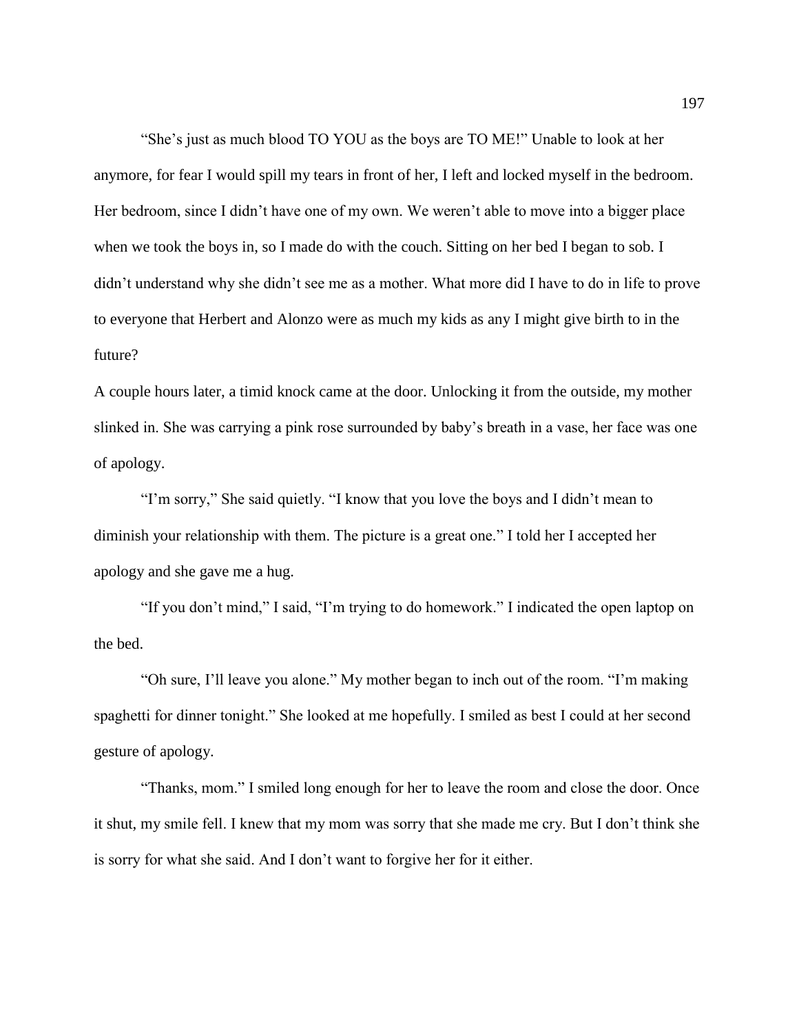"She's just as much blood TO YOU as the boys are TO ME!" Unable to look at her anymore, for fear I would spill my tears in front of her, I left and locked myself in the bedroom. Her bedroom, since I didn't have one of my own. We weren't able to move into a bigger place when we took the boys in, so I made do with the couch. Sitting on her bed I began to sob. I didn't understand why she didn't see me as a mother. What more did I have to do in life to prove to everyone that Herbert and Alonzo were as much my kids as any I might give birth to in the future?

A couple hours later, a timid knock came at the door. Unlocking it from the outside, my mother slinked in. She was carrying a pink rose surrounded by baby's breath in a vase, her face was one of apology.

"I'm sorry," She said quietly. "I know that you love the boys and I didn't mean to diminish your relationship with them. The picture is a great one." I told her I accepted her apology and she gave me a hug.

"If you don't mind," I said, "I'm trying to do homework." I indicated the open laptop on the bed.

"Oh sure, I'll leave you alone." My mother began to inch out of the room. "I'm making spaghetti for dinner tonight." She looked at me hopefully. I smiled as best I could at her second gesture of apology.

"Thanks, mom." I smiled long enough for her to leave the room and close the door. Once it shut, my smile fell. I knew that my mom was sorry that she made me cry. But I don't think she is sorry for what she said. And I don't want to forgive her for it either.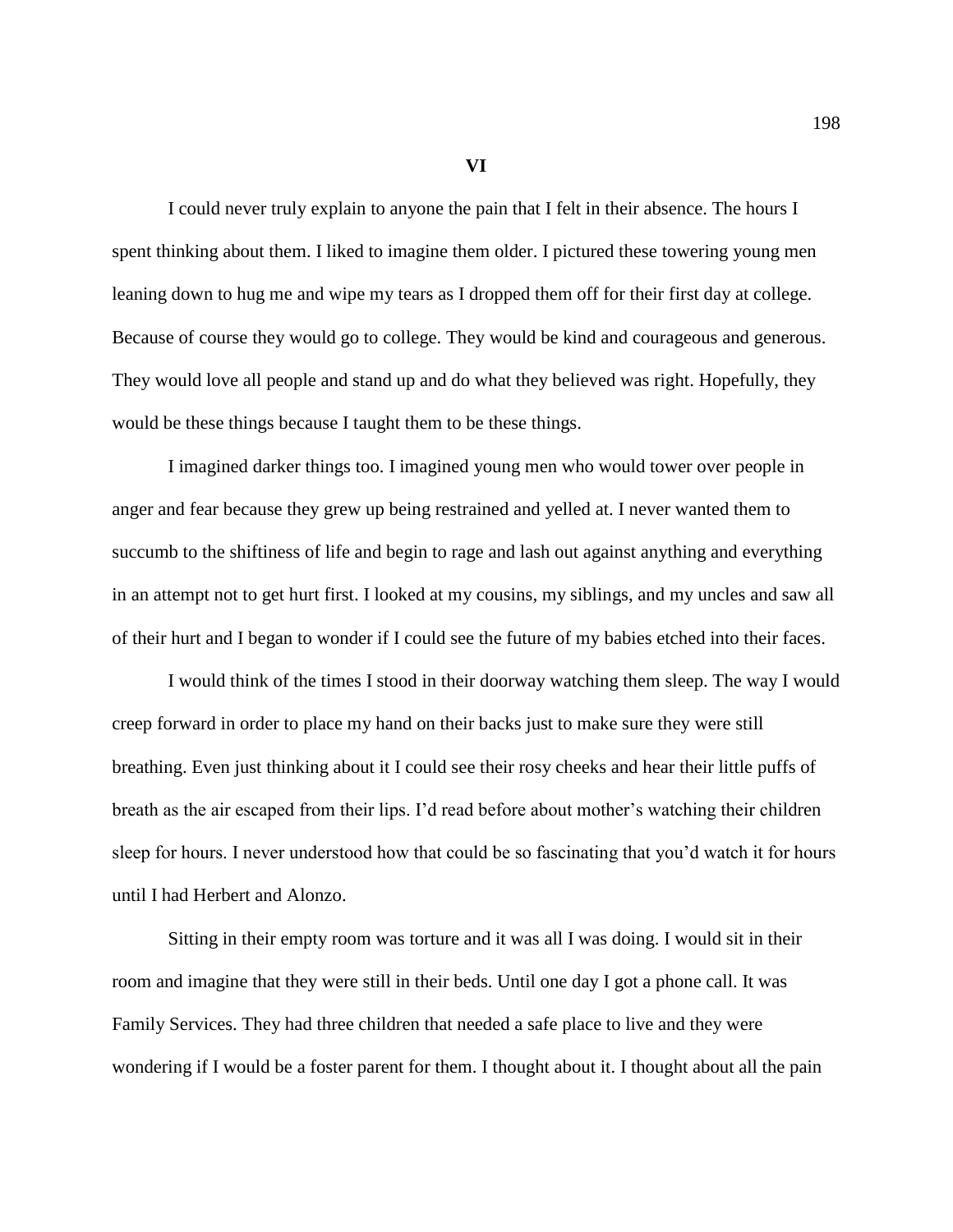## VI

I could never truly explain to anyone the pain that I felt in their absence. The hours I spent thinking about them. I liked to imagine them older. I pictured these towering young men leaning down to hug me and wipe my tears as I dropped them off for their first day at college. Because of course they would go to college. They would be kind and courageous and generous. They would love all people and stand up and do what they believed was right. Hopefully, they would be these things because I taught them to be these things.

I imagined darker things too. I imagined young men who would tower over people in anger and fear because they grew up being restrained and yelled at. I never wanted them to succumb to the shiftiness of life and begin to rage and lash out against anything and everything in an attempt not to get hurt first. I looked at my cousins, my siblings, and my uncles and saw all of their hurt and I began to wonder if I could see the future of my babies etched into their faces.

I would think of the times I stood in their doorway watching them sleep. The way I would creep forward in order to place my hand on their backs just to make sure they were still breathing. Even just thinking about it I could see their rosy cheeks and hear their little puffs of breath as the air escaped from their lips. I'd read before about mother's watching their children sleep for hours. I never understood how that could be so fascinating that you'd watch it for hours until I had Herbert and Alonzo.

Sitting in their empty room was torture and it was all I was doing. I would sit in their room and imagine that they were still in their beds. Until one day I got a phone call. It was Family Services. They had three children that needed a safe place to live and they were wondering if I would be a foster parent for them. I thought about it. I thought about all the pain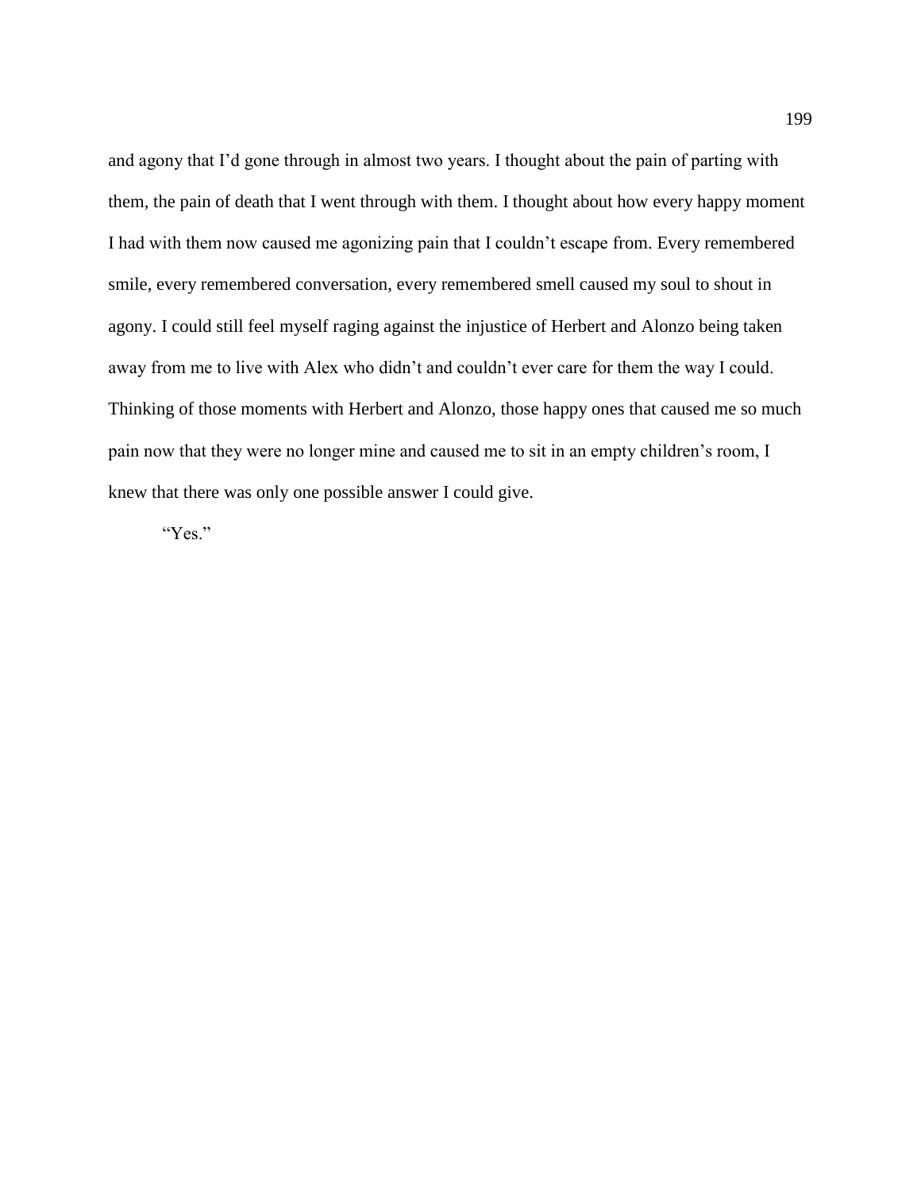and agony that I'd gone through in almost two years. I thought about the pain of parting with them, the pain of death that I went through with them. I thought about how every happy moment I had with them now caused me agonizing pain that I couldn't escape from. Every remembered smile, every remembered conversation, every remembered smell caused my soul to shout in agony. I could still feel myself raging against the injustice of Herbert and Alonzo being taken away from me to live with Alex who didn't and couldn't ever care for them the way I could. Thinking of those moments with Herbert and Alonzo, those happy ones that caused me so much pain now that they were no longer mine and caused me to sit in an empty children's room, I knew that there was only one possible answer I could give.

"Yes."